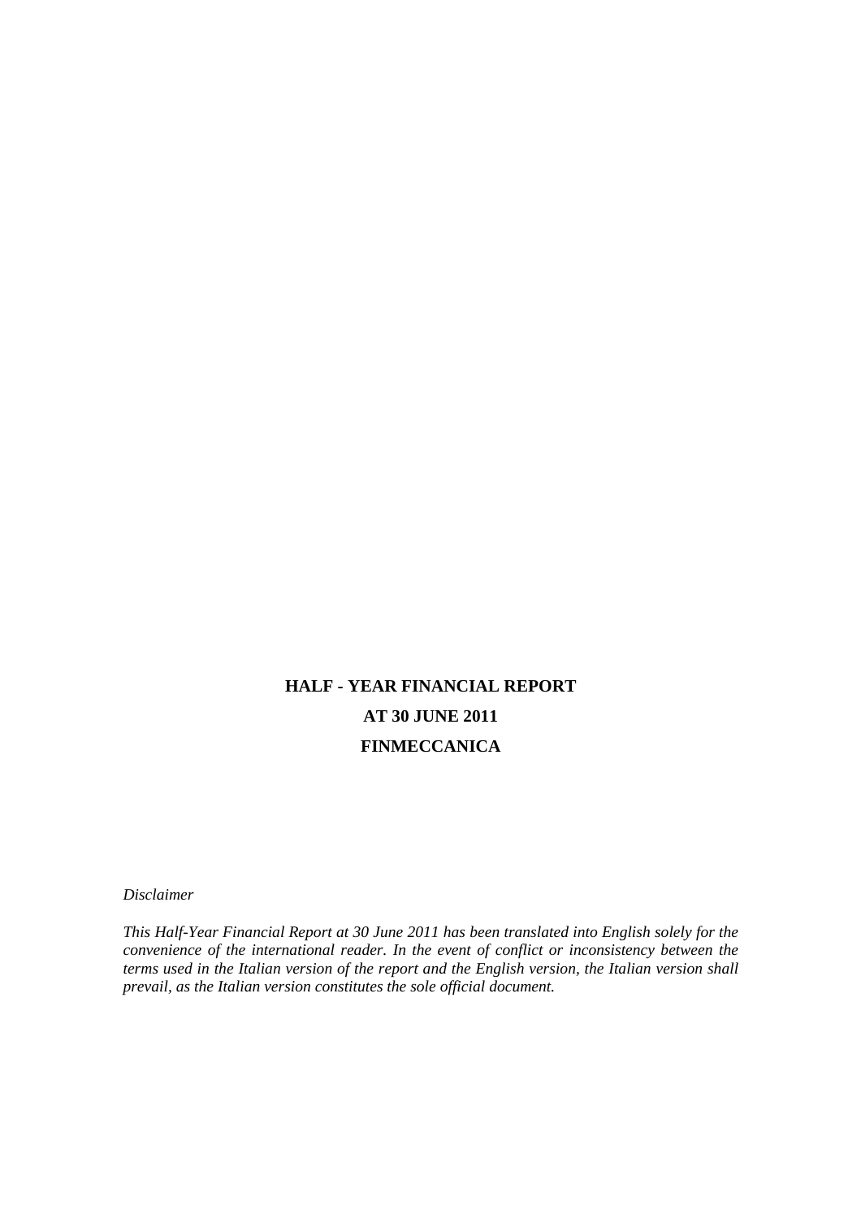# HALF - YEAR FINANCIAL REPORT

# AT 30 JUNE 2011

# FINMECCANICA

*Disclaimer*

*This Half-Year Financial Report at 30 June 2011 has been translated into English solely for the convenience of the international reader. In the event of conflict or inconsistency between the terms used in the Italian version of the report and the English version, the Italian version shall prevail, as the Italian version constitutes the sole official document.*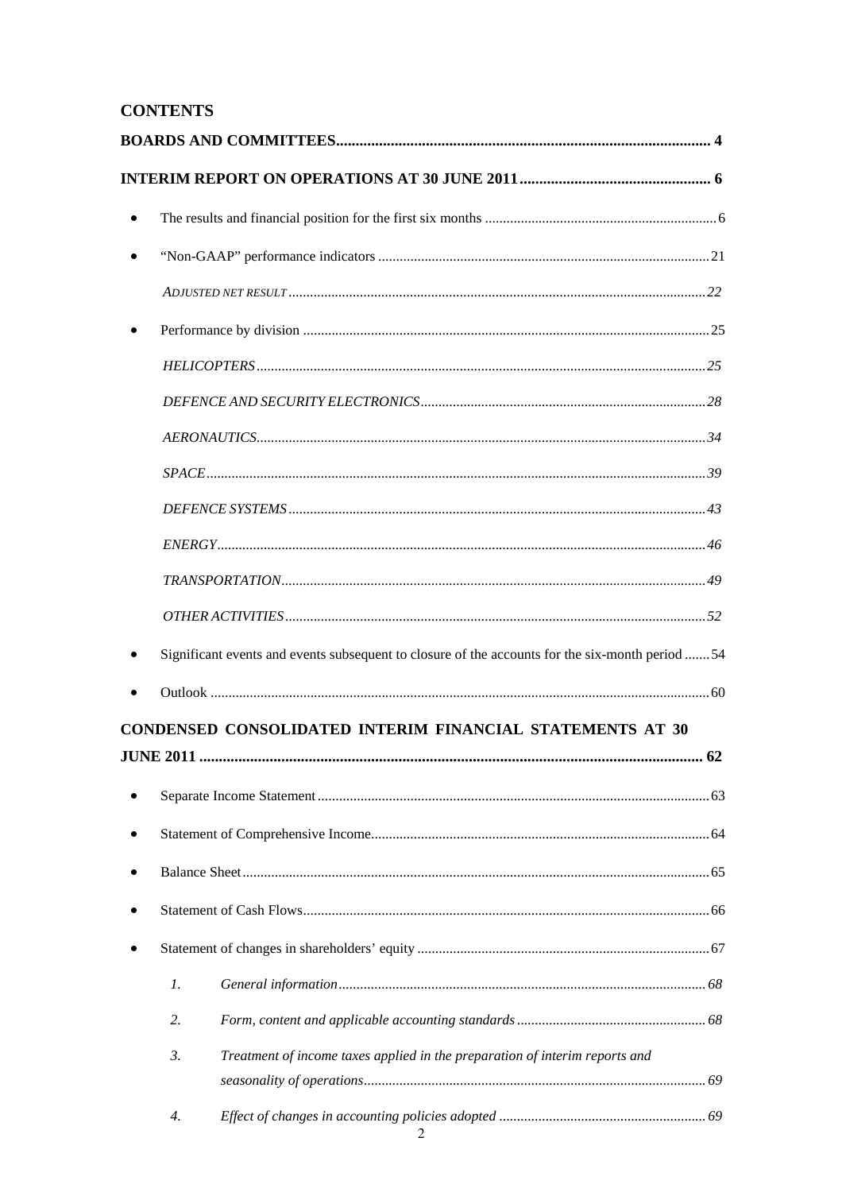## CONTENTS

**BOARDS AND COMMITTEES ..... 4**

**INTERIM REPORT ON OPERATIONS AT 30 JUNE 2011 ..... 6**

- The results and financial position for the first six months ..... 6
- "Non-GAAP" performance indicators ..... 21
  - *ADJUSTED NET RESULT* ..... 22
- Performance by division ..... 25
  - *HELICOPTERS* ..... 25
  - *DEFENCE AND SECURITY ELECTRONICS* ..... 28
  - *AERONAUTICS* ..... 34
  - *SPACE* ..... 39
  - *DEFENCE SYSTEMS* ..... 43
  - *ENERGY* ..... 46
  - *TRANSPORTATION* ..... 49
  - *OTHER ACTIVITIES* ..... 52
- Significant events and events subsequent to closure of the accounts for the six-month period ..... 54
- Outlook ..... 60

**CONDENSED CONSOLIDATED INTERIM FINANCIAL STATEMENTS AT 30 JUNE 2011 ..... 62**

- Separate Income Statement ..... 63
- Statement of Comprehensive Income ..... 64
- Balance Sheet ..... 65
- Statement of Cash Flows ..... 66
- Statement of changes in shareholders' equity ..... 67
  1. *General information* ..... 68
  2. *Form, content and applicable accounting standards* ..... 68
  3. *Treatment of income taxes applied in the preparation of interim reports and seasonality of operations* ..... 69
  4. *Effect of changes in accounting policies adopted* ..... 69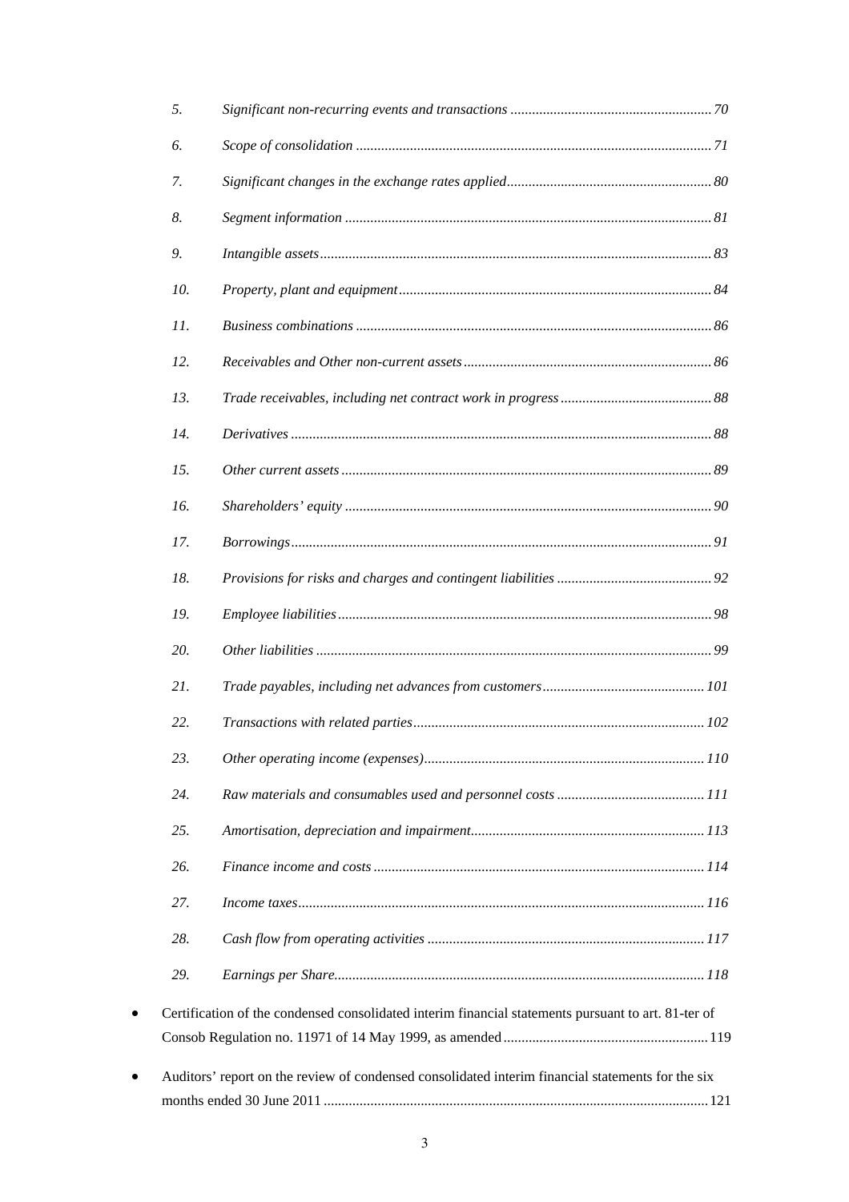5. *Significant non-recurring events and transactions* ........................................................ *70*

6. *Scope of consolidation* ........................................................................................ *71*

7. *Significant changes in the exchange rates applied* ........................................................ *80*

8. *Segment information* ........................................................................................ *81*

9. *Intangible assets* ........................................................................................ *83*

10. *Property, plant and equipment* ........................................................................................ *84*

11. *Business combinations* ........................................................................................ *86*

12. *Receivables and Other non-current assets* ........................................................................ *86*

13. *Trade receivables, including net contract work in progress* ........................................ *88*

14. *Derivatives* ........................................................................................ *88*

15. *Other current assets* ........................................................................................ *89*

16. *Shareholders' equity* ........................................................................................ *90*

17. *Borrowings* ........................................................................................ *91*

18. *Provisions for risks and charges and contingent liabilities* ........................................ *92*

19. *Employee liabilities* ........................................................................................ *98*

20. *Other liabilities* ........................................................................................ *99*

21. *Trade payables, including net advances from customers* ........................................ *101*

22. *Transactions with related parties* ........................................................................ *102*

23. *Other operating income (expenses)* ........................................................................ *110*

24. *Raw materials and consumables used and personnel costs* ........................................ *111*

25. *Amortisation, depreciation and impairment* ........................................................ *113*

26. *Finance income and costs* ........................................................................................ *114*

27. *Income taxes* ........................................................................................ *116*

28. *Cash flow from operating activities* ........................................................................ *117*

29. *Earnings per Share* ........................................................................................ *118*

- Certification of the condensed consolidated interim financial statements pursuant to art. 81-ter of Consob Regulation no. 11971 of 14 May 1999, as amended ........................................ 119

- Auditors' report on the review of condensed consolidated interim financial statements for the six months ended 30 June 2011 ........................................................................ 121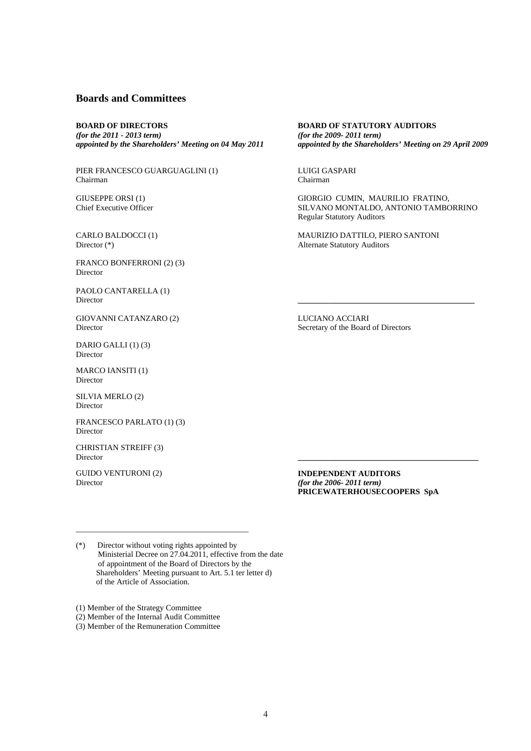## Boards and Committees

**BOARD OF DIRECTORS**
***(for the 2011 - 2013 term)***
***appointed by the Shareholders' Meeting on 04 May 2011***

PIER FRANCESCO GUARGUAGLINI (1)
Chairman

GIUSEPPE ORSI (1)
Chief Executive Officer

CARLO BALDOCCI (1)
Director (*)

FRANCO BONFERRONI (2) (3)
Director

PAOLO CANTARELLA (1)
Director

GIOVANNI CATANZARO (2)
Director

DARIO GALLI (1) (3)
Director

MARCO IANSITI (1)
Director

SILVIA MERLO (2)
Director

FRANCESCO PARLATO (1) (3)
Director

CHRISTIAN STREIFF (3)
Director

GUIDO VENTURONI (2)
Director

**BOARD OF STATUTORY AUDITORS**
***(for the 2009- 2011 term)***
***appointed by the Shareholders' Meeting on 29 April 2009***

LUIGI GASPARI
Chairman

GIORGIO CUMIN, MAURILIO FRATINO, SILVANO MONTALDO, ANTONIO TAMBORRINO
Regular Statutory Auditors

MAURIZIO DATTILO, PIERO SANTONI
Alternate Statutory Auditors

---

LUCIANO ACCIARI
Secretary of the Board of Directors

---

**INDEPENDENT AUDITORS**
***(for the 2006- 2011 term)***
**PRICEWATERHOUSECOOPERS SpA**

---

(*) Director without voting rights appointed by Ministerial Decree on 27.04.2011, effective from the date of appointment of the Board of Directors by the Shareholders' Meeting pursuant to Art. 5.1 ter letter d) of the Article of Association.

(1) Member of the Strategy Committee
(2) Member of the Internal Audit Committee
(3) Member of the Remuneration Committee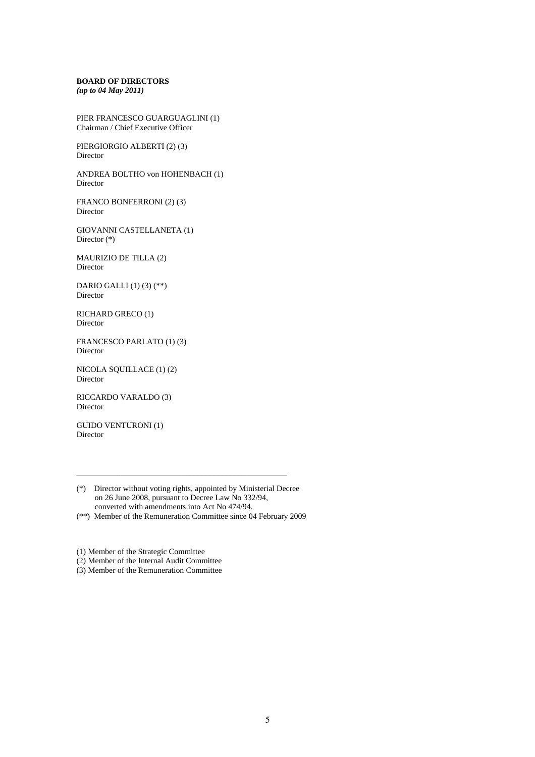**BOARD OF DIRECTORS**
***(up to 04 May 2011)***

PIER FRANCESCO GUARGUAGLINI (1)
Chairman / Chief Executive Officer

PIERGIORGIO ALBERTI (2) (3)
Director

ANDREA BOLTHO von HOHENBACH (1)
Director

FRANCO BONFERRONI (2) (3)
Director

GIOVANNI CASTELLANETA (1)
Director (*)

MAURIZIO DE TILLA (2)
Director

DARIO GALLI (1) (3) (**)
Director

RICHARD GRECO (1)
Director

FRANCESCO PARLATO (1) (3)
Director

NICOLA SQUILLACE (1) (2)
Director

RICCARDO VARALDO (3)
Director

GUIDO VENTURONI (1)
Director

---

(*) Director without voting rights, appointed by Ministerial Decree on 26 June 2008, pursuant to Decree Law No 332/94, converted with amendments into Act No 474/94.

(**) Member of the Remuneration Committee since 04 February 2009

(1) Member of the Strategic Committee

(2) Member of the Internal Audit Committee

(3) Member of the Remuneration Committee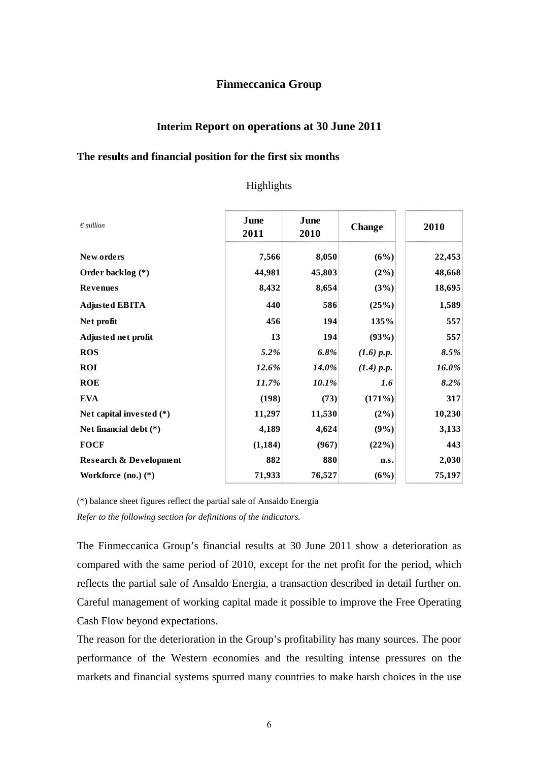## Finmeccanica Group

## Interim Report on operations at 30 June 2011

### The results and financial position for the first six months

Highlights

| *€ million* | June 2011 | June 2010 | Change | 2010 |
|---|---|---|---|---|
| **New orders** | **7,566** | **8,050** | **(6%)** | **22,453** |
| **Order backlog (\*)** | **44,981** | **45,803** | **(2%)** | **48,668** |
| **Revenues** | **8,432** | **8,654** | **(3%)** | **18,695** |
| **Adjusted EBITA** | **440** | **586** | **(25%)** | **1,589** |
| **Net profit** | **456** | **194** | **135%** | **557** |
| **Adjusted net profit** | **13** | **194** | **(93%)** | **557** |
| **ROS** | ***5.2%*** | ***6.8%*** | ***(1.6) p.p.*** | ***8.5%*** |
| **ROI** | ***12.6%*** | ***14.0%*** | ***(1.4) p.p.*** | ***16.0%*** |
| **ROE** | ***11.7%*** | ***10.1%*** | ***1.6*** | ***8.2%*** |
| **EVA** | **(198)** | **(73)** | **(171%)** | **317** |
| **Net capital invested (\*)** | **11,297** | **11,530** | **(2%)** | **10,230** |
| **Net financial debt (\*)** | **4,189** | **4,624** | **(9%)** | **3,133** |
| **FOCF** | **(1,184)** | **(967)** | **(22%)** | **443** |
| **Research & Development** | **882** | **880** | **n.s.** | **2,030** |
| **Workforce (no.) (\*)** | **71,933** | **76,527** | **(6%)** | **75,197** |

(\*) balance sheet figures reflect the partial sale of Ansaldo Energia

*Refer to the following section for definitions of the indicators.*

The Finmeccanica Group's financial results at 30 June 2011 show a deterioration as compared with the same period of 2010, except for the net profit for the period, which reflects the partial sale of Ansaldo Energia, a transaction described in detail further on. Careful management of working capital made it possible to improve the Free Operating Cash Flow beyond expectations.

The reason for the deterioration in the Group's profitability has many sources. The poor performance of the Western economies and the resulting intense pressures on the markets and financial systems spurred many countries to make harsh choices in the use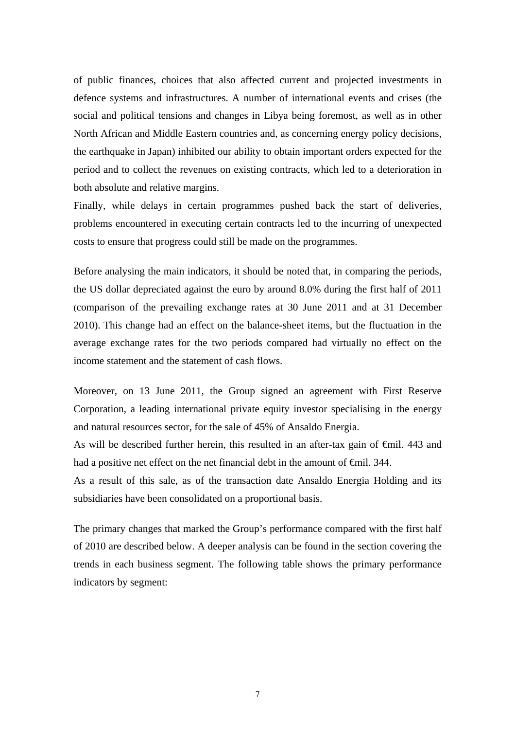of public finances, choices that also affected current and projected investments in defence systems and infrastructures. A number of international events and crises (the social and political tensions and changes in Libya being foremost, as well as in other North African and Middle Eastern countries and, as concerning energy policy decisions, the earthquake in Japan) inhibited our ability to obtain important orders expected for the period and to collect the revenues on existing contracts, which led to a deterioration in both absolute and relative margins.

Finally, while delays in certain programmes pushed back the start of deliveries, problems encountered in executing certain contracts led to the incurring of unexpected costs to ensure that progress could still be made on the programmes.

Before analysing the main indicators, it should be noted that, in comparing the periods, the US dollar depreciated against the euro by around 8.0% during the first half of 2011 (comparison of the prevailing exchange rates at 30 June 2011 and at 31 December 2010). This change had an effect on the balance-sheet items, but the fluctuation in the average exchange rates for the two periods compared had virtually no effect on the income statement and the statement of cash flows.

Moreover, on 13 June 2011, the Group signed an agreement with First Reserve Corporation, a leading international private equity investor specialising in the energy and natural resources sector, for the sale of 45% of Ansaldo Energia.

As will be described further herein, this resulted in an after-tax gain of €mil. 443 and had a positive net effect on the net financial debt in the amount of €mil. 344.

As a result of this sale, as of the transaction date Ansaldo Energia Holding and its subsidiaries have been consolidated on a proportional basis.

The primary changes that marked the Group's performance compared with the first half of 2010 are described below. A deeper analysis can be found in the section covering the trends in each business segment. The following table shows the primary performance indicators by segment: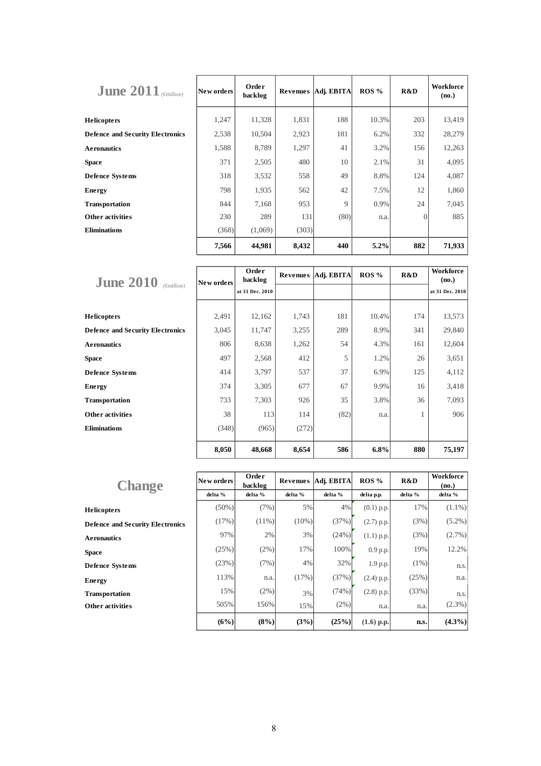## June 2011 (€million)

| | New orders | Order backlog | Revenues | Adj. EBITA | ROS % | R&D | Workforce (no.) |
|---|---|---|---|---|---|---|---|
| **Helicopters** | 1,247 | 11,328 | 1,831 | 188 | 10.3% | 203 | 13,419 |
| **Defence and Security Electronics** | 2,538 | 10,504 | 2,923 | 181 | 6.2% | 332 | 28,279 |
| **Aeronautics** | 1,588 | 8,789 | 1,297 | 41 | 3.2% | 156 | 12,263 |
| **Space** | 371 | 2,505 | 480 | 10 | 2.1% | 31 | 4,095 |
| **Defence Systems** | 318 | 3,532 | 558 | 49 | 8.8% | 124 | 4,087 |
| **Energy** | 798 | 1,935 | 562 | 42 | 7.5% | 12 | 1,860 |
| **Transportation** | 844 | 7,168 | 953 | 9 | 0.9% | 24 | 7,045 |
| **Other activities** | 230 | 289 | 131 | (80) | n.a. | 0 | 885 |
| **Eliminations** | (368) | (1,069) | (303) | | | | |
| | **7,566** | **44,981** | **8,432** | **440** | **5.2%** | **882** | **71,933** |

## June 2010 (€million)

| | New orders | Order backlog at 31 Dec. 2010 | Revenues | Adj. EBITA | ROS % | R&D | Workforce (no.) at 31 Dec. 2010 |
|---|---|---|---|---|---|---|---|
| **Helicopters** | 2,491 | 12,162 | 1,743 | 181 | 10.4% | 174 | 13,573 |
| **Defence and Security Electronics** | 3,045 | 11,747 | 3,255 | 289 | 8.9% | 341 | 29,840 |
| **Aeronautics** | 806 | 8,638 | 1,262 | 54 | 4.3% | 161 | 12,604 |
| **Space** | 497 | 2,568 | 412 | 5 | 1.2% | 26 | 3,651 |
| **Defence Systems** | 414 | 3,797 | 537 | 37 | 6.9% | 125 | 4,112 |
| **Energy** | 374 | 3,305 | 677 | 67 | 9.9% | 16 | 3,418 |
| **Transportation** | 733 | 7,303 | 926 | 35 | 3.8% | 36 | 7,093 |
| **Other activities** | 38 | 113 | 114 | (82) | n.a. | 1 | 906 |
| **Eliminations** | (348) | (965) | (272) | | | | |
| | **8,050** | **48,668** | **8,654** | **586** | **6.8%** | **880** | **75,197** |

## Change

| | New orders delta % | Order backlog delta % | Revenues delta % | Adj. EBITA delta % | ROS % delta p.p. | R&D delta % | Workforce (no.) delta % |
|---|---|---|---|---|---|---|---|
| **Helicopters** | (50%) | (7%) | 5% | 4% | (0.1) p.p. | 17% | (1.1%) |
| **Defence and Security Electronics** | (17%) | (11%) | (10%) | (37%) | (2.7) p.p. | (3%) | (5.2%) |
| **Aeronautics** | 97% | 2% | 3% | (24%) | (1.1) p.p. | (3%) | (2.7%) |
| **Space** | (25%) | (2%) | 17% | 100% | 0.9 p.p. | 19% | 12.2% |
| **Defence Systems** | (23%) | (7%) | 4% | 32% | 1.9 p.p. | (1%) | n.s. |
| **Energy** | 113% | n.a. | (17%) | (37%) | (2.4) p.p. | (25%) | n.a. |
| **Transportation** | 15% | (2%) | 3% | (74%) | (2.8) p.p. | (33%) | n.s. |
| **Other activities** | 505% | 156% | 15% | (2%) | n.a. | n.a. | (2.3%) |
| | **(6%)** | **(8%)** | **(3%)** | **(25%)** | **(1.6) p.p.** | **n.s.** | **(4.3%)** |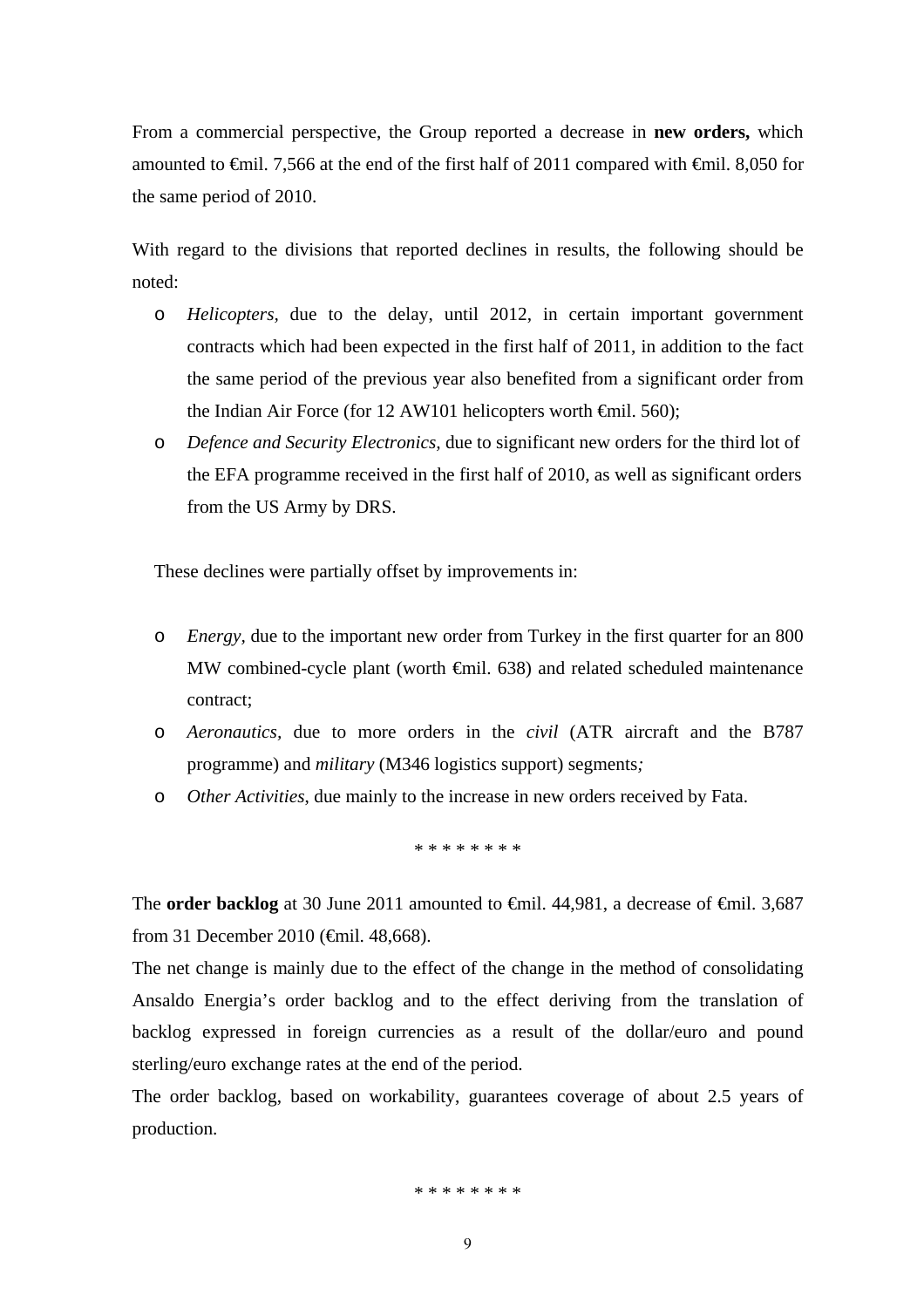From a commercial perspective, the Group reported a decrease in **new orders,** which amounted to €mil. 7,566 at the end of the first half of 2011 compared with €mil. 8,050 for the same period of 2010.

With regard to the divisions that reported declines in results, the following should be noted:

- *Helicopters*, due to the delay, until 2012, in certain important government contracts which had been expected in the first half of 2011, in addition to the fact the same period of the previous year also benefited from a significant order from the Indian Air Force (for 12 AW101 helicopters worth €mil. 560);
- *Defence and Security Electronics*, due to significant new orders for the third lot of the EFA programme received in the first half of 2010, as well as significant orders from the US Army by DRS.

These declines were partially offset by improvements in:

- *Energy*, due to the important new order from Turkey in the first quarter for an 800 MW combined-cycle plant (worth €mil. 638) and related scheduled maintenance contract;
- *Aeronautics*, due to more orders in the *civil* (ATR aircraft and the B787 programme) and *military* (M346 logistics support) segments*;*
- *Other Activities*, due mainly to the increase in new orders received by Fata.

\* \* \* \* \* \* \* \*

The **order backlog** at 30 June 2011 amounted to €mil. 44,981, a decrease of €mil. 3,687 from 31 December 2010 (€mil. 48,668).

The net change is mainly due to the effect of the change in the method of consolidating Ansaldo Energia's order backlog and to the effect deriving from the translation of backlog expressed in foreign currencies as a result of the dollar/euro and pound sterling/euro exchange rates at the end of the period.

The order backlog, based on workability, guarantees coverage of about 2.5 years of production.

\* \* \* \* \* \* \* \*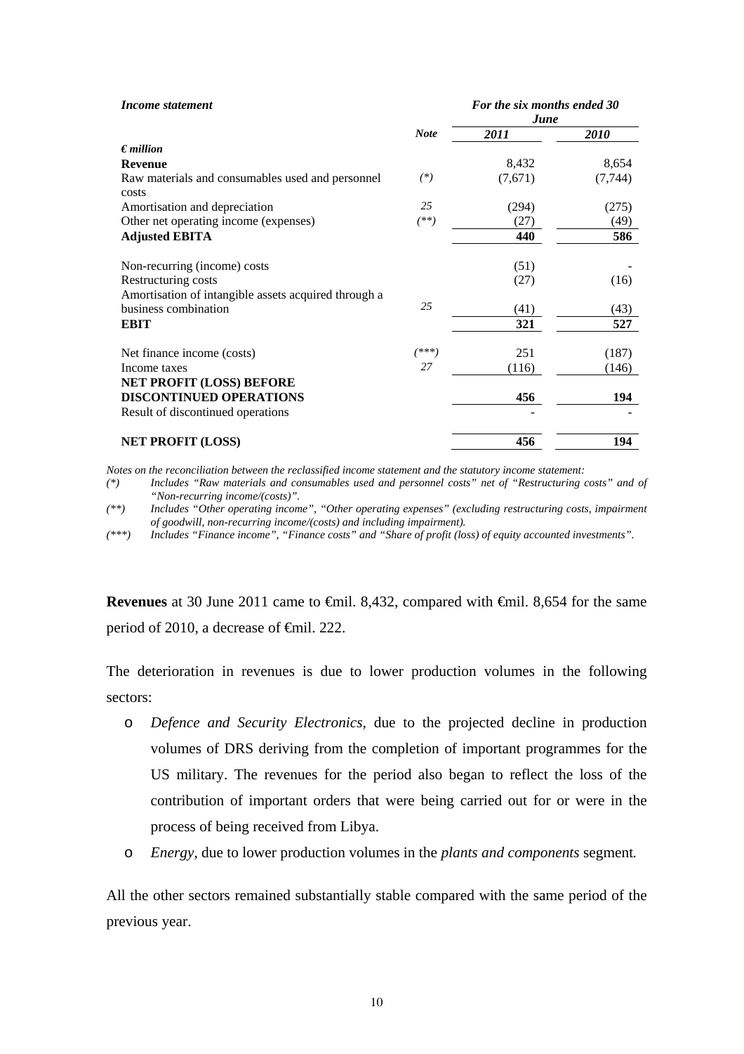| *Income statement* | | *For the six months ended 30 June* | |
|---|---|---|---|
| | ***Note*** | ***2011*** | ***2010*** |
| ***€ million*** | | | |
| **Revenue** | | 8,432 | 8,654 |
| Raw materials and consumables used and personnel costs | *(\*)* | (7,671) | (7,744) |
| Amortisation and depreciation | *25* | (294) | (275) |
| Other net operating income (expenses) | *(\*\*)* | (27) | (49) |
| **Adjusted EBITA** | | **440** | **586** |
| Non-recurring (income) costs | | (51) | - |
| Restructuring costs | | (27) | (16) |
| Amortisation of intangible assets acquired through a business combination | *25* | (41) | (43) |
| **EBIT** | | **321** | **527** |
| Net finance income (costs) | *(\*\*\*)* | 251 | (187) |
| Income taxes | *27* | (116) | (146) |
| **NET PROFIT (LOSS) BEFORE DISCONTINUED OPERATIONS** | | **456** | **194** |
| Result of discontinued operations | | - | - |
| **NET PROFIT (LOSS)** | | **456** | **194** |

*Notes on the reconciliation between the reclassified income statement and the statutory income statement:*

*(\*) Includes "Raw materials and consumables used and personnel costs" net of "Restructuring costs" and of "Non-recurring income/(costs)".*

*(\*\*) Includes "Other operating income", "Other operating expenses" (excluding restructuring costs, impairment of goodwill, non-recurring income/(costs) and including impairment).*

*(\*\*\*) Includes "Finance income", "Finance costs" and "Share of profit (loss) of equity accounted investments".*

**Revenues** at 30 June 2011 came to €mil. 8,432, compared with €mil. 8,654 for the same period of 2010, a decrease of €mil. 222.

The deterioration in revenues is due to lower production volumes in the following sectors:

- *Defence and Security Electronics*, due to the projected decline in production volumes of DRS deriving from the completion of important programmes for the US military. The revenues for the period also began to reflect the loss of the contribution of important orders that were being carried out for or were in the process of being received from Libya.
- *Energy*, due to lower production volumes in the *plants and components* segment.

All the other sectors remained substantially stable compared with the same period of the previous year.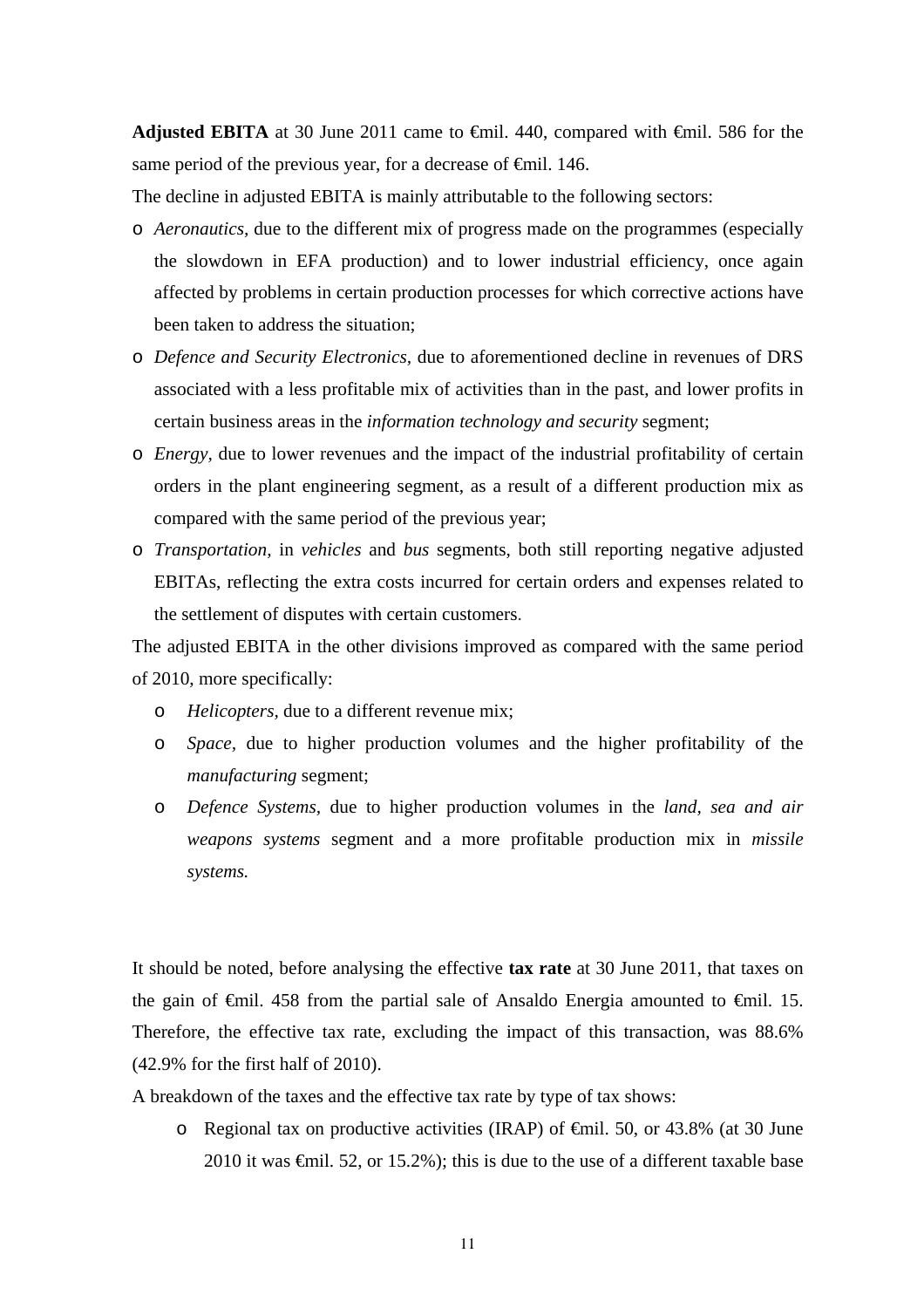**Adjusted EBITA** at 30 June 2011 came to €mil. 440, compared with €mil. 586 for the same period of the previous year, for a decrease of €mil. 146.

The decline in adjusted EBITA is mainly attributable to the following sectors:

- *Aeronautics*, due to the different mix of progress made on the programmes (especially the slowdown in EFA production) and to lower industrial efficiency, once again affected by problems in certain production processes for which corrective actions have been taken to address the situation;
- *Defence and Security Electronics*, due to aforementioned decline in revenues of DRS associated with a less profitable mix of activities than in the past, and lower profits in certain business areas in the *information technology and security* segment;
- *Energy*, due to lower revenues and the impact of the industrial profitability of certain orders in the plant engineering segment, as a result of a different production mix as compared with the same period of the previous year;
- *Transportation*, in *vehicles* and *bus* segments, both still reporting negative adjusted EBITAs, reflecting the extra costs incurred for certain orders and expenses related to the settlement of disputes with certain customers.

The adjusted EBITA in the other divisions improved as compared with the same period of 2010, more specifically:

- *Helicopters*, due to a different revenue mix;
- *Space*, due to higher production volumes and the higher profitability of the *manufacturing* segment;
- *Defence Systems*, due to higher production volumes in the *land, sea and air weapons systems* segment and a more profitable production mix in *missile systems.*

It should be noted, before analysing the effective **tax rate** at 30 June 2011, that taxes on the gain of €mil. 458 from the partial sale of Ansaldo Energia amounted to €mil. 15. Therefore, the effective tax rate, excluding the impact of this transaction, was 88.6% (42.9% for the first half of 2010).

A breakdown of the taxes and the effective tax rate by type of tax shows:

- Regional tax on productive activities (IRAP) of €mil. 50, or 43.8% (at 30 June 2010 it was €mil. 52, or 15.2%); this is due to the use of a different taxable base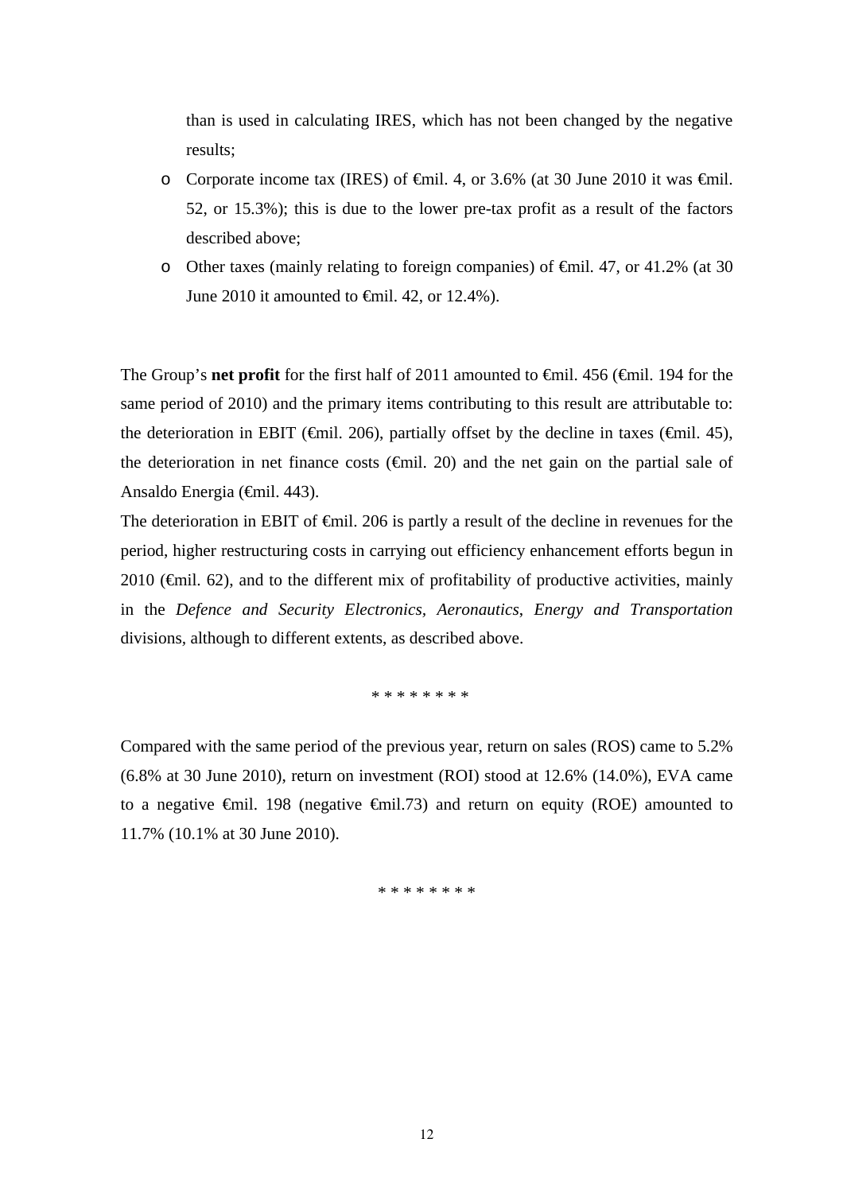than is used in calculating IRES, which has not been changed by the negative results;

- Corporate income tax (IRES) of €mil. 4, or 3.6% (at 30 June 2010 it was €mil. 52, or 15.3%); this is due to the lower pre-tax profit as a result of the factors described above;
- Other taxes (mainly relating to foreign companies) of €mil. 47, or 41.2% (at 30 June 2010 it amounted to €mil. 42, or 12.4%).

The Group's **net profit** for the first half of 2011 amounted to €mil. 456 (€mil. 194 for the same period of 2010) and the primary items contributing to this result are attributable to: the deterioration in EBIT (€mil. 206), partially offset by the decline in taxes (€mil. 45), the deterioration in net finance costs (€mil. 20) and the net gain on the partial sale of Ansaldo Energia (€mil. 443).

The deterioration in EBIT of €mil. 206 is partly a result of the decline in revenues for the period, higher restructuring costs in carrying out efficiency enhancement efforts begun in 2010 (€mil. 62), and to the different mix of profitability of productive activities, mainly in the *Defence and Security Electronics*, *Aeronautics*, *Energy and Transportation* divisions, although to different extents, as described above.

\* \* \* \* \* \* \* \*

Compared with the same period of the previous year, return on sales (ROS) came to 5.2% (6.8% at 30 June 2010), return on investment (ROI) stood at 12.6% (14.0%), EVA came to a negative €mil. 198 (negative €mil.73) and return on equity (ROE) amounted to 11.7% (10.1% at 30 June 2010).

\* \* \* \* \* \* \* \*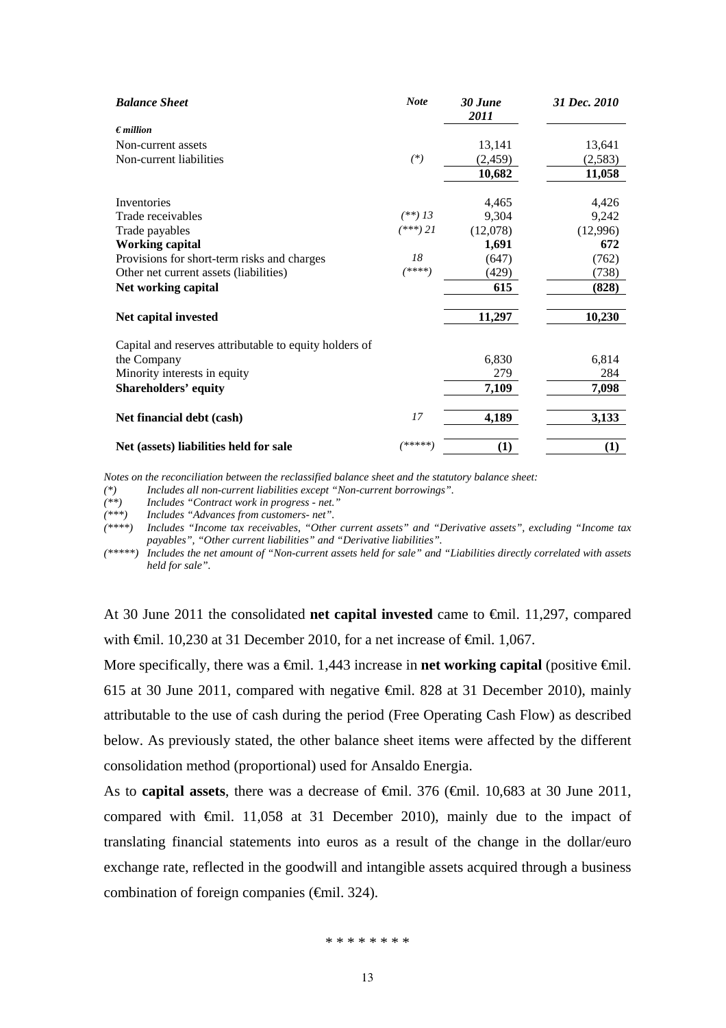| ***Balance Sheet*** | ***Note*** | ***30 June 2011*** | ***31 Dec. 2010*** |
|---|---|---|---|
| ***€ million*** | | | |
| Non-current assets | | 13,141 | 13,641 |
| Non-current liabilities | *(\*)* | (2,459) | (2,583) |
| | | **10,682** | **11,058** |
| Inventories | | 4,465 | 4,426 |
| Trade receivables | *(\*\*) 13* | 9,304 | 9,242 |
| Trade payables | *(\*\*\*) 21* | (12,078) | (12,996) |
| **Working capital** | | **1,691** | **672** |
| Provisions for short-term risks and charges | *18* | (647) | (762) |
| Other net current assets (liabilities) | *(\*\*\*\*)* | (429) | (738) |
| **Net working capital** | | **615** | **(828)** |
| **Net capital invested** | | **11,297** | **10,230** |
| Capital and reserves attributable to equity holders of the Company | | 6,830 | 6,814 |
| Minority interests in equity | | 279 | 284 |
| **Shareholders' equity** | | **7,109** | **7,098** |
| **Net financial debt (cash)** | *17* | **4,189** | **3,133** |
| **Net (assets) liabilities held for sale** | *(\*\*\*\*\*)* | **(1)** | **(1)** |

*Notes on the reconciliation between the reclassified balance sheet and the statutory balance sheet:*

*(\*) Includes all non-current liabilities except "Non-current borrowings".*

*(\*\*) Includes "Contract work in progress - net."*

*(\*\*\*) Includes "Advances from customers- net".*

*(\*\*\*\*) Includes "Income tax receivables, "Other current assets" and "Derivative assets", excluding "Income tax payables", "Other current liabilities" and "Derivative liabilities".*

*(\*\*\*\*\*) Includes the net amount of "Non-current assets held for sale" and "Liabilities directly correlated with assets held for sale".*

At 30 June 2011 the consolidated **net capital invested** came to €mil. 11,297, compared with €mil. 10,230 at 31 December 2010, for a net increase of €mil. 1,067.

More specifically, there was a €mil. 1,443 increase in **net working capital** (positive €mil. 615 at 30 June 2011, compared with negative €mil. 828 at 31 December 2010), mainly attributable to the use of cash during the period (Free Operating Cash Flow) as described below. As previously stated, the other balance sheet items were affected by the different consolidation method (proportional) used for Ansaldo Energia.

As to **capital assets**, there was a decrease of €mil. 376 (€mil. 10,683 at 30 June 2011, compared with €mil. 11,058 at 31 December 2010), mainly due to the impact of translating financial statements into euros as a result of the change in the dollar/euro exchange rate, reflected in the goodwill and intangible assets acquired through a business combination of foreign companies (€mil. 324).

\* \* \* \* \* \* \* \*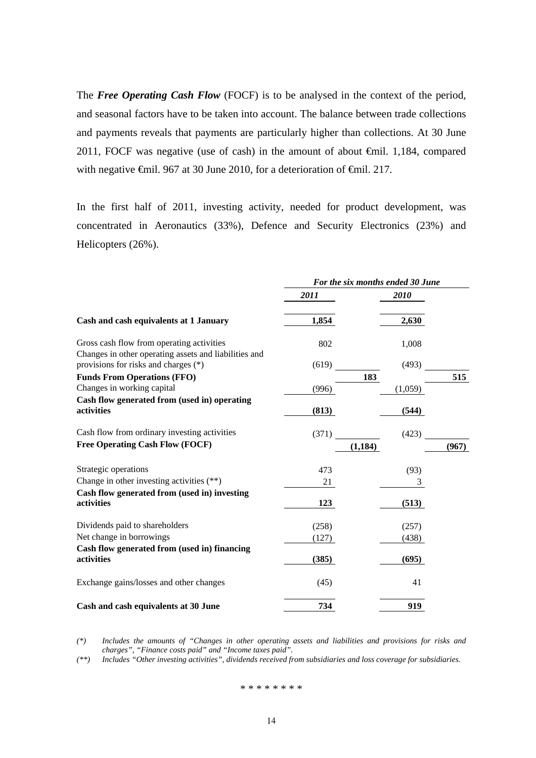The ***Free Operating Cash Flow*** (FOCF) is to be analysed in the context of the period, and seasonal factors have to be taken into account. The balance between trade collections and payments reveals that payments are particularly higher than collections. At 30 June 2011, FOCF was negative (use of cash) in the amount of about €mil. 1,184, compared with negative €mil. 967 at 30 June 2010, for a deterioration of €mil. 217.

In the first half of 2011, investing activity, needed for product development, was concentrated in Aeronautics (33%), Defence and Security Electronics (23%) and Helicopters (26%).

| | *For the six months ended 30 June* | | | |
|---|---|---|---|---|
| | ***2011*** | | ***2010*** | |
| **Cash and cash equivalents at 1 January** | **1,854** | | **2,630** | |
| Gross cash flow from operating activities | 802 | | 1,008 | |
| Changes in other operating assets and liabilities and provisions for risks and charges (*) | (619) | | (493) | |
| **Funds From Operations (FFO)** | | **183** | | **515** |
| Changes in working capital | (996) | | (1,059) | |
| **Cash flow generated from (used in) operating activities** | **(813)** | | **(544)** | |
| Cash flow from ordinary investing activities | (371) | | (423) | |
| **Free Operating Cash Flow (FOCF)** | | **(1,184)** | | **(967)** |
| Strategic operations | 473 | | (93) | |
| Change in other investing activities (**) | 21 | | 3 | |
| **Cash flow generated from (used in) investing activities** | **123** | | **(513)** | |
| Dividends paid to shareholders | (258) | | (257) | |
| Net change in borrowings | (127) | | (438) | |
| **Cash flow generated from (used in) financing activities** | **(385)** | | **(695)** | |
| Exchange gains/losses and other changes | (45) | | 41 | |
| **Cash and cash equivalents at 30 June** | **734** | | **919** | |

*(\*) Includes the amounts of "Changes in other operating assets and liabilities and provisions for risks and charges", "Finance costs paid" and "Income taxes paid".*

*(\*\*) Includes "Other investing activities", dividends received from subsidiaries and loss coverage for subsidiaries.*

\* \* \* \* \* \* \* \*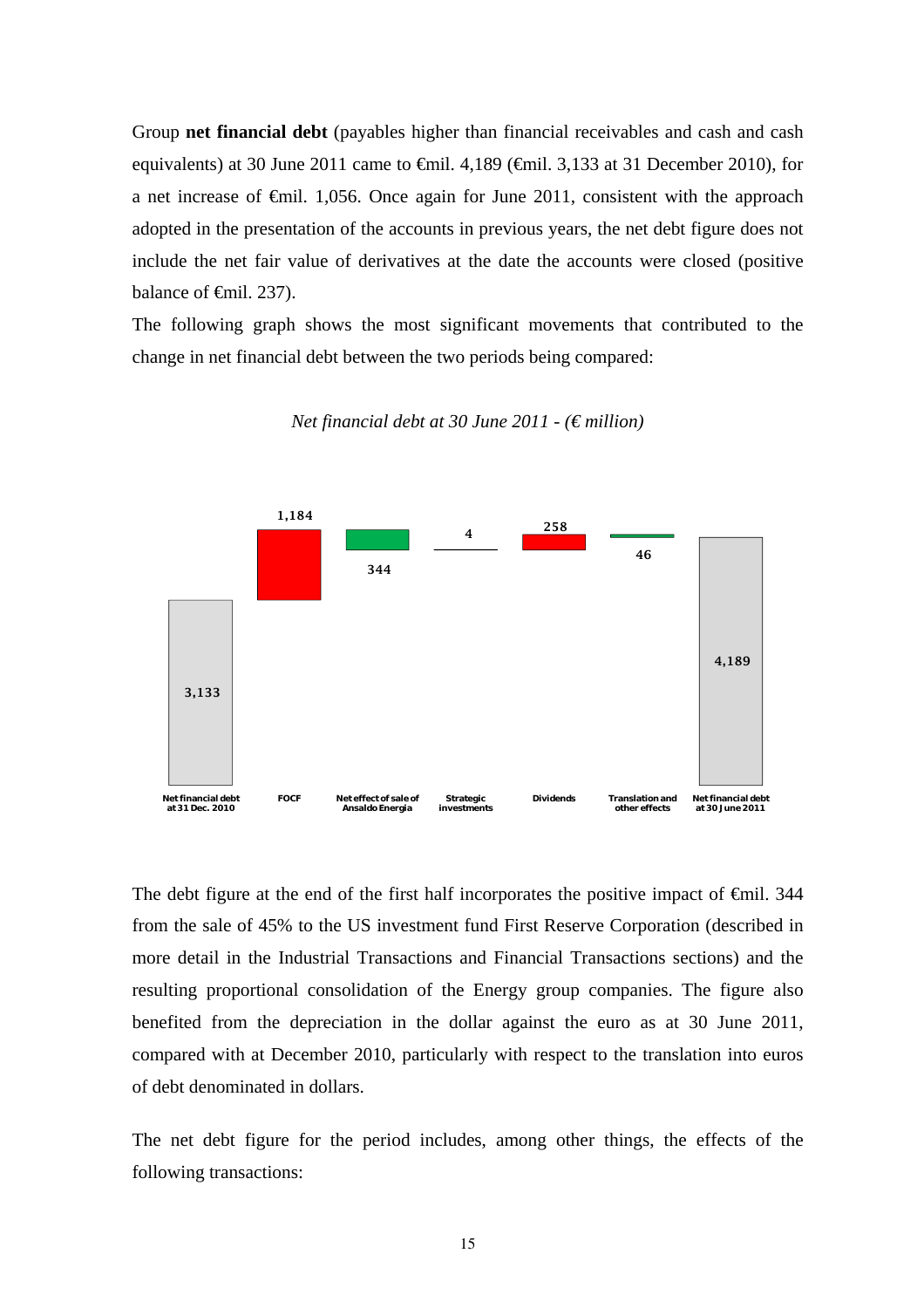Group **net financial debt** (payables higher than financial receivables and cash and cash equivalents) at 30 June 2011 came to €mil. 4,189 (€mil. 3,133 at 31 December 2010), for a net increase of €mil. 1,056. Once again for June 2011, consistent with the approach adopted in the presentation of the accounts in previous years, the net debt figure does not include the net fair value of derivatives at the date the accounts were closed (positive balance of €mil. 237).

The following graph shows the most significant movements that contributed to the change in net financial debt between the two periods being compared:

*Net financial debt at 30 June 2011 - (€ million)*

| Net financial debt at 31 Dec. 2010 | FOCF | Net effect of sale of Ansaldo Energia | Strategic investments | Dividends | Translation and other effects | Net financial debt at 30 June 2011 |
|---|---|---|---|---|---|---|
| 3,133 | 1,184 | 344 | 4 | 258 | 46 | 4,189 |

The debt figure at the end of the first half incorporates the positive impact of €mil. 344 from the sale of 45% to the US investment fund First Reserve Corporation (described in more detail in the Industrial Transactions and Financial Transactions sections) and the resulting proportional consolidation of the Energy group companies. The figure also benefited from the depreciation in the dollar against the euro as at 30 June 2011, compared with at December 2010, particularly with respect to the translation into euros of debt denominated in dollars.

The net debt figure for the period includes, among other things, the effects of the following transactions: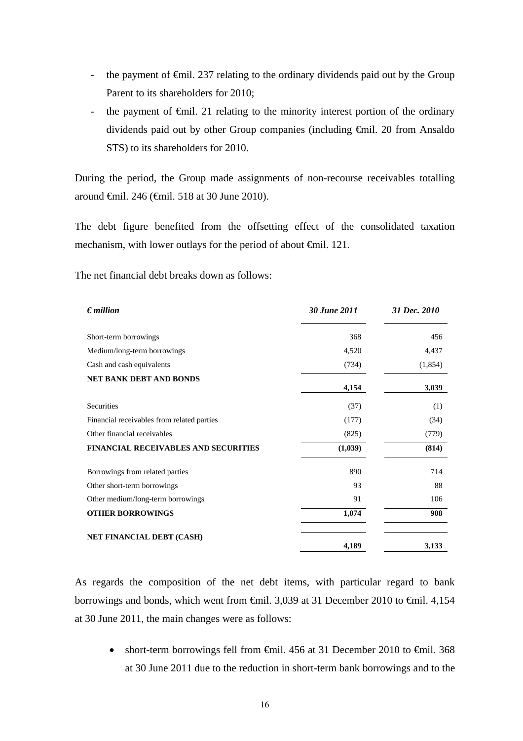- the payment of €mil. 237 relating to the ordinary dividends paid out by the Group Parent to its shareholders for 2010;
- the payment of €mil. 21 relating to the minority interest portion of the ordinary dividends paid out by other Group companies (including €mil. 20 from Ansaldo STS) to its shareholders for 2010.

During the period, the Group made assignments of non-recourse receivables totalling around €mil. 246 (€mil. 518 at 30 June 2010).

The debt figure benefited from the offsetting effect of the consolidated taxation mechanism, with lower outlays for the period of about €mil. 121.

The net financial debt breaks down as follows:

| *€ million* | *30 June 2011* | *31 Dec. 2010* |
|---|---|---|
| Short-term borrowings | 368 | 456 |
| Medium/long-term borrowings | 4,520 | 4,437 |
| Cash and cash equivalents | (734) | (1,854) |
| **NET BANK DEBT AND BONDS** | **4,154** | **3,039** |
| Securities | (37) | (1) |
| Financial receivables from related parties | (177) | (34) |
| Other financial receivables | (825) | (779) |
| **FINANCIAL RECEIVABLES AND SECURITIES** | **(1,039)** | **(814)** |
| Borrowings from related parties | 890 | 714 |
| Other short-term borrowings | 93 | 88 |
| Other medium/long-term borrowings | 91 | 106 |
| **OTHER BORROWINGS** | **1,074** | **908** |
| **NET FINANCIAL DEBT (CASH)** | **4,189** | **3,133** |

As regards the composition of the net debt items, with particular regard to bank borrowings and bonds, which went from €mil. 3,039 at 31 December 2010 to €mil. 4,154 at 30 June 2011, the main changes were as follows:

- short-term borrowings fell from €mil. 456 at 31 December 2010 to €mil. 368 at 30 June 2011 due to the reduction in short-term bank borrowings and to the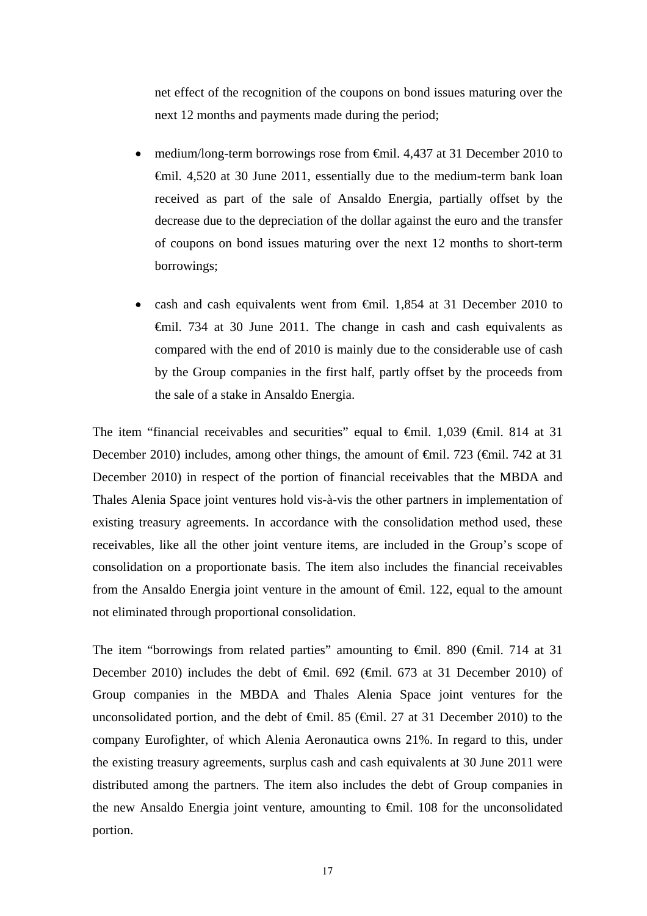net effect of the recognition of the coupons on bond issues maturing over the next 12 months and payments made during the period;

- medium/long-term borrowings rose from €mil. 4,437 at 31 December 2010 to €mil. 4,520 at 30 June 2011, essentially due to the medium-term bank loan received as part of the sale of Ansaldo Energia, partially offset by the decrease due to the depreciation of the dollar against the euro and the transfer of coupons on bond issues maturing over the next 12 months to short-term borrowings;

- cash and cash equivalents went from €mil. 1,854 at 31 December 2010 to €mil. 734 at 30 June 2011. The change in cash and cash equivalents as compared with the end of 2010 is mainly due to the considerable use of cash by the Group companies in the first half, partly offset by the proceeds from the sale of a stake in Ansaldo Energia.

The item "financial receivables and securities" equal to €mil. 1,039 (€mil. 814 at 31 December 2010) includes, among other things, the amount of €mil. 723 (€mil. 742 at 31 December 2010) in respect of the portion of financial receivables that the MBDA and Thales Alenia Space joint ventures hold vis-à-vis the other partners in implementation of existing treasury agreements. In accordance with the consolidation method used, these receivables, like all the other joint venture items, are included in the Group's scope of consolidation on a proportionate basis. The item also includes the financial receivables from the Ansaldo Energia joint venture in the amount of €mil. 122, equal to the amount not eliminated through proportional consolidation.

The item "borrowings from related parties" amounting to €mil. 890 (€mil. 714 at 31 December 2010) includes the debt of €mil. 692 (€mil. 673 at 31 December 2010) of Group companies in the MBDA and Thales Alenia Space joint ventures for the unconsolidated portion, and the debt of €mil. 85 (€mil. 27 at 31 December 2010) to the company Eurofighter, of which Alenia Aeronautica owns 21%. In regard to this, under the existing treasury agreements, surplus cash and cash equivalents at 30 June 2011 were distributed among the partners. The item also includes the debt of Group companies in the new Ansaldo Energia joint venture, amounting to €mil. 108 for the unconsolidated portion.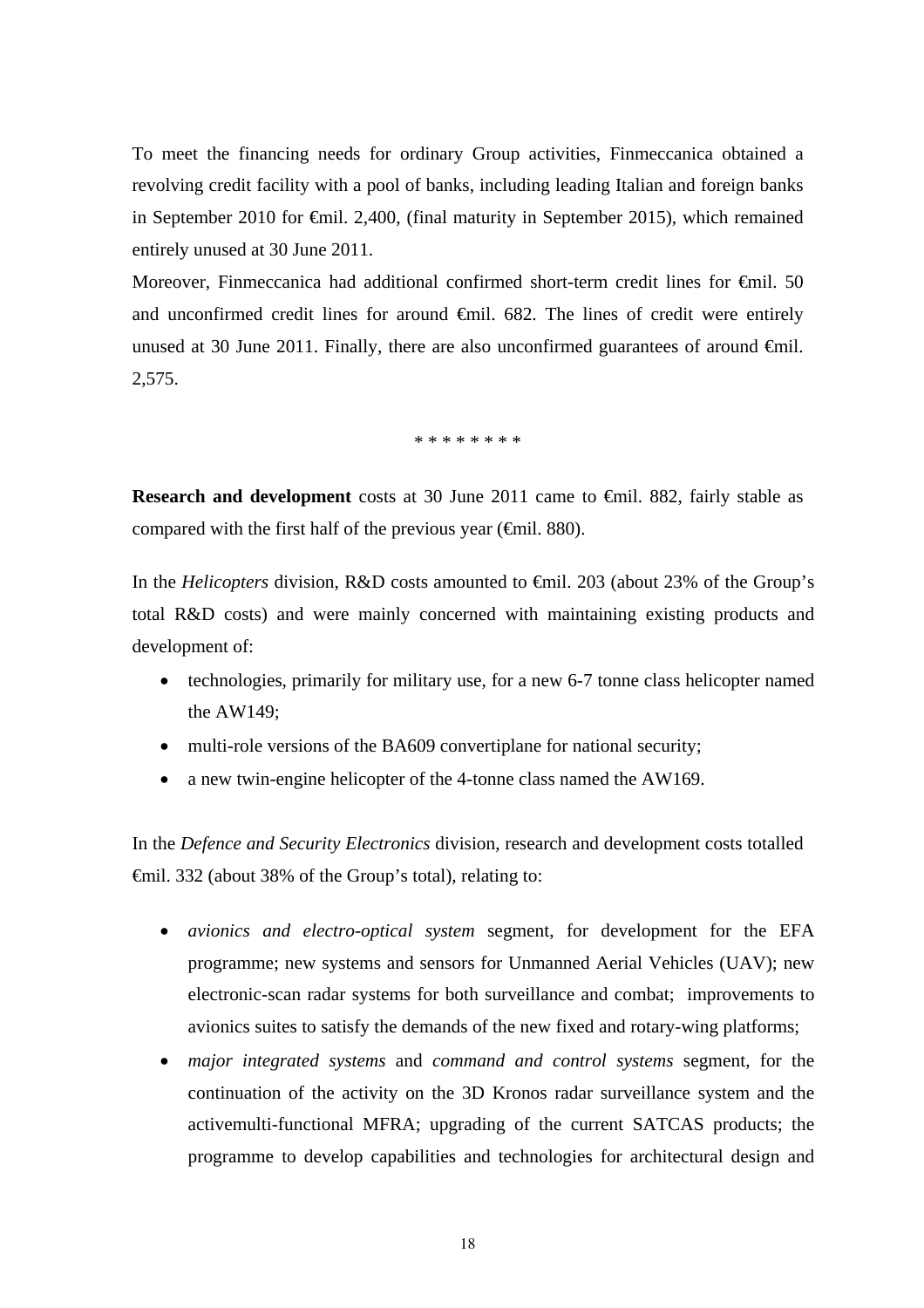To meet the financing needs for ordinary Group activities, Finmeccanica obtained a revolving credit facility with a pool of banks, including leading Italian and foreign banks in September 2010 for €mil. 2,400, (final maturity in September 2015), which remained entirely unused at 30 June 2011.

Moreover, Finmeccanica had additional confirmed short-term credit lines for €mil. 50 and unconfirmed credit lines for around €mil. 682. The lines of credit were entirely unused at 30 June 2011. Finally, there are also unconfirmed guarantees of around €mil. 2,575.

\* \* \* \* \* \* \* \*

**Research and development** costs at 30 June 2011 came to €mil. 882, fairly stable as compared with the first half of the previous year (€mil. 880).

In the *Helicopters* division, R&D costs amounted to €mil. 203 (about 23% of the Group's total R&D costs) and were mainly concerned with maintaining existing products and development of:

- technologies, primarily for military use, for a new 6-7 tonne class helicopter named the AW149;
- multi-role versions of the BA609 convertiplane for national security;
- a new twin-engine helicopter of the 4-tonne class named the AW169.

In the *Defence and Security Electronics* division, research and development costs totalled €mil. 332 (about 38% of the Group's total), relating to:

- *avionics and electro-optical system* segment, for development for the EFA programme; new systems and sensors for Unmanned Aerial Vehicles (UAV); new electronic-scan radar systems for both surveillance and combat; improvements to avionics suites to satisfy the demands of the new fixed and rotary-wing platforms;
- *major integrated systems* and *command and control systems* segment, for the continuation of the activity on the 3D Kronos radar surveillance system and the activemulti-functional MFRA; upgrading of the current SATCAS products; the programme to develop capabilities and technologies for architectural design and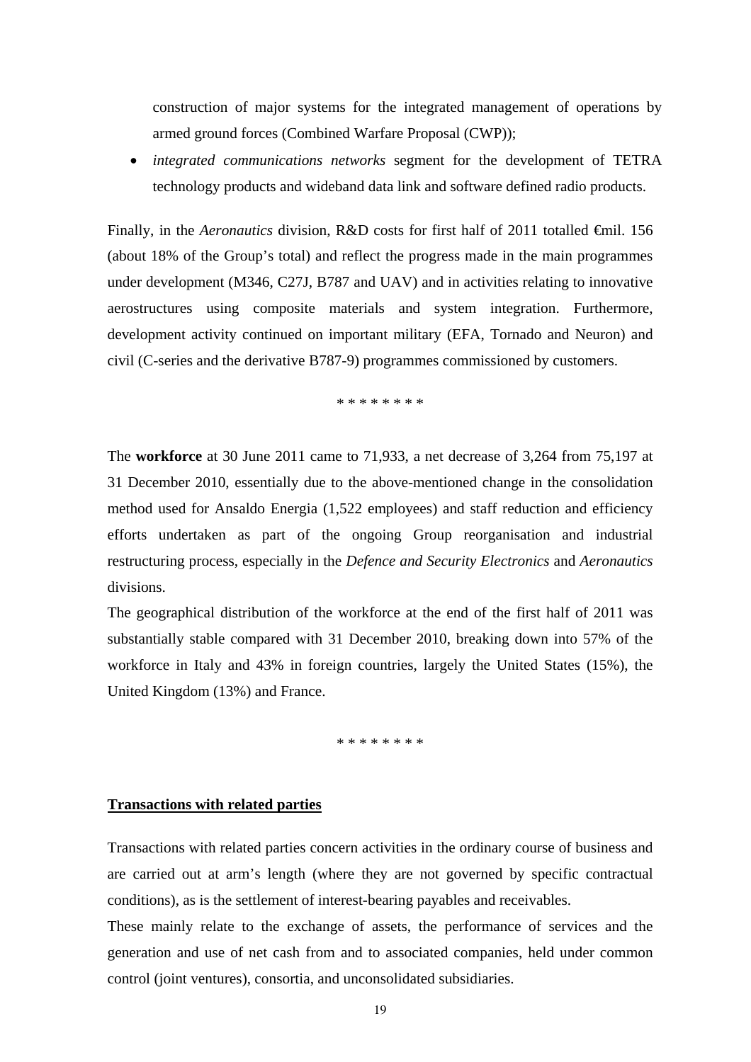construction of major systems for the integrated management of operations by armed ground forces (Combined Warfare Proposal (CWP));

- *integrated communications networks* segment for the development of TETRA technology products and wideband data link and software defined radio products.

Finally, in the *Aeronautics* division, R&D costs for first half of 2011 totalled €mil. 156 (about 18% of the Group's total) and reflect the progress made in the main programmes under development (M346, C27J, B787 and UAV) and in activities relating to innovative aerostructures using composite materials and system integration. Furthermore, development activity continued on important military (EFA, Tornado and Neuron) and civil (C-series and the derivative B787-9) programmes commissioned by customers.

\* \* \* \* \* \* \* \*

The **workforce** at 30 June 2011 came to 71,933, a net decrease of 3,264 from 75,197 at 31 December 2010, essentially due to the above-mentioned change in the consolidation method used for Ansaldo Energia (1,522 employees) and staff reduction and efficiency efforts undertaken as part of the ongoing Group reorganisation and industrial restructuring process, especially in the *Defence and Security Electronics* and *Aeronautics* divisions.

The geographical distribution of the workforce at the end of the first half of 2011 was substantially stable compared with 31 December 2010, breaking down into 57% of the workforce in Italy and 43% in foreign countries, largely the United States (15%), the United Kingdom (13%) and France.

\* \* \* \* \* \* \* \*

## Transactions with related parties

Transactions with related parties concern activities in the ordinary course of business and are carried out at arm's length (where they are not governed by specific contractual conditions), as is the settlement of interest-bearing payables and receivables.

These mainly relate to the exchange of assets, the performance of services and the generation and use of net cash from and to associated companies, held under common control (joint ventures), consortia, and unconsolidated subsidiaries.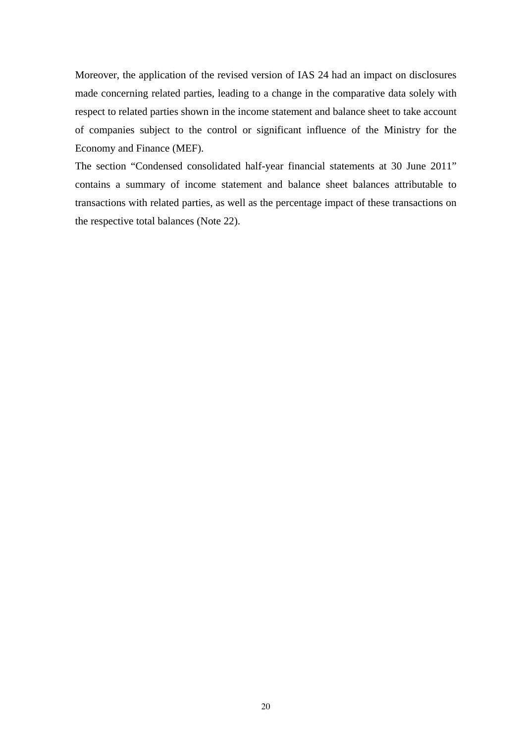Moreover, the application of the revised version of IAS 24 had an impact on disclosures made concerning related parties, leading to a change in the comparative data solely with respect to related parties shown in the income statement and balance sheet to take account of companies subject to the control or significant influence of the Ministry for the Economy and Finance (MEF).

The section "Condensed consolidated half-year financial statements at 30 June 2011" contains a summary of income statement and balance sheet balances attributable to transactions with related parties, as well as the percentage impact of these transactions on the respective total balances (Note 22).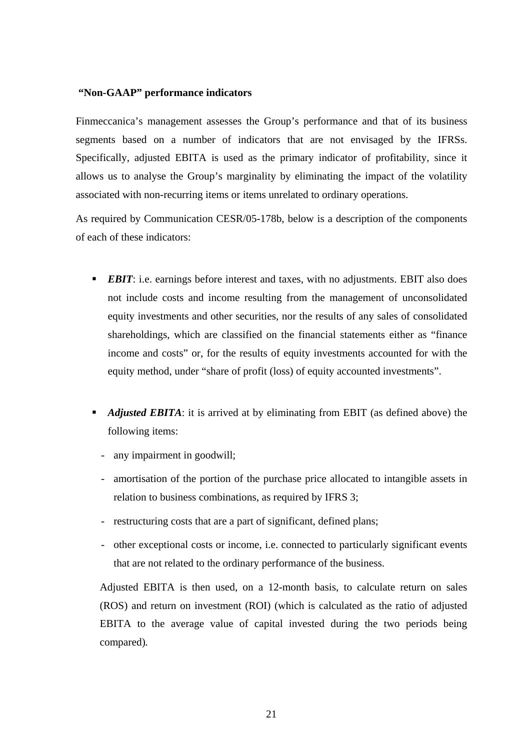## "Non-GAAP" performance indicators

Finmeccanica's management assesses the Group's performance and that of its business segments based on a number of indicators that are not envisaged by the IFRSs. Specifically, adjusted EBITA is used as the primary indicator of profitability, since it allows us to analyse the Group's marginality by eliminating the impact of the volatility associated with non-recurring items or items unrelated to ordinary operations.

As required by Communication CESR/05-178b, below is a description of the components of each of these indicators:

- ***EBIT***: i.e. earnings before interest and taxes, with no adjustments. EBIT also does not include costs and income resulting from the management of unconsolidated equity investments and other securities, nor the results of any sales of consolidated shareholdings, which are classified on the financial statements either as "finance income and costs" or, for the results of equity investments accounted for with the equity method, under "share of profit (loss) of equity accounted investments".

- ***Adjusted EBITA***: it is arrived at by eliminating from EBIT (as defined above) the following items:
  - any impairment in goodwill;
  - amortisation of the portion of the purchase price allocated to intangible assets in relation to business combinations, as required by IFRS 3;
  - restructuring costs that are a part of significant, defined plans;
  - other exceptional costs or income, i.e. connected to particularly significant events that are not related to the ordinary performance of the business.

  Adjusted EBITA is then used, on a 12-month basis, to calculate return on sales (ROS) and return on investment (ROI) (which is calculated as the ratio of adjusted EBITA to the average value of capital invested during the two periods being compared).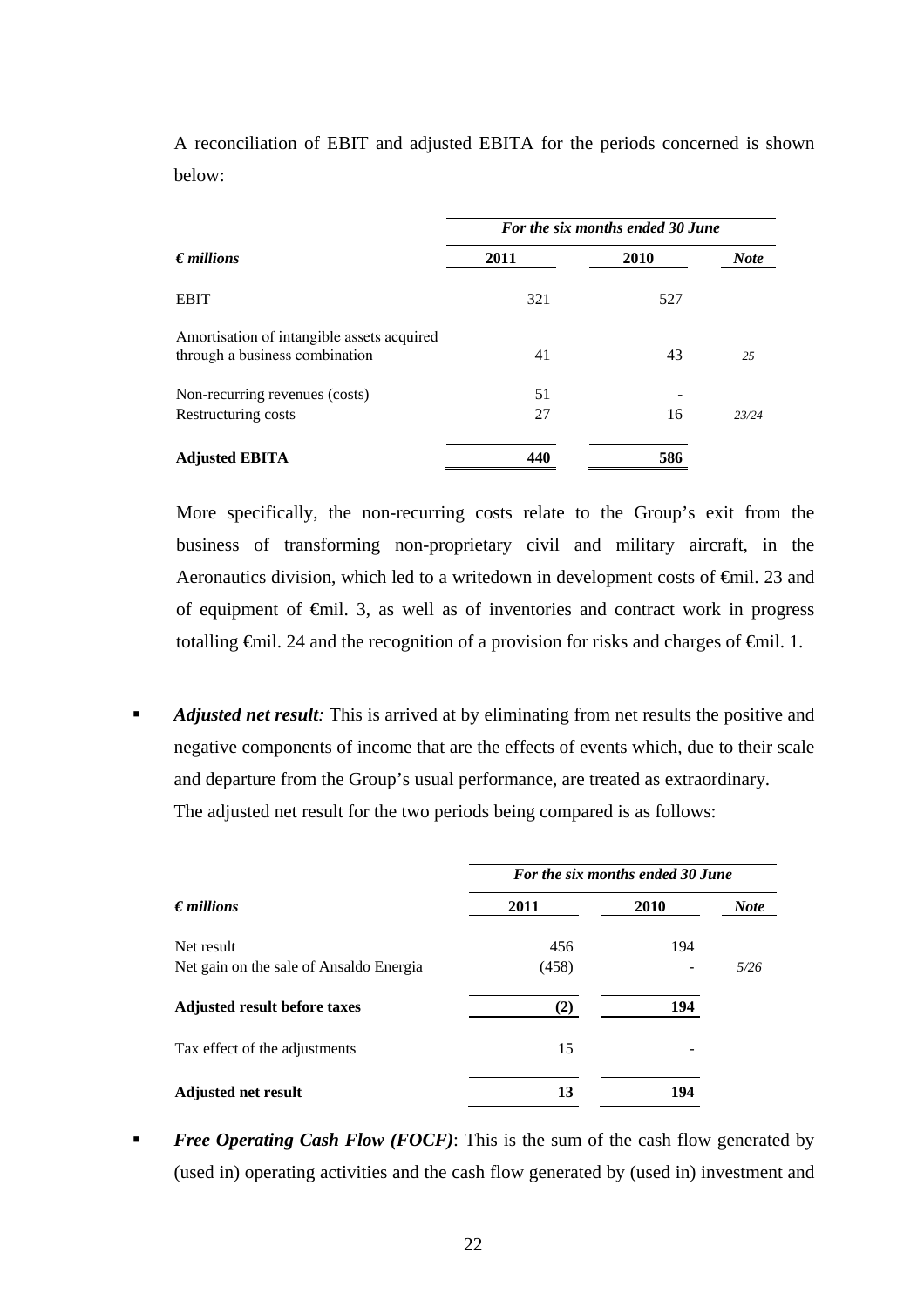A reconciliation of EBIT and adjusted EBITA for the periods concerned is shown below:

| *€ millions* | *For the six months ended 30 June* 2011 | 2010 | *Note* |
|---|---|---|---|
| EBIT | 321 | 527 | |
| Amortisation of intangible assets acquired through a business combination | 41 | 43 | *25* |
| Non-recurring revenues (costs) | 51 | - | |
| Restructuring costs | 27 | 16 | *23/24* |
| **Adjusted EBITA** | **440** | **586** | |

More specifically, the non-recurring costs relate to the Group's exit from the business of transforming non-proprietary civil and military aircraft, in the Aeronautics division, which led to a writedown in development costs of €mil. 23 and of equipment of €mil. 3, as well as of inventories and contract work in progress totalling €mil. 24 and the recognition of a provision for risks and charges of €mil. 1.

- ***Adjusted net result:*** This is arrived at by eliminating from net results the positive and negative components of income that are the effects of events which, due to their scale and departure from the Group's usual performance, are treated as extraordinary.
  The adjusted net result for the two periods being compared is as follows:

| *€ millions* | *For the six months ended 30 June* 2011 | 2010 | *Note* |
|---|---|---|---|
| Net result | 456 | 194 | |
| Net gain on the sale of Ansaldo Energia | (458) | - | *5/26* |
| **Adjusted result before taxes** | **(2)** | **194** | |
| Tax effect of the adjustments | 15 | - | |
| **Adjusted net result** | **13** | **194** | |

- ***Free Operating Cash Flow (FOCF)***: This is the sum of the cash flow generated by (used in) operating activities and the cash flow generated by (used in) investment and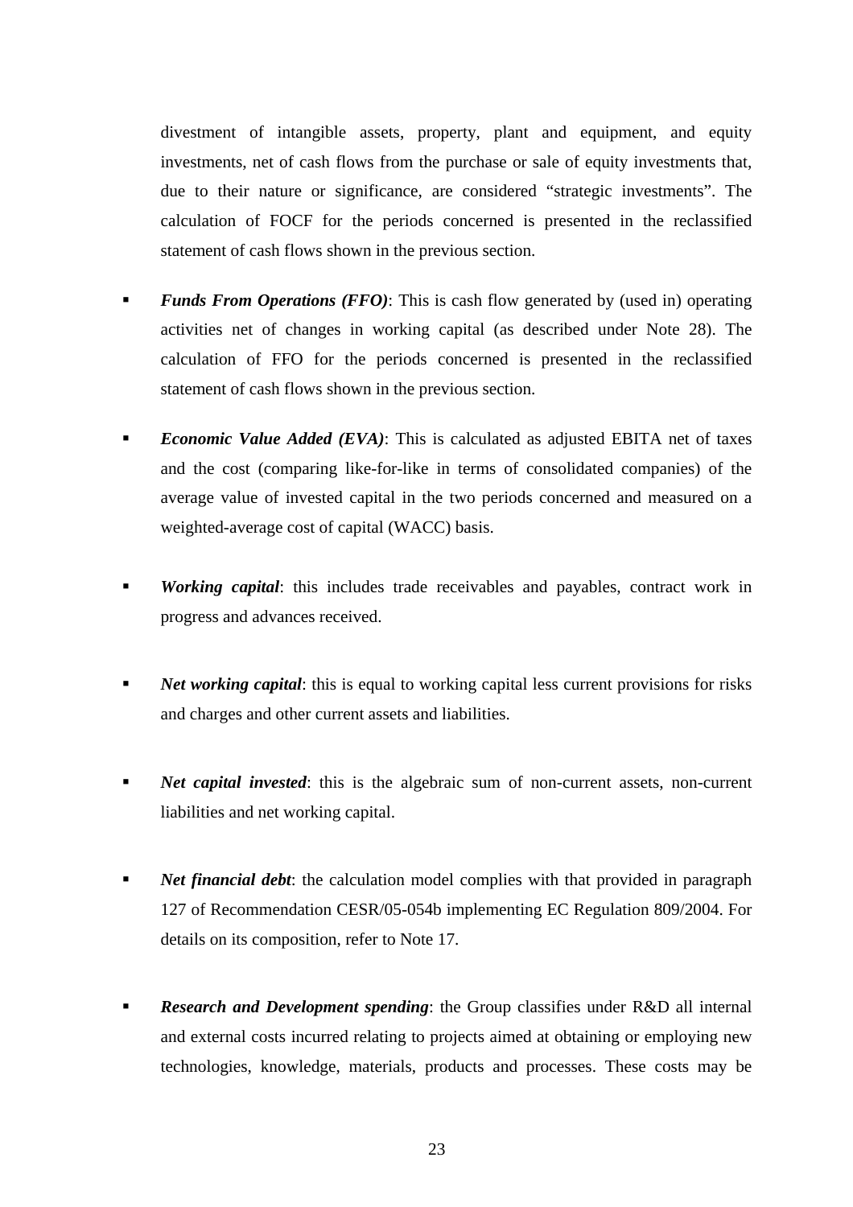divestment of intangible assets, property, plant and equipment, and equity investments, net of cash flows from the purchase or sale of equity investments that, due to their nature or significance, are considered “strategic investments”. The calculation of FOCF for the periods concerned is presented in the reclassified statement of cash flows shown in the previous section.

- ***Funds From Operations (FFO)***: This is cash flow generated by (used in) operating activities net of changes in working capital (as described under Note 28). The calculation of FFO for the periods concerned is presented in the reclassified statement of cash flows shown in the previous section.

- ***Economic Value Added (EVA)***: This is calculated as adjusted EBITA net of taxes and the cost (comparing like-for-like in terms of consolidated companies) of the average value of invested capital in the two periods concerned and measured on a weighted-average cost of capital (WACC) basis.

- ***Working capital***: this includes trade receivables and payables, contract work in progress and advances received.

- ***Net working capital***: this is equal to working capital less current provisions for risks and charges and other current assets and liabilities.

- ***Net capital invested***: this is the algebraic sum of non-current assets, non-current liabilities and net working capital.

- ***Net financial debt***: the calculation model complies with that provided in paragraph 127 of Recommendation CESR/05-054b implementing EC Regulation 809/2004. For details on its composition, refer to Note 17.

- ***Research and Development spending***: the Group classifies under R&D all internal and external costs incurred relating to projects aimed at obtaining or employing new technologies, knowledge, materials, products and processes. These costs may be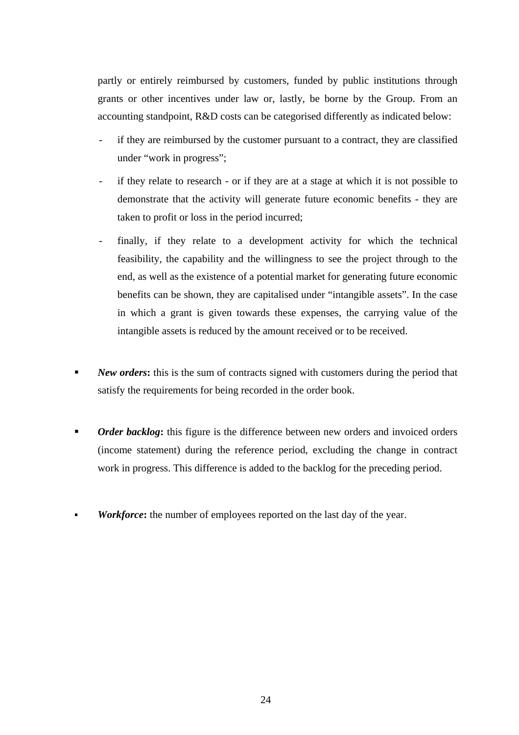partly or entirely reimbursed by customers, funded by public institutions through grants or other incentives under law or, lastly, be borne by the Group. From an accounting standpoint, R&D costs can be categorised differently as indicated below:

- if they are reimbursed by the customer pursuant to a contract, they are classified under "work in progress";
- if they relate to research - or if they are at a stage at which it is not possible to demonstrate that the activity will generate future economic benefits - they are taken to profit or loss in the period incurred;
- finally, if they relate to a development activity for which the technical feasibility, the capability and the willingness to see the project through to the end, as well as the existence of a potential market for generating future economic benefits can be shown, they are capitalised under "intangible assets". In the case in which a grant is given towards these expenses, the carrying value of the intangible assets is reduced by the amount received or to be received.

- ***New orders*:** this is the sum of contracts signed with customers during the period that satisfy the requirements for being recorded in the order book.

- ***Order backlog*:** this figure is the difference between new orders and invoiced orders (income statement) during the reference period, excluding the change in contract work in progress. This difference is added to the backlog for the preceding period.

- ***Workforce*:** the number of employees reported on the last day of the year.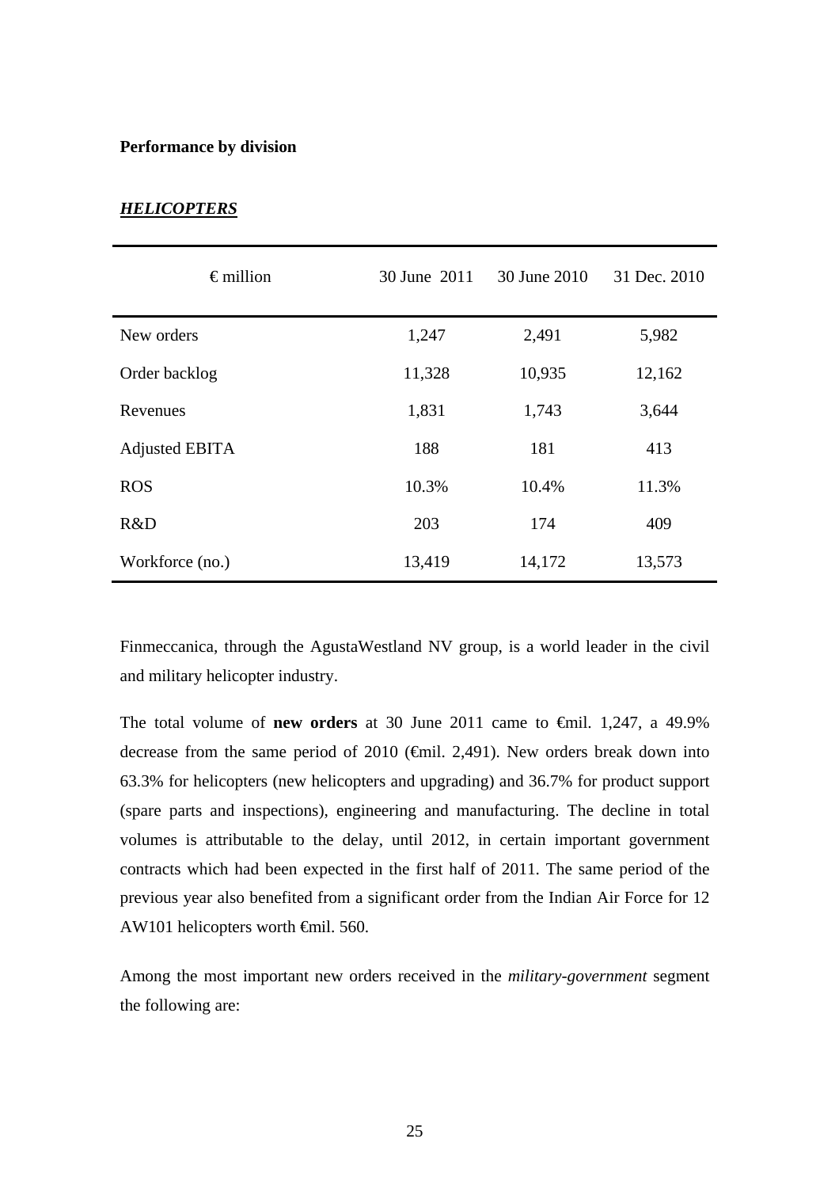**Performance by division**

***HELICOPTERS***

| € million | 30 June 2011 | 30 June 2010 | 31 Dec. 2010 |
|---|---|---|---|
| New orders | 1,247 | 2,491 | 5,982 |
| Order backlog | 11,328 | 10,935 | 12,162 |
| Revenues | 1,831 | 1,743 | 3,644 |
| Adjusted EBITA | 188 | 181 | 413 |
| ROS | 10.3% | 10.4% | 11.3% |
| R&D | 203 | 174 | 409 |
| Workforce (no.) | 13,419 | 14,172 | 13,573 |

Finmeccanica, through the AgustaWestland NV group, is a world leader in the civil and military helicopter industry.

The total volume of **new orders** at 30 June 2011 came to €mil. 1,247, a 49.9% decrease from the same period of 2010 (€mil. 2,491). New orders break down into 63.3% for helicopters (new helicopters and upgrading) and 36.7% for product support (spare parts and inspections), engineering and manufacturing. The decline in total volumes is attributable to the delay, until 2012, in certain important government contracts which had been expected in the first half of 2011. The same period of the previous year also benefited from a significant order from the Indian Air Force for 12 AW101 helicopters worth €mil. 560.

Among the most important new orders received in the *military-government* segment the following are: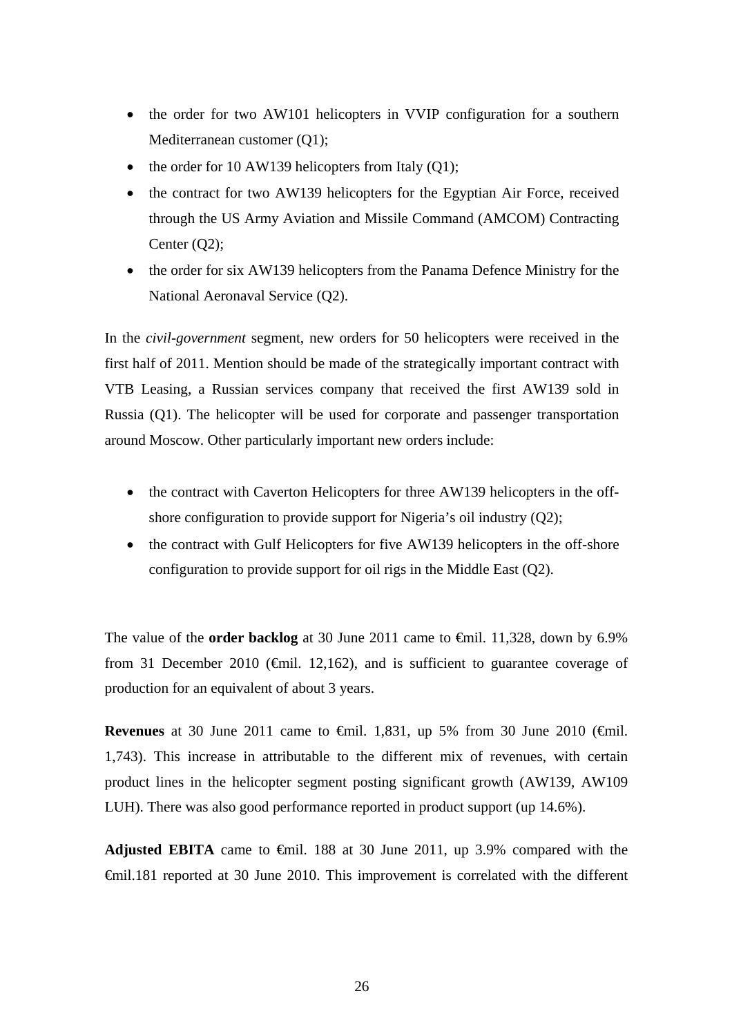- the order for two AW101 helicopters in VVIP configuration for a southern Mediterranean customer (Q1);
- the order for 10 AW139 helicopters from Italy (Q1);
- the contract for two AW139 helicopters for the Egyptian Air Force, received through the US Army Aviation and Missile Command (AMCOM) Contracting Center (Q2);
- the order for six AW139 helicopters from the Panama Defence Ministry for the National Aeronaval Service (Q2).

In the *civil-government* segment, new orders for 50 helicopters were received in the first half of 2011. Mention should be made of the strategically important contract with VTB Leasing, a Russian services company that received the first AW139 sold in Russia (Q1). The helicopter will be used for corporate and passenger transportation around Moscow. Other particularly important new orders include:

- the contract with Caverton Helicopters for three AW139 helicopters in the off-shore configuration to provide support for Nigeria's oil industry (Q2);
- the contract with Gulf Helicopters for five AW139 helicopters in the off-shore configuration to provide support for oil rigs in the Middle East (Q2).

The value of the **order backlog** at 30 June 2011 came to €mil. 11,328, down by 6.9% from 31 December 2010 (€mil. 12,162), and is sufficient to guarantee coverage of production for an equivalent of about 3 years.

**Revenues** at 30 June 2011 came to €mil. 1,831, up 5% from 30 June 2010 (€mil. 1,743). This increase in attributable to the different mix of revenues, with certain product lines in the helicopter segment posting significant growth (AW139, AW109 LUH). There was also good performance reported in product support (up 14.6%).

**Adjusted EBITA** came to €mil. 188 at 30 June 2011, up 3.9% compared with the €mil.181 reported at 30 June 2010. This improvement is correlated with the different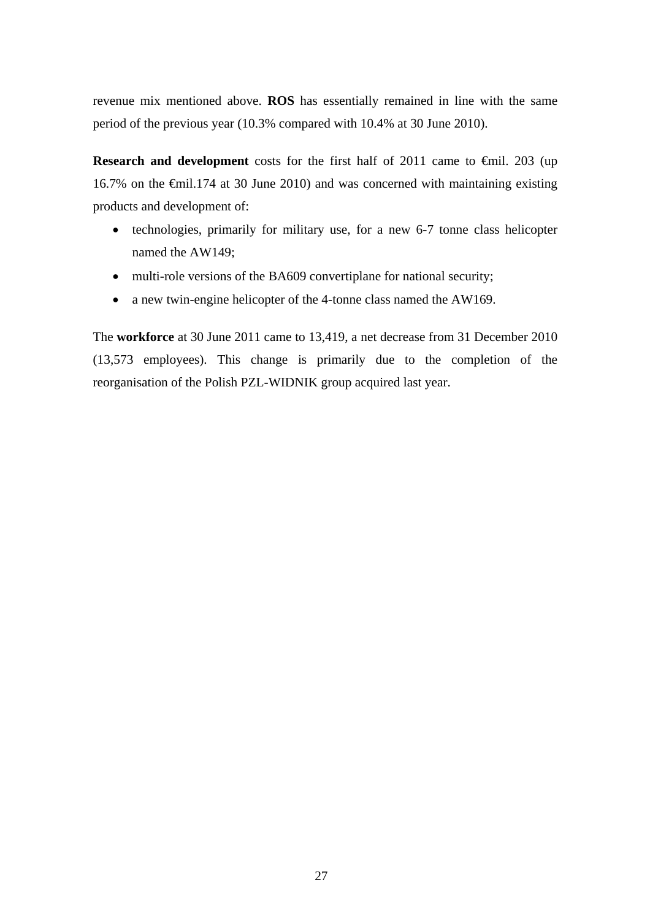revenue mix mentioned above. **ROS** has essentially remained in line with the same period of the previous year (10.3% compared with 10.4% at 30 June 2010).

**Research and development** costs for the first half of 2011 came to €mil. 203 (up 16.7% on the €mil.174 at 30 June 2010) and was concerned with maintaining existing products and development of:

- technologies, primarily for military use, for a new 6-7 tonne class helicopter named the AW149;
- multi-role versions of the BA609 convertiplane for national security;
- a new twin-engine helicopter of the 4-tonne class named the AW169.

The **workforce** at 30 June 2011 came to 13,419, a net decrease from 31 December 2010 (13,573 employees). This change is primarily due to the completion of the reorganisation of the Polish PZL-WIDNIK group acquired last year.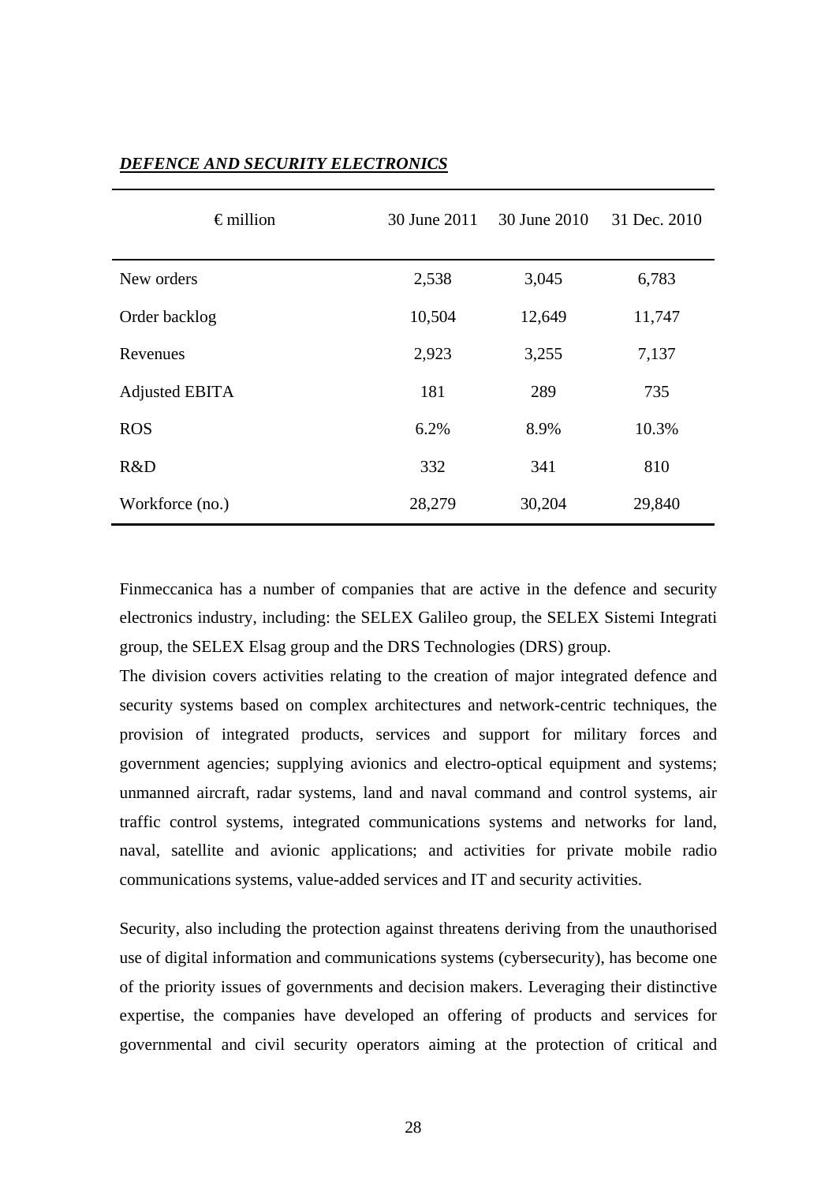***DEFENCE AND SECURITY ELECTRONICS***

| € million | 30 June 2011 | 30 June 2010 | 31 Dec. 2010 |
|---|---|---|---|
| New orders | 2,538 | 3,045 | 6,783 |
| Order backlog | 10,504 | 12,649 | 11,747 |
| Revenues | 2,923 | 3,255 | 7,137 |
| Adjusted EBITA | 181 | 289 | 735 |
| ROS | 6.2% | 8.9% | 10.3% |
| R&D | 332 | 341 | 810 |
| Workforce (no.) | 28,279 | 30,204 | 29,840 |

Finmeccanica has a number of companies that are active in the defence and security electronics industry, including: the SELEX Galileo group, the SELEX Sistemi Integrati group, the SELEX Elsag group and the DRS Technologies (DRS) group.

The division covers activities relating to the creation of major integrated defence and security systems based on complex architectures and network-centric techniques, the provision of integrated products, services and support for military forces and government agencies; supplying avionics and electro-optical equipment and systems; unmanned aircraft, radar systems, land and naval command and control systems, air traffic control systems, integrated communications systems and networks for land, naval, satellite and avionic applications; and activities for private mobile radio communications systems, value-added services and IT and security activities.

Security, also including the protection against threatens deriving from the unauthorised use of digital information and communications systems (cybersecurity), has become one of the priority issues of governments and decision makers. Leveraging their distinctive expertise, the companies have developed an offering of products and services for governmental and civil security operators aiming at the protection of critical and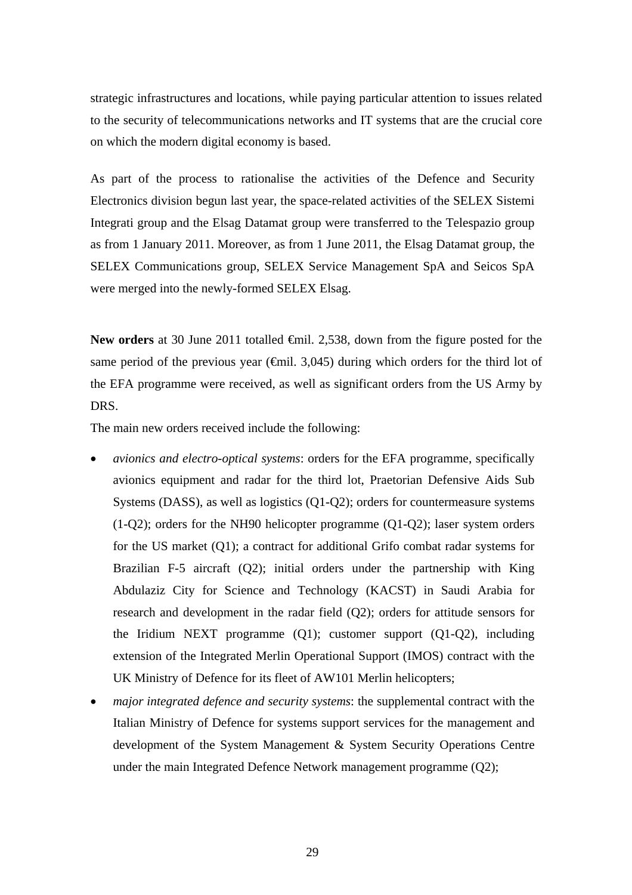strategic infrastructures and locations, while paying particular attention to issues related to the security of telecommunications networks and IT systems that are the crucial core on which the modern digital economy is based.

As part of the process to rationalise the activities of the Defence and Security Electronics division begun last year, the space-related activities of the SELEX Sistemi Integrati group and the Elsag Datamat group were transferred to the Telespazio group as from 1 January 2011. Moreover, as from 1 June 2011, the Elsag Datamat group, the SELEX Communications group, SELEX Service Management SpA and Seicos SpA were merged into the newly-formed SELEX Elsag.

**New orders** at 30 June 2011 totalled €mil. 2,538, down from the figure posted for the same period of the previous year (€mil. 3,045) during which orders for the third lot of the EFA programme were received, as well as significant orders from the US Army by DRS.

The main new orders received include the following:

- *avionics and electro-optical systems*: orders for the EFA programme, specifically avionics equipment and radar for the third lot, Praetorian Defensive Aids Sub Systems (DASS), as well as logistics (Q1-Q2); orders for countermeasure systems (1-Q2); orders for the NH90 helicopter programme (Q1-Q2); laser system orders for the US market (Q1); a contract for additional Grifo combat radar systems for Brazilian F-5 aircraft (Q2); initial orders under the partnership with King Abdulaziz City for Science and Technology (KACST) in Saudi Arabia for research and development in the radar field (Q2); orders for attitude sensors for the Iridium NEXT programme (Q1); customer support (Q1-Q2), including extension of the Integrated Merlin Operational Support (IMOS) contract with the UK Ministry of Defence for its fleet of AW101 Merlin helicopters;
- *major integrated defence and security systems*: the supplemental contract with the Italian Ministry of Defence for systems support services for the management and development of the System Management & System Security Operations Centre under the main Integrated Defence Network management programme (Q2);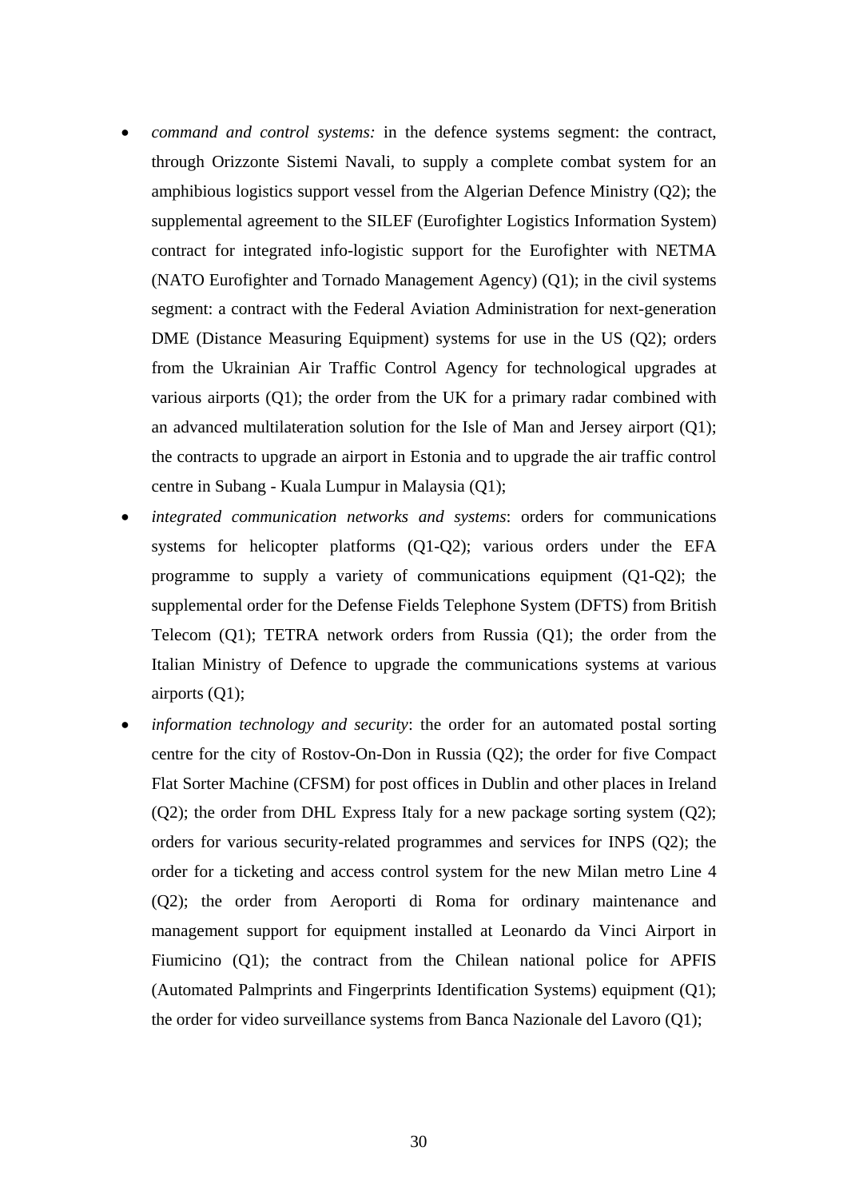- *command and control systems:* in the defence systems segment: the contract, through Orizzonte Sistemi Navali, to supply a complete combat system for an amphibious logistics support vessel from the Algerian Defence Ministry (Q2); the supplemental agreement to the SILEF (Eurofighter Logistics Information System) contract for integrated info-logistic support for the Eurofighter with NETMA (NATO Eurofighter and Tornado Management Agency) (Q1); in the civil systems segment: a contract with the Federal Aviation Administration for next-generation DME (Distance Measuring Equipment) systems for use in the US (Q2); orders from the Ukrainian Air Traffic Control Agency for technological upgrades at various airports (Q1); the order from the UK for a primary radar combined with an advanced multilateration solution for the Isle of Man and Jersey airport (Q1); the contracts to upgrade an airport in Estonia and to upgrade the air traffic control centre in Subang - Kuala Lumpur in Malaysia (Q1);
- *integrated communication networks and systems*: orders for communications systems for helicopter platforms (Q1-Q2); various orders under the EFA programme to supply a variety of communications equipment (Q1-Q2); the supplemental order for the Defense Fields Telephone System (DFTS) from British Telecom (Q1); TETRA network orders from Russia (Q1); the order from the Italian Ministry of Defence to upgrade the communications systems at various airports (Q1);
- *information technology and security*: the order for an automated postal sorting centre for the city of Rostov-On-Don in Russia (Q2); the order for five Compact Flat Sorter Machine (CFSM) for post offices in Dublin and other places in Ireland (Q2); the order from DHL Express Italy for a new package sorting system (Q2); orders for various security-related programmes and services for INPS (Q2); the order for a ticketing and access control system for the new Milan metro Line 4 (Q2); the order from Aeroporti di Roma for ordinary maintenance and management support for equipment installed at Leonardo da Vinci Airport in Fiumicino (Q1); the contract from the Chilean national police for APFIS (Automated Palmprints and Fingerprints Identification Systems) equipment (Q1); the order for video surveillance systems from Banca Nazionale del Lavoro (Q1);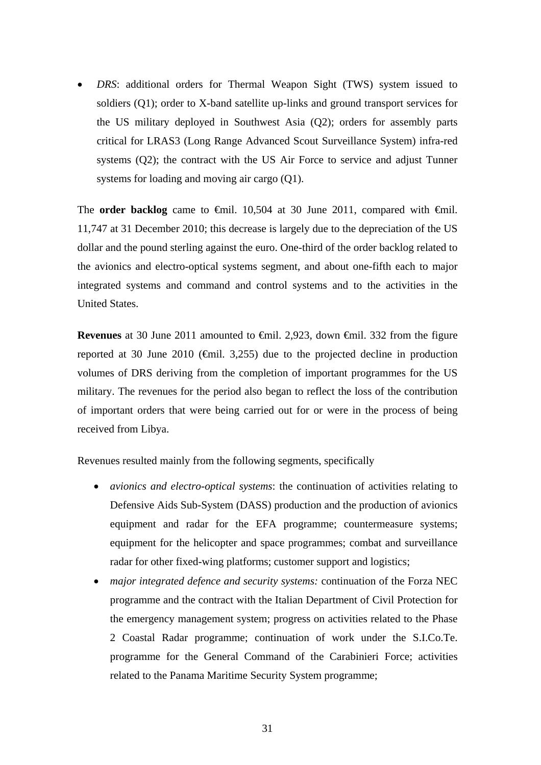- *DRS*: additional orders for Thermal Weapon Sight (TWS) system issued to soldiers (Q1); order to X-band satellite up-links and ground transport services for the US military deployed in Southwest Asia (Q2); orders for assembly parts critical for LRAS3 (Long Range Advanced Scout Surveillance System) infra-red systems (Q2); the contract with the US Air Force to service and adjust Tunner systems for loading and moving air cargo (Q1).

The **order backlog** came to €mil. 10,504 at 30 June 2011, compared with €mil. 11,747 at 31 December 2010; this decrease is largely due to the depreciation of the US dollar and the pound sterling against the euro. One-third of the order backlog related to the avionics and electro-optical systems segment, and about one-fifth each to major integrated systems and command and control systems and to the activities in the United States.

**Revenues** at 30 June 2011 amounted to €mil. 2,923, down €mil. 332 from the figure reported at 30 June 2010 (€mil. 3,255) due to the projected decline in production volumes of DRS deriving from the completion of important programmes for the US military. The revenues for the period also began to reflect the loss of the contribution of important orders that were being carried out for or were in the process of being received from Libya.

Revenues resulted mainly from the following segments, specifically

- *avionics and electro-optical systems*: the continuation of activities relating to Defensive Aids Sub-System (DASS) production and the production of avionics equipment and radar for the EFA programme; countermeasure systems; equipment for the helicopter and space programmes; combat and surveillance radar for other fixed-wing platforms; customer support and logistics;
- *major integrated defence and security systems:* continuation of the Forza NEC programme and the contract with the Italian Department of Civil Protection for the emergency management system; progress on activities related to the Phase 2 Coastal Radar programme; continuation of work under the S.I.Co.Te. programme for the General Command of the Carabinieri Force; activities related to the Panama Maritime Security System programme;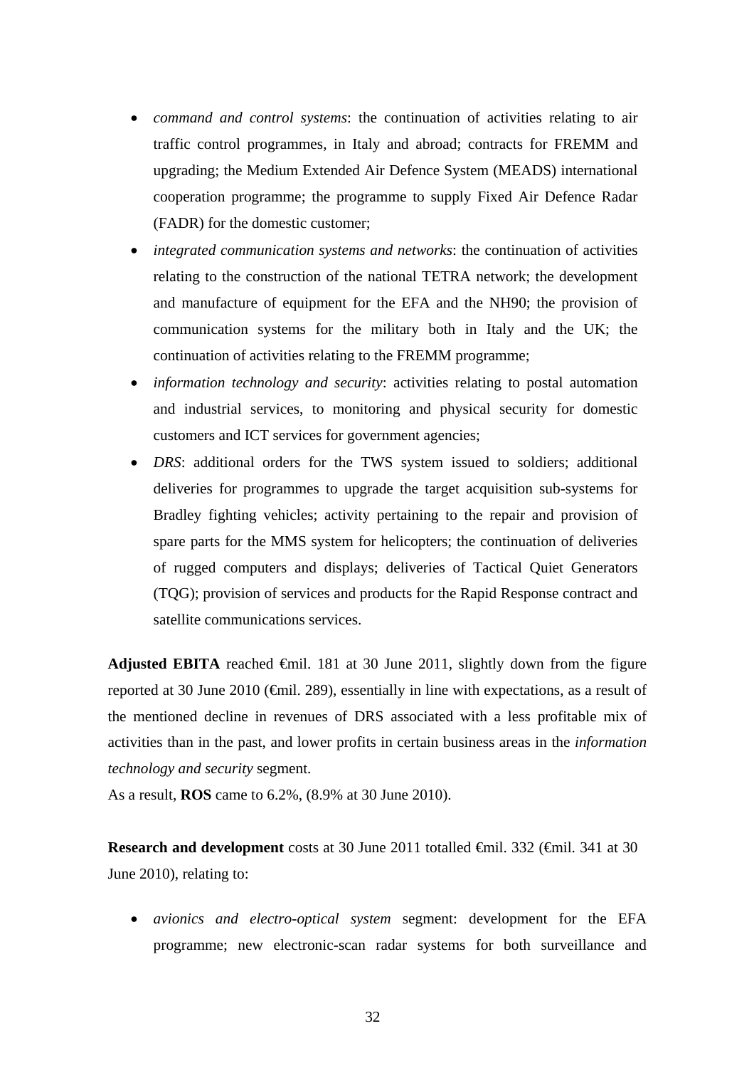- *command and control systems*: the continuation of activities relating to air traffic control programmes, in Italy and abroad; contracts for FREMM and upgrading; the Medium Extended Air Defence System (MEADS) international cooperation programme; the programme to supply Fixed Air Defence Radar (FADR) for the domestic customer;
- *integrated communication systems and networks*: the continuation of activities relating to the construction of the national TETRA network; the development and manufacture of equipment for the EFA and the NH90; the provision of communication systems for the military both in Italy and the UK; the continuation of activities relating to the FREMM programme;
- *information technology and security*: activities relating to postal automation and industrial services, to monitoring and physical security for domestic customers and ICT services for government agencies;
- *DRS*: additional orders for the TWS system issued to soldiers; additional deliveries for programmes to upgrade the target acquisition sub-systems for Bradley fighting vehicles; activity pertaining to the repair and provision of spare parts for the MMS system for helicopters; the continuation of deliveries of rugged computers and displays; deliveries of Tactical Quiet Generators (TQG); provision of services and products for the Rapid Response contract and satellite communications services.

**Adjusted EBITA** reached €mil. 181 at 30 June 2011, slightly down from the figure reported at 30 June 2010 (€mil. 289), essentially in line with expectations, as a result of the mentioned decline in revenues of DRS associated with a less profitable mix of activities than in the past, and lower profits in certain business areas in the *information technology and security* segment.
As a result, **ROS** came to 6.2%, (8.9% at 30 June 2010).

**Research and development** costs at 30 June 2011 totalled €mil. 332 (€mil. 341 at 30 June 2010), relating to:

- *avionics and electro-optical system* segment: development for the EFA programme; new electronic-scan radar systems for both surveillance and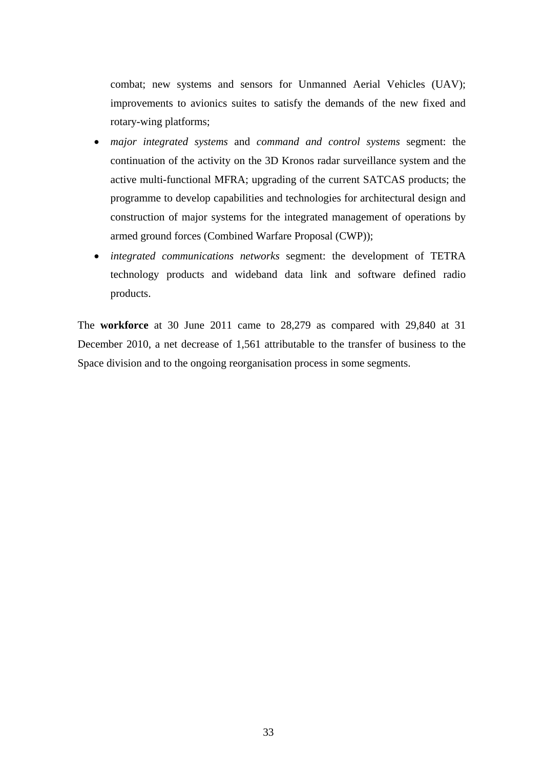combat; new systems and sensors for Unmanned Aerial Vehicles (UAV); improvements to avionics suites to satisfy the demands of the new fixed and rotary-wing platforms;

- *major integrated systems* and *command and control systems* segment: the continuation of the activity on the 3D Kronos radar surveillance system and the active multi-functional MFRA; upgrading of the current SATCAS products; the programme to develop capabilities and technologies for architectural design and construction of major systems for the integrated management of operations by armed ground forces (Combined Warfare Proposal (CWP));
- *integrated communications networks* segment: the development of TETRA technology products and wideband data link and software defined radio products.

The **workforce** at 30 June 2011 came to 28,279 as compared with 29,840 at 31 December 2010, a net decrease of 1,561 attributable to the transfer of business to the Space division and to the ongoing reorganisation process in some segments.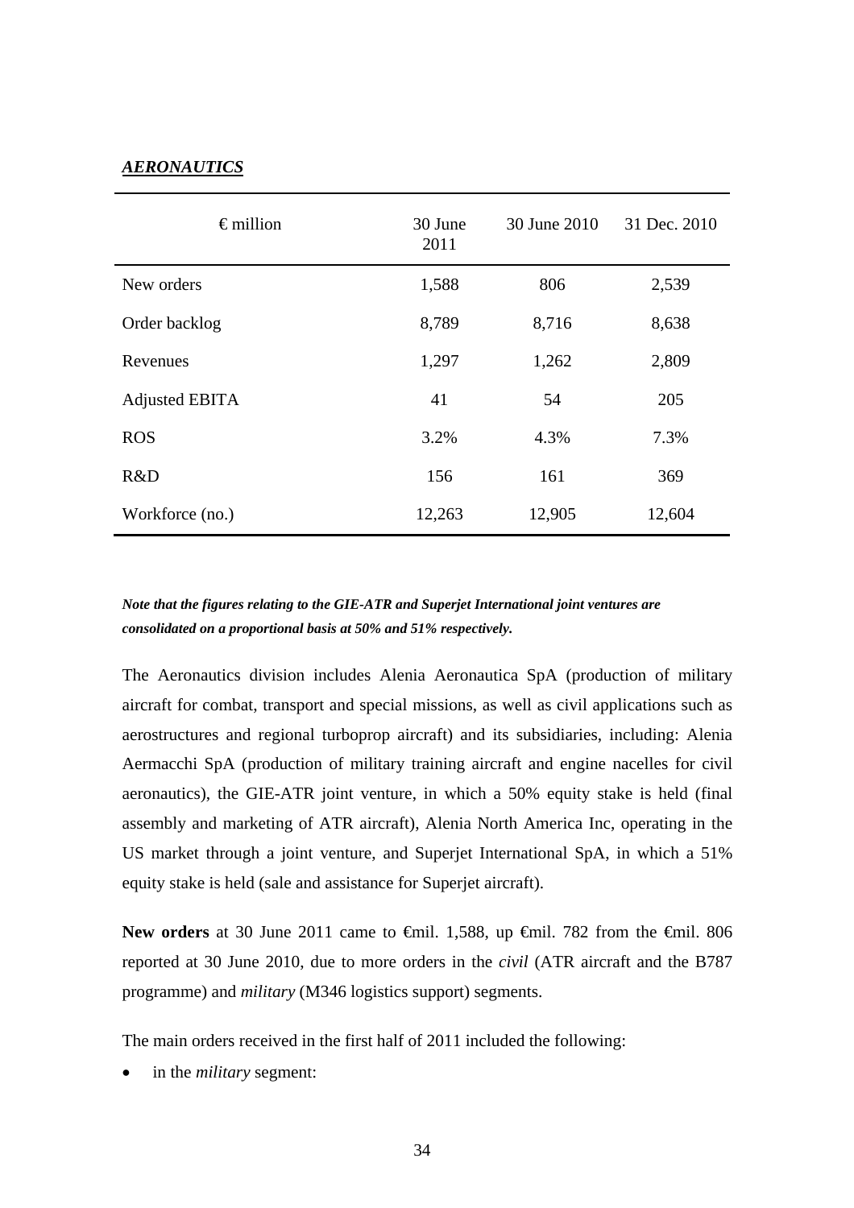***AERONAUTICS***

| €million | 30 June 2011 | 30 June 2010 | 31 Dec. 2010 |
|---|---|---|---|
| New orders | 1,588 | 806 | 2,539 |
| Order backlog | 8,789 | 8,716 | 8,638 |
| Revenues | 1,297 | 1,262 | 2,809 |
| Adjusted EBITA | 41 | 54 | 205 |
| ROS | 3.2% | 4.3% | 7.3% |
| R&D | 156 | 161 | 369 |
| Workforce (no.) | 12,263 | 12,905 | 12,604 |

***Note that the figures relating to the GIE-ATR and Superjet International joint ventures are consolidated on a proportional basis at 50% and 51% respectively.***

The Aeronautics division includes Alenia Aeronautica SpA (production of military aircraft for combat, transport and special missions, as well as civil applications such as aerostructures and regional turboprop aircraft) and its subsidiaries, including: Alenia Aermacchi SpA (production of military training aircraft and engine nacelles for civil aeronautics), the GIE-ATR joint venture, in which a 50% equity stake is held (final assembly and marketing of ATR aircraft), Alenia North America Inc, operating in the US market through a joint venture, and Superjet International SpA, in which a 51% equity stake is held (sale and assistance for Superjet aircraft).

**New orders** at 30 June 2011 came to €mil. 1,588, up €mil. 782 from the €mil. 806 reported at 30 June 2010, due to more orders in the *civil* (ATR aircraft and the B787 programme) and *military* (M346 logistics support) segments.

The main orders received in the first half of 2011 included the following:

- in the *military* segment: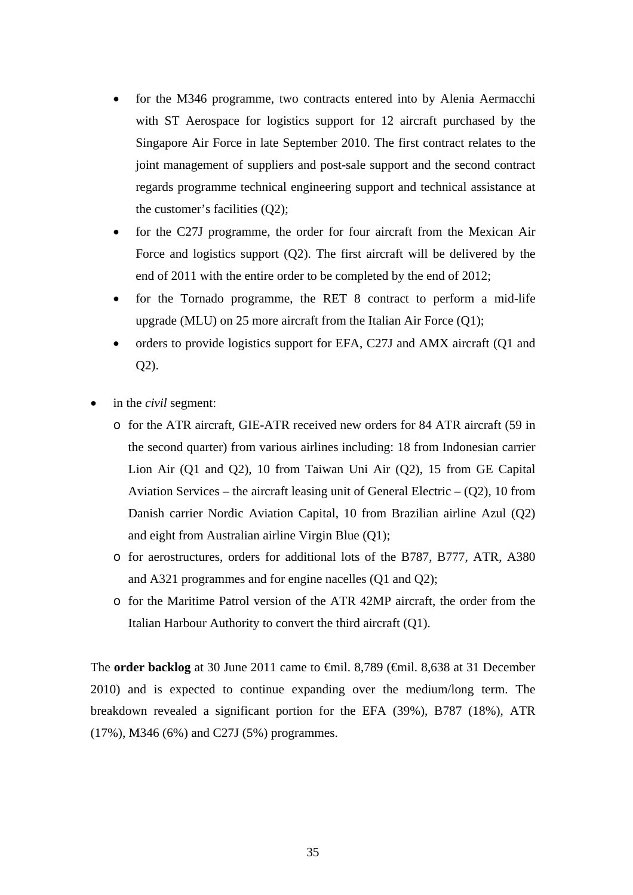- for the M346 programme, two contracts entered into by Alenia Aermacchi with ST Aerospace for logistics support for 12 aircraft purchased by the Singapore Air Force in late September 2010. The first contract relates to the joint management of suppliers and post-sale support and the second contract regards programme technical engineering support and technical assistance at the customer's facilities (Q2);
- for the C27J programme, the order for four aircraft from the Mexican Air Force and logistics support (Q2). The first aircraft will be delivered by the end of 2011 with the entire order to be completed by the end of 2012;
- for the Tornado programme, the RET 8 contract to perform a mid-life upgrade (MLU) on 25 more aircraft from the Italian Air Force (Q1);
- orders to provide logistics support for EFA, C27J and AMX aircraft (Q1 and Q2).

- in the *civil* segment:
  - for the ATR aircraft, GIE-ATR received new orders for 84 ATR aircraft (59 in the second quarter) from various airlines including: 18 from Indonesian carrier Lion Air (Q1 and Q2), 10 from Taiwan Uni Air (Q2), 15 from GE Capital Aviation Services – the aircraft leasing unit of General Electric – (Q2), 10 from Danish carrier Nordic Aviation Capital, 10 from Brazilian airline Azul (Q2) and eight from Australian airline Virgin Blue (Q1);
  - for aerostructures, orders for additional lots of the B787, B777, ATR, A380 and A321 programmes and for engine nacelles (Q1 and Q2);
  - for the Maritime Patrol version of the ATR 42MP aircraft, the order from the Italian Harbour Authority to convert the third aircraft (Q1).

The **order backlog** at 30 June 2011 came to €mil. 8,789 (€mil. 8,638 at 31 December 2010) and is expected to continue expanding over the medium/long term. The breakdown revealed a significant portion for the EFA (39%), B787 (18%), ATR (17%), M346 (6%) and C27J (5%) programmes.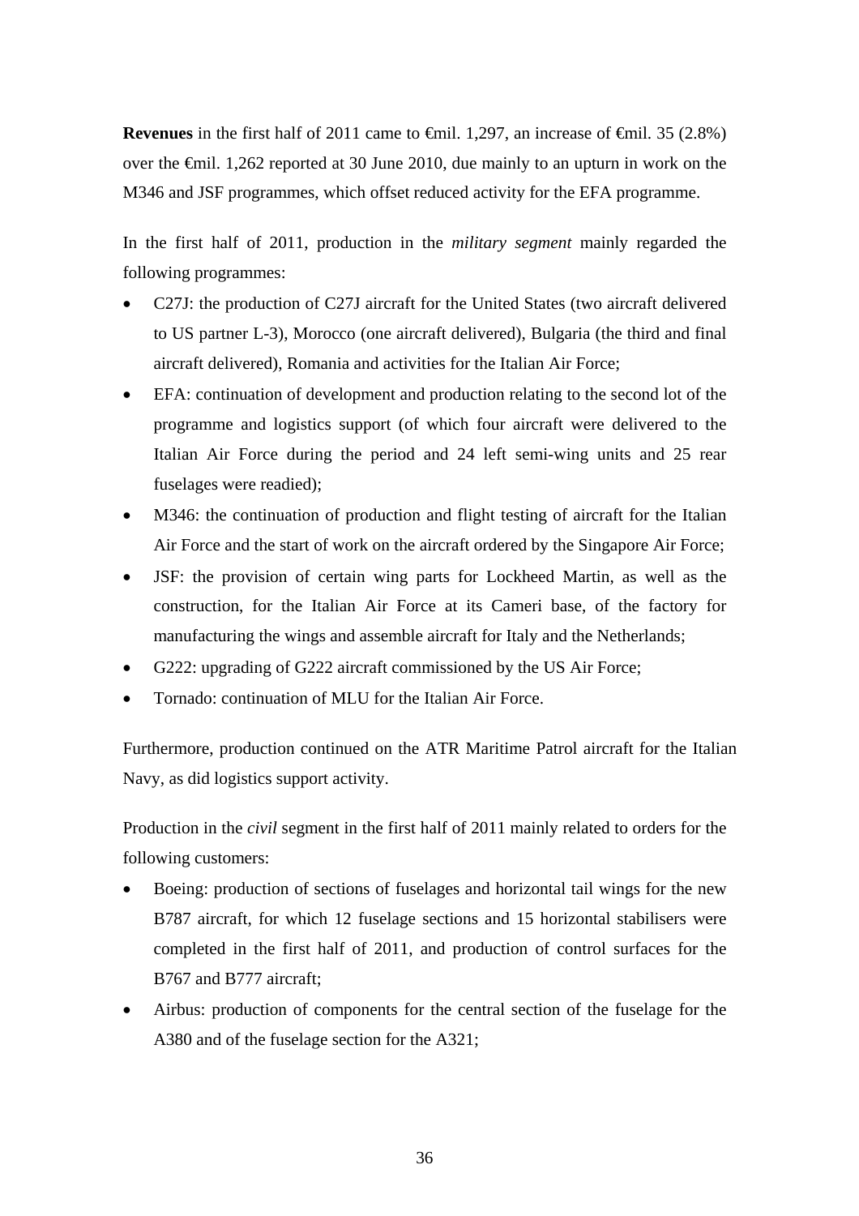**Revenues** in the first half of 2011 came to €mil. 1,297, an increase of €mil. 35 (2.8%) over the €mil. 1,262 reported at 30 June 2010, due mainly to an upturn in work on the M346 and JSF programmes, which offset reduced activity for the EFA programme.

In the first half of 2011, production in the *military segment* mainly regarded the following programmes:

- C27J: the production of C27J aircraft for the United States (two aircraft delivered to US partner L-3), Morocco (one aircraft delivered), Bulgaria (the third and final aircraft delivered), Romania and activities for the Italian Air Force;
- EFA: continuation of development and production relating to the second lot of the programme and logistics support (of which four aircraft were delivered to the Italian Air Force during the period and 24 left semi-wing units and 25 rear fuselages were readied);
- M346: the continuation of production and flight testing of aircraft for the Italian Air Force and the start of work on the aircraft ordered by the Singapore Air Force;
- JSF: the provision of certain wing parts for Lockheed Martin, as well as the construction, for the Italian Air Force at its Cameri base, of the factory for manufacturing the wings and assemble aircraft for Italy and the Netherlands;
- G222: upgrading of G222 aircraft commissioned by the US Air Force;
- Tornado: continuation of MLU for the Italian Air Force.

Furthermore, production continued on the ATR Maritime Patrol aircraft for the Italian Navy, as did logistics support activity.

Production in the *civil* segment in the first half of 2011 mainly related to orders for the following customers:

- Boeing: production of sections of fuselages and horizontal tail wings for the new B787 aircraft, for which 12 fuselage sections and 15 horizontal stabilisers were completed in the first half of 2011, and production of control surfaces for the B767 and B777 aircraft;
- Airbus: production of components for the central section of the fuselage for the A380 and of the fuselage section for the A321;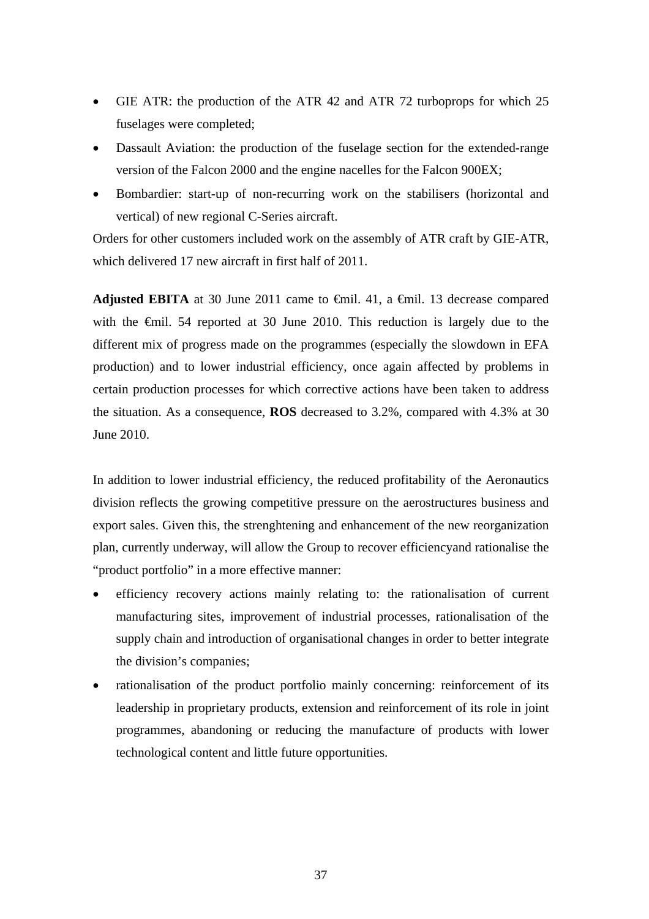- GIE ATR: the production of the ATR 42 and ATR 72 turboprops for which 25 fuselages were completed;
- Dassault Aviation: the production of the fuselage section for the extended-range version of the Falcon 2000 and the engine nacelles for the Falcon 900EX;
- Bombardier: start-up of non-recurring work on the stabilisers (horizontal and vertical) of new regional C-Series aircraft.

Orders for other customers included work on the assembly of ATR craft by GIE-ATR, which delivered 17 new aircraft in first half of 2011.

**Adjusted EBITA** at 30 June 2011 came to €mil. 41, a €mil. 13 decrease compared with the €mil. 54 reported at 30 June 2010. This reduction is largely due to the different mix of progress made on the programmes (especially the slowdown in EFA production) and to lower industrial efficiency, once again affected by problems in certain production processes for which corrective actions have been taken to address the situation. As a consequence, **ROS** decreased to 3.2%, compared with 4.3% at 30 June 2010.

In addition to lower industrial efficiency, the reduced profitability of the Aeronautics division reflects the growing competitive pressure on the aerostructures business and export sales. Given this, the strenghtening and enhancement of the new reorganization plan, currently underway, will allow the Group to recover efficiencyand rationalise the “product portfolio” in a more effective manner:

- efficiency recovery actions mainly relating to: the rationalisation of current manufacturing sites, improvement of industrial processes, rationalisation of the supply chain and introduction of organisational changes in order to better integrate the division’s companies;
- rationalisation of the product portfolio mainly concerning: reinforcement of its leadership in proprietary products, extension and reinforcement of its role in joint programmes, abandoning or reducing the manufacture of products with lower technological content and little future opportunities.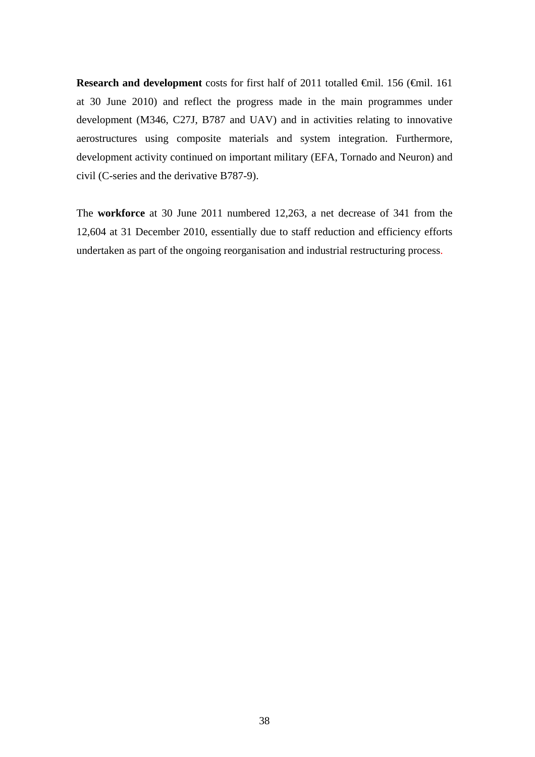**Research and development** costs for first half of 2011 totalled €mil. 156 (€mil. 161 at 30 June 2010) and reflect the progress made in the main programmes under development (M346, C27J, B787 and UAV) and in activities relating to innovative aerostructures using composite materials and system integration. Furthermore, development activity continued on important military (EFA, Tornado and Neuron) and civil (C-series and the derivative B787-9).

The **workforce** at 30 June 2011 numbered 12,263, a net decrease of 341 from the 12,604 at 31 December 2010, essentially due to staff reduction and efficiency efforts undertaken as part of the ongoing reorganisation and industrial restructuring process.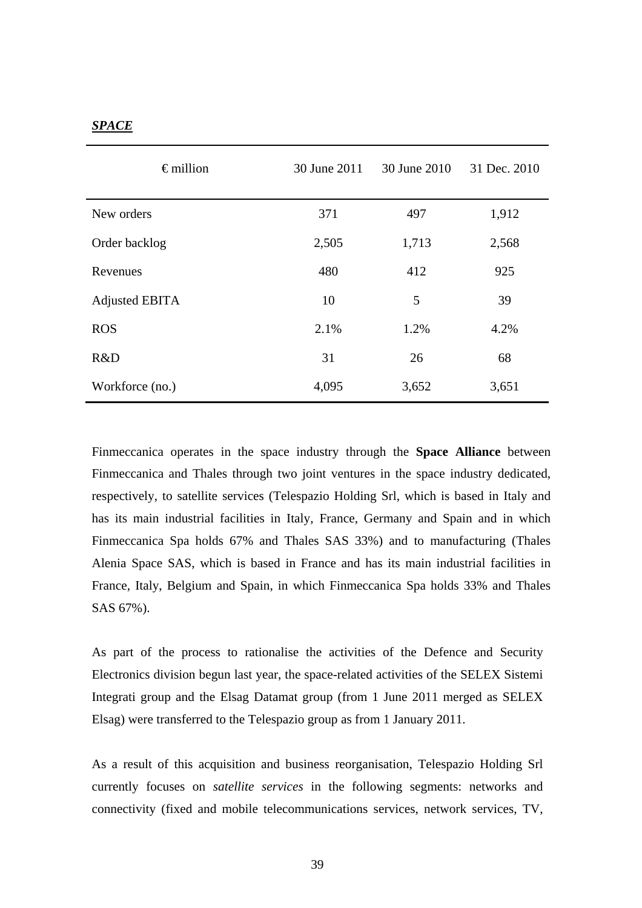***SPACE***

| € million | 30 June 2011 | 30 June 2010 | 31 Dec. 2010 |
|---|---|---|---|
| New orders | 371 | 497 | 1,912 |
| Order backlog | 2,505 | 1,713 | 2,568 |
| Revenues | 480 | 412 | 925 |
| Adjusted EBITA | 10 | 5 | 39 |
| ROS | 2.1% | 1.2% | 4.2% |
| R&D | 31 | 26 | 68 |
| Workforce (no.) | 4,095 | 3,652 | 3,651 |

Finmeccanica operates in the space industry through the **Space Alliance** between Finmeccanica and Thales through two joint ventures in the space industry dedicated, respectively, to satellite services (Telespazio Holding Srl, which is based in Italy and has its main industrial facilities in Italy, France, Germany and Spain and in which Finmeccanica Spa holds 67% and Thales SAS 33%) and to manufacturing (Thales Alenia Space SAS, which is based in France and has its main industrial facilities in France, Italy, Belgium and Spain, in which Finmeccanica Spa holds 33% and Thales SAS 67%).

As part of the process to rationalise the activities of the Defence and Security Electronics division begun last year, the space-related activities of the SELEX Sistemi Integrati group and the Elsag Datamat group (from 1 June 2011 merged as SELEX Elsag) were transferred to the Telespazio group as from 1 January 2011.

As a result of this acquisition and business reorganisation, Telespazio Holding Srl currently focuses on *satellite services* in the following segments: networks and connectivity (fixed and mobile telecommunications services, network services, TV,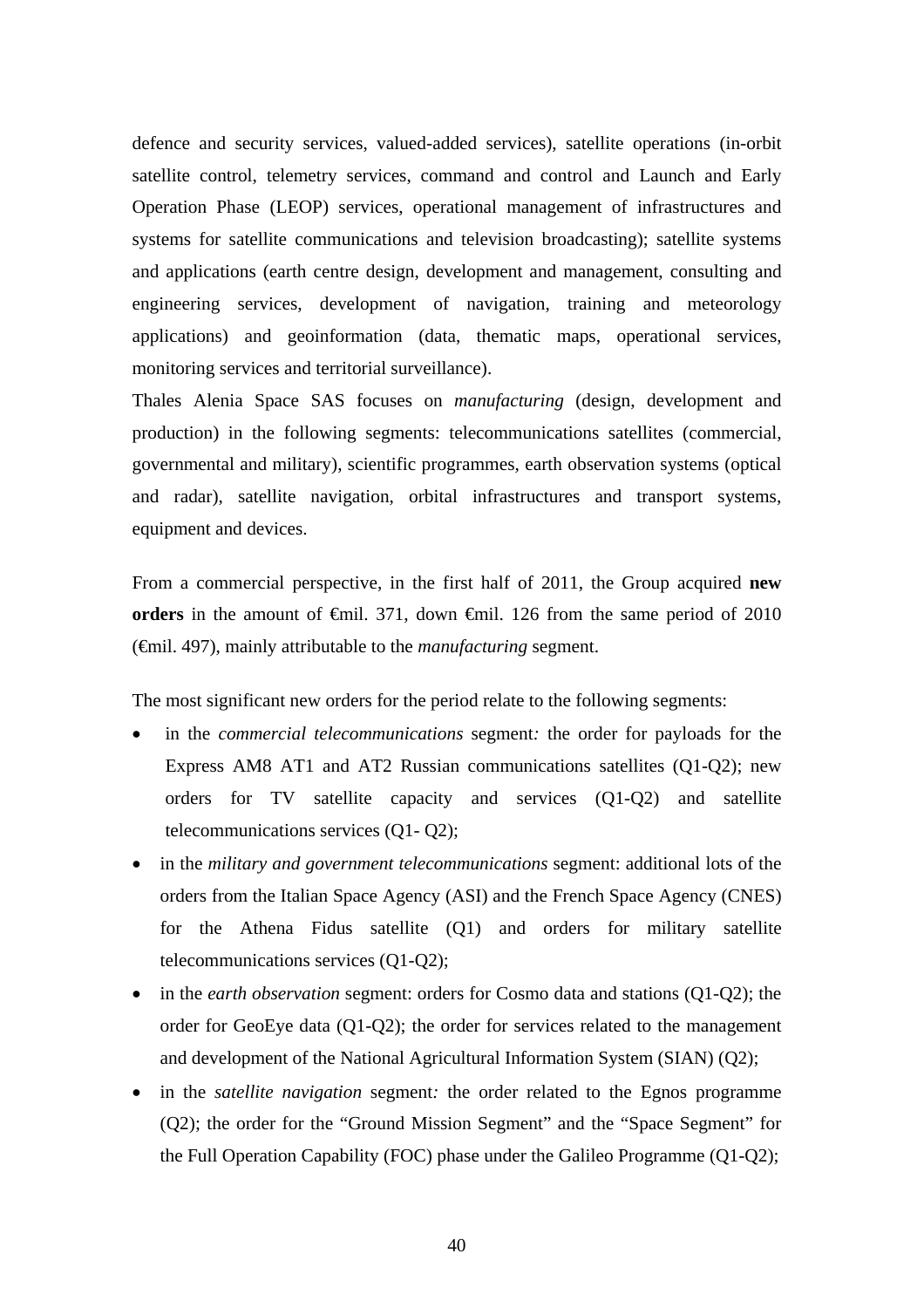defence and security services, valued-added services), satellite operations (in-orbit satellite control, telemetry services, command and control and Launch and Early Operation Phase (LEOP) services, operational management of infrastructures and systems for satellite communications and television broadcasting); satellite systems and applications (earth centre design, development and management, consulting and engineering services, development of navigation, training and meteorology applications) and geoinformation (data, thematic maps, operational services, monitoring services and territorial surveillance).

Thales Alenia Space SAS focuses on *manufacturing* (design, development and production) in the following segments: telecommunications satellites (commercial, governmental and military), scientific programmes, earth observation systems (optical and radar), satellite navigation, orbital infrastructures and transport systems, equipment and devices.

From a commercial perspective, in the first half of 2011, the Group acquired **new orders** in the amount of €mil. 371, down €mil. 126 from the same period of 2010 (€mil. 497), mainly attributable to the *manufacturing* segment.

The most significant new orders for the period relate to the following segments:

- in the *commercial telecommunications* segment*:* the order for payloads for the Express AM8 AT1 and AT2 Russian communications satellites (Q1-Q2); new orders for TV satellite capacity and services (Q1-Q2) and satellite telecommunications services (Q1- Q2);
- in the *military and government telecommunications* segment: additional lots of the orders from the Italian Space Agency (ASI) and the French Space Agency (CNES) for the Athena Fidus satellite (Q1) and orders for military satellite telecommunications services (Q1-Q2);
- in the *earth observation* segment: orders for Cosmo data and stations (Q1-Q2); the order for GeoEye data (Q1-Q2); the order for services related to the management and development of the National Agricultural Information System (SIAN) (Q2);
- in the *satellite navigation* segment*:* the order related to the Egnos programme (Q2); the order for the "Ground Mission Segment" and the "Space Segment" for the Full Operation Capability (FOC) phase under the Galileo Programme (Q1-Q2);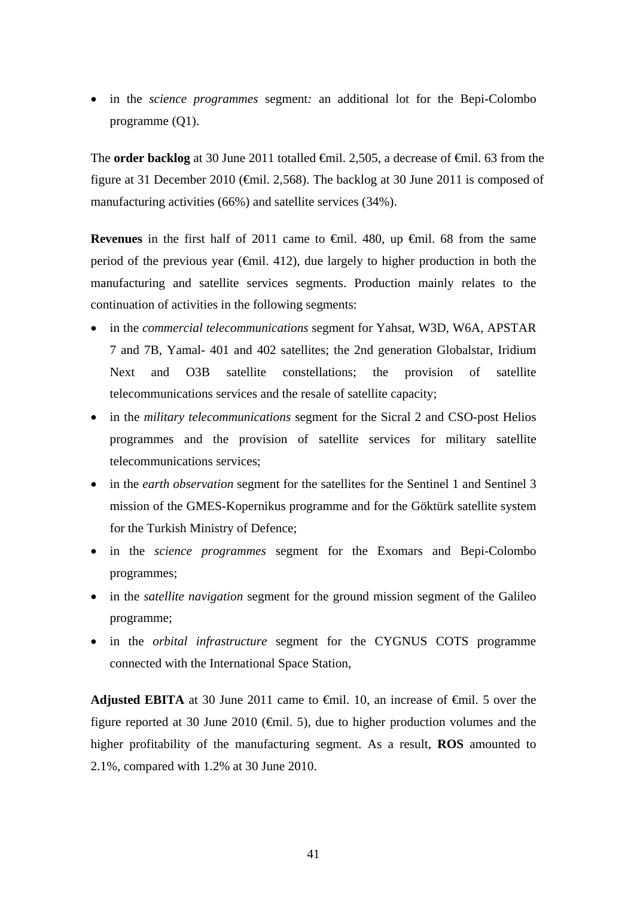- in the *science programmes* segment*:* an additional lot for the Bepi-Colombo programme (Q1).

The **order backlog** at 30 June 2011 totalled €mil. 2,505, a decrease of €mil. 63 from the figure at 31 December 2010 (€mil. 2,568). The backlog at 30 June 2011 is composed of manufacturing activities (66%) and satellite services (34%).

**Revenues** in the first half of 2011 came to €mil. 480, up €mil. 68 from the same period of the previous year (€mil. 412), due largely to higher production in both the manufacturing and satellite services segments. Production mainly relates to the continuation of activities in the following segments:

- in the *commercial telecommunications* segment for Yahsat, W3D, W6A, APSTAR 7 and 7B, Yamal- 401 and 402 satellites; the 2nd generation Globalstar, Iridium Next and O3B satellite constellations; the provision of satellite telecommunications services and the resale of satellite capacity;
- in the *military telecommunications* segment for the Sicral 2 and CSO-post Helios programmes and the provision of satellite services for military satellite telecommunications services;
- in the *earth observation* segment for the satellites for the Sentinel 1 and Sentinel 3 mission of the GMES-Kopernikus programme and for the Göktürk satellite system for the Turkish Ministry of Defence;
- in the *science programmes* segment for the Exomars and Bepi-Colombo programmes;
- in the *satellite navigation* segment for the ground mission segment of the Galileo programme;
- in the *orbital infrastructure* segment for the CYGNUS COTS programme connected with the International Space Station,

**Adjusted EBITA** at 30 June 2011 came to €mil. 10, an increase of €mil. 5 over the figure reported at 30 June 2010 (€mil. 5), due to higher production volumes and the higher profitability of the manufacturing segment. As a result, **ROS** amounted to 2.1%, compared with 1.2% at 30 June 2010.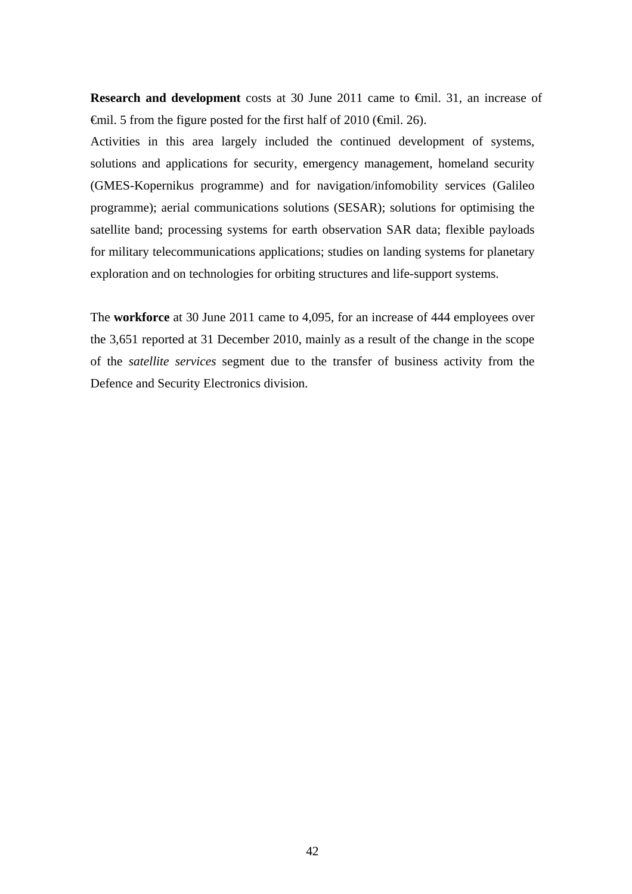**Research and development** costs at 30 June 2011 came to €mil. 31, an increase of €mil. 5 from the figure posted for the first half of 2010 (€mil. 26).

Activities in this area largely included the continued development of systems, solutions and applications for security, emergency management, homeland security (GMES-Kopernikus programme) and for navigation/infomobility services (Galileo programme); aerial communications solutions (SESAR); solutions for optimising the satellite band; processing systems for earth observation SAR data; flexible payloads for military telecommunications applications; studies on landing systems for planetary exploration and on technologies for orbiting structures and life-support systems.

The **workforce** at 30 June 2011 came to 4,095, for an increase of 444 employees over the 3,651 reported at 31 December 2010, mainly as a result of the change in the scope of the *satellite services* segment due to the transfer of business activity from the Defence and Security Electronics division.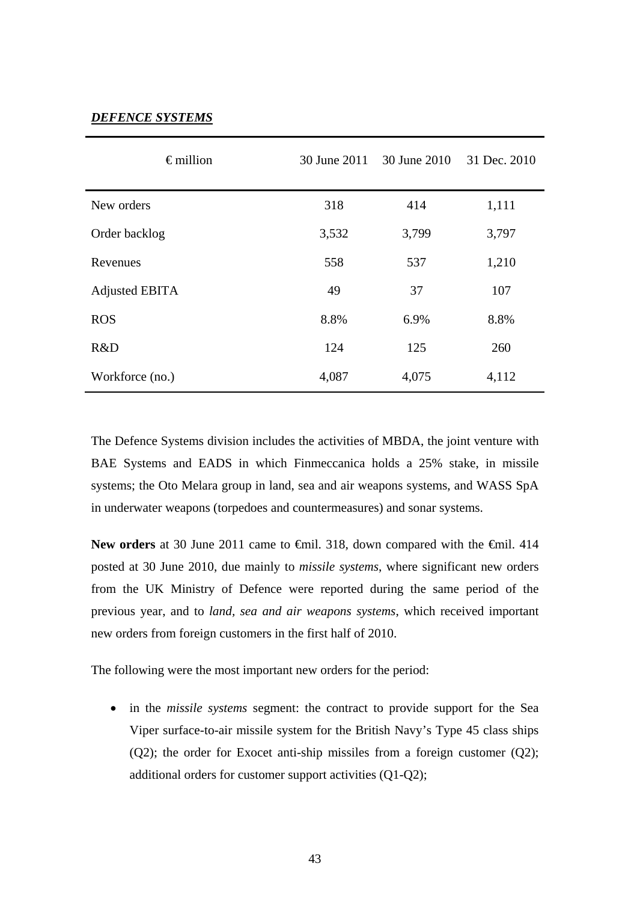***DEFENCE SYSTEMS***

| €million | 30 June 2011 | 30 June 2010 | 31 Dec. 2010 |
|---|---|---|---|
| New orders | 318 | 414 | 1,111 |
| Order backlog | 3,532 | 3,799 | 3,797 |
| Revenues | 558 | 537 | 1,210 |
| Adjusted EBITA | 49 | 37 | 107 |
| ROS | 8.8% | 6.9% | 8.8% |
| R&D | 124 | 125 | 260 |
| Workforce (no.) | 4,087 | 4,075 | 4,112 |

The Defence Systems division includes the activities of MBDA, the joint venture with BAE Systems and EADS in which Finmeccanica holds a 25% stake, in missile systems; the Oto Melara group in land, sea and air weapons systems, and WASS SpA in underwater weapons (torpedoes and countermeasures) and sonar systems.

**New orders** at 30 June 2011 came to €mil. 318, down compared with the €mil. 414 posted at 30 June 2010, due mainly to *missile systems*, where significant new orders from the UK Ministry of Defence were reported during the same period of the previous year, and to *land, sea and air weapons systems*, which received important new orders from foreign customers in the first half of 2010.

The following were the most important new orders for the period:

- in the *missile systems* segment: the contract to provide support for the Sea Viper surface-to-air missile system for the British Navy's Type 45 class ships (Q2); the order for Exocet anti-ship missiles from a foreign customer (Q2); additional orders for customer support activities (Q1-Q2);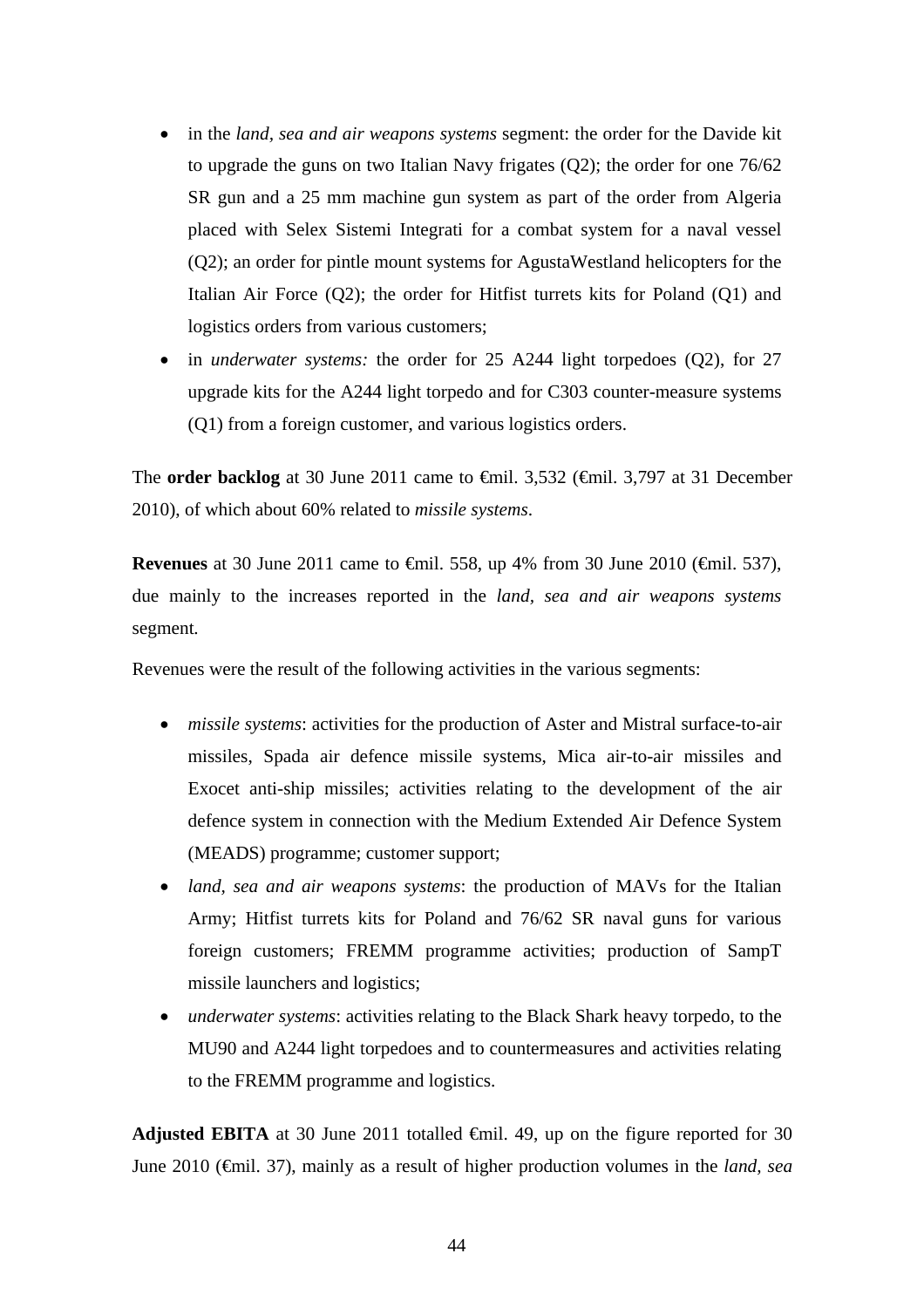- in the *land, sea and air weapons systems* segment: the order for the Davide kit to upgrade the guns on two Italian Navy frigates (Q2); the order for one 76/62 SR gun and a 25 mm machine gun system as part of the order from Algeria placed with Selex Sistemi Integrati for a combat system for a naval vessel (Q2); an order for pintle mount systems for AgustaWestland helicopters for the Italian Air Force (Q2); the order for Hitfist turrets kits for Poland (Q1) and logistics orders from various customers;
- in *underwater systems:* the order for 25 A244 light torpedoes (Q2), for 27 upgrade kits for the A244 light torpedo and for C303 counter-measure systems (Q1) from a foreign customer, and various logistics orders.

The **order backlog** at 30 June 2011 came to €mil. 3,532 (€mil. 3,797 at 31 December 2010), of which about 60% related to *missile systems*.

**Revenues** at 30 June 2011 came to €mil. 558, up 4% from 30 June 2010 (€mil. 537), due mainly to the increases reported in the *land, sea and air weapons systems* segment.

Revenues were the result of the following activities in the various segments:

- *missile systems*: activities for the production of Aster and Mistral surface-to-air missiles, Spada air defence missile systems, Mica air-to-air missiles and Exocet anti-ship missiles; activities relating to the development of the air defence system in connection with the Medium Extended Air Defence System (MEADS) programme; customer support;
- *land, sea and air weapons systems*: the production of MAVs for the Italian Army; Hitfist turrets kits for Poland and 76/62 SR naval guns for various foreign customers; FREMM programme activities; production of SampT missile launchers and logistics;
- *underwater systems*: activities relating to the Black Shark heavy torpedo, to the MU90 and A244 light torpedoes and to countermeasures and activities relating to the FREMM programme and logistics.

**Adjusted EBITA** at 30 June 2011 totalled €mil. 49, up on the figure reported for 30 June 2010 (€mil. 37), mainly as a result of higher production volumes in the *land, sea*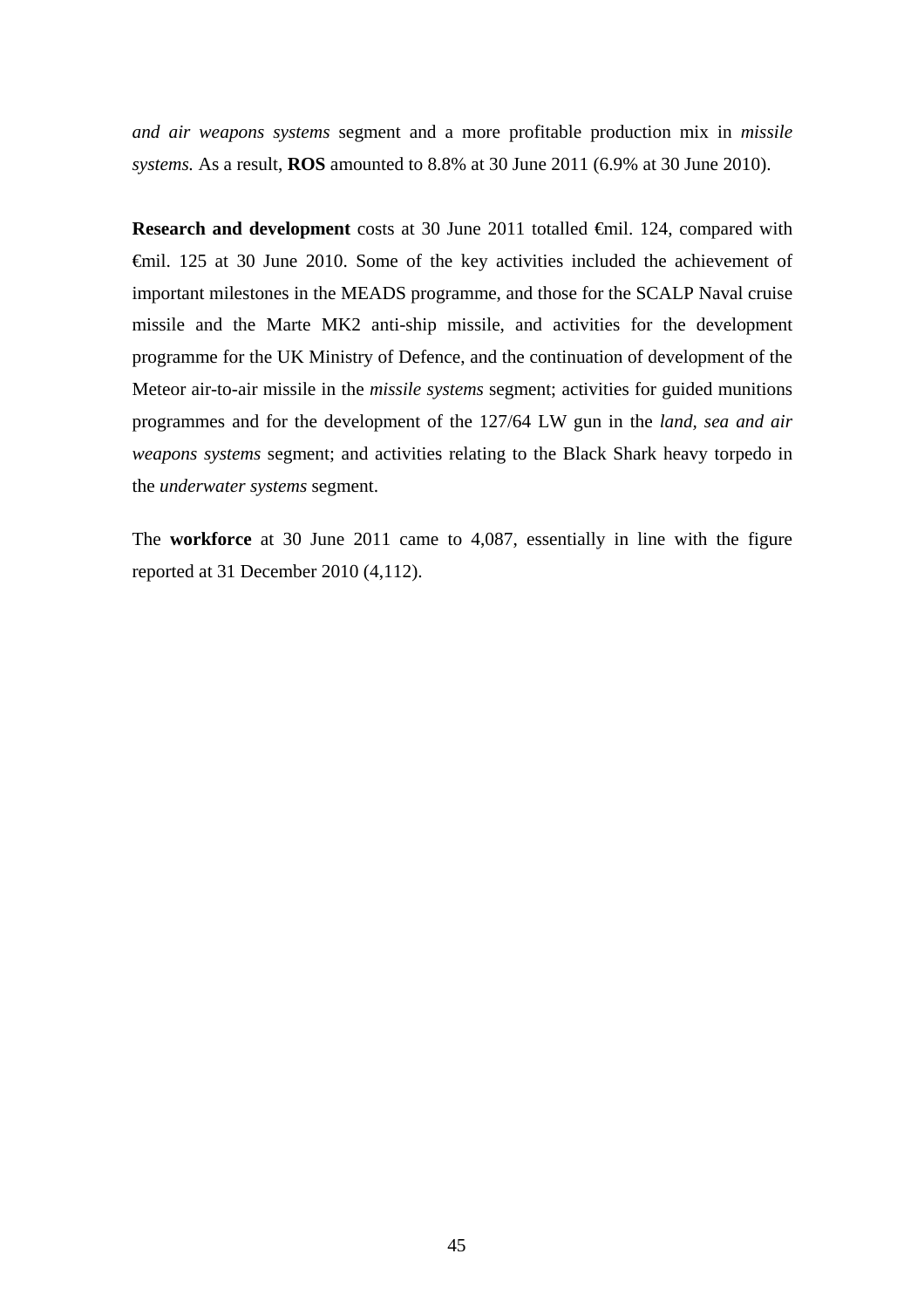*and air weapons systems* segment and a more profitable production mix in *missile systems.* As a result, **ROS** amounted to 8.8% at 30 June 2011 (6.9% at 30 June 2010).

**Research and development** costs at 30 June 2011 totalled €mil. 124, compared with €mil. 125 at 30 June 2010. Some of the key activities included the achievement of important milestones in the MEADS programme, and those for the SCALP Naval cruise missile and the Marte MK2 anti-ship missile, and activities for the development programme for the UK Ministry of Defence, and the continuation of development of the Meteor air-to-air missile in the *missile systems* segment; activities for guided munitions programmes and for the development of the 127/64 LW gun in the *land, sea and air weapons systems* segment; and activities relating to the Black Shark heavy torpedo in the *underwater systems* segment.

The **workforce** at 30 June 2011 came to 4,087, essentially in line with the figure reported at 31 December 2010 (4,112).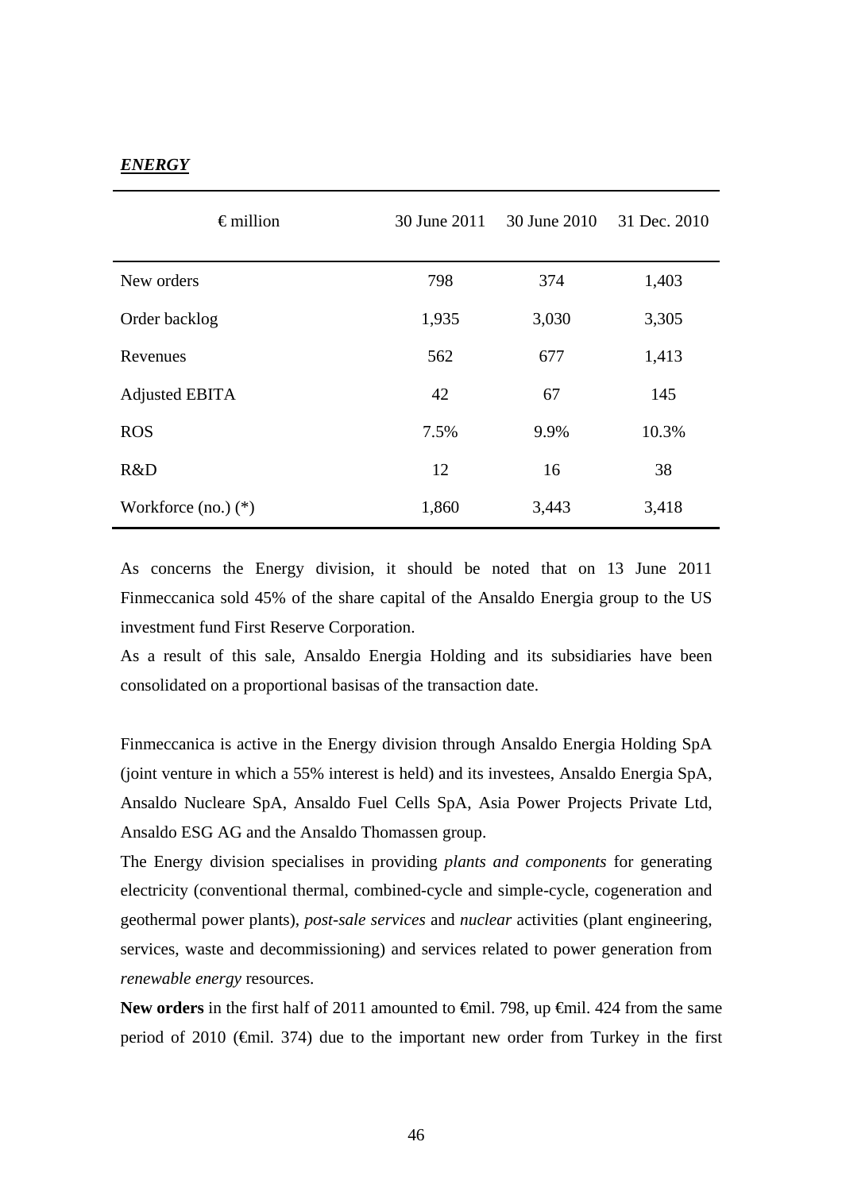***ENERGY***

| € million | 30 June 2011 | 30 June 2010 | 31 Dec. 2010 |
|---|---|---|---|
| New orders | 798 | 374 | 1,403 |
| Order backlog | 1,935 | 3,030 | 3,305 |
| Revenues | 562 | 677 | 1,413 |
| Adjusted EBITA | 42 | 67 | 145 |
| ROS | 7.5% | 9.9% | 10.3% |
| R&D | 12 | 16 | 38 |
| Workforce (no.) (*) | 1,860 | 3,443 | 3,418 |

As concerns the Energy division, it should be noted that on 13 June 2011 Finmeccanica sold 45% of the share capital of the Ansaldo Energia group to the US investment fund First Reserve Corporation.

As a result of this sale, Ansaldo Energia Holding and its subsidiaries have been consolidated on a proportional basisas of the transaction date.

Finmeccanica is active in the Energy division through Ansaldo Energia Holding SpA (joint venture in which a 55% interest is held) and its investees, Ansaldo Energia SpA, Ansaldo Nucleare SpA, Ansaldo Fuel Cells SpA, Asia Power Projects Private Ltd, Ansaldo ESG AG and the Ansaldo Thomassen group.

The Energy division specialises in providing *plants and components* for generating electricity (conventional thermal, combined-cycle and simple-cycle, cogeneration and geothermal power plants), *post-sale services* and *nuclear* activities (plant engineering, services, waste and decommissioning) and services related to power generation from *renewable energy* resources.

**New orders** in the first half of 2011 amounted to €mil. 798, up €mil. 424 from the same period of 2010 (€mil. 374) due to the important new order from Turkey in the first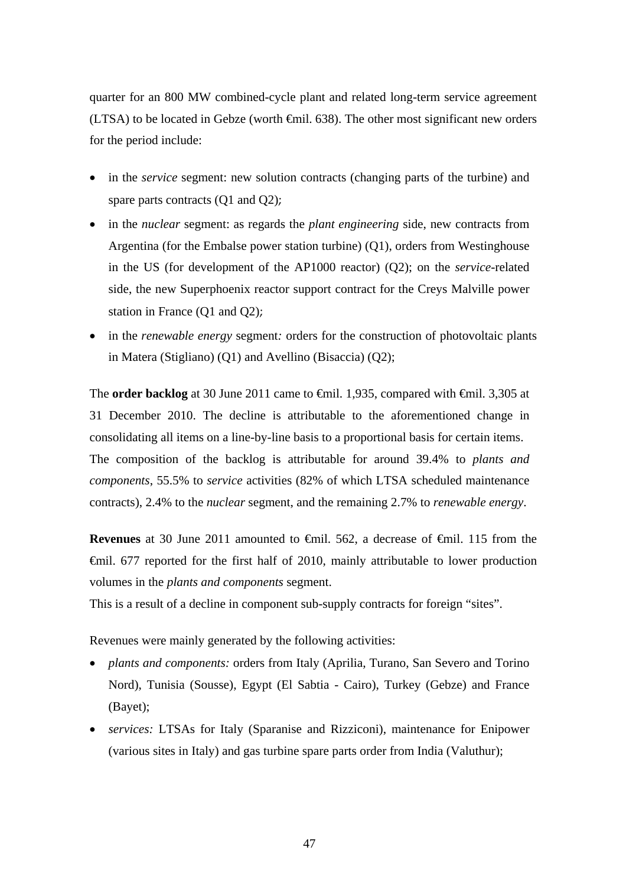quarter for an 800 MW combined-cycle plant and related long-term service agreement (LTSA) to be located in Gebze (worth €mil. 638). The other most significant new orders for the period include:

- in the *service* segment: new solution contracts (changing parts of the turbine) and spare parts contracts (Q1 and Q2);
- in the *nuclear* segment: as regards the *plant engineering* side, new contracts from Argentina (for the Embalse power station turbine) (Q1), orders from Westinghouse in the US (for development of the AP1000 reactor) (Q2); on the *service*-related side, the new Superphoenix reactor support contract for the Creys Malville power station in France (Q1 and Q2);
- in the *renewable energy* segment*:* orders for the construction of photovoltaic plants in Matera (Stigliano) (Q1) and Avellino (Bisaccia) (Q2);

The **order backlog** at 30 June 2011 came to €mil. 1,935, compared with €mil. 3,305 at 31 December 2010. The decline is attributable to the aforementioned change in consolidating all items on a line-by-line basis to a proportional basis for certain items. The composition of the backlog is attributable for around 39.4% to *plants and components*, 55.5% to *service* activities (82% of which LTSA scheduled maintenance contracts), 2.4% to the *nuclear* segment, and the remaining 2.7% to *renewable energy*.

**Revenues** at 30 June 2011 amounted to €mil. 562, a decrease of €mil. 115 from the €mil. 677 reported for the first half of 2010, mainly attributable to lower production volumes in the *plants and components* segment.
This is a result of a decline in component sub-supply contracts for foreign "sites".

Revenues were mainly generated by the following activities:

- *plants and components:* orders from Italy (Aprilia, Turano, San Severo and Torino Nord), Tunisia (Sousse), Egypt (El Sabtia - Cairo), Turkey (Gebze) and France (Bayet);
- *services:* LTSAs for Italy (Sparanise and Rizziconi), maintenance for Enipower (various sites in Italy) and gas turbine spare parts order from India (Valuthur);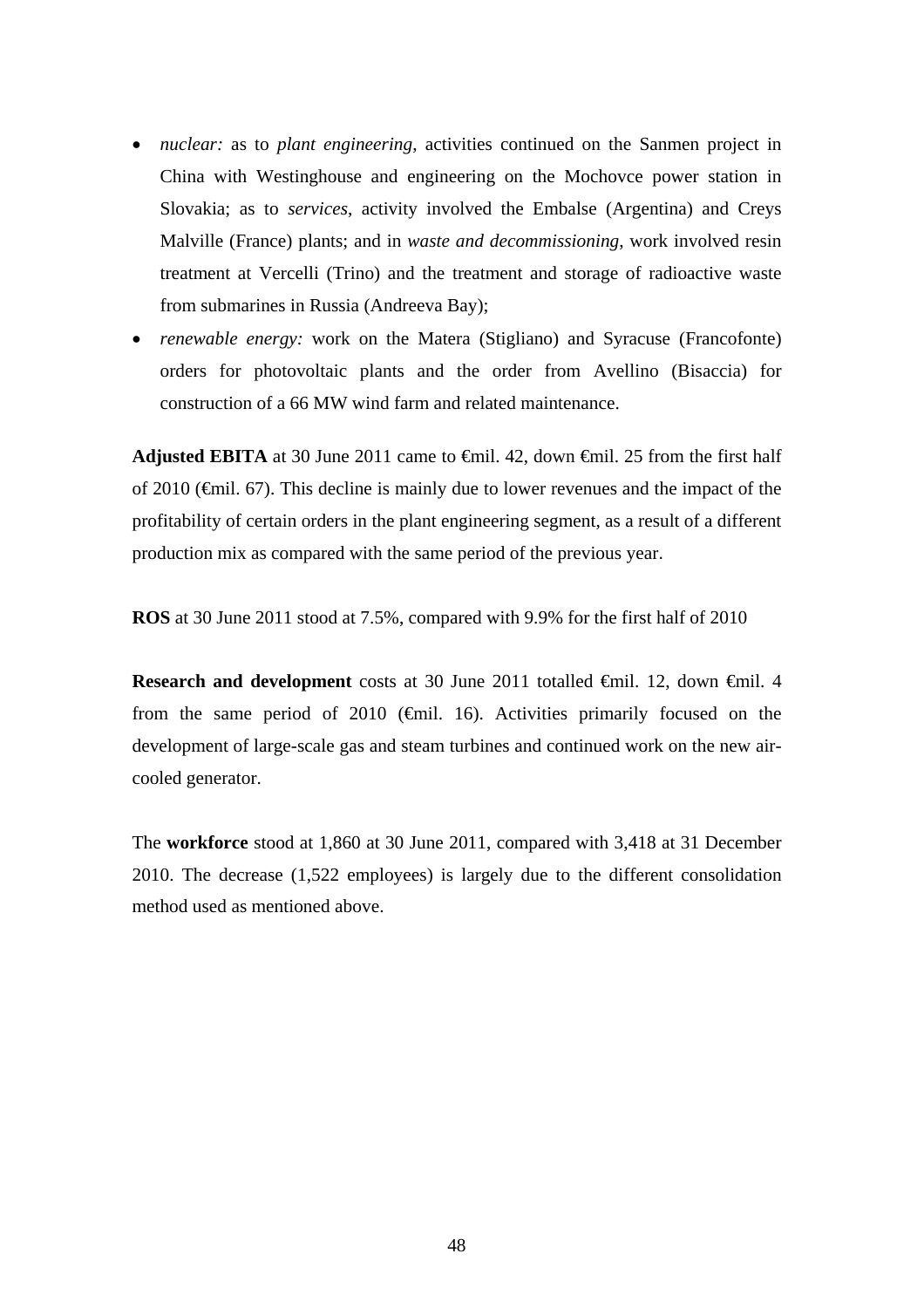- *nuclear:* as to *plant engineering*, activities continued on the Sanmen project in China with Westinghouse and engineering on the Mochovce power station in Slovakia; as to *services*, activity involved the Embalse (Argentina) and Creys Malville (France) plants; and in *waste and decommissioning*, work involved resin treatment at Vercelli (Trino) and the treatment and storage of radioactive waste from submarines in Russia (Andreeva Bay);
- *renewable energy:* work on the Matera (Stigliano) and Syracuse (Francofonte) orders for photovoltaic plants and the order from Avellino (Bisaccia) for construction of a 66 MW wind farm and related maintenance.

**Adjusted EBITA** at 30 June 2011 came to €mil. 42, down €mil. 25 from the first half of 2010 (€mil. 67). This decline is mainly due to lower revenues and the impact of the profitability of certain orders in the plant engineering segment, as a result of a different production mix as compared with the same period of the previous year.

**ROS** at 30 June 2011 stood at 7.5%, compared with 9.9% for the first half of 2010

**Research and development** costs at 30 June 2011 totalled €mil. 12, down €mil. 4 from the same period of 2010 (€mil. 16). Activities primarily focused on the development of large-scale gas and steam turbines and continued work on the new air-cooled generator.

The **workforce** stood at 1,860 at 30 June 2011, compared with 3,418 at 31 December 2010. The decrease (1,522 employees) is largely due to the different consolidation method used as mentioned above.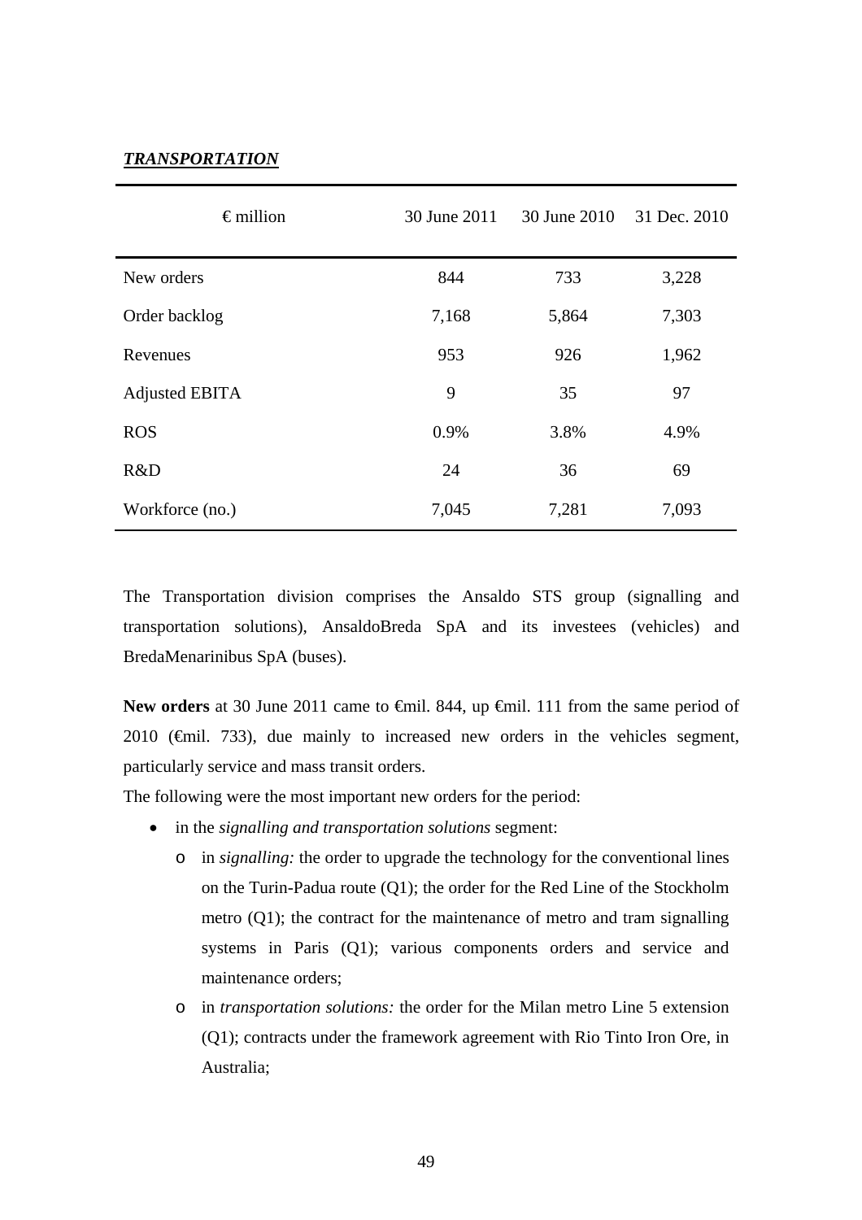***TRANSPORTATION***

| € million | 30 June 2011 | 30 June 2010 | 31 Dec. 2010 |
|---|---|---|---|
| New orders | 844 | 733 | 3,228 |
| Order backlog | 7,168 | 5,864 | 7,303 |
| Revenues | 953 | 926 | 1,962 |
| Adjusted EBITA | 9 | 35 | 97 |
| ROS | 0.9% | 3.8% | 4.9% |
| R&D | 24 | 36 | 69 |
| Workforce (no.) | 7,045 | 7,281 | 7,093 |

The Transportation division comprises the Ansaldo STS group (signalling and transportation solutions), AnsaldoBreda SpA and its investees (vehicles) and BredaMenarinibus SpA (buses).

**New orders** at 30 June 2011 came to €mil. 844, up €mil. 111 from the same period of 2010 (€mil. 733), due mainly to increased new orders in the vehicles segment, particularly service and mass transit orders.

The following were the most important new orders for the period:

- in the *signalling and transportation solutions* segment:
  - in *signalling:* the order to upgrade the technology for the conventional lines on the Turin-Padua route (Q1); the order for the Red Line of the Stockholm metro (Q1); the contract for the maintenance of metro and tram signalling systems in Paris (Q1); various components orders and service and maintenance orders;
  - in *transportation solutions:* the order for the Milan metro Line 5 extension (Q1); contracts under the framework agreement with Rio Tinto Iron Ore, in Australia;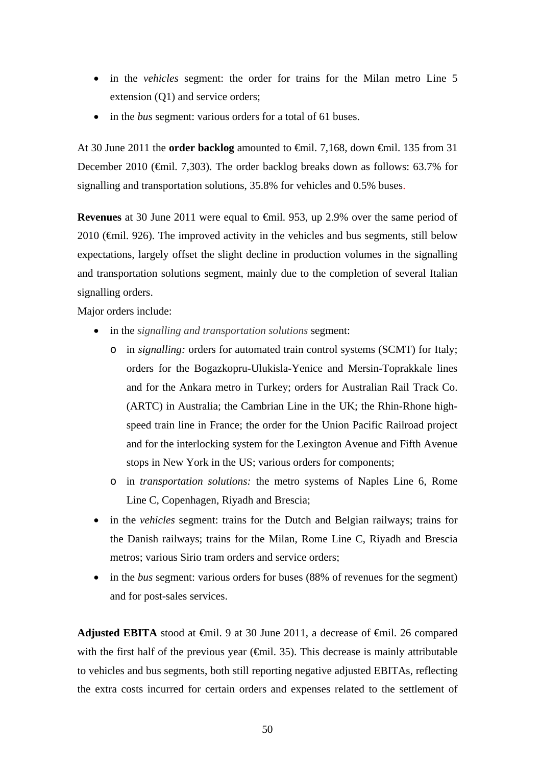- in the *vehicles* segment: the order for trains for the Milan metro Line 5 extension (Q1) and service orders;
- in the *bus* segment: various orders for a total of 61 buses.

At 30 June 2011 the **order backlog** amounted to €mil. 7,168, down €mil. 135 from 31 December 2010 (€mil. 7,303). The order backlog breaks down as follows: 63.7% for signalling and transportation solutions, 35.8% for vehicles and 0.5% buses.

**Revenues** at 30 June 2011 were equal to €mil. 953, up 2.9% over the same period of 2010 (€mil. 926). The improved activity in the vehicles and bus segments, still below expectations, largely offset the slight decline in production volumes in the signalling and transportation solutions segment, mainly due to the completion of several Italian signalling orders.

Major orders include:

- in the *signalling and transportation solutions* segment:
  - in *signalling:* orders for automated train control systems (SCMT) for Italy; orders for the Bogazkopru-Ulukisla-Yenice and Mersin-Toprakkale lines and for the Ankara metro in Turkey; orders for Australian Rail Track Co. (ARTC) in Australia; the Cambrian Line in the UK; the Rhin-Rhone high-speed train line in France; the order for the Union Pacific Railroad project and for the interlocking system for the Lexington Avenue and Fifth Avenue stops in New York in the US; various orders for components;
  - in *transportation solutions:* the metro systems of Naples Line 6, Rome Line C, Copenhagen, Riyadh and Brescia;
- in the *vehicles* segment: trains for the Dutch and Belgian railways; trains for the Danish railways; trains for the Milan, Rome Line C, Riyadh and Brescia metros; various Sirio tram orders and service orders;
- in the *bus* segment: various orders for buses (88% of revenues for the segment) and for post-sales services.

**Adjusted EBITA** stood at €mil. 9 at 30 June 2011, a decrease of €mil. 26 compared with the first half of the previous year (€mil. 35). This decrease is mainly attributable to vehicles and bus segments, both still reporting negative adjusted EBITAs, reflecting the extra costs incurred for certain orders and expenses related to the settlement of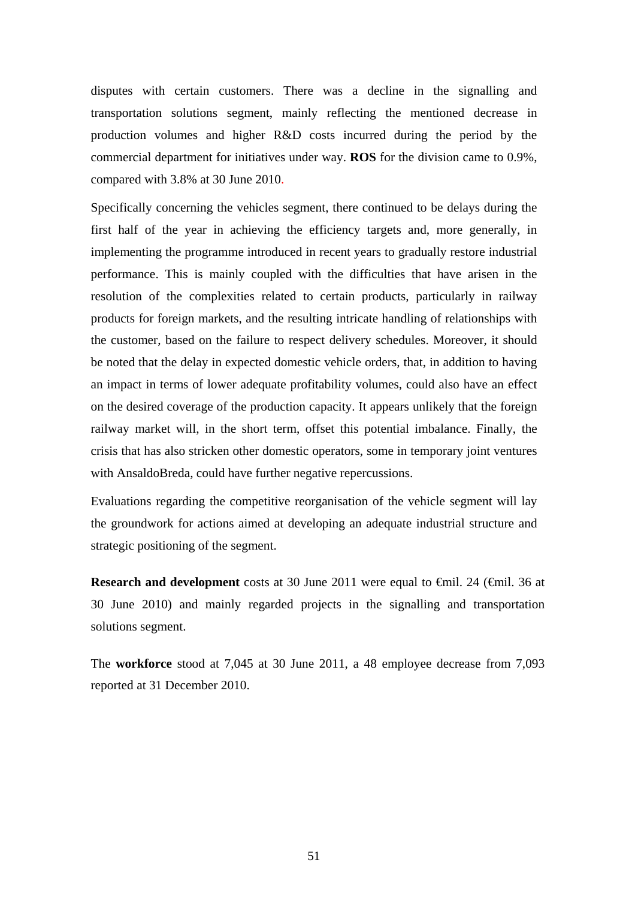disputes with certain customers. There was a decline in the signalling and transportation solutions segment, mainly reflecting the mentioned decrease in production volumes and higher R&D costs incurred during the period by the commercial department for initiatives under way. **ROS** for the division came to 0.9%, compared with 3.8% at 30 June 2010.

Specifically concerning the vehicles segment, there continued to be delays during the first half of the year in achieving the efficiency targets and, more generally, in implementing the programme introduced in recent years to gradually restore industrial performance. This is mainly coupled with the difficulties that have arisen in the resolution of the complexities related to certain products, particularly in railway products for foreign markets, and the resulting intricate handling of relationships with the customer, based on the failure to respect delivery schedules. Moreover, it should be noted that the delay in expected domestic vehicle orders, that, in addition to having an impact in terms of lower adequate profitability volumes, could also have an effect on the desired coverage of the production capacity. It appears unlikely that the foreign railway market will, in the short term, offset this potential imbalance. Finally, the crisis that has also stricken other domestic operators, some in temporary joint ventures with AnsaldoBreda, could have further negative repercussions.

Evaluations regarding the competitive reorganisation of the vehicle segment will lay the groundwork for actions aimed at developing an adequate industrial structure and strategic positioning of the segment.

**Research and development** costs at 30 June 2011 were equal to €mil. 24 (€mil. 36 at 30 June 2010) and mainly regarded projects in the signalling and transportation solutions segment.

The **workforce** stood at 7,045 at 30 June 2011, a 48 employee decrease from 7,093 reported at 31 December 2010.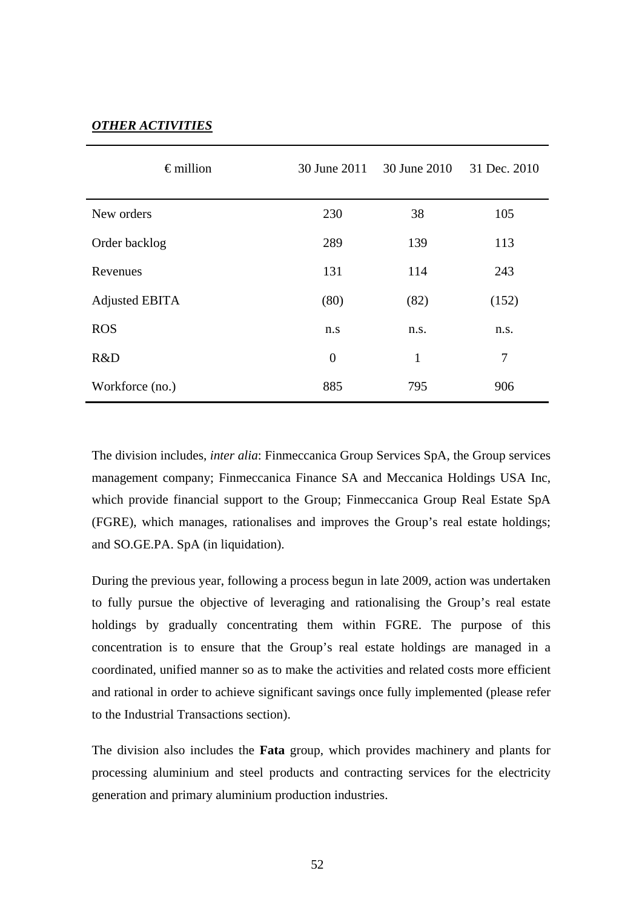***OTHER ACTIVITIES***

| € million | 30 June 2011 | 30 June 2010 | 31 Dec. 2010 |
|---|---|---|---|
| New orders | 230 | 38 | 105 |
| Order backlog | 289 | 139 | 113 |
| Revenues | 131 | 114 | 243 |
| Adjusted EBITA | (80) | (82) | (152) |
| ROS | n.s | n.s. | n.s. |
| R&D | 0 | 1 | 7 |
| Workforce (no.) | 885 | 795 | 906 |

The division includes, *inter alia*: Finmeccanica Group Services SpA, the Group services management company; Finmeccanica Finance SA and Meccanica Holdings USA Inc, which provide financial support to the Group; Finmeccanica Group Real Estate SpA (FGRE), which manages, rationalises and improves the Group's real estate holdings; and SO.GE.PA. SpA (in liquidation).

During the previous year, following a process begun in late 2009, action was undertaken to fully pursue the objective of leveraging and rationalising the Group's real estate holdings by gradually concentrating them within FGRE. The purpose of this concentration is to ensure that the Group's real estate holdings are managed in a coordinated, unified manner so as to make the activities and related costs more efficient and rational in order to achieve significant savings once fully implemented (please refer to the Industrial Transactions section).

The division also includes the **Fata** group, which provides machinery and plants for processing aluminium and steel products and contracting services for the electricity generation and primary aluminium production industries.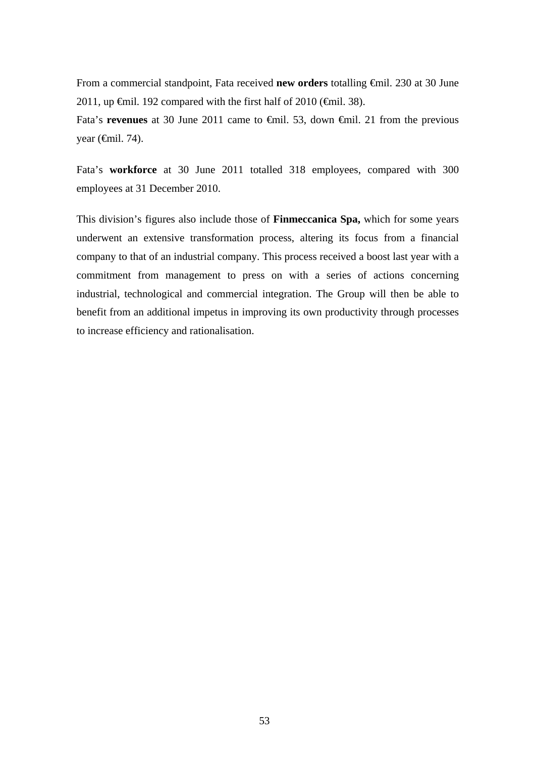From a commercial standpoint, Fata received **new orders** totalling €mil. 230 at 30 June 2011, up €mil. 192 compared with the first half of 2010 (€mil. 38).
Fata's **revenues** at 30 June 2011 came to €mil. 53, down €mil. 21 from the previous year (€mil. 74).

Fata's **workforce** at 30 June 2011 totalled 318 employees, compared with 300 employees at 31 December 2010.

This division's figures also include those of **Finmeccanica Spa,** which for some years underwent an extensive transformation process, altering its focus from a financial company to that of an industrial company. This process received a boost last year with a commitment from management to press on with a series of actions concerning industrial, technological and commercial integration. The Group will then be able to benefit from an additional impetus in improving its own productivity through processes to increase efficiency and rationalisation.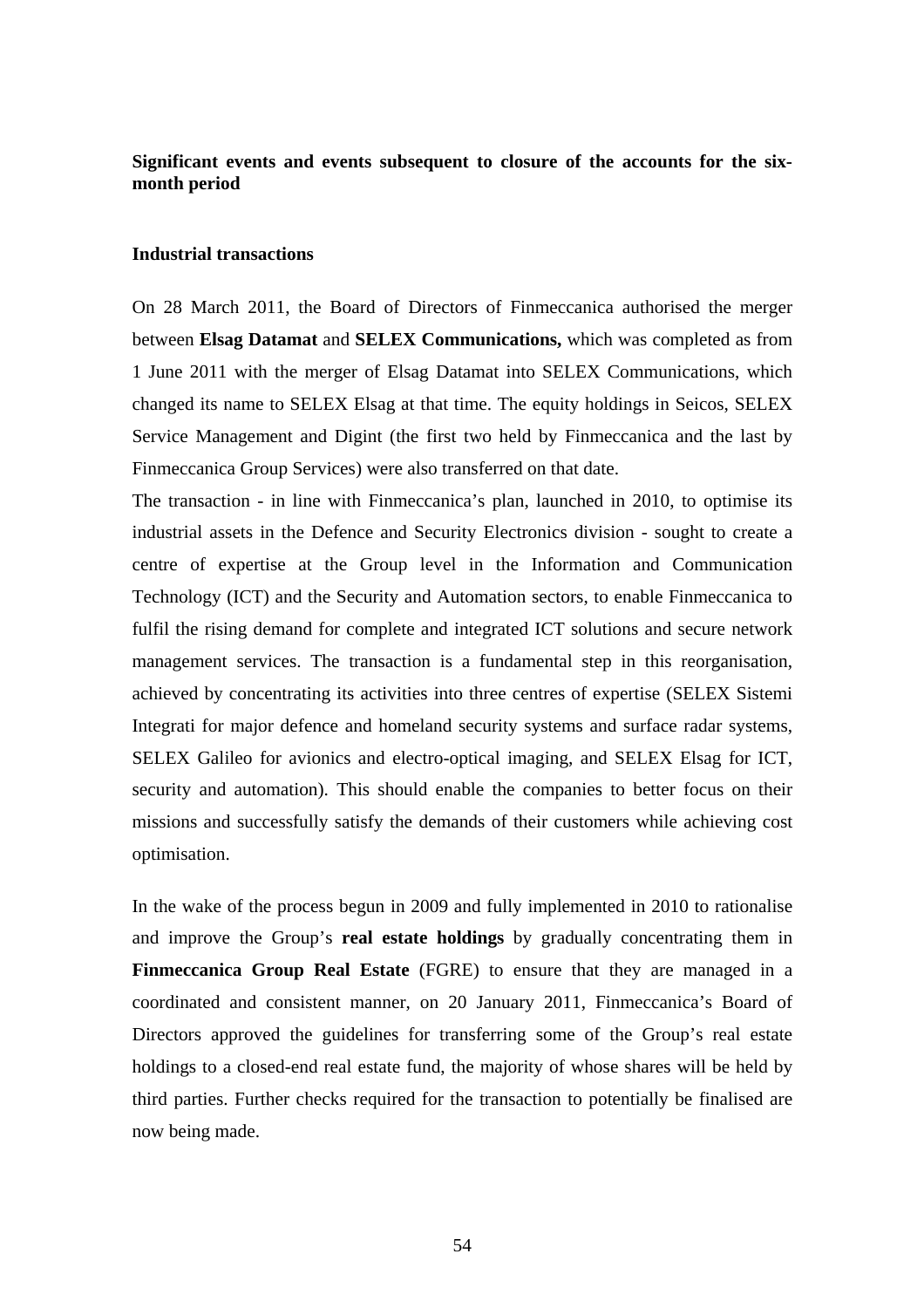## Significant events and events subsequent to closure of the accounts for the six-month period

### Industrial transactions

On 28 March 2011, the Board of Directors of Finmeccanica authorised the merger between **Elsag Datamat** and **SELEX Communications,** which was completed as from 1 June 2011 with the merger of Elsag Datamat into SELEX Communications, which changed its name to SELEX Elsag at that time. The equity holdings in Seicos, SELEX Service Management and Digint (the first two held by Finmeccanica and the last by Finmeccanica Group Services) were also transferred on that date.

The transaction - in line with Finmeccanica's plan, launched in 2010, to optimise its industrial assets in the Defence and Security Electronics division - sought to create a centre of expertise at the Group level in the Information and Communication Technology (ICT) and the Security and Automation sectors, to enable Finmeccanica to fulfil the rising demand for complete and integrated ICT solutions and secure network management services. The transaction is a fundamental step in this reorganisation, achieved by concentrating its activities into three centres of expertise (SELEX Sistemi Integrati for major defence and homeland security systems and surface radar systems, SELEX Galileo for avionics and electro-optical imaging, and SELEX Elsag for ICT, security and automation). This should enable the companies to better focus on their missions and successfully satisfy the demands of their customers while achieving cost optimisation.

In the wake of the process begun in 2009 and fully implemented in 2010 to rationalise and improve the Group's **real estate holdings** by gradually concentrating them in **Finmeccanica Group Real Estate** (FGRE) to ensure that they are managed in a coordinated and consistent manner, on 20 January 2011, Finmeccanica's Board of Directors approved the guidelines for transferring some of the Group's real estate holdings to a closed-end real estate fund, the majority of whose shares will be held by third parties. Further checks required for the transaction to potentially be finalised are now being made.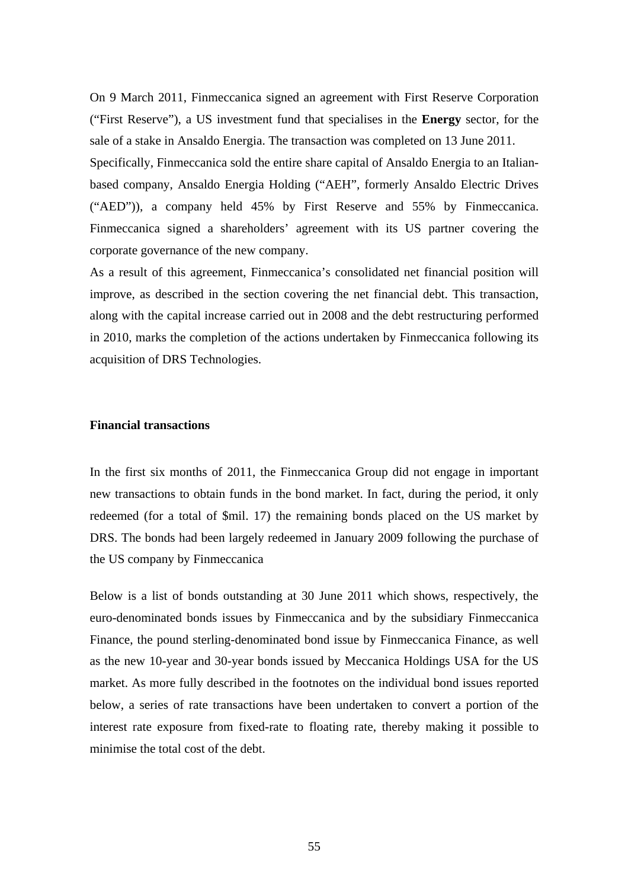On 9 March 2011, Finmeccanica signed an agreement with First Reserve Corporation ("First Reserve"), a US investment fund that specialises in the **Energy** sector, for the sale of a stake in Ansaldo Energia. The transaction was completed on 13 June 2011.
Specifically, Finmeccanica sold the entire share capital of Ansaldo Energia to an Italian-based company, Ansaldo Energia Holding ("AEH", formerly Ansaldo Electric Drives ("AED")), a company held 45% by First Reserve and 55% by Finmeccanica. Finmeccanica signed a shareholders' agreement with its US partner covering the corporate governance of the new company.
As a result of this agreement, Finmeccanica's consolidated net financial position will improve, as described in the section covering the net financial debt. This transaction, along with the capital increase carried out in 2008 and the debt restructuring performed in 2010, marks the completion of the actions undertaken by Finmeccanica following its acquisition of DRS Technologies.

**Financial transactions**

In the first six months of 2011, the Finmeccanica Group did not engage in important new transactions to obtain funds in the bond market. In fact, during the period, it only redeemed (for a total of $mil. 17) the remaining bonds placed on the US market by DRS. The bonds had been largely redeemed in January 2009 following the purchase of the US company by Finmeccanica

Below is a list of bonds outstanding at 30 June 2011 which shows, respectively, the euro-denominated bonds issues by Finmeccanica and by the subsidiary Finmeccanica Finance, the pound sterling-denominated bond issue by Finmeccanica Finance, as well as the new 10-year and 30-year bonds issued by Meccanica Holdings USA for the US market. As more fully described in the footnotes on the individual bond issues reported below, a series of rate transactions have been undertaken to convert a portion of the interest rate exposure from fixed-rate to floating rate, thereby making it possible to minimise the total cost of the debt.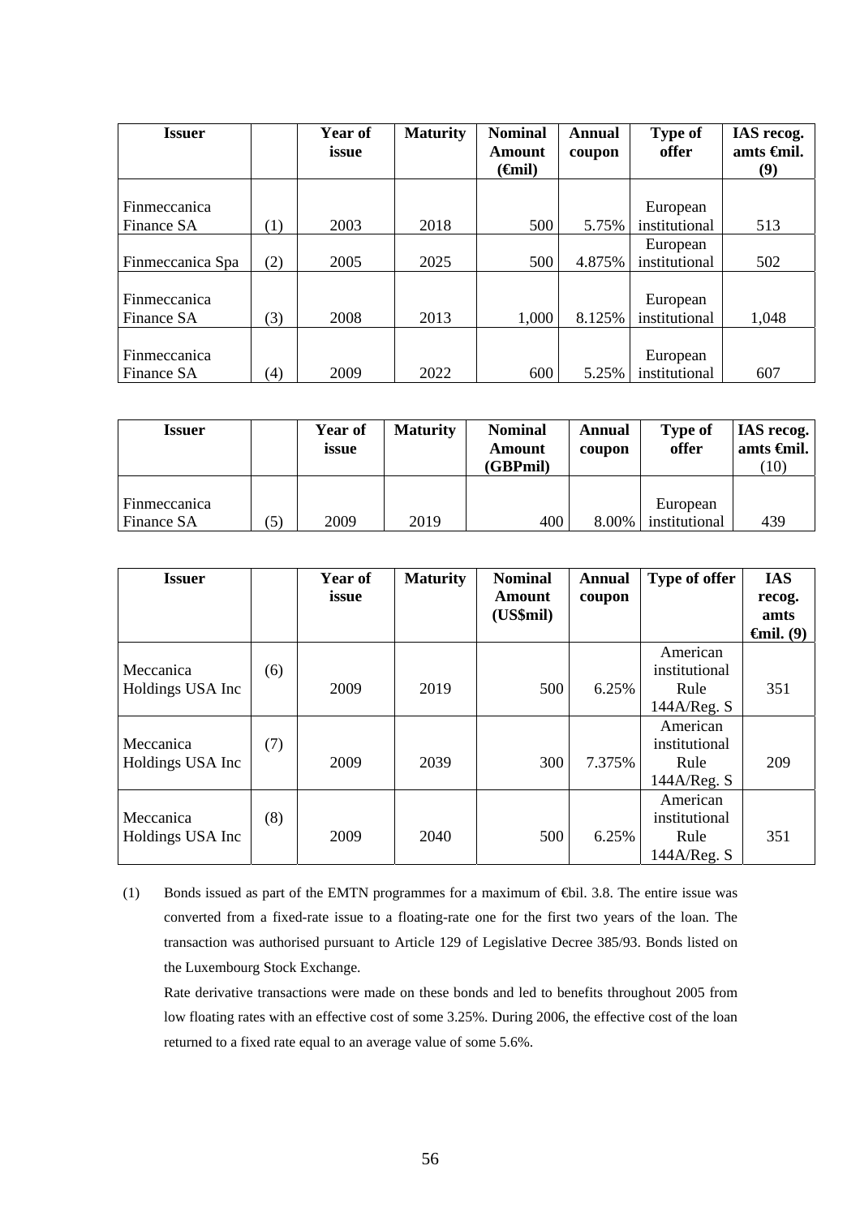| Issuer | | Year of issue | Maturity | Nominal Amount (€mil) | Annual coupon | Type of offer | IAS recog. amts €mil. (9) |
|---|---|---|---|---|---|---|---|
| Finmeccanica Finance SA | (1) | 2003 | 2018 | 500 | 5.75% | European institutional | 513 |
| Finmeccanica Spa | (2) | 2005 | 2025 | 500 | 4.875% | European institutional | 502 |
| Finmeccanica Finance SA | (3) | 2008 | 2013 | 1,000 | 8.125% | European institutional | 1,048 |
| Finmeccanica Finance SA | (4) | 2009 | 2022 | 600 | 5.25% | European institutional | 607 |

| Issuer | | Year of issue | Maturity | Nominal Amount (GBPmil) | Annual coupon | Type of offer | IAS recog. amts €mil. (10) |
|---|---|---|---|---|---|---|---|
| Finmeccanica Finance SA | (5) | 2009 | 2019 | 400 | 8.00% | European institutional | 439 |

| Issuer | | Year of issue | Maturity | Nominal Amount (US$mil) | Annual coupon | Type of offer | IAS recog. amts €mil. (9) |
|---|---|---|---|---|---|---|---|
| Meccanica Holdings USA Inc | (6) | 2009 | 2019 | 500 | 6.25% | American institutional Rule 144A/Reg. S | 351 |
| Meccanica Holdings USA Inc | (7) | 2009 | 2039 | 300 | 7.375% | American institutional Rule 144A/Reg. S | 209 |
| Meccanica Holdings USA Inc | (8) | 2009 | 2040 | 500 | 6.25% | American institutional Rule 144A/Reg. S | 351 |

(1) Bonds issued as part of the EMTN programmes for a maximum of €bil. 3.8. The entire issue was converted from a fixed-rate issue to a floating-rate one for the first two years of the loan. The transaction was authorised pursuant to Article 129 of Legislative Decree 385/93. Bonds listed on the Luxembourg Stock Exchange.

Rate derivative transactions were made on these bonds and led to benefits throughout 2005 from low floating rates with an effective cost of some 3.25%. During 2006, the effective cost of the loan returned to a fixed rate equal to an average value of some 5.6%.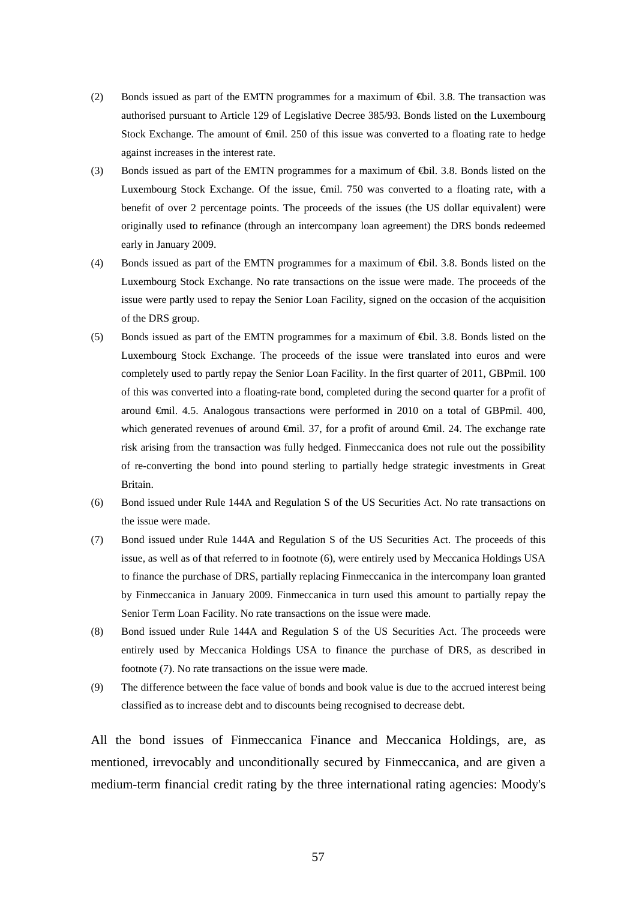(2) Bonds issued as part of the EMTN programmes for a maximum of €bil. 3.8. The transaction was authorised pursuant to Article 129 of Legislative Decree 385/93. Bonds listed on the Luxembourg Stock Exchange. The amount of €mil. 250 of this issue was converted to a floating rate to hedge against increases in the interest rate.

(3) Bonds issued as part of the EMTN programmes for a maximum of €bil. 3.8. Bonds listed on the Luxembourg Stock Exchange. Of the issue, €mil. 750 was converted to a floating rate, with a benefit of over 2 percentage points. The proceeds of the issues (the US dollar equivalent) were originally used to refinance (through an intercompany loan agreement) the DRS bonds redeemed early in January 2009.

(4) Bonds issued as part of the EMTN programmes for a maximum of €bil. 3.8. Bonds listed on the Luxembourg Stock Exchange. No rate transactions on the issue were made. The proceeds of the issue were partly used to repay the Senior Loan Facility, signed on the occasion of the acquisition of the DRS group.

(5) Bonds issued as part of the EMTN programmes for a maximum of €bil. 3.8. Bonds listed on the Luxembourg Stock Exchange. The proceeds of the issue were translated into euros and were completely used to partly repay the Senior Loan Facility. In the first quarter of 2011, GBPmil. 100 of this was converted into a floating-rate bond, completed during the second quarter for a profit of around €mil. 4.5. Analogous transactions were performed in 2010 on a total of GBPmil. 400, which generated revenues of around €mil. 37, for a profit of around €mil. 24. The exchange rate risk arising from the transaction was fully hedged. Finmeccanica does not rule out the possibility of re-converting the bond into pound sterling to partially hedge strategic investments in Great Britain.

(6) Bond issued under Rule 144A and Regulation S of the US Securities Act. No rate transactions on the issue were made.

(7) Bond issued under Rule 144A and Regulation S of the US Securities Act. The proceeds of this issue, as well as of that referred to in footnote (6), were entirely used by Meccanica Holdings USA to finance the purchase of DRS, partially replacing Finmeccanica in the intercompany loan granted by Finmeccanica in January 2009. Finmeccanica in turn used this amount to partially repay the Senior Term Loan Facility. No rate transactions on the issue were made.

(8) Bond issued under Rule 144A and Regulation S of the US Securities Act. The proceeds were entirely used by Meccanica Holdings USA to finance the purchase of DRS, as described in footnote (7). No rate transactions on the issue were made.

(9) The difference between the face value of bonds and book value is due to the accrued interest being classified as to increase debt and to discounts being recognised to decrease debt.

All the bond issues of Finmeccanica Finance and Meccanica Holdings, are, as mentioned, irrevocably and unconditionally secured by Finmeccanica, and are given a medium-term financial credit rating by the three international rating agencies: Moody's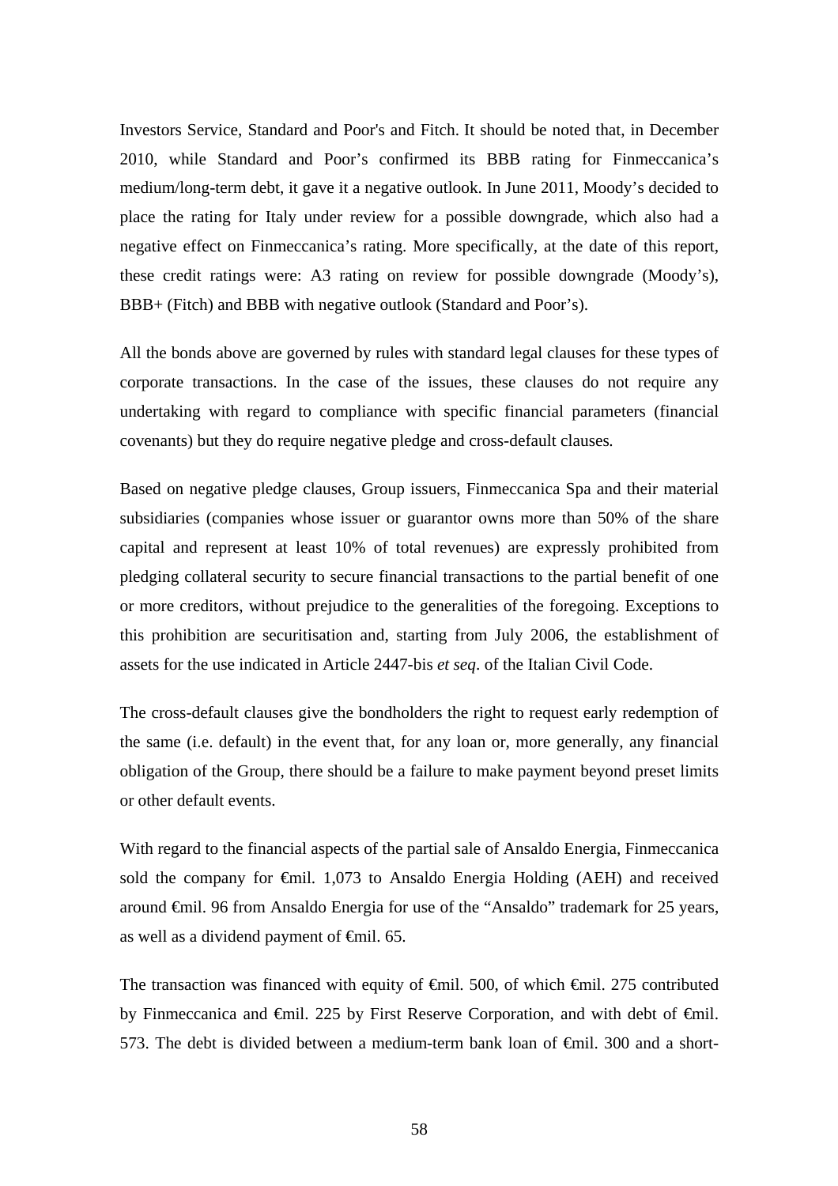Investors Service, Standard and Poor's and Fitch. It should be noted that, in December 2010, while Standard and Poor's confirmed its BBB rating for Finmeccanica's medium/long-term debt, it gave it a negative outlook. In June 2011, Moody's decided to place the rating for Italy under review for a possible downgrade, which also had a negative effect on Finmeccanica's rating. More specifically, at the date of this report, these credit ratings were: A3 rating on review for possible downgrade (Moody's), BBB+ (Fitch) and BBB with negative outlook (Standard and Poor's).

All the bonds above are governed by rules with standard legal clauses for these types of corporate transactions. In the case of the issues, these clauses do not require any undertaking with regard to compliance with specific financial parameters (financial covenants) but they do require negative pledge and cross-default clauses.

Based on negative pledge clauses, Group issuers, Finmeccanica Spa and their material subsidiaries (companies whose issuer or guarantor owns more than 50% of the share capital and represent at least 10% of total revenues) are expressly prohibited from pledging collateral security to secure financial transactions to the partial benefit of one or more creditors, without prejudice to the generalities of the foregoing. Exceptions to this prohibition are securitisation and, starting from July 2006, the establishment of assets for the use indicated in Article 2447-bis *et seq*. of the Italian Civil Code.

The cross-default clauses give the bondholders the right to request early redemption of the same (i.e. default) in the event that, for any loan or, more generally, any financial obligation of the Group, there should be a failure to make payment beyond preset limits or other default events.

With regard to the financial aspects of the partial sale of Ansaldo Energia, Finmeccanica sold the company for €mil. 1,073 to Ansaldo Energia Holding (AEH) and received around €mil. 96 from Ansaldo Energia for use of the "Ansaldo" trademark for 25 years, as well as a dividend payment of €mil. 65.

The transaction was financed with equity of €mil. 500, of which €mil. 275 contributed by Finmeccanica and €mil. 225 by First Reserve Corporation, and with debt of €mil. 573. The debt is divided between a medium-term bank loan of €mil. 300 and a short-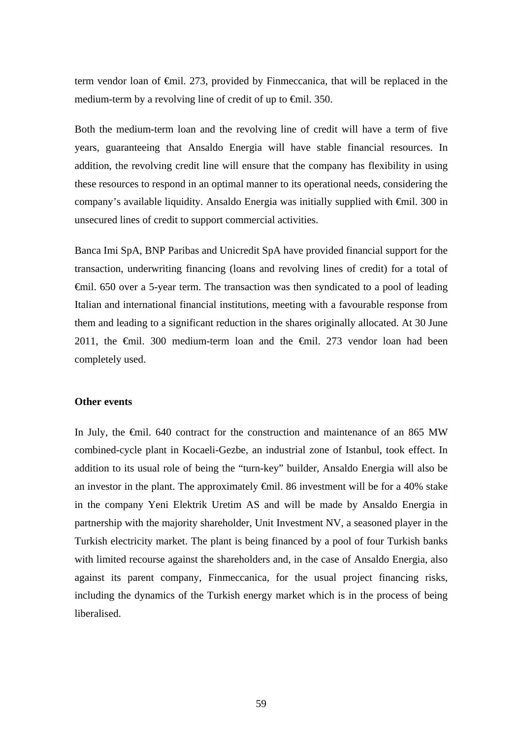term vendor loan of €mil. 273, provided by Finmeccanica, that will be replaced in the medium-term by a revolving line of credit of up to €mil. 350.

Both the medium-term loan and the revolving line of credit will have a term of five years, guaranteeing that Ansaldo Energia will have stable financial resources. In addition, the revolving credit line will ensure that the company has flexibility in using these resources to respond in an optimal manner to its operational needs, considering the company's available liquidity. Ansaldo Energia was initially supplied with €mil. 300 in unsecured lines of credit to support commercial activities.

Banca Imi SpA, BNP Paribas and Unicredit SpA have provided financial support for the transaction, underwriting financing (loans and revolving lines of credit) for a total of €mil. 650 over a 5-year term. The transaction was then syndicated to a pool of leading Italian and international financial institutions, meeting with a favourable response from them and leading to a significant reduction in the shares originally allocated. At 30 June 2011, the €mil. 300 medium-term loan and the €mil. 273 vendor loan had been completely used.

**Other events**

In July, the €mil. 640 contract for the construction and maintenance of an 865 MW combined-cycle plant in Kocaeli-Gezbe, an industrial zone of Istanbul, took effect. In addition to its usual role of being the "turn-key" builder, Ansaldo Energia will also be an investor in the plant. The approximately €mil. 86 investment will be for a 40% stake in the company Yeni Elektrik Uretim AS and will be made by Ansaldo Energia in partnership with the majority shareholder, Unit Investment NV, a seasoned player in the Turkish electricity market. The plant is being financed by a pool of four Turkish banks with limited recourse against the shareholders and, in the case of Ansaldo Energia, also against its parent company, Finmeccanica, for the usual project financing risks, including the dynamics of the Turkish energy market which is in the process of being liberalised.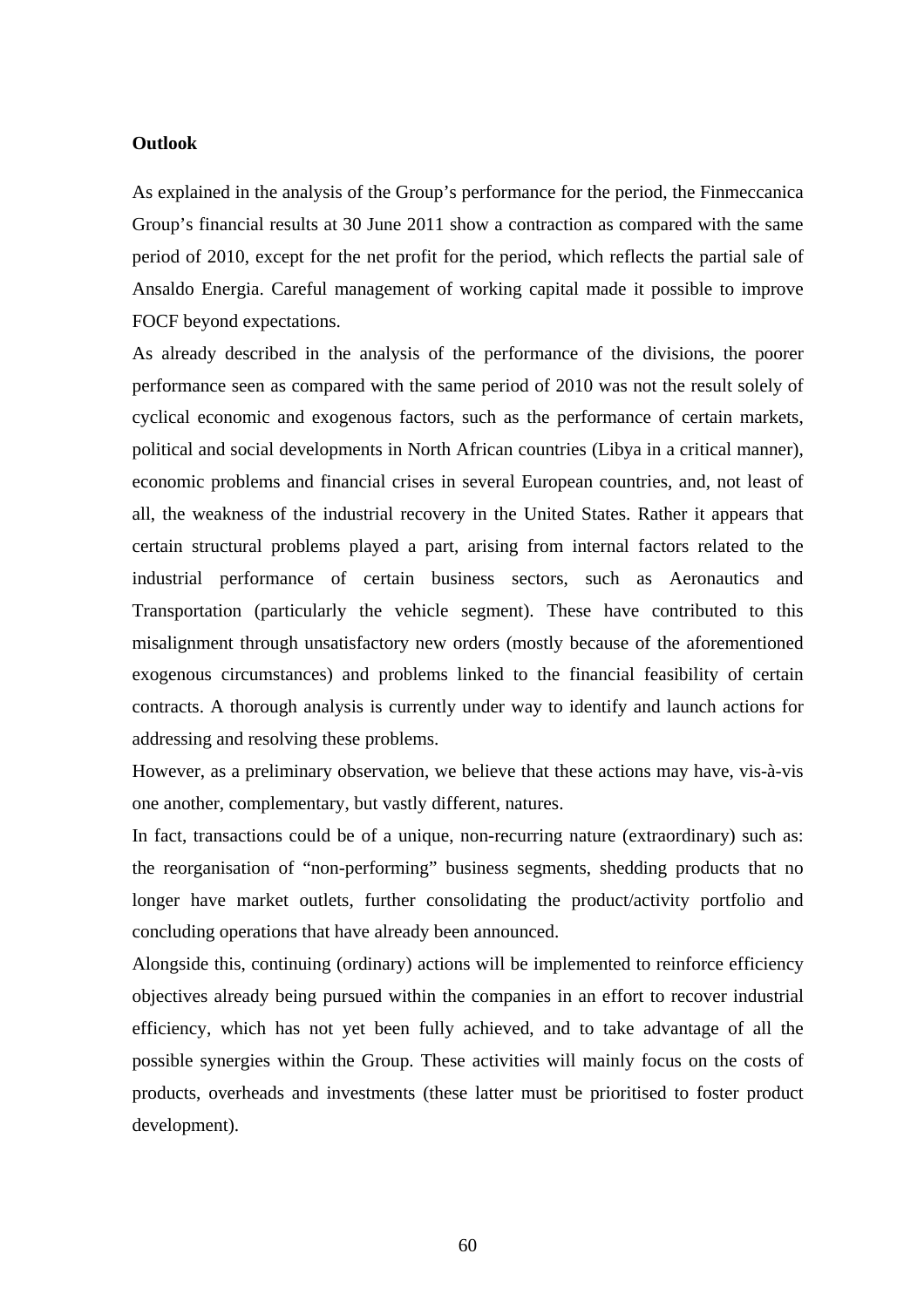**Outlook**

As explained in the analysis of the Group’s performance for the period, the Finmeccanica Group’s financial results at 30 June 2011 show a contraction as compared with the same period of 2010, except for the net profit for the period, which reflects the partial sale of Ansaldo Energia. Careful management of working capital made it possible to improve FOCF beyond expectations.

As already described in the analysis of the performance of the divisions, the poorer performance seen as compared with the same period of 2010 was not the result solely of cyclical economic and exogenous factors, such as the performance of certain markets, political and social developments in North African countries (Libya in a critical manner), economic problems and financial crises in several European countries, and, not least of all, the weakness of the industrial recovery in the United States. Rather it appears that certain structural problems played a part, arising from internal factors related to the industrial performance of certain business sectors, such as Aeronautics and Transportation (particularly the vehicle segment). These have contributed to this misalignment through unsatisfactory new orders (mostly because of the aforementioned exogenous circumstances) and problems linked to the financial feasibility of certain contracts. A thorough analysis is currently under way to identify and launch actions for addressing and resolving these problems.

However, as a preliminary observation, we believe that these actions may have, vis-à-vis one another, complementary, but vastly different, natures.

In fact, transactions could be of a unique, non-recurring nature (extraordinary) such as: the reorganisation of “non-performing” business segments, shedding products that no longer have market outlets, further consolidating the product/activity portfolio and concluding operations that have already been announced.

Alongside this, continuing (ordinary) actions will be implemented to reinforce efficiency objectives already being pursued within the companies in an effort to recover industrial efficiency, which has not yet been fully achieved, and to take advantage of all the possible synergies within the Group. These activities will mainly focus on the costs of products, overheads and investments (these latter must be prioritised to foster product development).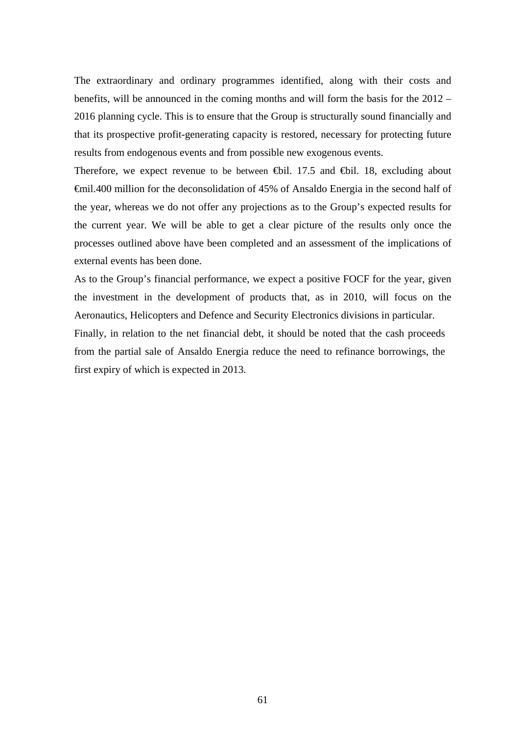The extraordinary and ordinary programmes identified, along with their costs and benefits, will be announced in the coming months and will form the basis for the 2012 – 2016 planning cycle. This is to ensure that the Group is structurally sound financially and that its prospective profit-generating capacity is restored, necessary for protecting future results from endogenous events and from possible new exogenous events.

Therefore, we expect revenue to be between €bil. 17.5 and €bil. 18, excluding about €mil.400 million for the deconsolidation of 45% of Ansaldo Energia in the second half of the year, whereas we do not offer any projections as to the Group's expected results for the current year. We will be able to get a clear picture of the results only once the processes outlined above have been completed and an assessment of the implications of external events has been done.

As to the Group's financial performance, we expect a positive FOCF for the year, given the investment in the development of products that, as in 2010, will focus on the Aeronautics, Helicopters and Defence and Security Electronics divisions in particular.

Finally, in relation to the net financial debt, it should be noted that the cash proceeds from the partial sale of Ansaldo Energia reduce the need to refinance borrowings, the first expiry of which is expected in 2013.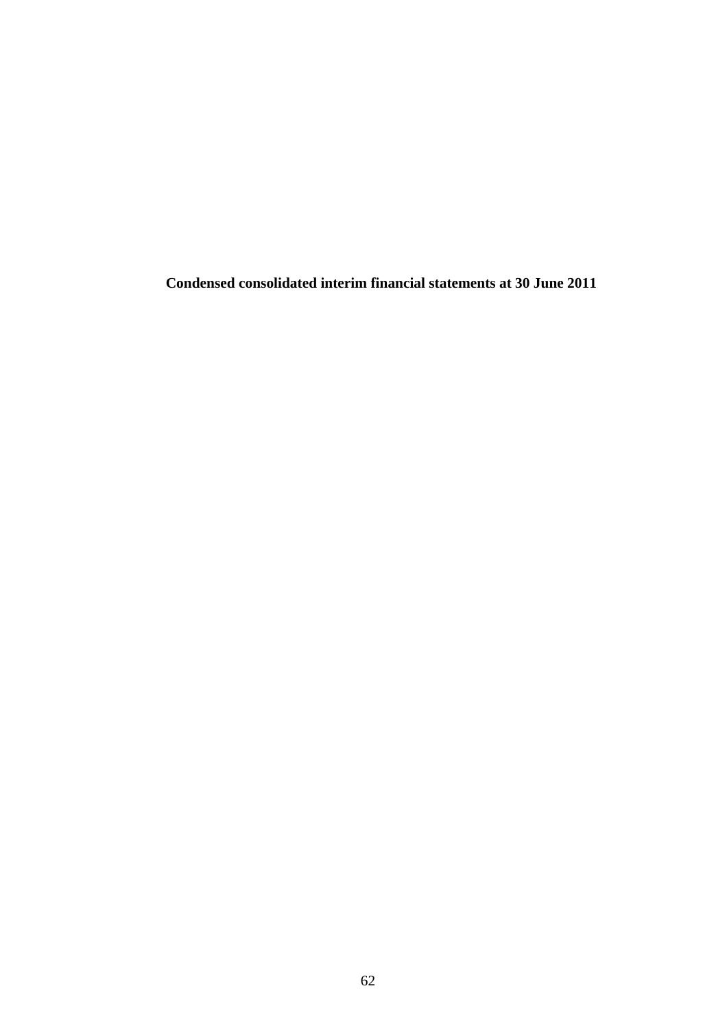**Condensed consolidated interim financial statements at 30 June 2011**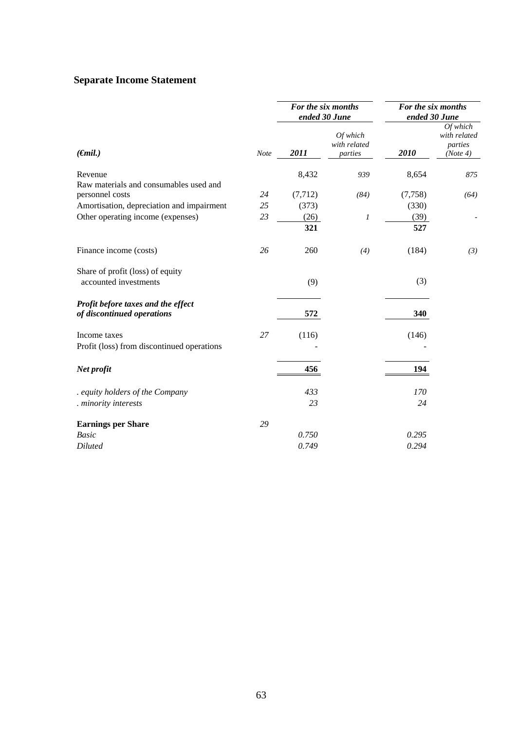## Separate Income Statement

| (€mil.) | Note | For the six months ended 30 June 2011 | Of which with related parties | For the six months ended 30 June 2010 | Of which with related parties (Note 4) |
|---|---|---|---|---|---|
| Revenue | | 8,432 | *939* | 8,654 | *875* |
| Raw materials and consumables used and personnel costs | *24* | (7,712) | *(84)* | (7,758) | *(64)* |
| Amortisation, depreciation and impairment | *25* | (373) | | (330) | |
| Other operating income (expenses) | *23* | (26) | *1* | (39) | - |
| | | **321** | | **527** | |
| Finance income (costs) | *26* | 260 | *(4)* | (184) | *(3)* |
| Share of profit (loss) of equity accounted investments | | (9) | | (3) | |
| ***Profit before taxes and the effect of discontinued operations*** | | **572** | | **340** | |
| Income taxes | *27* | (116) | | (146) | |
| Profit (loss) from discontinued operations | | - | | - | |
| ***Net profit*** | | **456** | | **194** | |
| *. equity holders of the Company* | | *433* | | *170* | |
| *. minority interests* | | *23* | | *24* | |
| **Earnings per Share** | *29* | | | | |
| *Basic* | | *0.750* | | *0.295* | |
| *Diluted* | | *0.749* | | *0.294* | |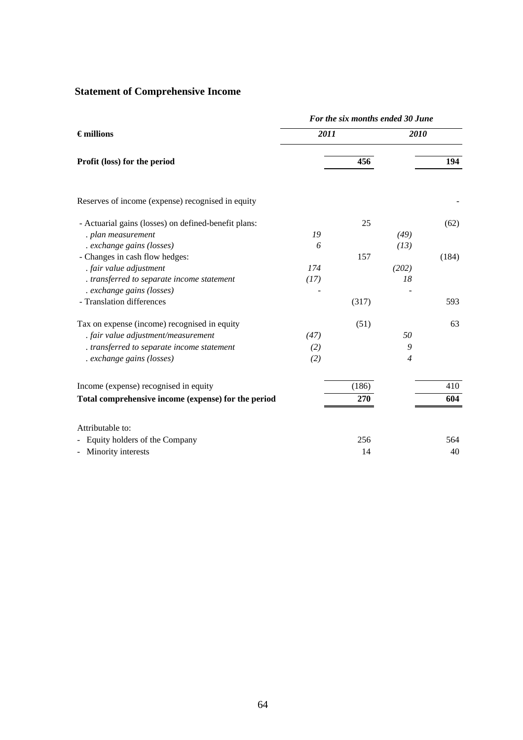## Statement of Comprehensive Income

| € millions | For the six months ended 30 June | | | |
|---|---|---|---|---|
| | *2011* | | *2010* | |
| **Profit (loss) for the period** | | **456** | | **194** |
| Reserves of income (expense) recognised in equity | | | | - |
| - Actuarial gains (losses) on defined-benefit plans: | | 25 | | (62) |
| *. plan measurement* | *19* | | *(49)* | |
| *. exchange gains (losses)* | *6* | | *(13)* | |
| - Changes in cash flow hedges: | | 157 | | (184) |
| *. fair value adjustment* | *174* | | *(202)* | |
| *. transferred to separate income statement* | *(17)* | | *18* | |
| *. exchange gains (losses)* | - | | - | |
| - Translation differences | | (317) | | 593 |
| Tax on expense (income) recognised in equity | | (51) | | 63 |
| *. fair value adjustment/measurement* | *(47)* | | *50* | |
| *. transferred to separate income statement* | *(2)* | | *9* | |
| *. exchange gains (losses)* | *(2)* | | *4* | |
| Income (expense) recognised in equity | | (186) | | 410 |
| **Total comprehensive income (expense) for the period** | | **270** | | **604** |
| Attributable to: | | | | |
| - Equity holders of the Company | | 256 | | 564 |
| - Minority interests | | 14 | | 40 |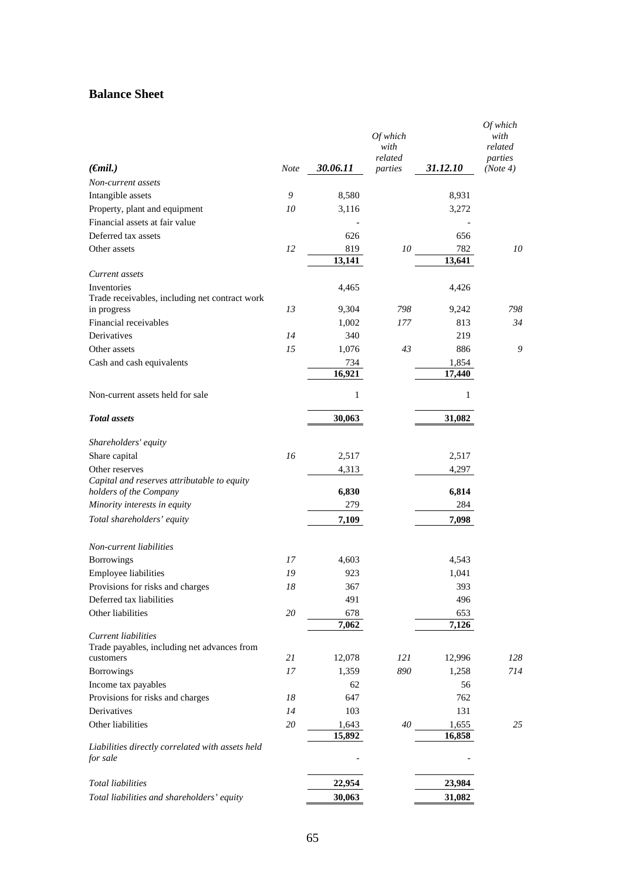## Balance Sheet

| *(€mil.)* | *Note* | *30.06.11* | *Of which with related parties* | *31.12.10* | *Of which with related parties (Note 4)* |
|---|---|---|---|---|---|
| *Non-current assets* | | | | | |
| Intangible assets | *9* | 8,580 | | 8,931 | |
| Property, plant and equipment | *10* | 3,116 | | 3,272 | |
| Financial assets at fair value | | - | | - | |
| Deferred tax assets | | 626 | | 656 | |
| Other assets | *12* | 819 | *10* | 782 | *10* |
| | | **13,141** | | **13,641** | |
| *Current assets* | | | | | |
| Inventories | | 4,465 | | 4,426 | |
| Trade receivables, including net contract work in progress | *13* | 9,304 | *798* | 9,242 | *798* |
| Financial receivables | | 1,002 | *177* | 813 | *34* |
| Derivatives | *14* | 340 | | 219 | |
| Other assets | *15* | 1,076 | *43* | 886 | *9* |
| Cash and cash equivalents | | 734 | | 1,854 | |
| | | **16,921** | | **17,440** | |
| Non-current assets held for sale | | 1 | | 1 | |
| ***Total assets*** | | **30,063** | | **31,082** | |
| *Shareholders' equity* | | | | | |
| Share capital | *16* | 2,517 | | 2,517 | |
| Other reserves | | 4,313 | | 4,297 | |
| *Capital and reserves attributable to equity holders of the Company* | | **6,830** | | **6,814** | |
| *Minority interests in equity* | | 279 | | 284 | |
| *Total shareholders' equity* | | **7,109** | | **7,098** | |
| *Non-current liabilities* | | | | | |
| Borrowings | *17* | 4,603 | | 4,543 | |
| Employee liabilities | *19* | 923 | | 1,041 | |
| Provisions for risks and charges | *18* | 367 | | 393 | |
| Deferred tax liabilities | | 491 | | 496 | |
| Other liabilities | *20* | 678 | | 653 | |
| | | **7,062** | | **7,126** | |
| *Current liabilities* | | | | | |
| Trade payables, including net advances from customers | *21* | 12,078 | *121* | 12,996 | *128* |
| Borrowings | *17* | 1,359 | *890* | 1,258 | *714* |
| Income tax payables | | 62 | | 56 | |
| Provisions for risks and charges | *18* | 647 | | 762 | |
| Derivatives | *14* | 103 | | 131 | |
| Other liabilities | *20* | 1,643 | *40* | 1,655 | *25* |
| | | **15,892** | | **16,858** | |
| *Liabilities directly correlated with assets held for sale* | | - | | - | |
| *Total liabilities* | | **22,954** | | **23,984** | |
| *Total liabilities and shareholders' equity* | | **30,063** | | **31,082** | |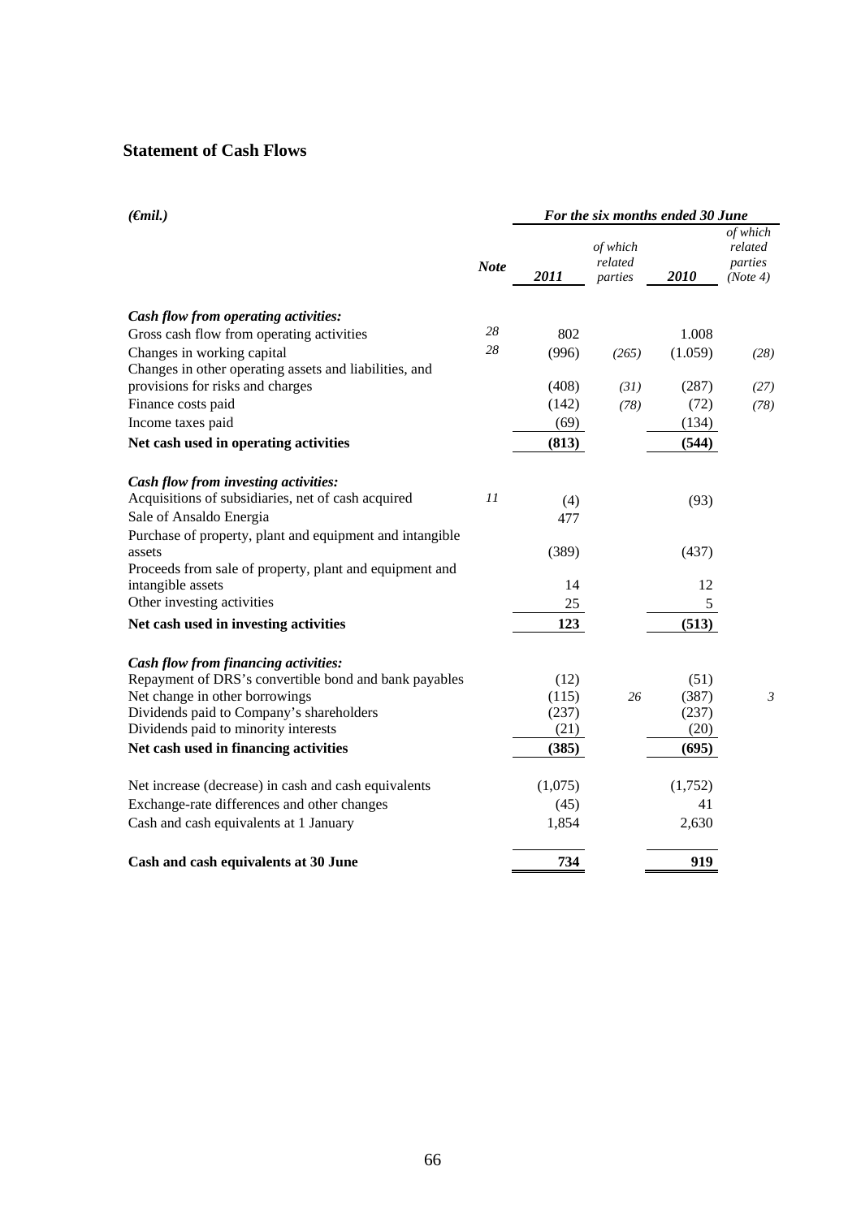## Statement of Cash Flows

| (€mil.) | | For the six months ended 30 June | | | |
|---|---|---|---|---|---|
| | Note | 2011 | of which related parties | 2010 | of which related parties (Note 4) |
| ***Cash flow from operating activities:*** | | | | | |
| Gross cash flow from operating activities | 28 | 802 | | 1.008 | |
| Changes in working capital | 28 | (996) | (265) | (1.059) | (28) |
| Changes in other operating assets and liabilities, and provisions for risks and charges | | (408) | (31) | (287) | (27) |
| Finance costs paid | | (142) | (78) | (72) | (78) |
| Income taxes paid | | (69) | | (134) | |
| **Net cash used in operating activities** | | **(813)** | | **(544)** | |
| ***Cash flow from investing activities:*** | | | | | |
| Acquisitions of subsidiaries, net of cash acquired | 11 | (4) | | (93) | |
| Sale of Ansaldo Energia | | 477 | | | |
| Purchase of property, plant and equipment and intangible assets | | (389) | | (437) | |
| Proceeds from sale of property, plant and equipment and intangible assets | | 14 | | 12 | |
| Other investing activities | | 25 | | 5 | |
| **Net cash used in investing activities** | | **123** | | **(513)** | |
| ***Cash flow from financing activities:*** | | | | | |
| Repayment of DRS's convertible bond and bank payables | | (12) | | (51) | |
| Net change in other borrowings | | (115) | 26 | (387) | 3 |
| Dividends paid to Company's shareholders | | (237) | | (237) | |
| Dividends paid to minority interests | | (21) | | (20) | |
| **Net cash used in financing activities** | | **(385)** | | **(695)** | |
| Net increase (decrease) in cash and cash equivalents | | (1,075) | | (1,752) | |
| Exchange-rate differences and other changes | | (45) | | 41 | |
| Cash and cash equivalents at 1 January | | 1,854 | | 2,630 | |
| **Cash and cash equivalents at 30 June** | | **734** | | **919** | |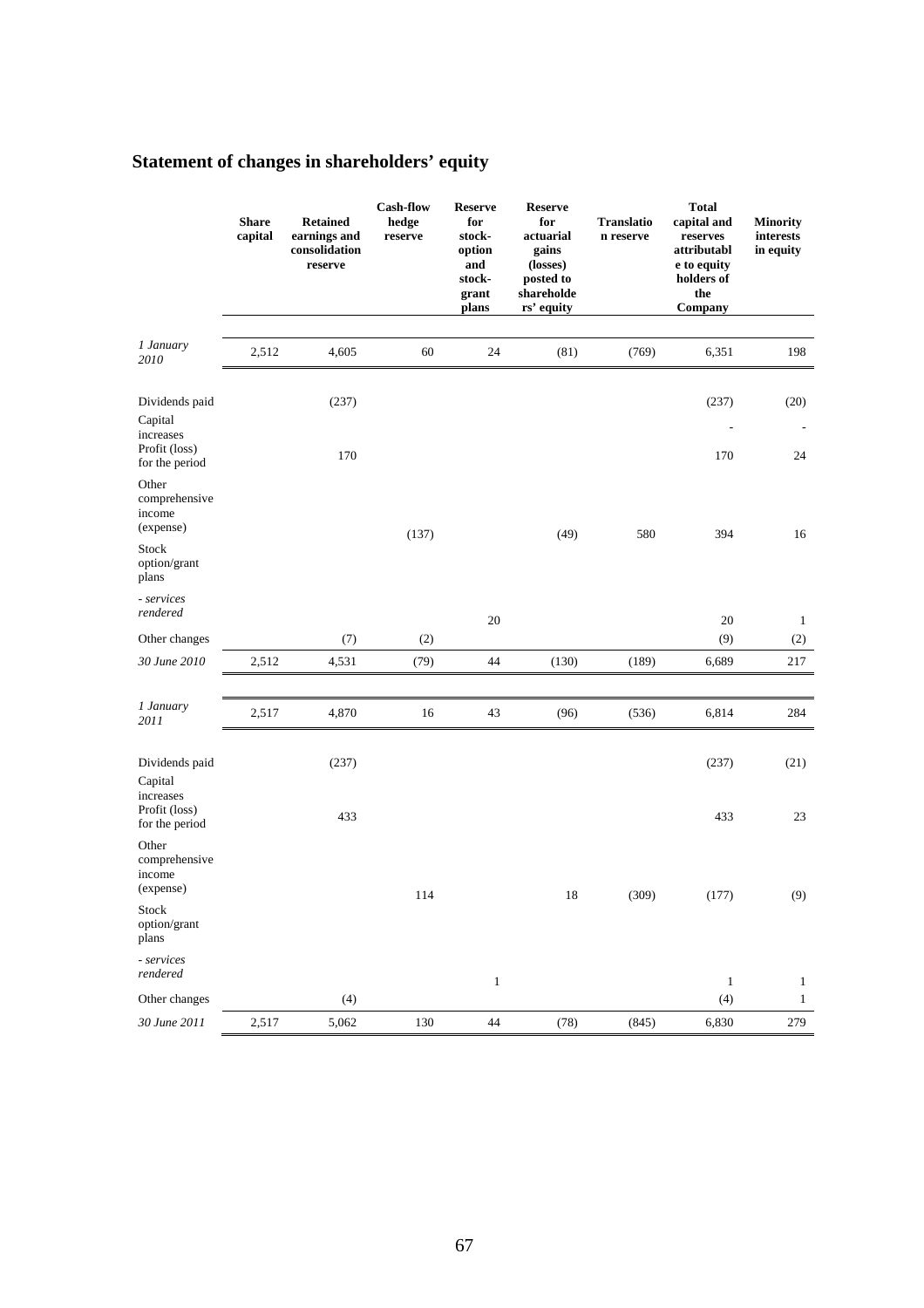## Statement of changes in shareholders' equity

| | Share capital | Retained earnings and consolidation reserve | Cash-flow hedge reserve | Reserve for stock-option and stock-grant plans | Reserve for actuarial gains (losses) posted to shareholders' equity | Translation reserve | Total capital and reserves attributable to equity holders of the Company | Minority interests in equity |
|---|---|---|---|---|---|---|---|---|
| *1 January 2010* | 2,512 | 4,605 | 60 | 24 | (81) | (769) | 6,351 | 198 |
| Dividends paid | | (237) | | | | | (237) | (20) |
| Capital increases | | | | | | | - | - |
| Profit (loss) for the period | | 170 | | | | | 170 | 24 |
| Other comprehensive income (expense) | | | (137) | | (49) | 580 | 394 | 16 |
| Stock option/grant plans | | | | | | | | |
| *- services rendered* | | | | 20 | | | 20 | 1 |
| Other changes | | (7) | (2) | | | | (9) | (2) |
| *30 June 2010* | 2,512 | 4,531 | (79) | 44 | (130) | (189) | 6,689 | 217 |
| *1 January 2011* | 2,517 | 4,870 | 16 | 43 | (96) | (536) | 6,814 | 284 |
| Dividends paid | | (237) | | | | | (237) | (21) |
| Capital increases | | | | | | | | |
| Profit (loss) for the period | | 433 | | | | | 433 | 23 |
| Other comprehensive income (expense) | | | 114 | | 18 | (309) | (177) | (9) |
| Stock option/grant plans | | | | | | | | |
| *- services rendered* | | | | 1 | | | 1 | 1 |
| Other changes | | (4) | | | | | (4) | 1 |
| *30 June 2011* | 2,517 | 5,062 | 130 | 44 | (78) | (845) | 6,830 | 279 |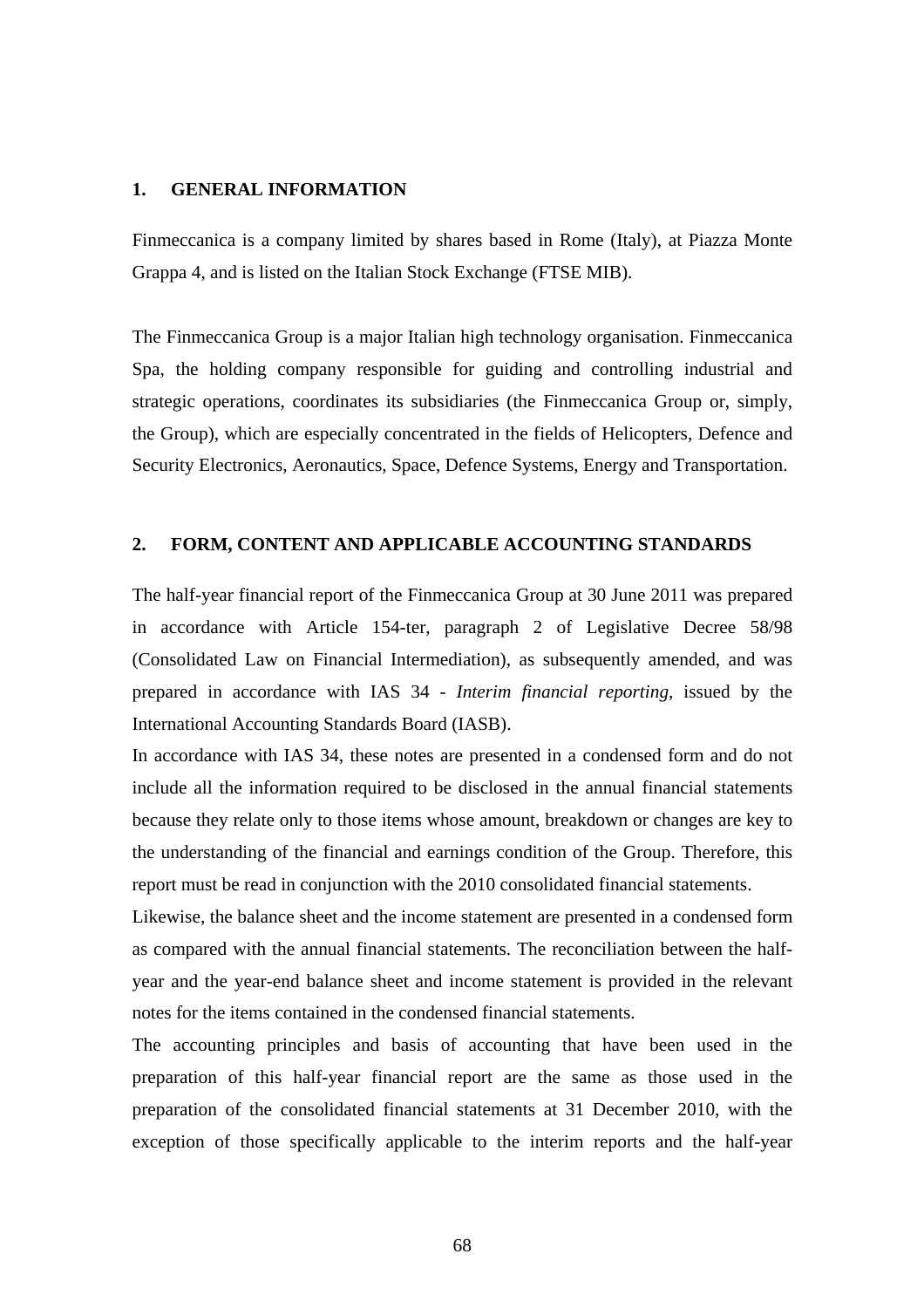## 1. GENERAL INFORMATION

Finmeccanica is a company limited by shares based in Rome (Italy), at Piazza Monte Grappa 4, and is listed on the Italian Stock Exchange (FTSE MIB).

The Finmeccanica Group is a major Italian high technology organisation. Finmeccanica Spa, the holding company responsible for guiding and controlling industrial and strategic operations, coordinates its subsidiaries (the Finmeccanica Group or, simply, the Group), which are especially concentrated in the fields of Helicopters, Defence and Security Electronics, Aeronautics, Space, Defence Systems, Energy and Transportation.

## 2. FORM, CONTENT AND APPLICABLE ACCOUNTING STANDARDS

The half-year financial report of the Finmeccanica Group at 30 June 2011 was prepared in accordance with Article 154-ter, paragraph 2 of Legislative Decree 58/98 (Consolidated Law on Financial Intermediation), as subsequently amended, and was prepared in accordance with IAS 34 - *Interim financial reporting*, issued by the International Accounting Standards Board (IASB).

In accordance with IAS 34, these notes are presented in a condensed form and do not include all the information required to be disclosed in the annual financial statements because they relate only to those items whose amount, breakdown or changes are key to the understanding of the financial and earnings condition of the Group. Therefore, this report must be read in conjunction with the 2010 consolidated financial statements.

Likewise, the balance sheet and the income statement are presented in a condensed form as compared with the annual financial statements. The reconciliation between the half-year and the year-end balance sheet and income statement is provided in the relevant notes for the items contained in the condensed financial statements.

The accounting principles and basis of accounting that have been used in the preparation of this half-year financial report are the same as those used in the preparation of the consolidated financial statements at 31 December 2010, with the exception of those specifically applicable to the interim reports and the half-year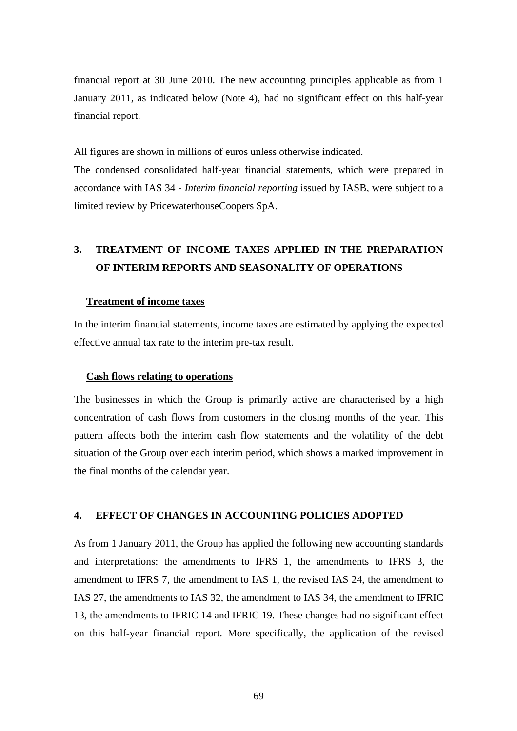financial report at 30 June 2010. The new accounting principles applicable as from 1 January 2011, as indicated below (Note 4), had no significant effect on this half-year financial report.

All figures are shown in millions of euros unless otherwise indicated.

The condensed consolidated half-year financial statements, which were prepared in accordance with IAS 34 - *Interim financial reporting* issued by IASB, were subject to a limited review by PricewaterhouseCoopers SpA.

## 3. TREATMENT OF INCOME TAXES APPLIED IN THE PREPARATION OF INTERIM REPORTS AND SEASONALITY OF OPERATIONS

**Treatment of income taxes**

In the interim financial statements, income taxes are estimated by applying the expected effective annual tax rate to the interim pre-tax result.

**Cash flows relating to operations**

The businesses in which the Group is primarily active are characterised by a high concentration of cash flows from customers in the closing months of the year. This pattern affects both the interim cash flow statements and the volatility of the debt situation of the Group over each interim period, which shows a marked improvement in the final months of the calendar year.

## 4. EFFECT OF CHANGES IN ACCOUNTING POLICIES ADOPTED

As from 1 January 2011, the Group has applied the following new accounting standards and interpretations: the amendments to IFRS 1, the amendments to IFRS 3, the amendment to IFRS 7, the amendment to IAS 1, the revised IAS 24, the amendment to IAS 27, the amendments to IAS 32, the amendment to IAS 34, the amendment to IFRIC 13, the amendments to IFRIC 14 and IFRIC 19. These changes had no significant effect on this half-year financial report. More specifically, the application of the revised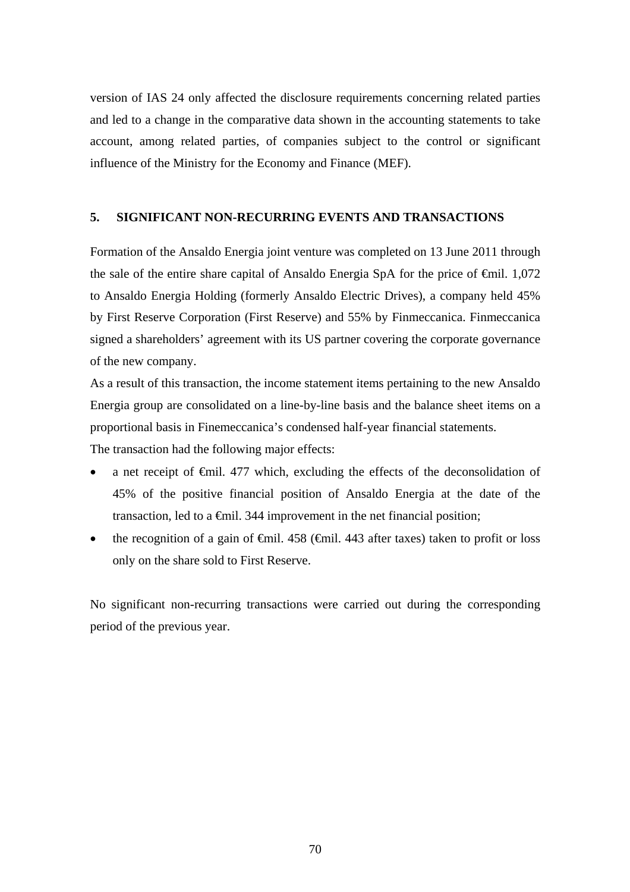version of IAS 24 only affected the disclosure requirements concerning related parties and led to a change in the comparative data shown in the accounting statements to take account, among related parties, of companies subject to the control or significant influence of the Ministry for the Economy and Finance (MEF).

## 5. SIGNIFICANT NON-RECURRING EVENTS AND TRANSACTIONS

Formation of the Ansaldo Energia joint venture was completed on 13 June 2011 through the sale of the entire share capital of Ansaldo Energia SpA for the price of €mil. 1,072 to Ansaldo Energia Holding (formerly Ansaldo Electric Drives), a company held 45% by First Reserve Corporation (First Reserve) and 55% by Finmeccanica. Finmeccanica signed a shareholders' agreement with its US partner covering the corporate governance of the new company.

As a result of this transaction, the income statement items pertaining to the new Ansaldo Energia group are consolidated on a line-by-line basis and the balance sheet items on a proportional basis in Finemeccanica's condensed half-year financial statements.

The transaction had the following major effects:

- a net receipt of €mil. 477 which, excluding the effects of the deconsolidation of 45% of the positive financial position of Ansaldo Energia at the date of the transaction, led to a €mil. 344 improvement in the net financial position;
- the recognition of a gain of €mil. 458 (€mil. 443 after taxes) taken to profit or loss only on the share sold to First Reserve.

No significant non-recurring transactions were carried out during the corresponding period of the previous year.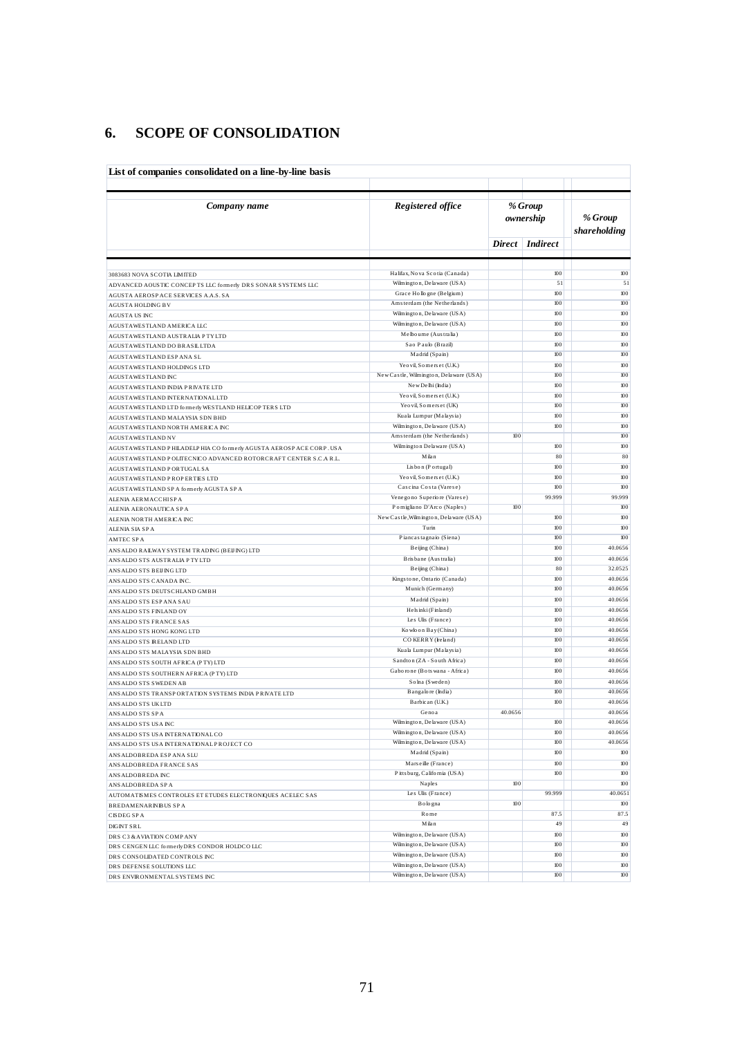## 6. SCOPE OF CONSOLIDATION

**List of companies consolidated on a line-by-line basis**

| *Company name* | *Registered office* | *% Group ownership* | | *% Group shareholding* |
|---|---|---|---|---|
| | | *Direct* | *Indirect* | |
| 3083683 NOVA SCOTIA LIMITED | Halifax, Nova Scotia (Canada) | | 100 | 100 |
| ADVANCED AOUSTIC CONCEPTS LLC formerly DRS SONAR SYSTEMS LLC | Wilmington, Delaware (USA) | | 51 | 51 |
| AGUSTA AEROSPACE SERVICES A.A.S. SA | Grace Hollogne (Belgium) | | 100 | 100 |
| AGUSTA HOLDING BV | Amsterdam (the Netherlands) | | 100 | 100 |
| AGUSTA US INC | Wilmington, Delaware (USA) | | 100 | 100 |
| AGUSTAWESTLAND AMERICA LLC | Wilmington, Delaware (USA) | | 100 | 100 |
| AGUSTAWESTLAND AUSTRALIA PTY LTD | Melbourne (Australia) | | 100 | 100 |
| AGUSTAWESTLAND DO BRASIL LTDA | Sao Paulo (Brazil) | | 100 | 100 |
| AGUSTAWESTLAND ESPANA SL | Madrid (Spain) | | 100 | 100 |
| AGUSTAWESTLAND HOLDINGS LTD | Yeovil, Somerset (U.K.) | | 100 | 100 |
| AGUSTAWESTLAND INC | New Castle, Wilmington, Delaware (USA) | | 100 | 100 |
| AGUSTAWESTLAND INDIA PRIVATE LTD | New Delhi (India) | | 100 | 100 |
| AGUSTAWESTLAND INTERNATIONAL LTD | Yeovil, Somerset (U.K.) | | 100 | 100 |
| AGUSTAWESTLAND LTD formerly WESTLAND HELICOPTERS LTD | Yeovil, Somerset (UK) | | 100 | 100 |
| AGUSTAWESTLAND MALAYSIA SDN BHD | Kuala Lumpur (Malaysia) | | 100 | 100 |
| AGUSTAWESTLAND NORTH AMERICA INC | Wilmington, Delaware (USA) | | 100 | 100 |
| AGUSTAWESTLAND NV | Amsterdam (the Netherlands) | 100 | | 100 |
| AGUSTAWESTLAND PHILADELPHIA CO formerly AGUSTA AEROSPACE CORP. USA | Wilmington Delaware (USA) | | 100 | 100 |
| AGUSTAWESTLAND POLITECNICO ADVANCED ROTORCRAFT CENTER S.C.A R.L. | Milan | | 80 | 80 |
| AGUSTAWESTLAND PORTUGAL SA | Lisbon (Portugal) | | 100 | 100 |
| AGUSTAWESTLAND PROPERTIES LTD | Yeovil, Somerset (U.K.) | | 100 | 100 |
| AGUSTAWESTLAND SPA formerly AGUSTA SPA | Cascina Costa (Varese) | | 100 | 100 |
| ALENIA AERMACCHI SPA | Venegono Superiore (Varese) | | 99.999 | 99.999 |
| ALENIA AERONAUTICA SPA | Pomigliano D'Arco (Naples) | 100 | | 100 |
| ALENIA NORTH AMERICA INC | New Castle, Wilmington, Delaware (USA) | | 100 | 100 |
| ALENIA SIA SPA | Turin | | 100 | 100 |
| AMTEC SPA | Piancastagnaio (Siena) | | 100 | 100 |
| ANSALDO RAILWAY SYSTEM TRADING (BEIJING) LTD | Beijing (China) | | 100 | 40.0656 |
| ANSALDO STS AUSTRALIA PTY LTD | Brisbane (Australia) | | 100 | 40.0656 |
| ANSALDO STS BEIJING LTD | Beijing (China) | | 80 | 32.0525 |
| ANSALDO STS CANADA INC. | Kingstone, Ontario (Canada) | | 100 | 40.0656 |
| ANSALDO STS DEUTSCHLAND GMBH | Munich (Germany) | | 100 | 40.0656 |
| ANSALDO STS ESPANA SAU | Madrid (Spain) | | 100 | 40.0656 |
| ANSALDO STS FINLAND OY | Helsinki (Finland) | | 100 | 40.0656 |
| ANSALDO STS FRANCE SAS | Les Ulis (France) | | 100 | 40.0656 |
| ANSALDO STS HONG KONG LTD | Kowloon Bay (China) | | 100 | 40.0656 |
| ANSALDO STS IRELAND LTD | CO KERRY (Ireland) | | 100 | 40.0656 |
| ANSALDO STS MALAYSIA SDN BHD | Kuala Lumpur (Malaysia) | | 100 | 40.0656 |
| ANSALDO STS SOUTH AFRICA (PTY) LTD | Sandton (ZA - South Africa) | | 100 | 40.0656 |
| ANSALDO STS SOUTHERN AFRICA (PTY) LTD | Gaborone (Botswana - Africa) | | 100 | 40.0656 |
| ANSALDO STS SWEDEN AB | Solna (Sweden) | | 100 | 40.0656 |
| ANSALDO STS TRANSPORTATION SYSTEMS INDIA PRIVATE LTD | Bangalore (India) | | 100 | 40.0656 |
| ANSALDO STS UK LTD | Barbican (U.K.) | | 100 | 40.0656 |
| ANSALDO STS SPA | Genoa | 40.0656 | | 40.0656 |
| ANSALDO STS USA INC | Wilmington, Delaware (USA) | | 100 | 40.0656 |
| ANSALDO STS USA INTERNATIONAL CO | Wilmington, Delaware (USA) | | 100 | 40.0656 |
| ANSALDO STS USA INTERNATIONAL PROJECT CO | Wilmington, Delaware (USA) | | 100 | 40.0656 |
| ANSALDOBREDA ESPANA SLU | Madrid (Spain) | | 100 | 100 |
| ANSALDOBREDA FRANCE SAS | Marseille (France) | | 100 | 100 |
| ANSALDOBREDA INC | Pittsburg, California (USA) | | 100 | 100 |
| ANSALDOBREDA SPA | Naples | 100 | | 100 |
| AUTOMATISMES CONTROLES ET ETUDES ELECTRONIQUES ACELEC SAS | Les Ulis (France) | | 99.999 | 40.0651 |
| BREDAMENARINIBUS SPA | Bologna | 100 | | 100 |
| CISDEG SPA | Rome | | 87.5 | 87.5 |
| DIGINT SRL | Milan | | 49 | 49 |
| DRS C3 & AVIATION COMPANY | Wilmington, Delaware (USA) | | 100 | 100 |
| DRS CENGEN LLC formerly DRS CONDOR HOLDCO LLC | Wilmington, Delaware (USA) | | 100 | 100 |
| DRS CONSOLIDATED CONTROLS INC | Wilmington, Delaware (USA) | | 100 | 100 |
| DRS DEFENSE SOLUTIONS LLC | Wilmington, Delaware (USA) | | 100 | 100 |
| DRS ENVIRONMENTAL SYSTEMS INC | Wilmington, Delaware (USA) | | 100 | 100 |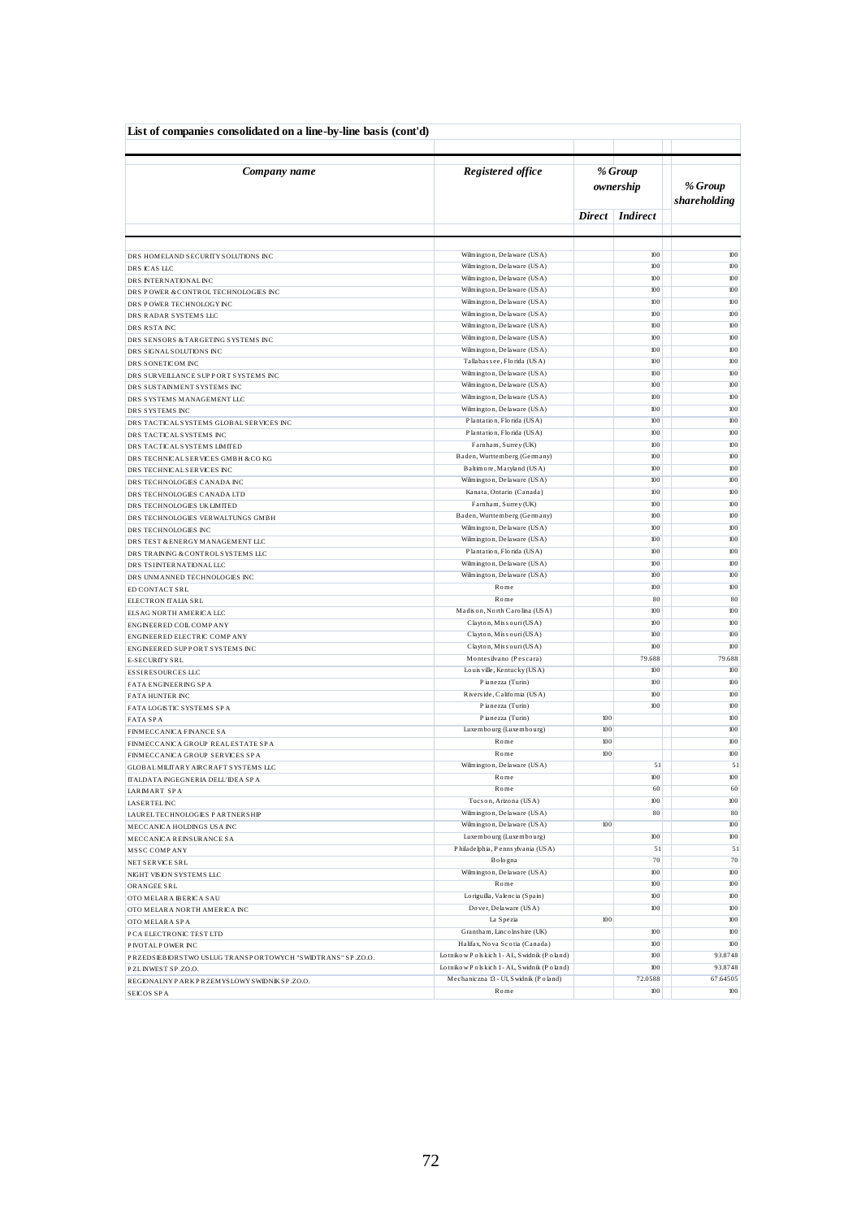**List of companies consolidated on a line-by-line basis (cont'd)**

| *Company name* | *Registered office* | *% Group ownership* | | *% Group shareholding* |
|---|---|---|---|---|
| | | *Direct* | *Indirect* | |
| DRS HOMELAND SECURITY SOLUTIONS INC | Wilmington, Delaware (USA) | | 100 | 100 |
| DRS ICAS LLC | Wilmington, Delaware (USA) | | 100 | 100 |
| DRS INTERNATIONAL INC | Wilmington, Delaware (USA) | | 100 | 100 |
| DRS POWER & CONTROL TECHNOLOGIES INC | Wilmington, Delaware (USA) | | 100 | 100 |
| DRS POWER TECHNOLOGY INC | Wilmington, Delaware (USA) | | 100 | 100 |
| DRS RADAR SYSTEMS LLC | Wilmington, Delaware (USA) | | 100 | 100 |
| DRS RSTA INC | Wilmington, Delaware (USA) | | 100 | 100 |
| DRS SENSORS & TARGETING SYSTEMS INC | Wilmington, Delaware (USA) | | 100 | 100 |
| DRS SIGNAL SOLUTIONS INC | Wilmington, Delaware (USA) | | 100 | 100 |
| DRS SONETICOM INC | Tallahassee, Florida (USA) | | 100 | 100 |
| DRS SURVEILLANCE SUPPORT SYSTEMS INC | Wilmington, Delaware (USA) | | 100 | 100 |
| DRS SUSTAINMENT SYSTEMS INC | Wilmington, Delaware (USA) | | 100 | 100 |
| DRS SYSTEMS MANAGEMENT LLC | Wilmington, Delaware (USA) | | 100 | 100 |
| DRS SYSTEMS INC | Wilmington, Delaware (USA) | | 100 | 100 |
| DRS TACTICAL SYSTEMS GLOBAL SERVICES INC | Plantation, Florida (USA) | | 100 | 100 |
| DRS TACTICAL SYSTEMS INC | Plantation, Florida (USA) | | 100 | 100 |
| DRS TACTICAL SYSTEMS LIMITED | Farnham, Surrey (UK) | | 100 | 100 |
| DRS TECHNICAL SERVICES GMBH & CO KG | Baden, Wurttemberg (Germany) | | 100 | 100 |
| DRS TECHNICAL SERVICES INC | Baltimore, Maryland (USA) | | 100 | 100 |
| DRS TECHNOLOGIES CANADA INC | Wilmington, Delaware (USA) | | 100 | 100 |
| DRS TECHNOLOGIES CANADA LTD | Kanata, Ontario (Canada) | | 100 | 100 |
| DRS TECHNOLOGIES UK LIMITED | Farnham, Surrey (UK) | | 100 | 100 |
| DRS TECHNOLOGIES VERWALTUNGS GMBH | Baden, Wurttemberg (Germany) | | 100 | 100 |
| DRS TECHNOLOGIES INC | Wilmington, Delaware (USA) | | 100 | 100 |
| DRS TEST & ENERGY MANAGEMENT LLC | Wilmington, Delaware (USA) | | 100 | 100 |
| DRS TRAINING & CONTROL SYSTEMS LLC | Plantation, Florida (USA) | | 100 | 100 |
| DRS TSI INTERNATIONAL LLC | Wilmington, Delaware (USA) | | 100 | 100 |
| DRS UNMANNED TECHNOLOGIES INC | Wilmington, Delaware (USA) | | 100 | 100 |
| ED CONTACT SRL | Rome | | 100 | 100 |
| ELECTRON ITALIA SRL | Rome | | 80 | 80 |
| ELSAG NORTH AMERICA LLC | Madison, North Carolina (USA) | | 100 | 100 |
| ENGINEERED COIL COMPANY | Clayton, Missouri (USA) | | 100 | 100 |
| ENGINEERED ELECTRIC COMPANY | Clayton, Missouri (USA) | | 100 | 100 |
| ENGINEERED SUPPORT SYSTEMS INC | Clayton, Missouri (USA) | | 100 | 100 |
| E-SECURITY SRL | Montesilvano (Pescara) | | 79.688 | 79.688 |
| ESSI RESOURCES LLC | Louisville, Kentucky (USA) | | 100 | 100 |
| FATA ENGINEERING SPA | Pianezza (Turin) | | 100 | 100 |
| FATA HUNTER INC | Riverside, California (USA) | | 100 | 100 |
| FATA LOGISTIC SYSTEMS SPA | Pianezza (Turin) | | 100 | 100 |
| FATA SPA | Pianezza (Turin) | 100 | | 100 |
| FINMECCANICA FINANCE SA | Luxembourg (Luxembourg) | 100 | | 100 |
| FINMECCANICA GROUP REAL ESTATE SPA | Rome | 100 | | 100 |
| FINMECCANICA GROUP SERVICES SPA | Rome | 100 | | 100 |
| GLOBAL MILITARY AIRCRAFT SYSTEMS LLC | Wilmington, Delaware (USA) | | 51 | 51 |
| ITALDATA INGEGNERIA DELL'IDEA SPA | Rome | | 100 | 100 |
| LARIMART SPA | Rome | | 60 | 60 |
| LASERTEL INC | Tucson, Arizona (USA) | | 100 | 100 |
| LAUREL TECHNOLOGIES PARTNERSHIP | Wilmington, Delaware (USA) | | 80 | 80 |
| MECCANICA HOLDINGS USA INC | Wilmington, Delaware (USA) | 100 | | 100 |
| MECCANICA REINSURANCE SA | Luxembourg (Luxembourg) | | 100 | 100 |
| MSSC COMPANY | Philadelphia, Pennsylvania (USA) | | 51 | 51 |
| NET SERVICE SRL | Bologna | | 70 | 70 |
| NIGHT VISION SYSTEMS LLC | Wilmington, Delaware (USA) | | 100 | 100 |
| ORANGEE SRL | Rome | | 100 | 100 |
| OTO MELARA IBERICA SAU | Loriguilla, Valencia (Spain) | | 100 | 100 |
| OTO MELARA NORTH AMERICA INC | Dover, Delaware (USA) | | 100 | 100 |
| OTO MELARA SPA | La Spezia | 100 | | 100 |
| PCA ELECTRONIC TEST LTD | Grantham, Lincolnshire (UK) | | 100 | 100 |
| PIVOTAL POWER INC | Halifax, Nova Scotia (Canada) | | 100 | 100 |
| PRZEDSIEBIORSTWO USLUG TRANSPORTOWYCH "SWIDTRANS" SP.ZO.O. | Lotnikow Polskich 1 - AL, Swidnik (Poland) | | 100 | 93.8748 |
| PZL INWEST SP.ZO.O. | Lotnikow Polskich 1 - AL, Swidnik (Poland) | | 100 | 93.8748 |
| REGIONALNY PARK PRZEMYSLOWY SWIDNIK SP.ZO.O. | Mechaniczna 13 - Ul, Swidnik (Poland) | | 72.0588 | 67.64505 |
| SEICOS SPA | Rome | | 100 | 100 |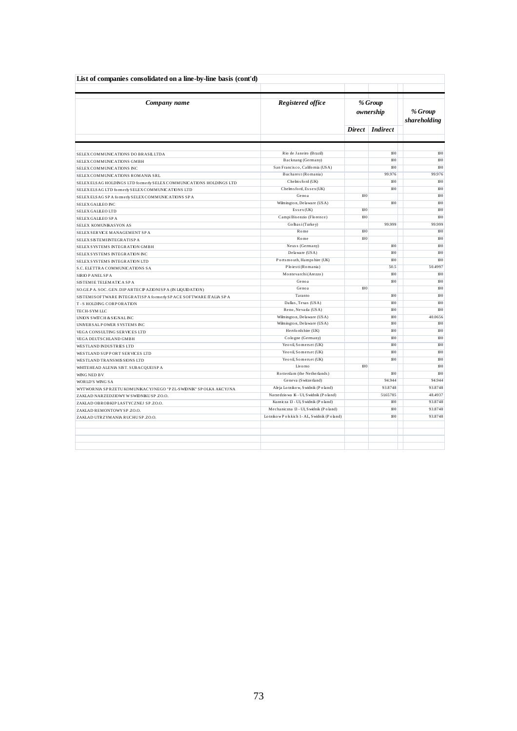**List of companies consolidated on a line-by-line basis (cont'd)**

| *Company name* | *Registered office* | *% Group ownership* | | *% Group shareholding* |
|---|---|---|---|---|
| | | *Direct* | *Indirect* | |
| SELEX COMMUNICATIONS DO BRASIL LTDA | Rio de Janeiro (Brazil) | | 100 | 100 |
| SELEX COMMUNICATIONS GMBH | Backnang (Germany) | | 100 | 100 |
| SELEX COMMUNICATIONS INC | San Francisco, California (USA) | | 100 | 100 |
| SELEX COMMUNICATIONS ROMANIA SRL | Bucharest (Romania) | | 99.976 | 99.976 |
| SELEX ELSAG HOLDINGS LTD formerly SELEX COMMUNICATIONS HOLDINGS LTD | Chelmsford (UK) | | 100 | 100 |
| SELEX ELSAG LTD formerly SELEX COMMUNICATIONS LTD | Chelmsford, Essex (UK) | | 100 | 100 |
| SELEX ELSAG SPA formerly SELEX COMMUNICATIONS SPA | Genoa | 100 | | 100 |
| SELEX GALILEO INC | Wilmington, Delaware (USA) | | 100 | 100 |
| SELEX GALILEO LTD | Essex (UK) | 100 | | 100 |
| SELEX GALILEO SPA | Campi Bisenzio (Florence) | 100 | | 100 |
| SELEX KOMUNIKASYON AS | Golbasi (Turkey) | | 99.999 | 99.999 |
| SELEX SERVICE MANAGEMENT SPA | Rome | 100 | | 100 |
| SELEX SISTEMI INTEGRATI SPA | Rome | 100 | | 100 |
| SELEX SYSTEMS INTEGRATION GMBH | Neuss (Germany) | | 100 | 100 |
| SELEX SYSTEMS INTEGRATION INC | Delaware (USA) | | 100 | 100 |
| SELEX SYSTEMS INTEGRATION LTD | Portsmouth, Hampshire (UK) | | 100 | 100 |
| S.C. ELETTRA COMMUNICATIONS SA | Ploiesti (Romania) | | 50.5 | 50.4997 |
| SIRIO PANEL SPA | Montevarchi (Arezzo) | | 100 | 100 |
| SISTEMI E TELEMATICA SPA | Genoa | | 100 | 100 |
| SO.GE.PA. SOC. GEN. DI PARTECIPAZIONI SPA (IN LIQUIDATION) | Genoa | 100 | | 100 |
| SISTEMI SOFTWARE INTEGRATI SPA formerly SPACE SOFTWARE ITALIA SPA | Taranto | | 100 | 100 |
| T - S HOLDING CORPORATION | Dallas, Texas (USA) | | 100 | 100 |
| TECH-SYM LLC | Reno, Nevada (USA) | | 100 | 100 |
| UNION SWITCH & SIGNAL INC | Wilmington, Delaware (USA) | | 100 | 40.0656 |
| UNIVERSAL POWER SYSTEMS INC | Wilmington, Delaware (USA) | | 100 | 100 |
| VEGA CONSULTING SERVICES LTD | Hertfordshire (UK) | | 100 | 100 |
| VEGA DEUTSCHLAND GMBH | Cologne (Germany) | | 100 | 100 |
| WESTLAND INDUSTRIES LTD | Yeovil, Somerset (UK) | | 100 | 100 |
| WESTLAND SUPPORT SERVICES LTD | Yeovil, Somerset (UK) | | 100 | 100 |
| WESTLAND TRANSMISSIONS LTD | Yeovil, Somerset (UK) | | 100 | 100 |
| WHITEHEAD ALENIA SIST. SUBACQUEI SPA | Livorno | 100 | | 100 |
| WING NED BV | Rotterdam (the Netherlands) | | 100 | 100 |
| WORLD'S WING SA | Geneva (Switzerland) | | 94.944 | 94.944 |
| WYTWORNIA SPRZETU KOMUNIKACYJNEGO "PZL-SWIDNIK" SPOLKA AKCYJNA | Aleja Lotnikow, Swidnik (Poland) | | 93.8748 | 93.8748 |
| ZAKLAD NARZEDZIOWY W SWIDNIKU SP.ZO.O. | Narzedziowa 16 - UI, Swidnik (Poland) | | 51.65785 | 48.4937 |
| ZAKLAD OBROBKI PLASTYCZNEJ SP.ZO.O. | Kuznicza 13 - UI, Swidnik (Poland) | | 100 | 93.8748 |
| ZAKLAD REMONTOWY SP.ZO.O. | Mechaniczna 13 - UI, Swidnik (Poland) | | 100 | 93.8748 |
| ZAKLAD UTRZYMANIA RUCHU SP.ZO.O. | Lotnikow Polskich 1 - AL, Swidnik (Poland) | | 100 | 93.8748 |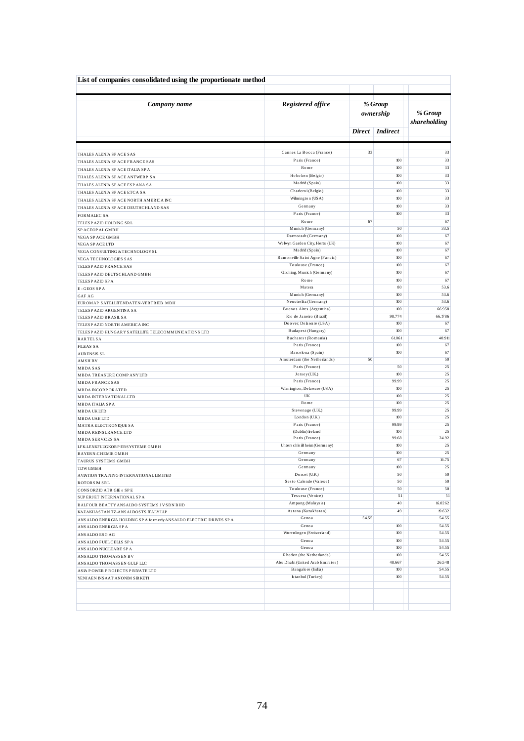## List of companies consolidated using the proportionate method

| *Company name* | *Registered office* | *% Group ownership* | | *% Group shareholding* |
|---|---|---|---|---|
| | | *Direct* | *Indirect* | |
| THALES ALENIA SPACE SAS | Cannes La Bocca (France) | 33 | | 33 |
| THALES ALENIA SPACE FRANCE SAS | Paris (France) | | 100 | 33 |
| THALES ALENIA SPACE ITALIA SPA | Rome | | 100 | 33 |
| THALES ALENIA SPACE ANTWERP SA | Hoboken (Belgio) | | 100 | 33 |
| THALES ALENIA SPACE ESPANA SA | Madrid (Spain) | | 100 | 33 |
| THALES ALENIA SPACE ETCA SA | Charleroi (Belgio) | | 100 | 33 |
| THALES ALENIA SPACE NORTH AMERICA INC | Wilmington (USA) | | 100 | 33 |
| THALES ALENIA SPACE DEUTHCHLAND SAS | Germany | | 100 | 33 |
| FORMALEC SA | Paris (France) | | 100 | 33 |
| TELESPAZIO HOLDING SRL | Rome | 67 | | 67 |
| SPACEOPAL GMBH | Munich (Germany) | | 50 | 33.5 |
| VEGA SPACE GMBH | Darmstadt (Germany) | | 100 | 67 |
| VEGA SPACE LTD | Welwyn Garden City, Herts (UK) | | 100 | 67 |
| VEGA CONSULTING & TECHNOLOGY SL | Madrid (Spain) | | 100 | 67 |
| VEGA TECHNOLOGIES SAS | Ramonville Saint Agne (Fancia) | | 100 | 67 |
| TELESPAZIO FRANCE SAS | Toulouse (France) | | 100 | 67 |
| TELESPAZIO DEUTSCHLAND GMBH | Gilching, Munich (Germany) | | 100 | 67 |
| TELESPAZIO SPA | Rome | | 100 | 67 |
| E - GEOS SPA | Matera | | 80 | 53.6 |
| GAF AG | Munich (Germany) | | 100 | 53.6 |
| EUROMAP SATELLITENDATEN-VERTRIEB MBH | Neustrelitz (Germany) | | 100 | 53.6 |
| TELESPAZIO ARGENTINA SA | Buenos Aires (Argentina) | | 100 | 66.958 |
| TELESPAZIO BRASIL SA | Rio de Janeiro (Brazil) | | 98.774 | 66.1786 |
| TELESPAZIO NORTH AMERICA INC | Doover, Delaware (USA) | | 100 | 67 |
| TELESPAZIO HUNGARY SATELLITE TELECOMMUNICATIONS LTD | Budapest (Hungary) | | 100 | 67 |
| RARTEL SA | Bucharest (Romania) | | 61.061 | 40.911 |
| FILEAS SA | Paris (France) | | 100 | 67 |
| AURENSIS SL | Barcelona (Spain) | | 100 | 67 |
| AMSH BV | Amsterdam (the Netherlands) | 50 | | 50 |
| MBDA SAS | Paris (France) | | 50 | 25 |
| MBDA TREASURE COMPANY LTD | Jersey (U.K.) | | 100 | 25 |
| MBDA FRANCE SAS | Paris (France) | | 99.99 | 25 |
| MBDA INCORPORATED | Wilmington, Delaware (USA) | | 100 | 25 |
| MBDA INTERNATIONAL LTD | UK | | 100 | 25 |
| MBDA ITALIA SPA | Rome | | 100 | 25 |
| MBDA UK LTD | Stevenage (U.K.) | | 99.99 | 25 |
| MBDA UAE LTD | London (U.K.) | | 100 | 25 |
| MATRA ELECTRONIQUE SA | Paris (France) | | 99.99 | 25 |
| MBDA REINSURANCE LTD | (Dublin) Ireland | | 100 | 25 |
| MBDA SERVICES SA | Paris (France) | | 99.68 | 24.92 |
| LFK-LENKFLUGKORPERSYSTEME GMBH | Unterschleißheim (Germany) | | 100 | 25 |
| BAYERN-CHEMIE GMBH | Germany | | 100 | 25 |
| TAURUS SYSTEMS GMBH | Germany | | 67 | 16.75 |
| TDW GMBH | Germany | | 100 | 25 |
| AVIATION TRAINING INTERNATIONAL LIMITED | Dorset (U.K.) | | 50 | 50 |
| ROTORSIM SRL | Sesto Calende (Varese) | | 50 | 50 |
| CONSORZIO ATR GIE e SPE | Toulouse (France) | | 50 | 50 |
| SUPERJET INTERNATIONAL SPA | Tessera (Venice) | | 51 | 51 |
| BALFOUR BEATTY ANSALDO SYSTEMS JV SDN BHD | Ampang (Malaysia) | | 40 | 16.0262 |
| KAZAKHASTAN TZ-ANSALDOSTS ITALY LLP | Astana (Kazakhstan) | | 49 | 19.632 |
| ANSALDO ENERGIA HOLDING SPA formerly ANSALDO ELECTRIC DRIVES SPA | Genoa | 54.55 | | 54.55 |
| ANSALDO ENERGIA SPA | Genoa | | 100 | 54.55 |
| ANSALDO ESG AG | Wurenlingen (Switzerland) | | 100 | 54.55 |
| ANSALDO FUEL CELLS SPA | Genoa | | 100 | 54.55 |
| ANSALDO NUCLEARE SPA | Genoa | | 100 | 54.55 |
| ANSALDO THOMASSEN BV | Rheden (the Netherlands) | | 100 | 54.55 |
| ANSALDO THOMASSEN GULF LLC | Abu Dhabi (United Arab Emirates) | | 48.667 | 26.548 |
| ASIA POWER PROJECTS PRIVATE LTD | Bangalore (India) | | 100 | 54.55 |
| YENIAEN INSAAT ANONIM SIRKETI | Istanbul (Turkey) | | 100 | 54.55 |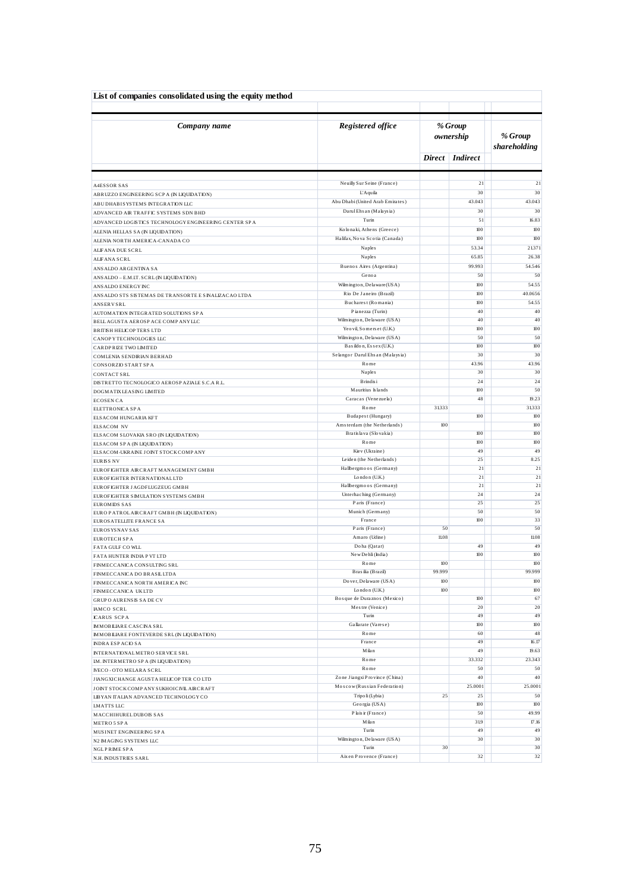## List of companies consolidated using the equity method

| Company name | Registered office | % Group ownership | | % Group shareholding |
|---|---|---|---|---|
| | | Direct | Indirect | |
| A4ESSOR SAS | Neuilly Sur Seine (France) | | 21 | 21 |
| ABRUZZO ENGINEERING SCPA (IN LIQUIDATION) | L'Aquila | | 30 | 30 |
| ABU DHABI SYSTEMS INTEGRATION LLC | Abu Dhabi (United Arab Emirates) | | 43.043 | 43.043 |
| ADVANCED AIR TRAFFIC SYSTEMS SDN BHD | Darul Ehsan (Malaysia) | | 30 | 30 |
| ADVANCED LOGISTICS TECHNOLOGY ENGINEERING CENTER SPA | Turin | | 51 | 16.83 |
| ALENIA HELLAS SA (IN LIQUIDATION) | Kolonaki, Athens (Greece) | | 100 | 100 |
| ALENIA NORTH AMERICA-CANADA CO | Halifax, Nova Scotia (Canada) | | 100 | 100 |
| ALIFANA DUE SCRL | Naples | | 53.34 | 21.371 |
| ALIFANA SCRL | Naples | | 65.85 | 26.38 |
| ANSALDO ARGENTINA SA | Buenos Aires (Argentina) | | 99.993 | 54.546 |
| ANSALDO – E.M.IT. SCRL (IN LIQUIDATION) | Genoa | | 50 | 50 |
| ANSALDO ENERGY INC | Wilmington, Delaware (USA) | | 100 | 54.55 |
| ANSALDO STS SISTEMAS DE TRANSORTE E SINALIZACAO LTDA | Rio De Janeiro (Brazil) | | 100 | 40.0656 |
| ANSERV SRL | Bucharest (Romania) | | 100 | 54.55 |
| AUTOMATION INTEGRATED SOLUTIONS SPA | Pianezza (Turin) | | 40 | 40 |
| BELL AGUSTA AEROSPACE COMPANY LLC | Wilmington, Delaware (USA) | | 40 | 40 |
| BRITISH HELICOPTERS LTD | Yeovil, Somerset (U.K.) | | 100 | 100 |
| CANOPY TECHNOLOGIES LLC | Wilmington, Delaware (USA) | | 50 | 50 |
| CARDPRIZE TWO LIMITED | Basildon, Essex (U.K.) | | 100 | 100 |
| COMLENIA SENDIRIAN BERHAD | Selangor Darul Ehsan (Malaysia) | | 30 | 30 |
| CONSORZIO START SPA | Rome | | 43.96 | 43.96 |
| CONTACT SRL | Naples | | 30 | 30 |
| DISTRETTO TECNOLOGICO AEROSPAZIALE S.C.A R.L. | Brindisi | | 24 | 24 |
| DOGMATIX LEASING LIMITED | Mauritius Islands | | 100 | 50 |
| ECOSEN CA | Caracas (Venezuela) | | 48 | 19.23 |
| ELETTRONICA SPA | Rome | 31.333 | | 31.333 |
| ELSACOM HUNGARIA KFT | Budapest (Hungary) | | 100 | 100 |
| ELSACOM NV | Amsterdam (the Netherlands) | 100 | | 100 |
| ELSACOM SLOVAKIA SRO (IN LIQUIDATION) | Bratislava (Slovakia) | | 100 | 100 |
| ELSACOM SPA (IN LIQUIDATION) | Rome | | 100 | 100 |
| ELSACOM-UKRAINE JOINT STOCK COMPANY | Kiev (Ukraine) | | 49 | 49 |
| EURISS NV | Leiden (the Netherlands) | | 25 | 8.25 |
| EUROFIGHTER AIRCRAFT MANAGEMENT GMBH | Hallbergmoos (Germany) | | 21 | 21 |
| EUROFIGHTER INTERNATIONAL LTD | London (U.K.) | | 21 | 21 |
| EUROFIGHTER JAGDFLUGZEUG GMBH | Hallbergmoos (Germany) | | 21 | 21 |
| EUROFIGHTER SIMULATION SYSTEMS GMBH | Unterhaching (Germany) | | 24 | 24 |
| EUROMIDS SAS | Paris (France) | | 25 | 25 |
| EURO PATROL AIRCRAFT GMBH (IN LIQUIDATION) | Munich (Germany) | | 50 | 50 |
| EUROSATELLITE FRANCE SA | France | | 100 | 33 |
| EUROSYSNAV SAS | Paris (France) | 50 | | 50 |
| EUROTECH SPA | Amaro (Udine) | 11.08 | | 11.08 |
| FATA GULF CO WLL | Doha (Qatar) | | 49 | 49 |
| FATA HUNTER INDIA PVT LTD | New Dehli (India) | | 100 | 100 |
| FINMECCANICA CONSULTING SRL | Rome | 100 | | 100 |
| FINMECCANICA DO BRASIL LTDA | Brasilia (Brazil) | 99.999 | | 99.999 |
| FINMECCANICA NORTH AMERICA INC | Dover, Delaware (USA) | 100 | | 100 |
| FINMECCANICA UK LTD | London (U.K.) | 100 | | 100 |
| GRUPO AURENSIS SA DE CV | Bosque de Duraznos (Mexico) | | 100 | 67 |
| IAMCO SCRL | Mestre (Venice) | | 20 | 20 |
| ICARUS SCPA | Turin | | 49 | 49 |
| IMMOBILIARE CASCINA SRL | Gallarate (Varese) | | 100 | 100 |
| IMMOBILIARE FONTEVERDE SRL (IN LIQUIDATION) | Rome | | 60 | 48 |
| INDRA ESPACIO SA | France | | 49 | 16.17 |
| INTERNATIONAL METRO SERVICE SRL | Milan | | 49 | 19.63 |
| I.M. INTERMETRO SPA (IN LIQUIDATION) | Rome | | 33.332 | 23.343 |
| IVECO - OTO MELARA SCRL | Rome | | 50 | 50 |
| JIANGXI CHANGE AGUSTA HELICOPTER CO LTD | Zone Jiangxi Province (China) | | 40 | 40 |
| JOINT STOCK COMPANY SUKHOI CIVIL AIRCRAFT | Moscow (Russian Federation) | | 25.0001 | 25.0001 |
| LIBYAN ITALIAN ADVANCED TECHNOLOGY CO | Tripoli (Lybia) | 25 | 25 | 50 |
| LMATTS LLC | Georgia (USA) | | 100 | 100 |
| MACCHI HUREL DUBOIS SAS | Plaisir (France) | | 50 | 49.99 |
| METRO 5 SPA | Milan | | 31.9 | 17.16 |
| MUSINET ENGINEERING SPA | Turin | | 49 | 49 |
| N2 IMAGING SYSTEMS LLC | Wilmington, Delaware (USA) | | 30 | 30 |
| NGL PRIME SPA | Turin | 30 | | 30 |
| N.H. INDUSTRIES SARL | Aix en Provence (France) | | 32 | 32 |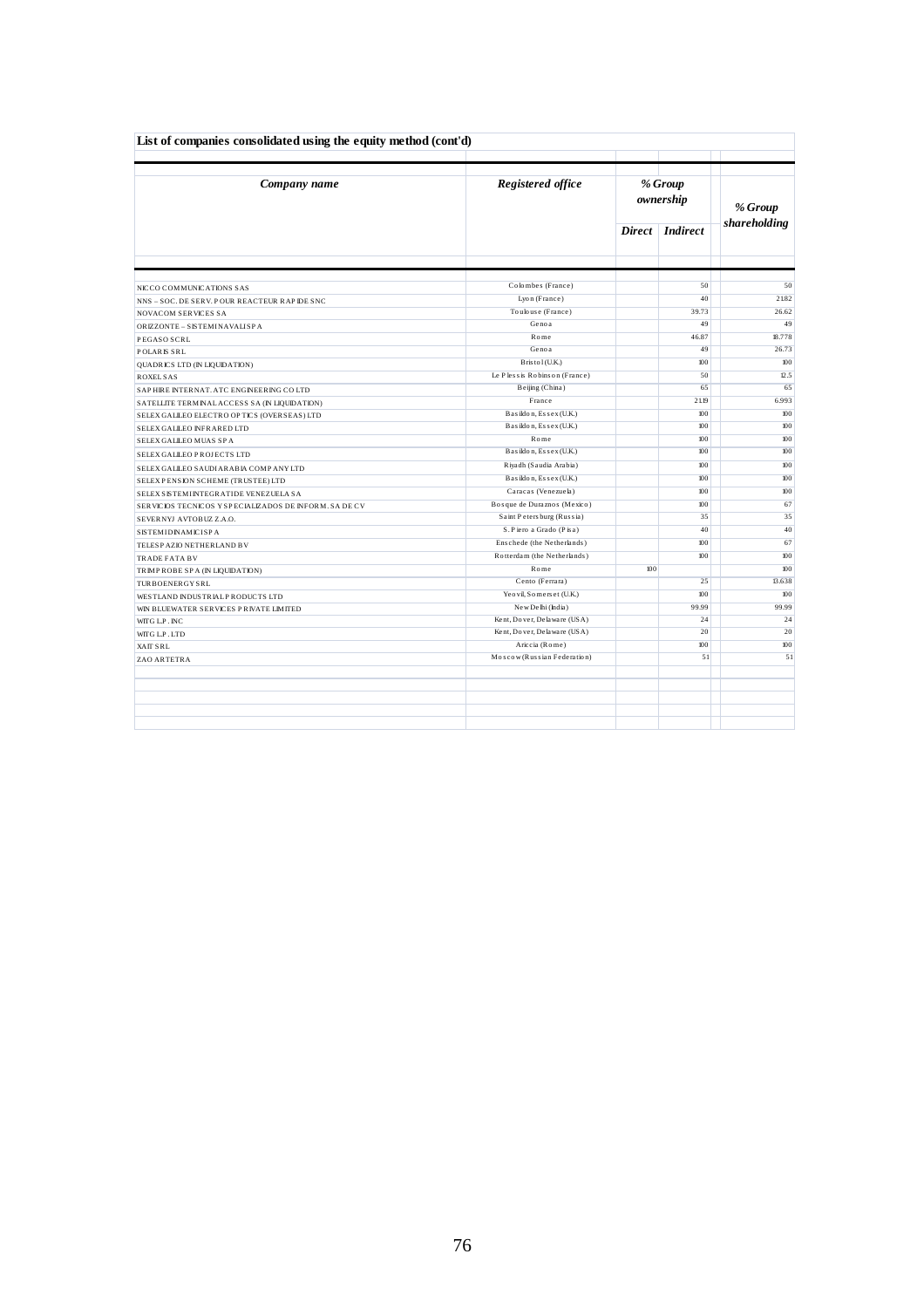**List of companies consolidated using the equity method (cont'd)**

| *Company name* | *Registered office* | *% Group ownership* | | *% Group shareholding* |
|---|---|---|---|---|
| | | *Direct* | *Indirect* | |
| NICCO COMMUNICATIONS SAS | Colombes (France) | | 50 | 50 |
| NNS – SOC. DE SERV. POUR REACTEUR RAPIDE SNC | Lyon (France) | | 40 | 21.82 |
| NOVACOM SERVICES SA | Toulouse (France) | | 39.73 | 26.62 |
| ORIZZONTE – SISTEMI NAVALI SPA | Genoa | | 49 | 49 |
| PEGASO SCRL | Rome | | 46.87 | 18.778 |
| POLARIS SRL | Genoa | | 49 | 26.73 |
| QUADRICS LTD (IN LIQUIDATION) | Bristol (U.K.) | | 100 | 100 |
| ROXEL SAS | Le Plessis Robinson (France) | | 50 | 12.5 |
| SAPHIRE INTERNAT. ATC ENGINEERING CO LTD | Beijing (China) | | 65 | 65 |
| SATELLITE TERMINAL ACCESS SA (IN LIQUIDATION) | France | | 21.19 | 6.993 |
| SELEX GALILEO ELECTRO OPTICS (OVERSEAS) LTD | Basildon, Essex (U.K.) | | 100 | 100 |
| SELEX GALILEO INFRARED LTD | Basildon, Essex (U.K.) | | 100 | 100 |
| SELEX GALILEO MUAS SPA | Rome | | 100 | 100 |
| SELEX GALILEO PROJECTS LTD | Basildon, Essex (U.K.) | | 100 | 100 |
| SELEX GALILEO SAUDI ARABIA COMPANY LTD | Riyadh (Saudia Arabia) | | 100 | 100 |
| SELEX PENSION SCHEME (TRUSTEE) LTD | Basildon, Essex (U.K.) | | 100 | 100 |
| SELEX SISTEMI INTEGRATI DE VENEZUELA SA | Caracas (Venezuela) | | 100 | 100 |
| SERVICIOS TECNICOS Y SPECIALIZADOS DE INFORM. SA DE CV | Bosque de Duraznos (Mexico) | | 100 | 67 |
| SEVERNYJ AVTOBUZ Z.A.O. | Saint Petersburg (Russia) | | 35 | 35 |
| SISTEMI DINAMICI SPA | S. Piero a Grado (Pisa) | | 40 | 40 |
| TELESPAZIO NETHERLAND BV | Enschede (the Netherlands) | | 100 | 67 |
| TRADE FATA BV | Rotterdam (the Netherlands) | | 100 | 100 |
| TRIMPROBE SPA (IN LIQUIDATION) | Rome | 100 | | 100 |
| TURBOENERGY SRL | Cento (Ferrara) | | 25 | 13.638 |
| WESTLAND INDUSTRIAL PRODUCTS LTD | Yeovil, Somerset (U.K.) | | 100 | 100 |
| WIN BLUEWATER SERVICES PRIVATE LIMITED | New Delhi (India) | | 99.99 | 99.99 |
| WITG L.P. INC | Kent, Dover, Delaware (USA) | | 24 | 24 |
| WITG L.P. LTD | Kent, Dover, Delaware (USA) | | 20 | 20 |
| XAIT SRL | Ariccia (Rome) | | 100 | 100 |
| ZAO ARTETRA | Moscow (Russian Federation) | | 51 | 51 |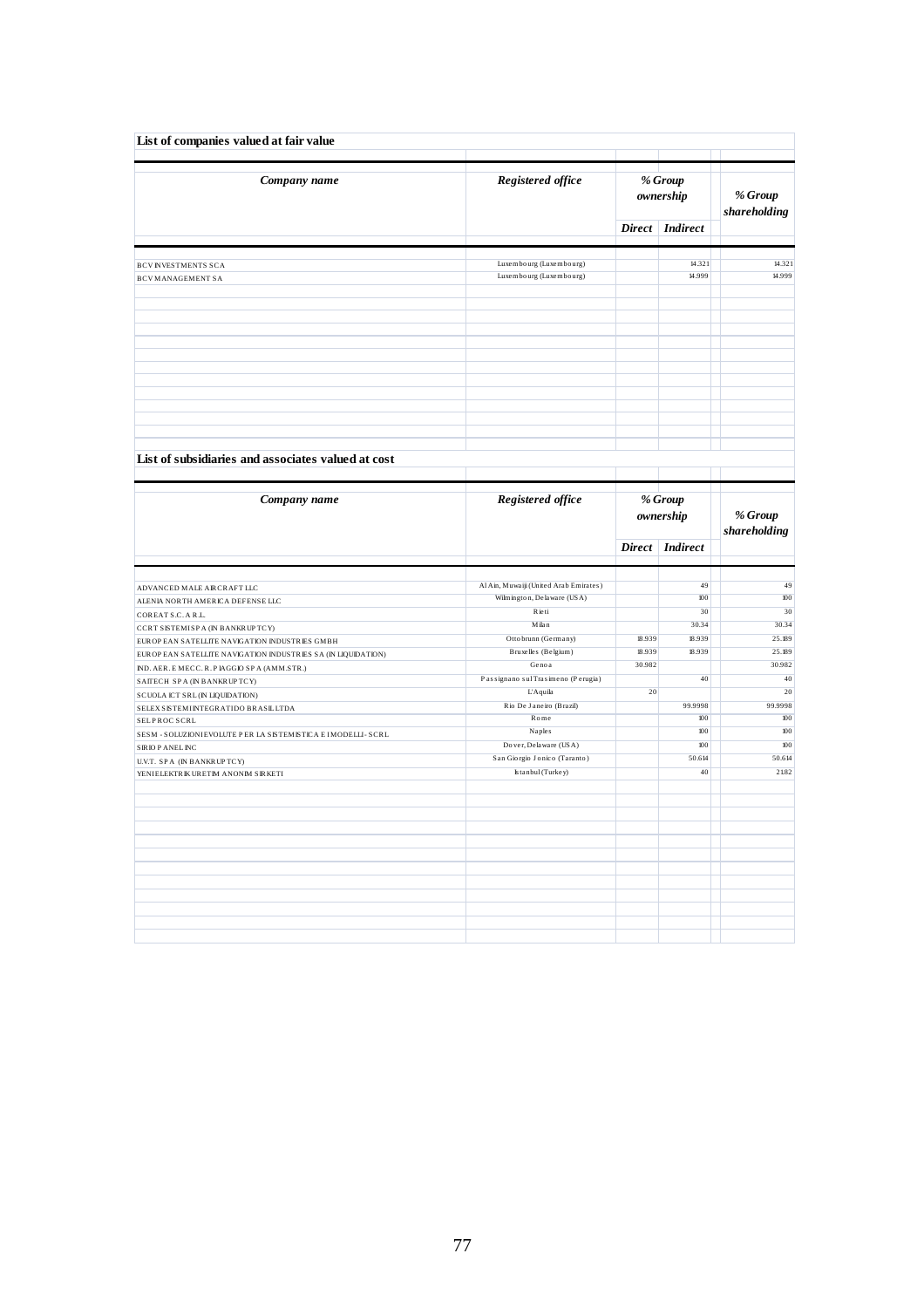## List of companies valued at fair value

| *Company name* | *Registered office* | *% Group ownership* | | *% Group shareholding* |
|---|---|---|---|---|
| | | *Direct* | *Indirect* | |
| BCV INVESTMENTS SCA | Luxembourg (Luxembourg) | | 14.321 | 14.321 |
| BCV MANAGEMENT SA | Luxembourg (Luxembourg) | | 14.999 | 14.999 |

## List of subsidiaries and associates valued at cost

| *Company name* | *Registered office* | *% Group ownership* | | *% Group shareholding* |
|---|---|---|---|---|
| | | *Direct* | *Indirect* | |
| ADVANCED MALE AIRCRAFT LLC | Al Ain, Muwaiji (United Arab Emirates) | | 49 | 49 |
| ALENIA NORTH AMERICA DEFENSE LLC | Wilmington, Delaware (USA) | | 100 | 100 |
| COREAT S.C. A R.L. | Rieti | | 30 | 30 |
| CCRT SISTEMI SPA (IN BANKRUPTCY) | Milan | | 30.34 | 30.34 |
| EUROPEAN SATELLITE NAVIGATION INDUSTRIES GMBH | Ottobrunn (Germany) | 18.939 | 18.939 | 25.189 |
| EUROPEAN SATELLITE NAVIGATION INDUSTRIES SA (IN LIQUIDATION) | Bruxelles (Belgium) | 18.939 | 18.939 | 25.189 |
| IND. AER. E MECC. R. PIAGGIO SPA (AMM.STR.) | Genoa | 30.982 | | 30.982 |
| SAITECH SPA (IN BANKRUPTCY) | Passignano sul Trasimeno (Perugia) | | 40 | 40 |
| SCUOLA ICT SRL (IN LIQUIDATION) | L'Aquila | 20 | | 20 |
| SELEX SISTEMI INTEGRATI DO BRASIL LTDA | Rio De Janeiro (Brazil) | | 99.9998 | 99.9998 |
| SEL PROC SCRL | Rome | | 100 | 100 |
| SESM - SOLUZIONI EVOLUTE PER LA SISTEMISTICA E I MODELLI - SCRL | Naples | | 100 | 100 |
| SIRIO PANEL INC | Dover, Delaware (USA) | | 100 | 100 |
| U.V.T. SPA (IN BANKRUPTCY) | San Giorgio Jonico (Taranto) | | 50.614 | 50.614 |
| YENI ELEKTRIK URETIM ANONIM SIRKETI | Istanbul (Turkey) | | 40 | 21.82 |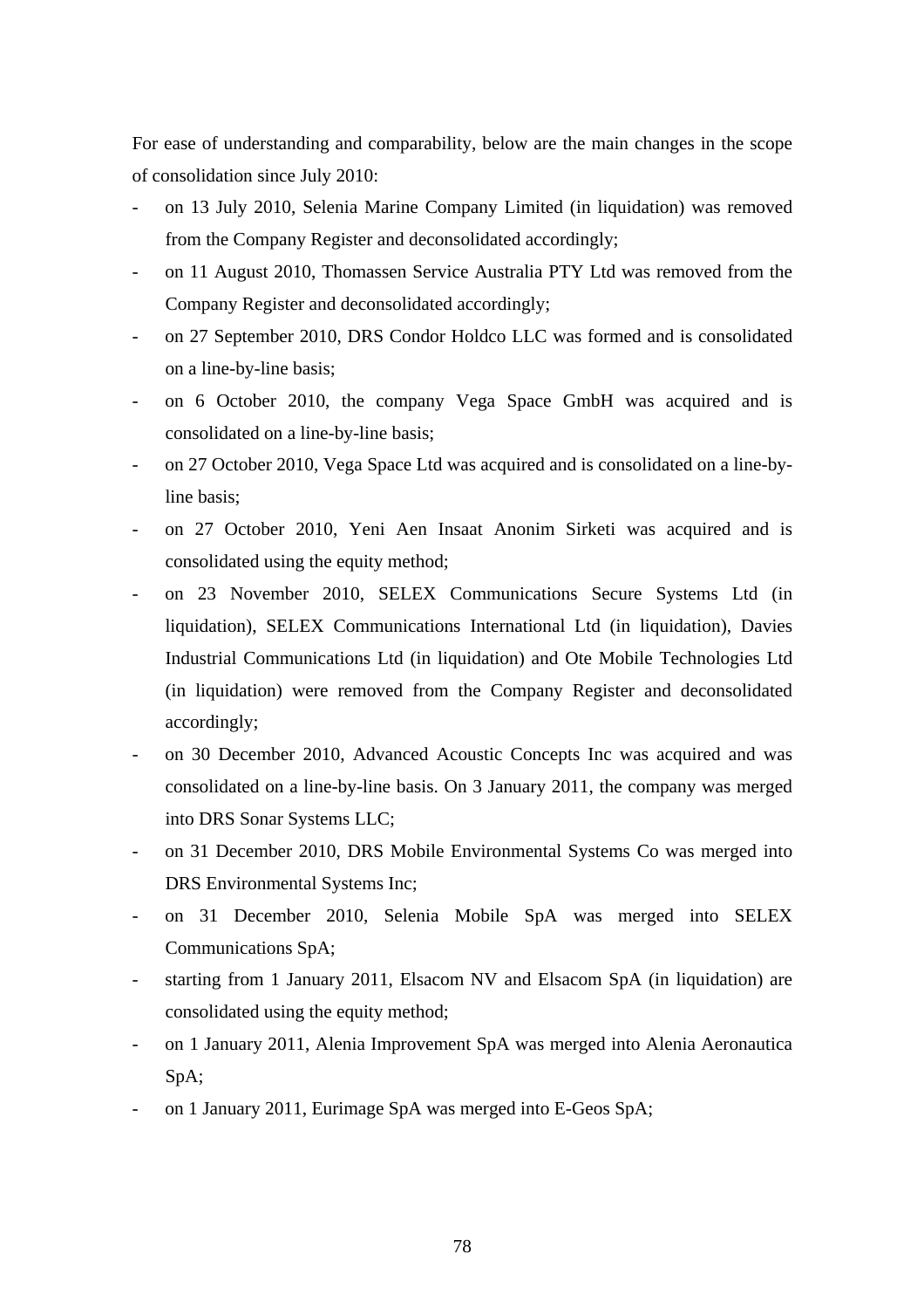For ease of understanding and comparability, below are the main changes in the scope of consolidation since July 2010:

- on 13 July 2010, Selenia Marine Company Limited (in liquidation) was removed from the Company Register and deconsolidated accordingly;
- on 11 August 2010, Thomassen Service Australia PTY Ltd was removed from the Company Register and deconsolidated accordingly;
- on 27 September 2010, DRS Condor Holdco LLC was formed and is consolidated on a line-by-line basis;
- on 6 October 2010, the company Vega Space GmbH was acquired and is consolidated on a line-by-line basis;
- on 27 October 2010, Vega Space Ltd was acquired and is consolidated on a line-by-line basis;
- on 27 October 2010, Yeni Aen Insaat Anonim Sirketi was acquired and is consolidated using the equity method;
- on 23 November 2010, SELEX Communications Secure Systems Ltd (in liquidation), SELEX Communications International Ltd (in liquidation), Davies Industrial Communications Ltd (in liquidation) and Ote Mobile Technologies Ltd (in liquidation) were removed from the Company Register and deconsolidated accordingly;
- on 30 December 2010, Advanced Acoustic Concepts Inc was acquired and was consolidated on a line-by-line basis. On 3 January 2011, the company was merged into DRS Sonar Systems LLC;
- on 31 December 2010, DRS Mobile Environmental Systems Co was merged into DRS Environmental Systems Inc;
- on 31 December 2010, Selenia Mobile SpA was merged into SELEX Communications SpA;
- starting from 1 January 2011, Elsacom NV and Elsacom SpA (in liquidation) are consolidated using the equity method;
- on 1 January 2011, Alenia Improvement SpA was merged into Alenia Aeronautica SpA;
- on 1 January 2011, Eurimage SpA was merged into E-Geos SpA;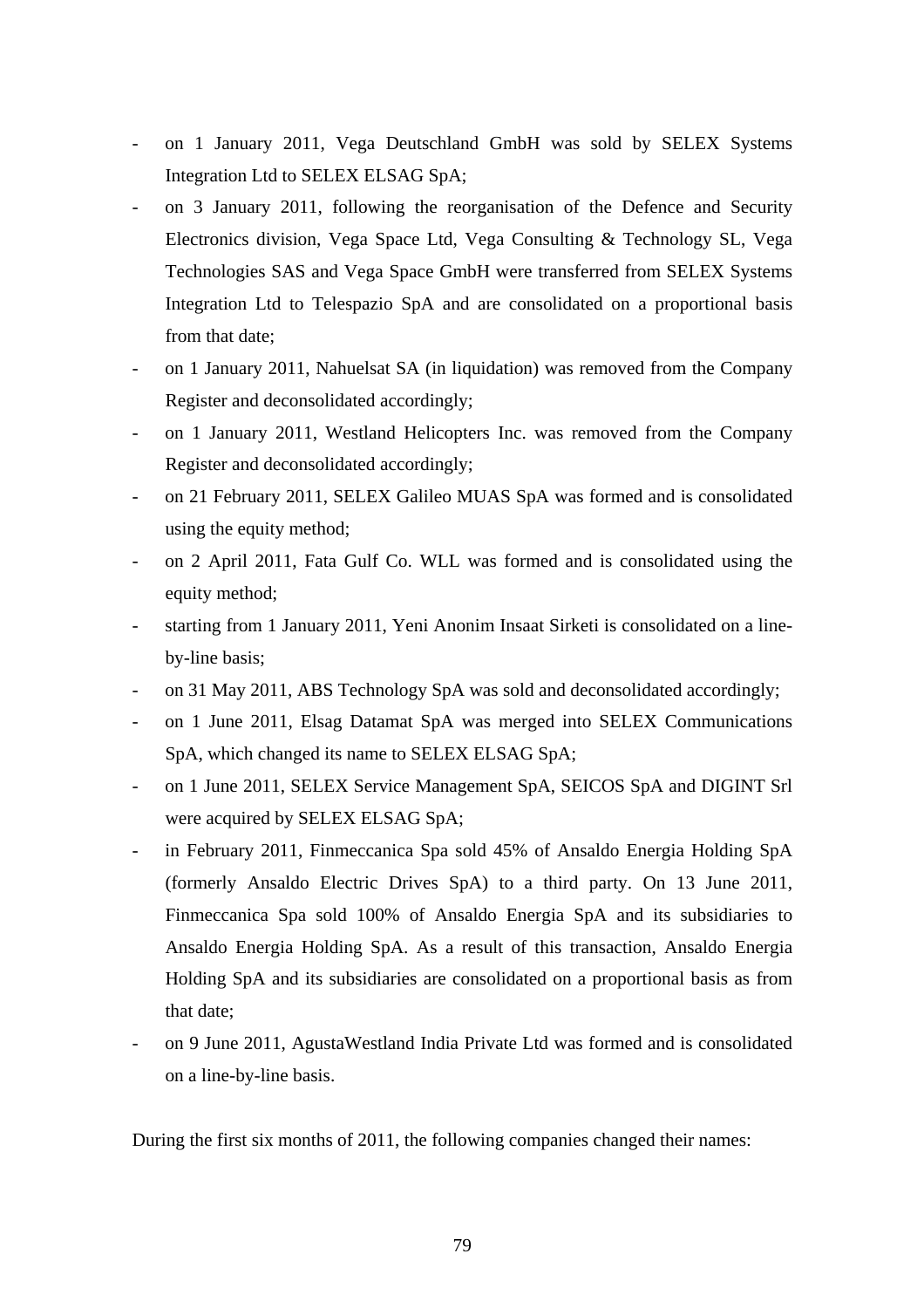- on 1 January 2011, Vega Deutschland GmbH was sold by SELEX Systems Integration Ltd to SELEX ELSAG SpA;
- on 3 January 2011, following the reorganisation of the Defence and Security Electronics division, Vega Space Ltd, Vega Consulting & Technology SL, Vega Technologies SAS and Vega Space GmbH were transferred from SELEX Systems Integration Ltd to Telespazio SpA and are consolidated on a proportional basis from that date;
- on 1 January 2011, Nahuelsat SA (in liquidation) was removed from the Company Register and deconsolidated accordingly;
- on 1 January 2011, Westland Helicopters Inc. was removed from the Company Register and deconsolidated accordingly;
- on 21 February 2011, SELEX Galileo MUAS SpA was formed and is consolidated using the equity method;
- on 2 April 2011, Fata Gulf Co. WLL was formed and is consolidated using the equity method;
- starting from 1 January 2011, Yeni Anonim Insaat Sirketi is consolidated on a line-by-line basis;
- on 31 May 2011, ABS Technology SpA was sold and deconsolidated accordingly;
- on 1 June 2011, Elsag Datamat SpA was merged into SELEX Communications SpA, which changed its name to SELEX ELSAG SpA;
- on 1 June 2011, SELEX Service Management SpA, SEICOS SpA and DIGINT Srl were acquired by SELEX ELSAG SpA;
- in February 2011, Finmeccanica Spa sold 45% of Ansaldo Energia Holding SpA (formerly Ansaldo Electric Drives SpA) to a third party. On 13 June 2011, Finmeccanica Spa sold 100% of Ansaldo Energia SpA and its subsidiaries to Ansaldo Energia Holding SpA. As a result of this transaction, Ansaldo Energia Holding SpA and its subsidiaries are consolidated on a proportional basis as from that date;
- on 9 June 2011, AgustaWestland India Private Ltd was formed and is consolidated on a line-by-line basis.

During the first six months of 2011, the following companies changed their names: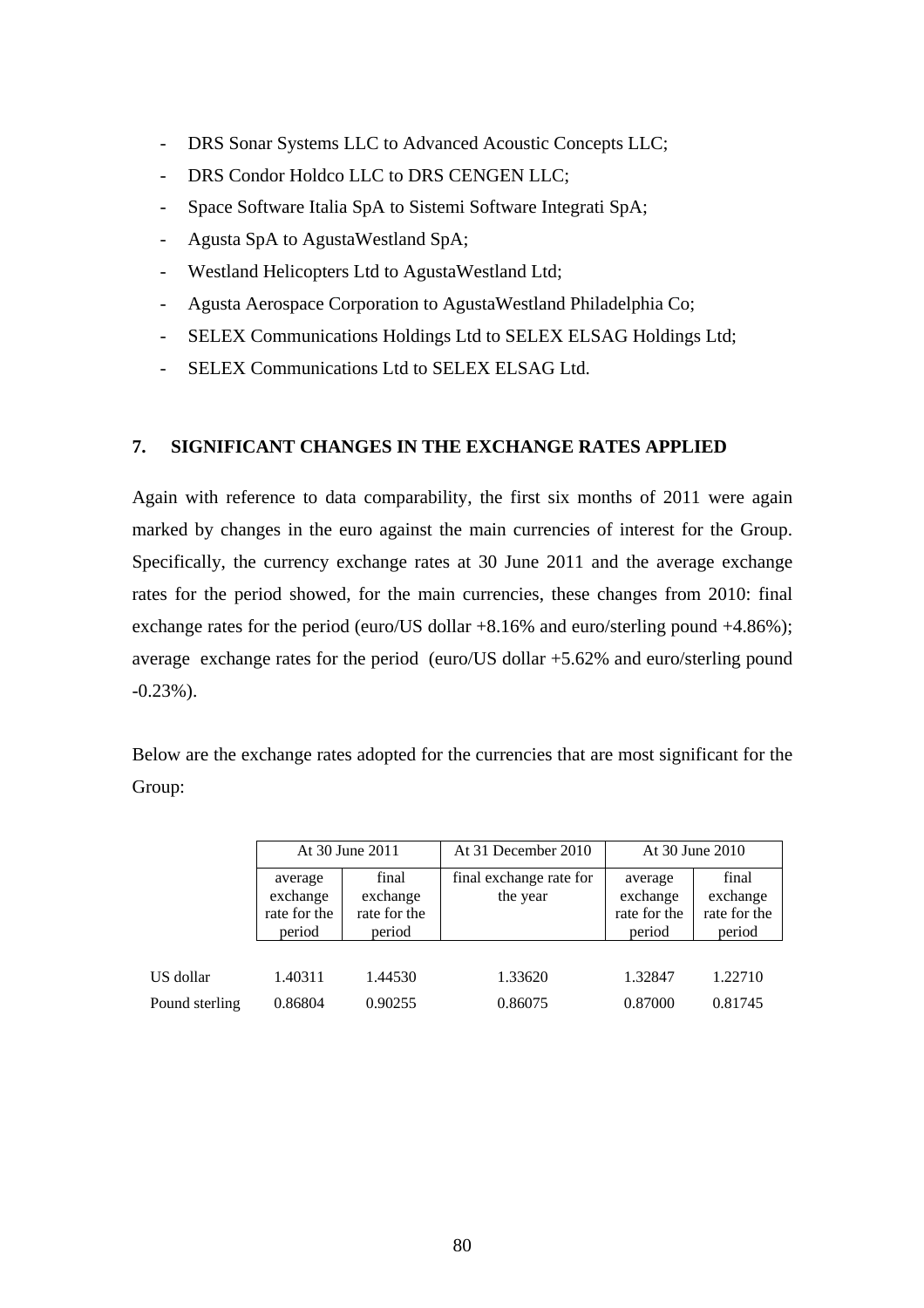- DRS Sonar Systems LLC to Advanced Acoustic Concepts LLC;
- DRS Condor Holdco LLC to DRS CENGEN LLC;
- Space Software Italia SpA to Sistemi Software Integrati SpA;
- Agusta SpA to AgustaWestland SpA;
- Westland Helicopters Ltd to AgustaWestland Ltd;
- Agusta Aerospace Corporation to AgustaWestland Philadelphia Co;
- SELEX Communications Holdings Ltd to SELEX ELSAG Holdings Ltd;
- SELEX Communications Ltd to SELEX ELSAG Ltd.

## 7. SIGNIFICANT CHANGES IN THE EXCHANGE RATES APPLIED

Again with reference to data comparability, the first six months of 2011 were again marked by changes in the euro against the main currencies of interest for the Group. Specifically, the currency exchange rates at 30 June 2011 and the average exchange rates for the period showed, for the main currencies, these changes from 2010: final exchange rates for the period (euro/US dollar +8.16% and euro/sterling pound +4.86%); average exchange rates for the period (euro/US dollar +5.62% and euro/sterling pound -0.23%).

Below are the exchange rates adopted for the currencies that are most significant for the Group:

| | At 30 June 2011 | | At 31 December 2010 | At 30 June 2010 | |
|---|---|---|---|---|---|
| | average exchange rate for the period | final exchange rate for the period | final exchange rate for the year | average exchange rate for the period | final exchange rate for the period |
| US dollar | 1.40311 | 1.44530 | 1.33620 | 1.32847 | 1.22710 |
| Pound sterling | 0.86804 | 0.90255 | 0.86075 | 0.87000 | 0.81745 |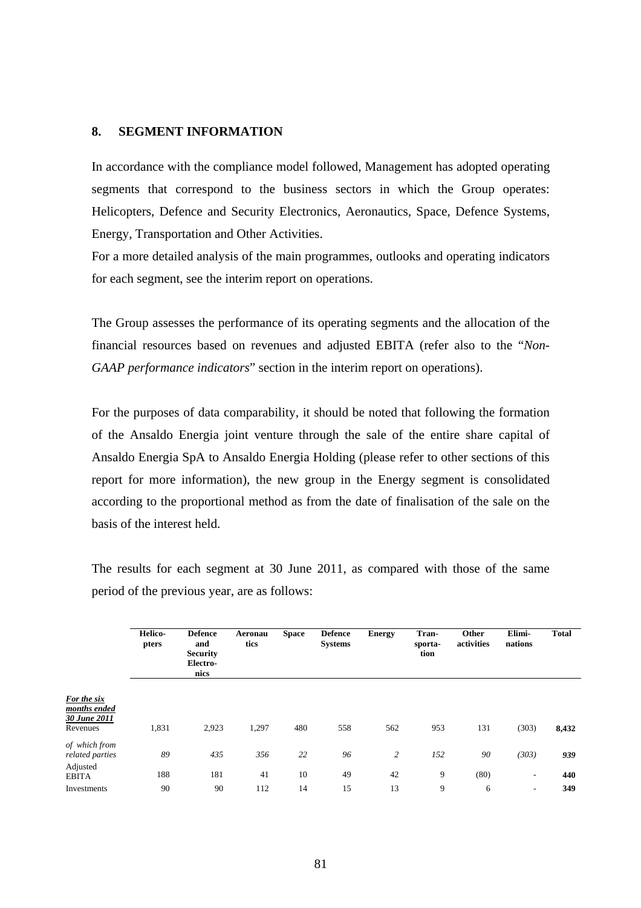## 8. SEGMENT INFORMATION

In accordance with the compliance model followed, Management has adopted operating segments that correspond to the business sectors in which the Group operates: Helicopters, Defence and Security Electronics, Aeronautics, Space, Defence Systems, Energy, Transportation and Other Activities.

For a more detailed analysis of the main programmes, outlooks and operating indicators for each segment, see the interim report on operations.

The Group assesses the performance of its operating segments and the allocation of the financial resources based on revenues and adjusted EBITA (refer also to the "*Non-GAAP performance indicators*" section in the interim report on operations).

For the purposes of data comparability, it should be noted that following the formation of the Ansaldo Energia joint venture through the sale of the entire share capital of Ansaldo Energia SpA to Ansaldo Energia Holding (please refer to other sections of this report for more information), the new group in the Energy segment is consolidated according to the proportional method as from the date of finalisation of the sale on the basis of the interest held.

The results for each segment at 30 June 2011, as compared with those of the same period of the previous year, are as follows:

| | Helicopters | Defence and Security Electronics | Aeronautics | Space | Defence Systems | Energy | Transportation | Other activities | Eliminations | Total |
|---|---|---|---|---|---|---|---|---|---|---|
| ***For the six months ended 30 June 2011*** | | | | | | | | | | |
| Revenues | 1,831 | 2,923 | 1,297 | 480 | 558 | 562 | 953 | 131 | (303) | **8,432** |
| *of which from related parties* | *89* | *435* | *356* | *22* | *96* | *2* | *152* | *90* | *(303)* | ***939*** |
| Adjusted EBITA | 188 | 181 | 41 | 10 | 49 | 42 | 9 | (80) | - | **440** |
| Investments | 90 | 90 | 112 | 14 | 15 | 13 | 9 | 6 | - | **349** |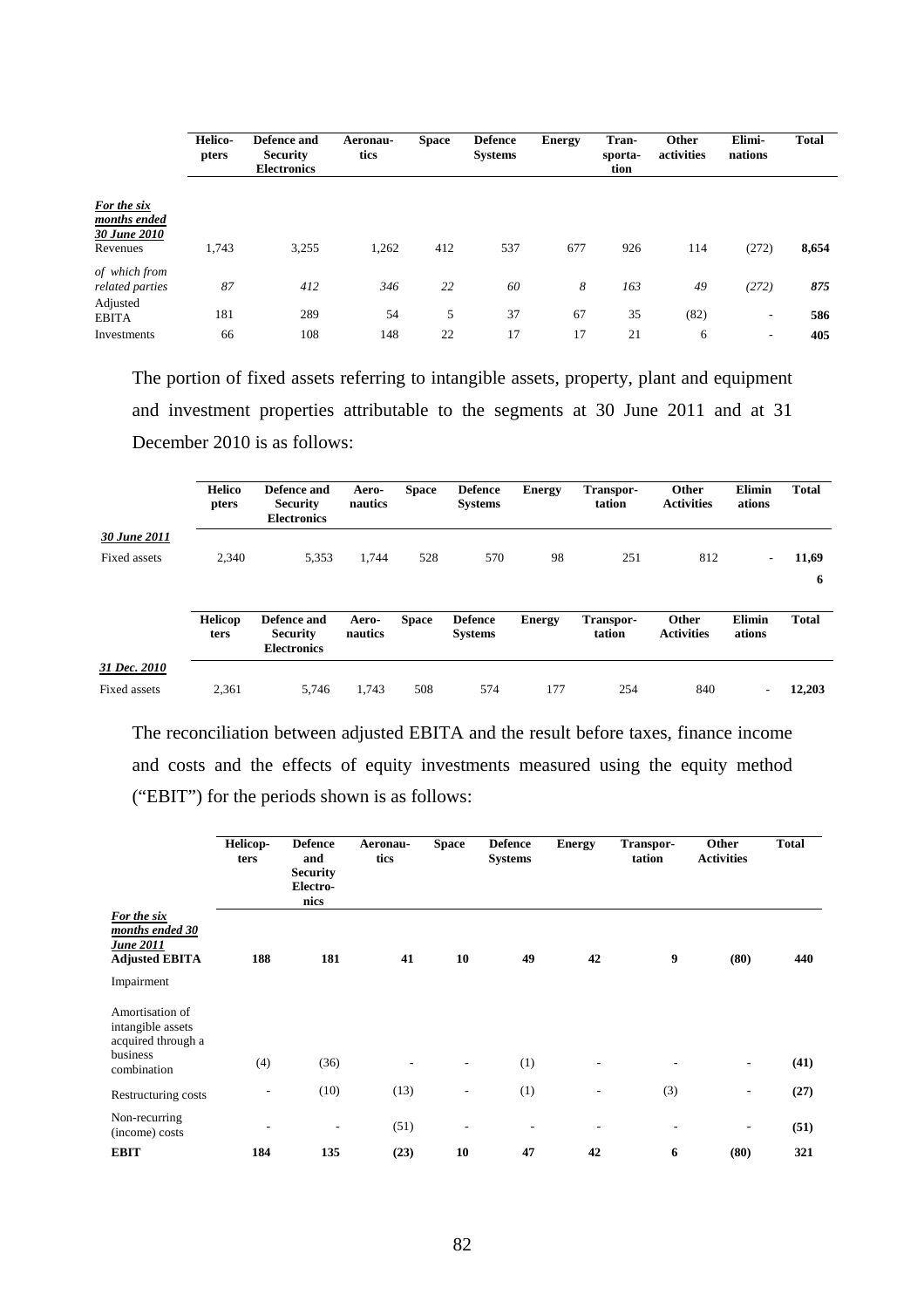| | Helico-pters | Defence and Security Electronics | Aeronau-tics | Space | Defence Systems | Energy | Tran-sporta-tion | Other activities | Elimi-nations | Total |
|---|---|---|---|---|---|---|---|---|---|---|
| ***For the six months ended 30 June 2010*** | | | | | | | | | | |
| Revenues | 1,743 | 3,255 | 1,262 | 412 | 537 | 677 | 926 | 114 | (272) | **8,654** |
| *of which from related parties* | *87* | *412* | *346* | *22* | *60* | *8* | *163* | *49* | *(272)* | ***875*** |
| Adjusted EBITA | 181 | 289 | 54 | 5 | 37 | 67 | 35 | (82) | - | **586** |
| Investments | 66 | 108 | 148 | 22 | 17 | 17 | 21 | 6 | - | **405** |

The portion of fixed assets referring to intangible assets, property, plant and equipment and investment properties attributable to the segments at 30 June 2011 and at 31 December 2010 is as follows:

| | Helicopters | Defence and Security Electronics | Aero-nautics | Space | Defence Systems | Energy | Transpor-tation | Other Activities | Eliminations | Total |
|---|---|---|---|---|---|---|---|---|---|---|
| ***30 June 2011*** | | | | | | | | | | |
| Fixed assets | 2,340 | 5,353 | 1,744 | 528 | 570 | 98 | 251 | 812 | - | **11,696** |

| | Helicopters | Defence and Security Electronics | Aero-nautics | Space | Defence Systems | Energy | Transpor-tation | Other Activities | Eliminations | Total |
|---|---|---|---|---|---|---|---|---|---|---|
| ***31 Dec. 2010*** | | | | | | | | | | |
| Fixed assets | 2,361 | 5,746 | 1,743 | 508 | 574 | 177 | 254 | 840 | - | **12,203** |

The reconciliation between adjusted EBITA and the result before taxes, finance income and costs and the effects of equity investments measured using the equity method ("EBIT") for the periods shown is as follows:

| | Helicop-ters | Defence and Security Electro-nics | Aeronau-tics | Space | Defence Systems | Energy | Transpor-tation | Other Activities | Total |
|---|---|---|---|---|---|---|---|---|---|
| ***For the six months ended 30 June 2011*** | | | | | | | | | |
| **Adjusted EBITA** | **188** | **181** | **41** | **10** | **49** | **42** | **9** | **(80)** | **440** |
| Impairment | | | | | | | | | |
| Amortisation of intangible assets acquired through a business combination | (4) | (36) | - | - | (1) | - | - | - | **(41)** |
| Restructuring costs | - | (10) | (13) | - | (1) | - | (3) | - | **(27)** |
| Non-recurring (income) costs | - | - | (51) | - | - | - | - | - | **(51)** |
| **EBIT** | **184** | **135** | **(23)** | **10** | **47** | **42** | **6** | **(80)** | **321** |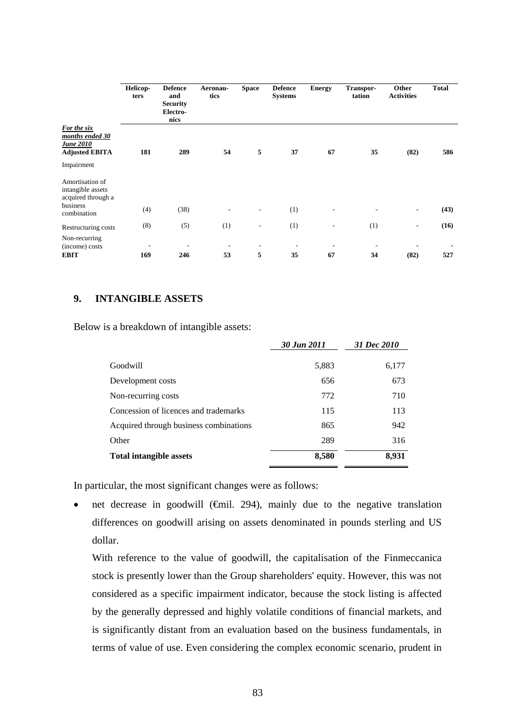| | Helicopters | Defence and Security Electronics | Aeronautics | Space | Defence Systems | Energy | Transportation | Other Activities | Total |
|---|---|---|---|---|---|---|---|---|---|
| ***For the six months ended 30 June 2010*** | | | | | | | | | |
| **Adjusted EBITA** | **181** | **289** | **54** | **5** | **37** | **67** | **35** | **(82)** | **586** |
| Impairment | | | | | | | | | |
| Amortisation of intangible assets acquired through a business combination | (4) | (38) | - | - | (1) | - | - | - | **(43)** |
| Restructuring costs | (8) | (5) | (1) | - | (1) | - | (1) | - | **(16)** |
| Non-recurring (income) costs | - | - | - | - | - | - | - | - | - |
| **EBIT** | **169** | **246** | **53** | **5** | **35** | **67** | **34** | **(82)** | **527** |

## 9. INTANGIBLE ASSETS

Below is a breakdown of intangible assets:

| | *30 Jun 2011* | *31 Dec 2010* |
|---|---|---|
| Goodwill | 5,883 | 6,177 |
| Development costs | 656 | 673 |
| Non-recurring costs | 772 | 710 |
| Concession of licences and trademarks | 115 | 113 |
| Acquired through business combinations | 865 | 942 |
| Other | 289 | 316 |
| **Total intangible assets** | **8,580** | **8,931** |

In particular, the most significant changes were as follows:

- net decrease in goodwill (€mil. 294), mainly due to the negative translation differences on goodwill arising on assets denominated in pounds sterling and US dollar.

  With reference to the value of goodwill, the capitalisation of the Finmeccanica stock is presently lower than the Group shareholders' equity. However, this was not considered as a specific impairment indicator, because the stock listing is affected by the generally depressed and highly volatile conditions of financial markets, and is significantly distant from an evaluation based on the business fundamentals, in terms of value of use. Even considering the complex economic scenario, prudent in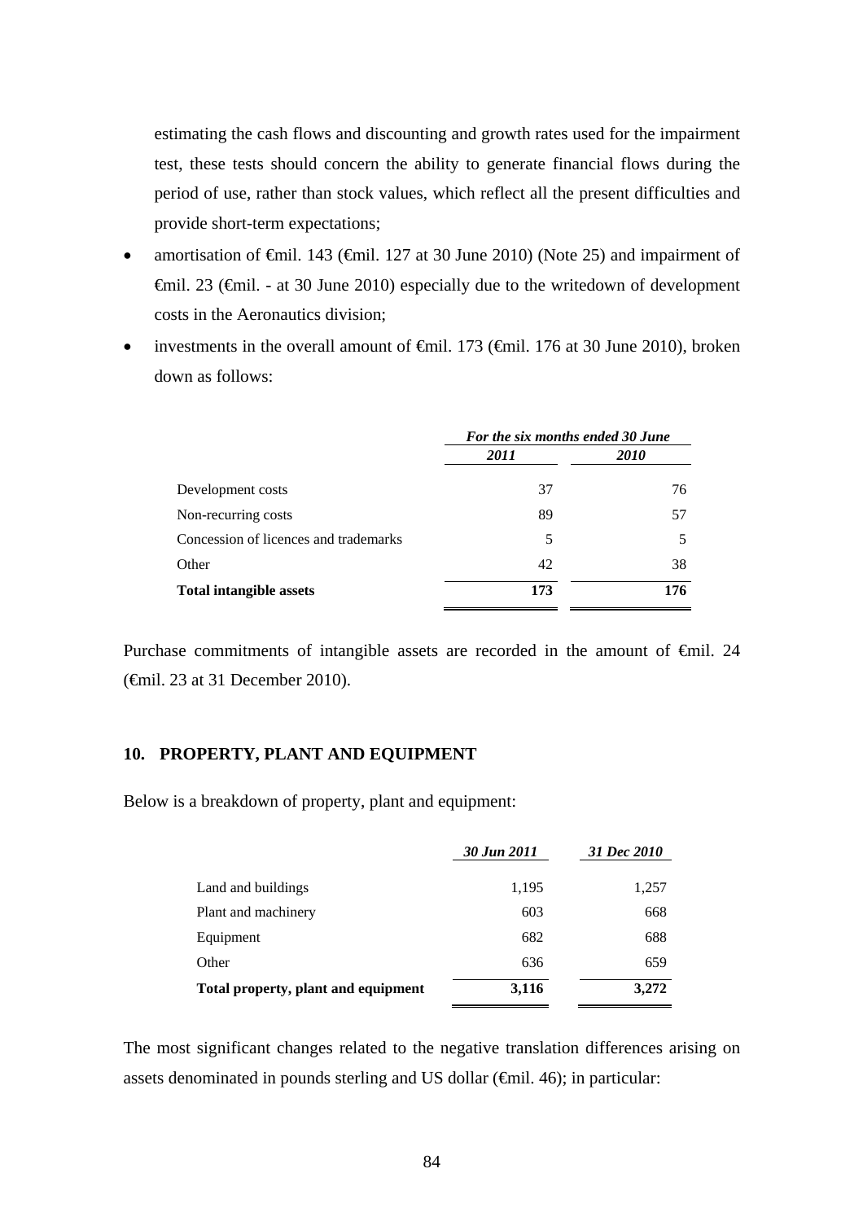estimating the cash flows and discounting and growth rates used for the impairment test, these tests should concern the ability to generate financial flows during the period of use, rather than stock values, which reflect all the present difficulties and provide short-term expectations;

- amortisation of €mil. 143 (€mil. 127 at 30 June 2010) (Note 25) and impairment of €mil. 23 (€mil. - at 30 June 2010) especially due to the writedown of development costs in the Aeronautics division;
- investments in the overall amount of €mil. 173 (€mil. 176 at 30 June 2010), broken down as follows:

| | *For the six months ended 30 June* | |
|---|---|---|
| | *2011* | *2010* |
| Development costs | 37 | 76 |
| Non-recurring costs | 89 | 57 |
| Concession of licences and trademarks | 5 | 5 |
| Other | 42 | 38 |
| **Total intangible assets** | **173** | **176** |

Purchase commitments of intangible assets are recorded in the amount of €mil. 24 (€mil. 23 at 31 December 2010).

## 10. PROPERTY, PLANT AND EQUIPMENT

Below is a breakdown of property, plant and equipment:

| | *30 Jun 2011* | *31 Dec 2010* |
|---|---|---|
| Land and buildings | 1,195 | 1,257 |
| Plant and machinery | 603 | 668 |
| Equipment | 682 | 688 |
| Other | 636 | 659 |
| **Total property, plant and equipment** | **3,116** | **3,272** |

The most significant changes related to the negative translation differences arising on assets denominated in pounds sterling and US dollar (€mil. 46); in particular: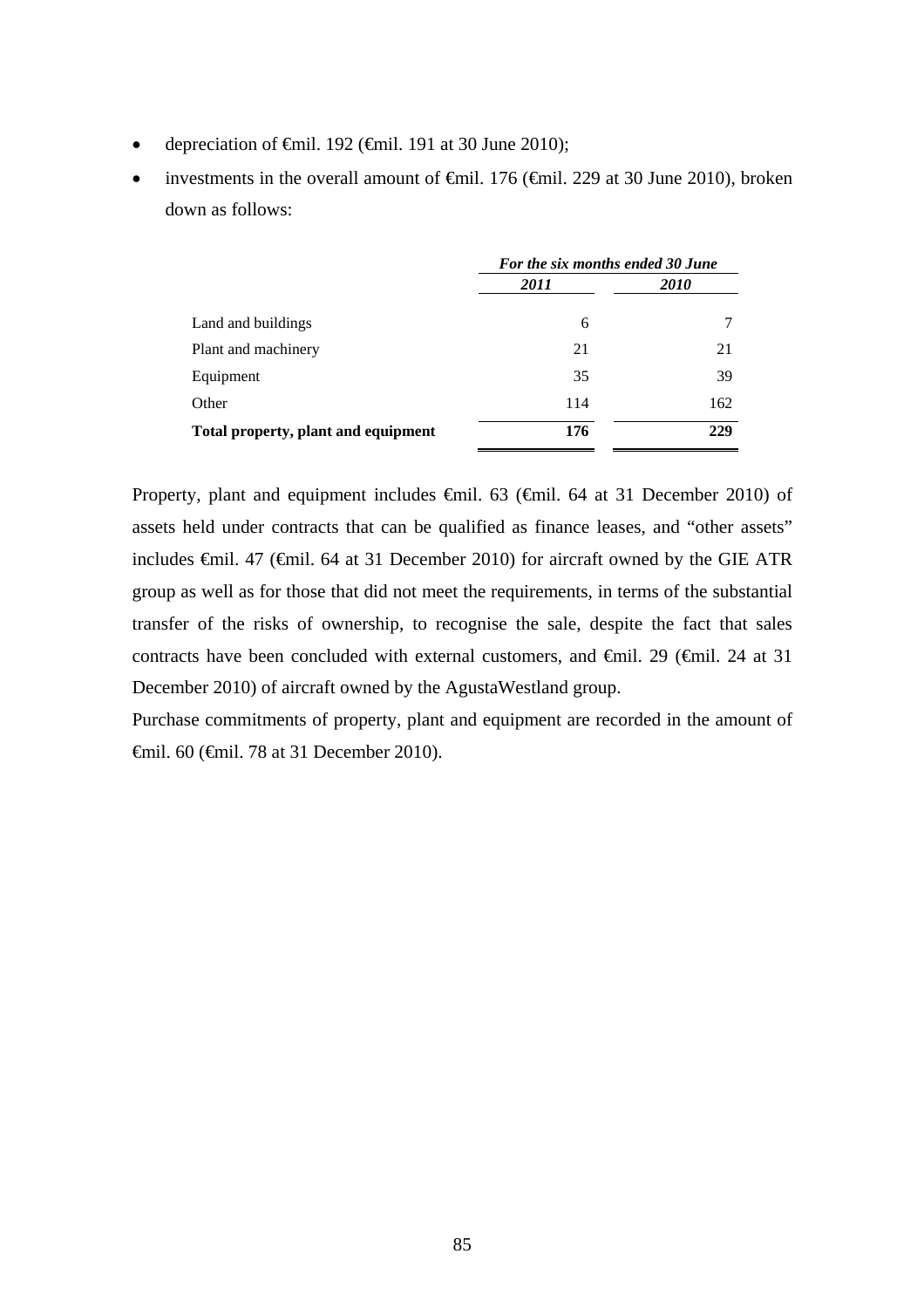- depreciation of €mil. 192 (€mil. 191 at 30 June 2010);
- investments in the overall amount of €mil. 176 (€mil. 229 at 30 June 2010), broken down as follows:

| | *For the six months ended 30 June* | |
|---|---|---|
| | ***2011*** | ***2010*** |
| Land and buildings | 6 | 7 |
| Plant and machinery | 21 | 21 |
| Equipment | 35 | 39 |
| Other | 114 | 162 |
| **Total property, plant and equipment** | **176** | **229** |

Property, plant and equipment includes €mil. 63 (€mil. 64 at 31 December 2010) of assets held under contracts that can be qualified as finance leases, and "other assets" includes €mil. 47 (€mil. 64 at 31 December 2010) for aircraft owned by the GIE ATR group as well as for those that did not meet the requirements, in terms of the substantial transfer of the risks of ownership, to recognise the sale, despite the fact that sales contracts have been concluded with external customers, and €mil. 29 (€mil. 24 at 31 December 2010) of aircraft owned by the AgustaWestland group.

Purchase commitments of property, plant and equipment are recorded in the amount of €mil. 60 (€mil. 78 at 31 December 2010).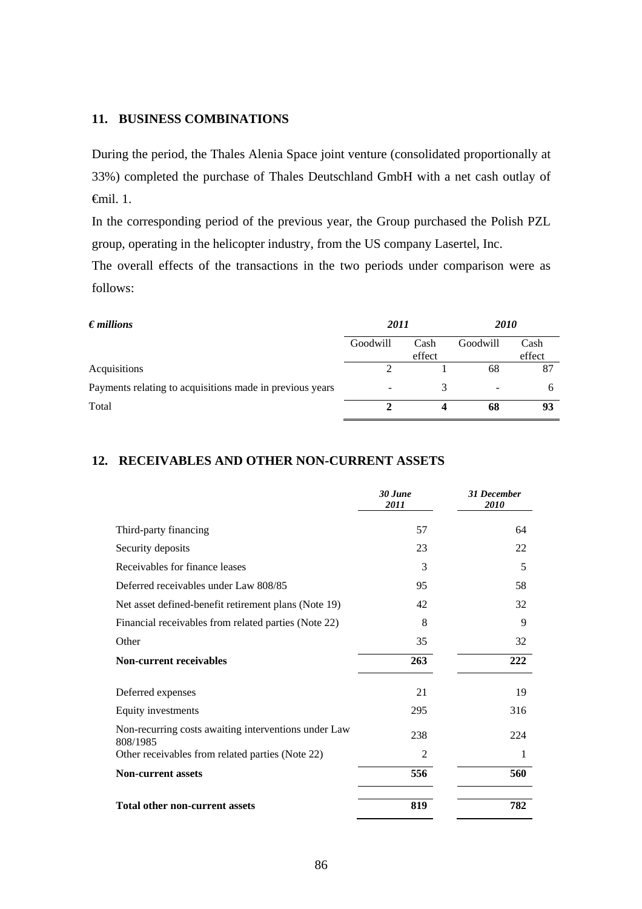## 11. BUSINESS COMBINATIONS

During the period, the Thales Alenia Space joint venture (consolidated proportionally at 33%) completed the purchase of Thales Deutschland GmbH with a net cash outlay of €mil. 1.

In the corresponding period of the previous year, the Group purchased the Polish PZL group, operating in the helicopter industry, from the US company Lasertel, Inc.

The overall effects of the transactions in the two periods under comparison were as follows:

| *€ millions* | *2011* | | *2010* | |
|---|---|---|---|---|
| | Goodwill | Cash effect | Goodwill | Cash effect |
| Acquisitions | 2 | 1 | 68 | 87 |
| Payments relating to acquisitions made in previous years | - | 3 | - | 6 |
| Total | **2** | **4** | **68** | **93** |

## 12. RECEIVABLES AND OTHER NON-CURRENT ASSETS

| | *30 June 2011* | *31 December 2010* |
|---|---|---|
| Third-party financing | 57 | 64 |
| Security deposits | 23 | 22 |
| Receivables for finance leases | 3 | 5 |
| Deferred receivables under Law 808/85 | 95 | 58 |
| Net asset defined-benefit retirement plans (Note 19) | 42 | 32 |
| Financial receivables from related parties (Note 22) | 8 | 9 |
| Other | 35 | 32 |
| **Non-current receivables** | **263** | **222** |
| Deferred expenses | 21 | 19 |
| Equity investments | 295 | 316 |
| Non-recurring costs awaiting interventions under Law 808/1985 | 238 | 224 |
| Other receivables from related parties (Note 22) | 2 | 1 |
| **Non-current assets** | **556** | **560** |
| **Total other non-current assets** | **819** | **782** |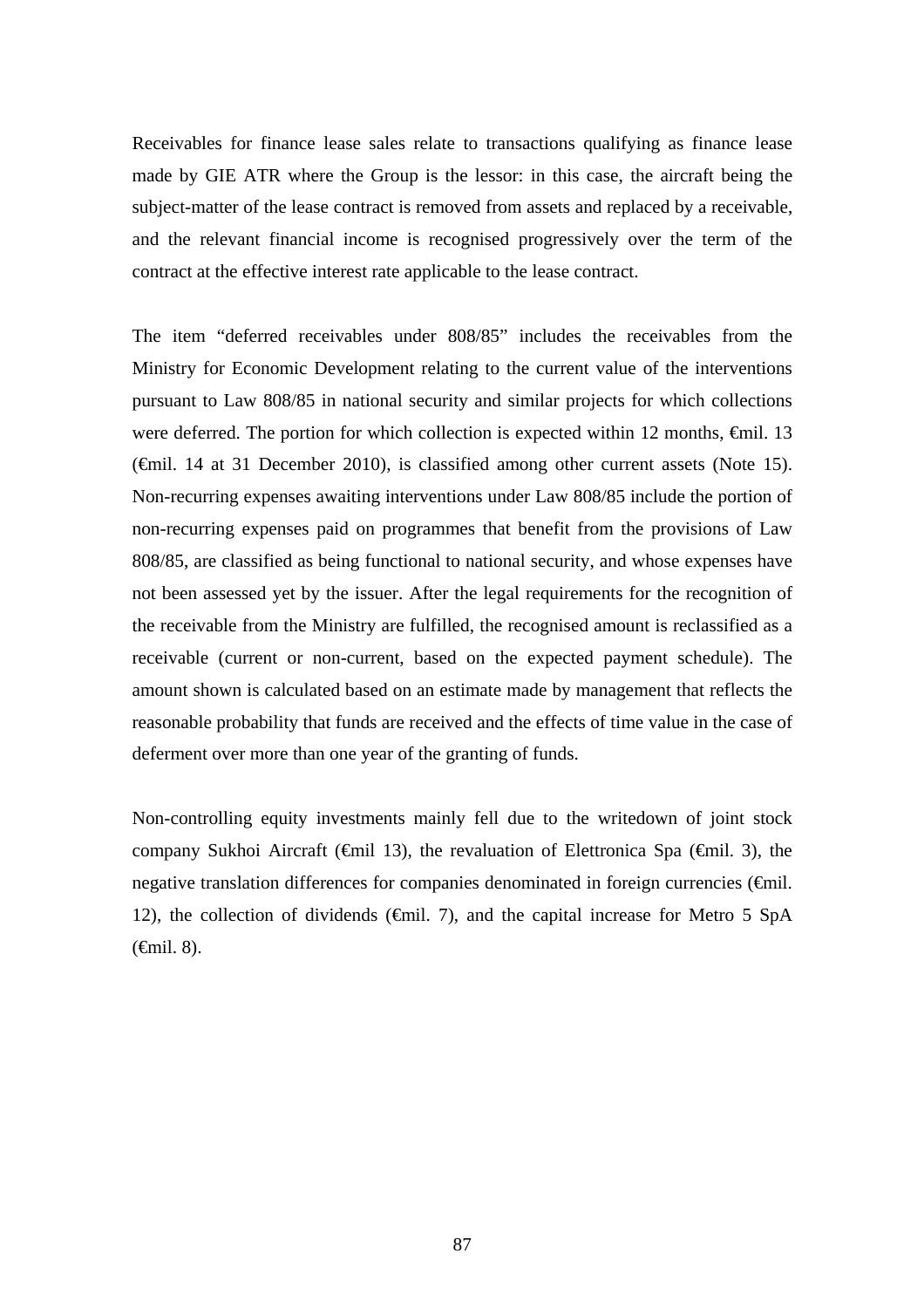Receivables for finance lease sales relate to transactions qualifying as finance lease made by GIE ATR where the Group is the lessor: in this case, the aircraft being the subject-matter of the lease contract is removed from assets and replaced by a receivable, and the relevant financial income is recognised progressively over the term of the contract at the effective interest rate applicable to the lease contract.

The item “deferred receivables under 808/85” includes the receivables from the Ministry for Economic Development relating to the current value of the interventions pursuant to Law 808/85 in national security and similar projects for which collections were deferred. The portion for which collection is expected within 12 months, €mil. 13 (€mil. 14 at 31 December 2010), is classified among other current assets (Note 15). Non-recurring expenses awaiting interventions under Law 808/85 include the portion of non-recurring expenses paid on programmes that benefit from the provisions of Law 808/85, are classified as being functional to national security, and whose expenses have not been assessed yet by the issuer. After the legal requirements for the recognition of the receivable from the Ministry are fulfilled, the recognised amount is reclassified as a receivable (current or non-current, based on the expected payment schedule). The amount shown is calculated based on an estimate made by management that reflects the reasonable probability that funds are received and the effects of time value in the case of deferment over more than one year of the granting of funds.

Non-controlling equity investments mainly fell due to the writedown of joint stock company Sukhoi Aircraft (€mil 13), the revaluation of Elettronica Spa (€mil. 3), the negative translation differences for companies denominated in foreign currencies (€mil. 12), the collection of dividends (€mil. 7), and the capital increase for Metro 5 SpA (€mil. 8).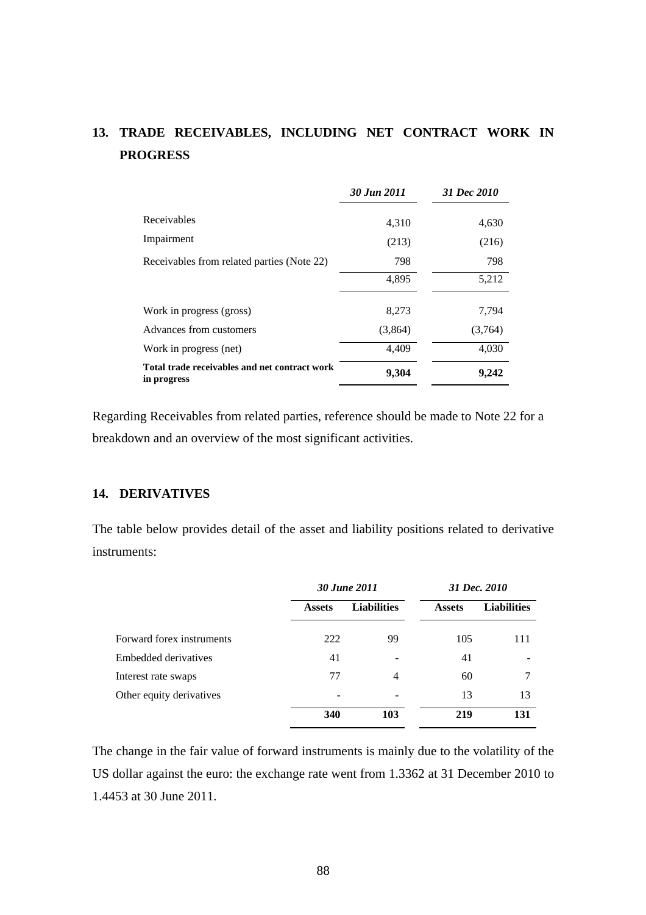## 13. TRADE RECEIVABLES, INCLUDING NET CONTRACT WORK IN PROGRESS

| | *30 Jun 2011* | *31 Dec 2010* |
|---|---|---|
| Receivables | 4,310 | 4,630 |
| Impairment | (213) | (216) |
| Receivables from related parties (Note 22) | 798 | 798 |
| | 4,895 | 5,212 |
| Work in progress (gross) | 8,273 | 7,794 |
| Advances from customers | (3,864) | (3,764) |
| Work in progress (net) | 4,409 | 4,030 |
| **Total trade receivables and net contract work in progress** | **9,304** | **9,242** |

Regarding Receivables from related parties, reference should be made to Note 22 for a breakdown and an overview of the most significant activities.

## 14. DERIVATIVES

The table below provides detail of the asset and liability positions related to derivative instruments:

| | *30 June 2011* | | *31 Dec. 2010* | |
|---|---|---|---|---|
| | **Assets** | **Liabilities** | **Assets** | **Liabilities** |
| Forward forex instruments | 222 | 99 | 105 | 111 |
| Embedded derivatives | 41 | - | 41 | - |
| Interest rate swaps | 77 | 4 | 60 | 7 |
| Other equity derivatives | - | - | 13 | 13 |
| | **340** | **103** | **219** | **131** |

The change in the fair value of forward instruments is mainly due to the volatility of the US dollar against the euro: the exchange rate went from 1.3362 at 31 December 2010 to 1.4453 at 30 June 2011.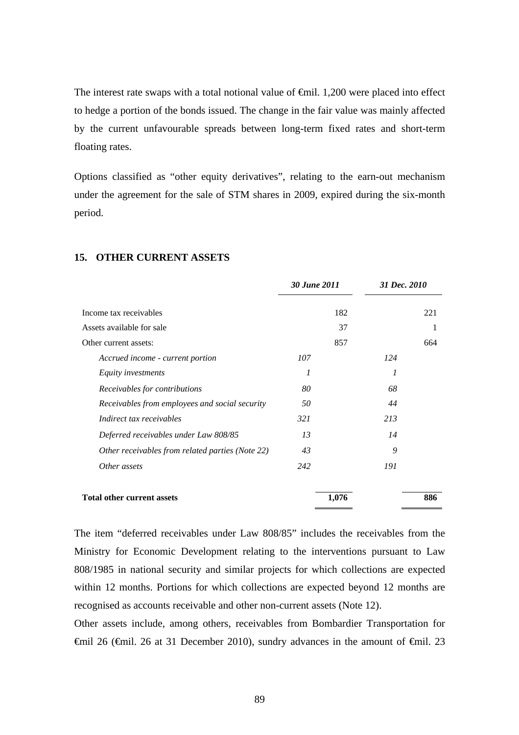The interest rate swaps with a total notional value of €mil. 1,200 were placed into effect to hedge a portion of the bonds issued. The change in the fair value was mainly affected by the current unfavourable spreads between long-term fixed rates and short-term floating rates.

Options classified as "other equity derivatives", relating to the earn-out mechanism under the agreement for the sale of STM shares in 2009, expired during the six-month period.

## 15. OTHER CURRENT ASSETS

| | *30 June 2011* | | *31 Dec. 2010* | |
|---|---|---|---|---|
| Income tax receivables | | 182 | | 221 |
| Assets available for sale | | 37 | | 1 |
| Other current assets: | | 857 | | 664 |
| *Accrued income - current portion* | *107* | | *124* | |
| *Equity investments* | *1* | | *1* | |
| *Receivables for contributions* | *80* | | *68* | |
| *Receivables from employees and social security* | *50* | | *44* | |
| *Indirect tax receivables* | *321* | | *213* | |
| *Deferred receivables under Law 808/85* | *13* | | *14* | |
| *Other receivables from related parties (Note 22)* | *43* | | *9* | |
| *Other assets* | *242* | | *191* | |
| **Total other current assets** | | **1,076** | | **886** |

The item "deferred receivables under Law 808/85" includes the receivables from the Ministry for Economic Development relating to the interventions pursuant to Law 808/1985 in national security and similar projects for which collections are expected within 12 months. Portions for which collections are expected beyond 12 months are recognised as accounts receivable and other non-current assets (Note 12).

Other assets include, among others, receivables from Bombardier Transportation for €mil 26 (€mil. 26 at 31 December 2010), sundry advances in the amount of €mil. 23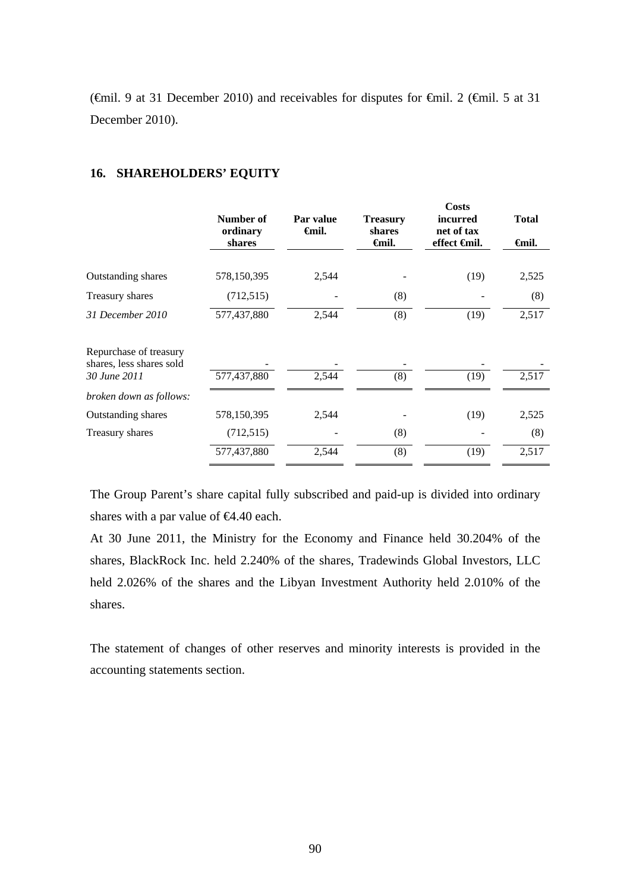(€mil. 9 at 31 December 2010) and receivables for disputes for €mil. 2 (€mil. 5 at 31 December 2010).

## 16. SHAREHOLDERS' EQUITY

| | Number of ordinary shares | Par value €mil. | Treasury shares €mil. | Costs incurred net of tax effect €mil. | Total €mil. |
|---|---|---|---|---|---|
| Outstanding shares | 578,150,395 | 2,544 | - | (19) | 2,525 |
| Treasury shares | (712,515) | - | (8) | - | (8) |
| *31 December 2010* | 577,437,880 | 2,544 | (8) | (19) | 2,517 |
| Repurchase of treasury shares, less shares sold | - | - | - | - | - |
| *30 June 2011* | 577,437,880 | 2,544 | (8) | (19) | 2,517 |
| *broken down as follows:* | | | | | |
| Outstanding shares | 578,150,395 | 2,544 | - | (19) | 2,525 |
| Treasury shares | (712,515) | - | (8) | - | (8) |
| | 577,437,880 | 2,544 | (8) | (19) | 2,517 |

The Group Parent's share capital fully subscribed and paid-up is divided into ordinary shares with a par value of €4.40 each.

At 30 June 2011, the Ministry for the Economy and Finance held 30.204% of the shares, BlackRock Inc. held 2.240% of the shares, Tradewinds Global Investors, LLC held 2.026% of the shares and the Libyan Investment Authority held 2.010% of the shares.

The statement of changes of other reserves and minority interests is provided in the accounting statements section.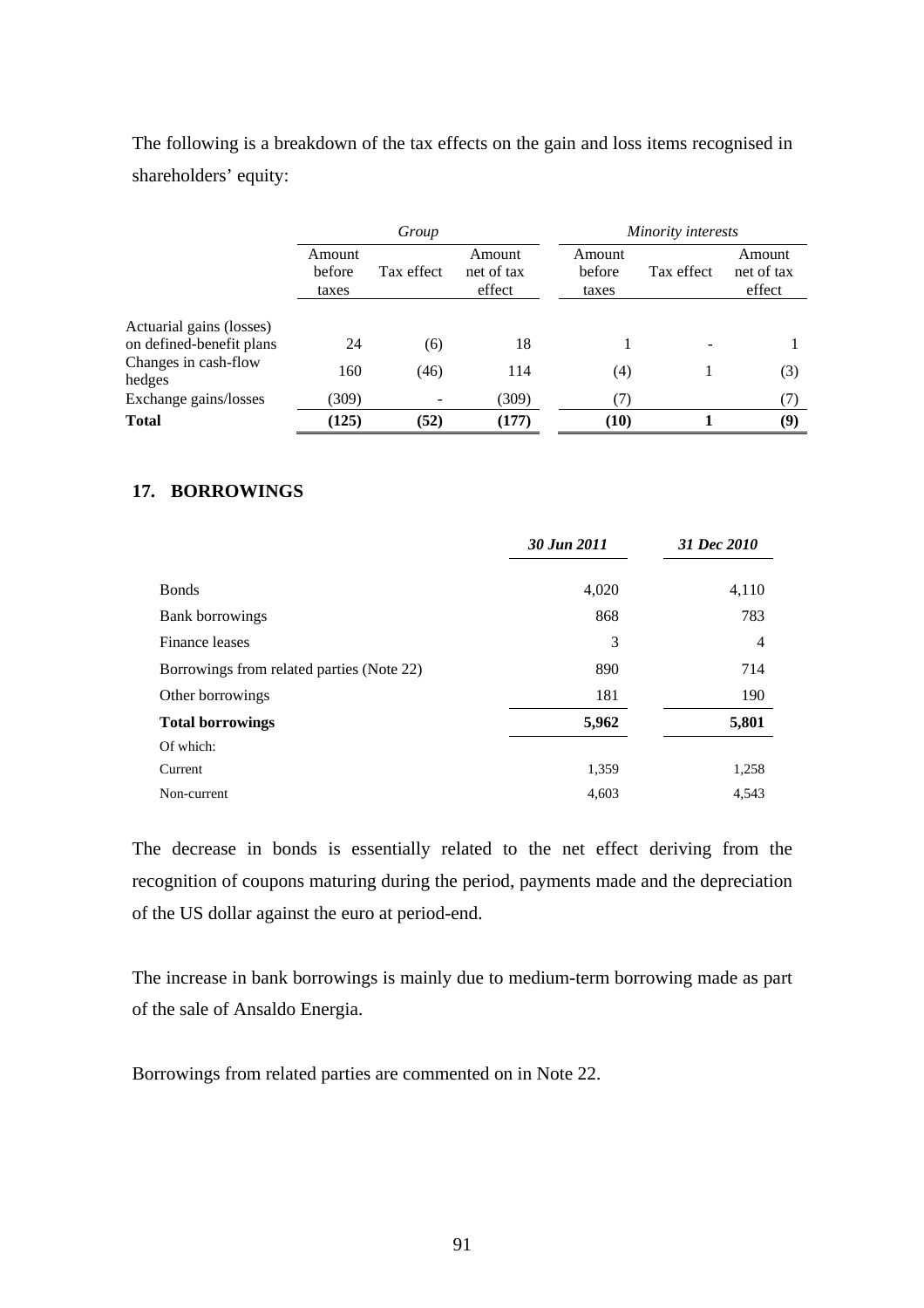The following is a breakdown of the tax effects on the gain and loss items recognised in shareholders' equity:

| | *Group* | | | *Minority interests* | | |
|---|---|---|---|---|---|---|
| | Amount before taxes | Tax effect | Amount net of tax effect | Amount before taxes | Tax effect | Amount net of tax effect |
| Actuarial gains (losses) on defined-benefit plans | 24 | (6) | 18 | 1 | - | 1 |
| Changes in cash-flow hedges | 160 | (46) | 114 | (4) | 1 | (3) |
| Exchange gains/losses | (309) | - | (309) | (7) | | (7) |
| **Total** | **(125)** | **(52)** | **(177)** | **(10)** | **1** | **(9)** |

## 17. BORROWINGS

| | *30 Jun 2011* | *31 Dec 2010* |
|---|---|---|
| Bonds | 4,020 | 4,110 |
| Bank borrowings | 868 | 783 |
| Finance leases | 3 | 4 |
| Borrowings from related parties (Note 22) | 890 | 714 |
| Other borrowings | 181 | 190 |
| **Total borrowings** | **5,962** | **5,801** |
| Of which: | | |
| Current | 1,359 | 1,258 |
| Non-current | 4,603 | 4,543 |

The decrease in bonds is essentially related to the net effect deriving from the recognition of coupons maturing during the period, payments made and the depreciation of the US dollar against the euro at period-end.

The increase in bank borrowings is mainly due to medium-term borrowing made as part of the sale of Ansaldo Energia.

Borrowings from related parties are commented on in Note 22.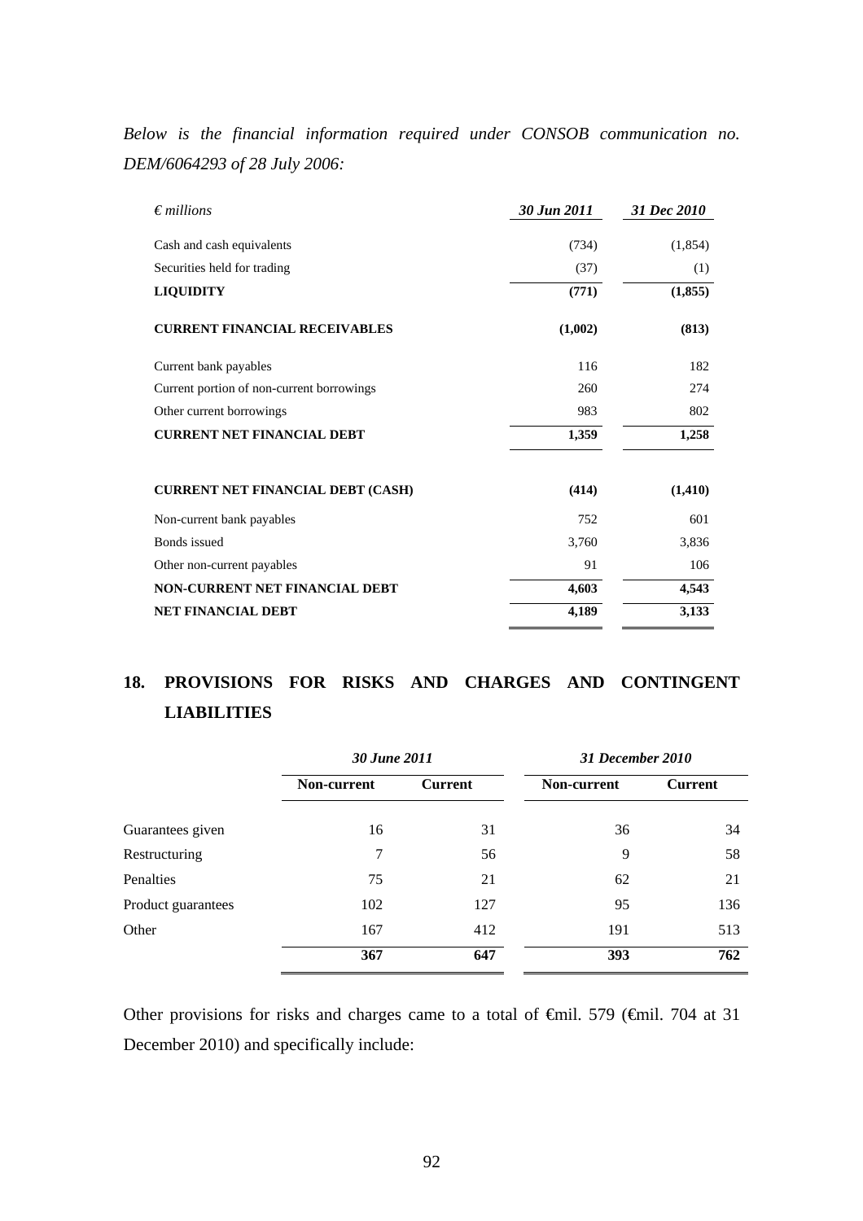*Below is the financial information required under CONSOB communication no. DEM/6064293 of 28 July 2006:*

| *€ millions* | *30 Jun 2011* | *31 Dec 2010* |
|---|---|---|
| Cash and cash equivalents | (734) | (1,854) |
| Securities held for trading | (37) | (1) |
| **LIQUIDITY** | **(771)** | **(1,855)** |
| **CURRENT FINANCIAL RECEIVABLES** | **(1,002)** | **(813)** |
| Current bank payables | 116 | 182 |
| Current portion of non-current borrowings | 260 | 274 |
| Other current borrowings | 983 | 802 |
| **CURRENT NET FINANCIAL DEBT** | **1,359** | **1,258** |
| **CURRENT NET FINANCIAL DEBT (CASH)** | **(414)** | **(1,410)** |
| Non-current bank payables | 752 | 601 |
| Bonds issued | 3,760 | 3,836 |
| Other non-current payables | 91 | 106 |
| **NON-CURRENT NET FINANCIAL DEBT** | **4,603** | **4,543** |
| **NET FINANCIAL DEBT** | **4,189** | **3,133** |

## 18. PROVISIONS FOR RISKS AND CHARGES AND CONTINGENT LIABILITIES

| | *30 June 2011* | | *31 December 2010* | |
|---|---|---|---|---|
| | **Non-current** | **Current** | **Non-current** | **Current** |
| Guarantees given | 16 | 31 | 36 | 34 |
| Restructuring | 7 | 56 | 9 | 58 |
| Penalties | 75 | 21 | 62 | 21 |
| Product guarantees | 102 | 127 | 95 | 136 |
| Other | 167 | 412 | 191 | 513 |
| | **367** | **647** | **393** | **762** |

Other provisions for risks and charges came to a total of €mil. 579 (€mil. 704 at 31 December 2010) and specifically include: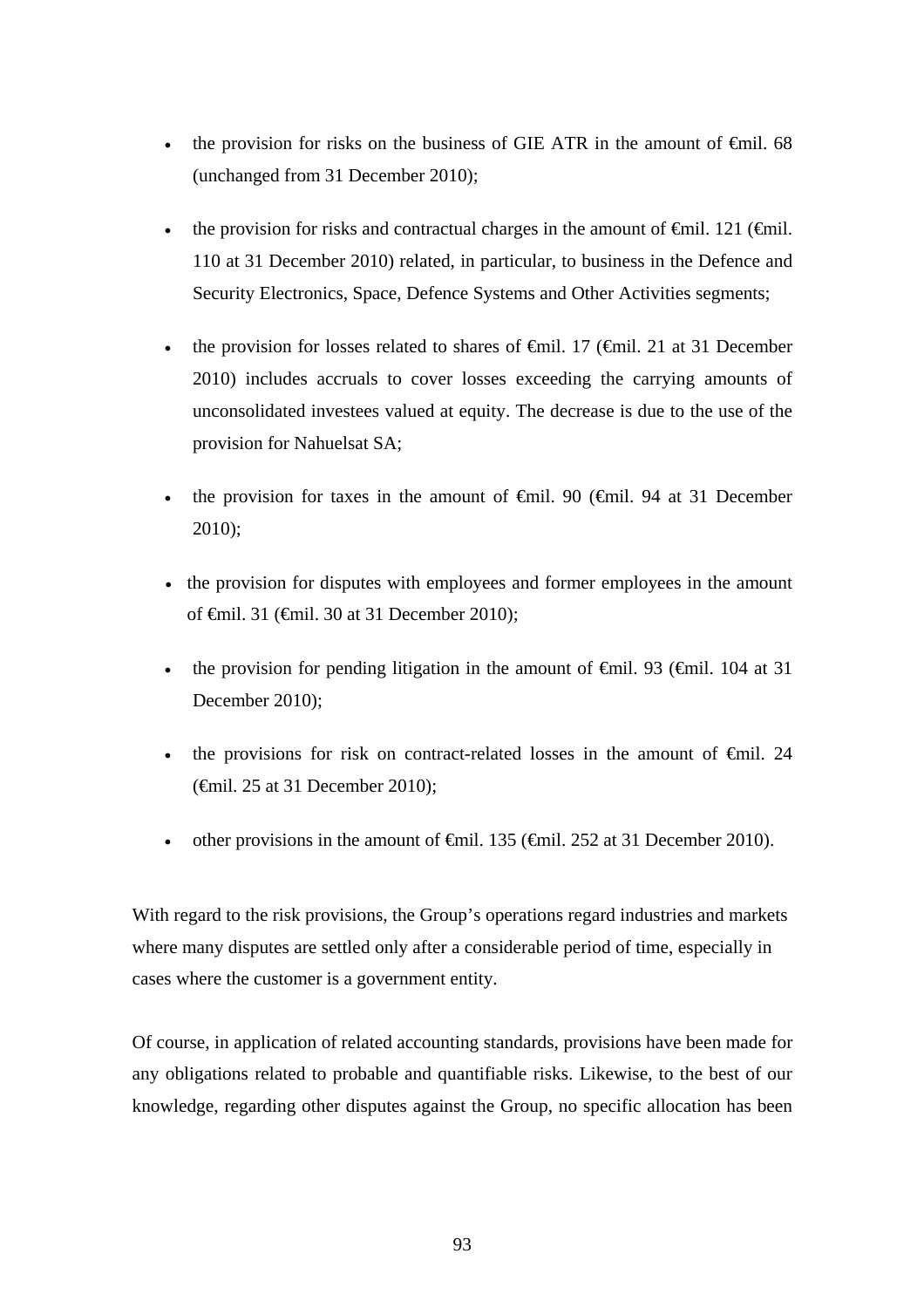- the provision for risks on the business of GIE ATR in the amount of €mil. 68 (unchanged from 31 December 2010);

- the provision for risks and contractual charges in the amount of €mil. 121 (€mil. 110 at 31 December 2010) related, in particular, to business in the Defence and Security Electronics, Space, Defence Systems and Other Activities segments;

- the provision for losses related to shares of €mil. 17 (€mil. 21 at 31 December 2010) includes accruals to cover losses exceeding the carrying amounts of unconsolidated investees valued at equity. The decrease is due to the use of the provision for Nahuelsat SA;

- the provision for taxes in the amount of €mil. 90 (€mil. 94 at 31 December 2010);

- the provision for disputes with employees and former employees in the amount of €mil. 31 (€mil. 30 at 31 December 2010);

- the provision for pending litigation in the amount of €mil. 93 (€mil. 104 at 31 December 2010);

- the provisions for risk on contract-related losses in the amount of €mil. 24 (€mil. 25 at 31 December 2010);

- other provisions in the amount of €mil. 135 (€mil. 252 at 31 December 2010).

With regard to the risk provisions, the Group's operations regard industries and markets where many disputes are settled only after a considerable period of time, especially in cases where the customer is a government entity.

Of course, in application of related accounting standards, provisions have been made for any obligations related to probable and quantifiable risks. Likewise, to the best of our knowledge, regarding other disputes against the Group, no specific allocation has been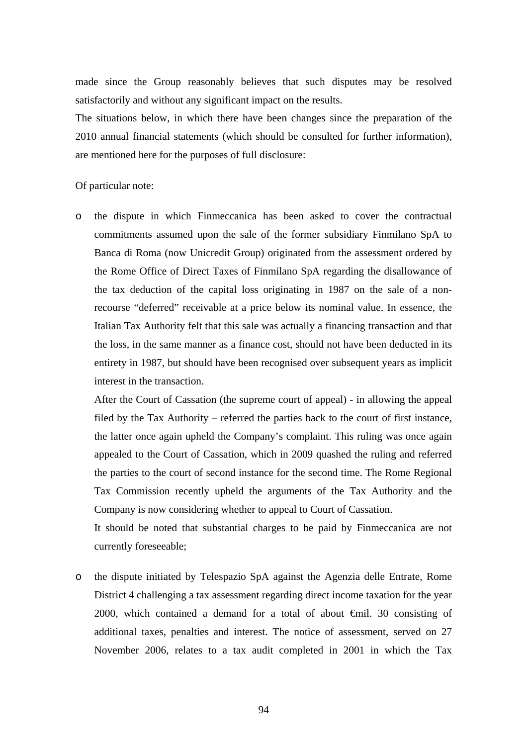made since the Group reasonably believes that such disputes may be resolved satisfactorily and without any significant impact on the results.

The situations below, in which there have been changes since the preparation of the 2010 annual financial statements (which should be consulted for further information), are mentioned here for the purposes of full disclosure:

Of particular note:

- the dispute in which Finmeccanica has been asked to cover the contractual commitments assumed upon the sale of the former subsidiary Finmilano SpA to Banca di Roma (now Unicredit Group) originated from the assessment ordered by the Rome Office of Direct Taxes of Finmilano SpA regarding the disallowance of the tax deduction of the capital loss originating in 1987 on the sale of a non-recourse "deferred" receivable at a price below its nominal value. In essence, the Italian Tax Authority felt that this sale was actually a financing transaction and that the loss, in the same manner as a finance cost, should not have been deducted in its entirety in 1987, but should have been recognised over subsequent years as implicit interest in the transaction.

  After the Court of Cassation (the supreme court of appeal) - in allowing the appeal filed by the Tax Authority – referred the parties back to the court of first instance, the latter once again upheld the Company's complaint. This ruling was once again appealed to the Court of Cassation, which in 2009 quashed the ruling and referred the parties to the court of second instance for the second time. The Rome Regional Tax Commission recently upheld the arguments of the Tax Authority and the Company is now considering whether to appeal to Court of Cassation.

  It should be noted that substantial charges to be paid by Finmeccanica are not currently foreseeable;

- the dispute initiated by Telespazio SpA against the Agenzia delle Entrate, Rome District 4 challenging a tax assessment regarding direct income taxation for the year 2000, which contained a demand for a total of about €mil. 30 consisting of additional taxes, penalties and interest. The notice of assessment, served on 27 November 2006, relates to a tax audit completed in 2001 in which the Tax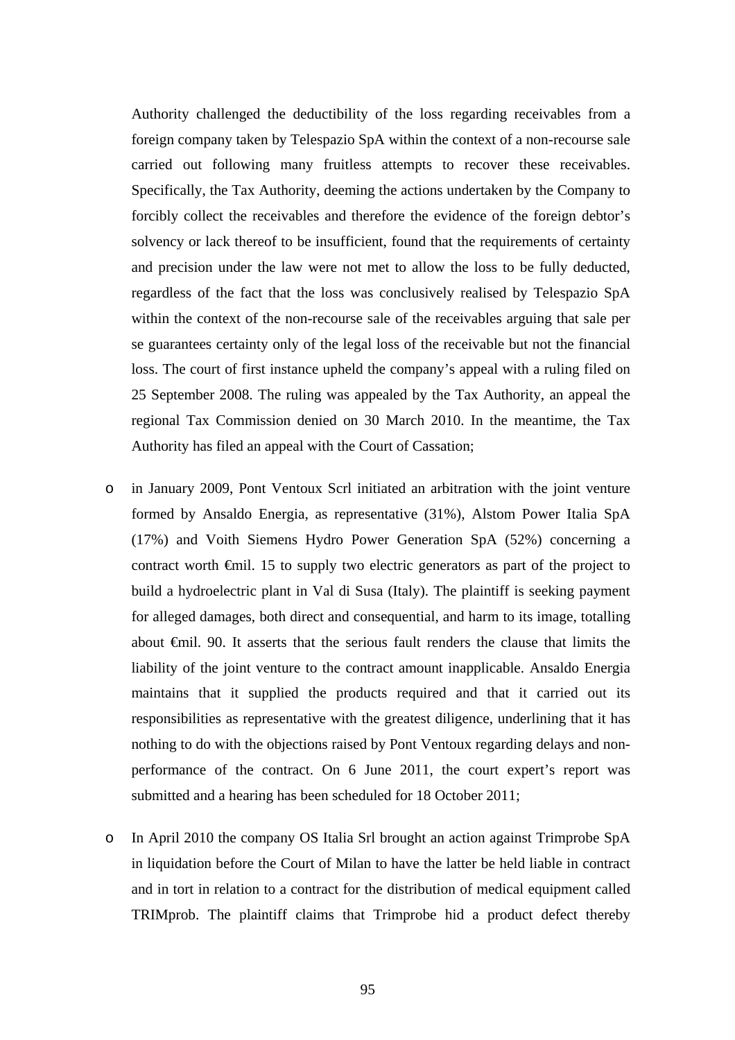Authority challenged the deductibility of the loss regarding receivables from a foreign company taken by Telespazio SpA within the context of a non-recourse sale carried out following many fruitless attempts to recover these receivables. Specifically, the Tax Authority, deeming the actions undertaken by the Company to forcibly collect the receivables and therefore the evidence of the foreign debtor's solvency or lack thereof to be insufficient, found that the requirements of certainty and precision under the law were not met to allow the loss to be fully deducted, regardless of the fact that the loss was conclusively realised by Telespazio SpA within the context of the non-recourse sale of the receivables arguing that sale per se guarantees certainty only of the legal loss of the receivable but not the financial loss. The court of first instance upheld the company's appeal with a ruling filed on 25 September 2008. The ruling was appealed by the Tax Authority, an appeal the regional Tax Commission denied on 30 March 2010. In the meantime, the Tax Authority has filed an appeal with the Court of Cassation;

- in January 2009, Pont Ventoux Scrl initiated an arbitration with the joint venture formed by Ansaldo Energia, as representative (31%), Alstom Power Italia SpA (17%) and Voith Siemens Hydro Power Generation SpA (52%) concerning a contract worth €mil. 15 to supply two electric generators as part of the project to build a hydroelectric plant in Val di Susa (Italy). The plaintiff is seeking payment for alleged damages, both direct and consequential, and harm to its image, totalling about €mil. 90. It asserts that the serious fault renders the clause that limits the liability of the joint venture to the contract amount inapplicable. Ansaldo Energia maintains that it supplied the products required and that it carried out its responsibilities as representative with the greatest diligence, underlining that it has nothing to do with the objections raised by Pont Ventoux regarding delays and non-performance of the contract. On 6 June 2011, the court expert's report was submitted and a hearing has been scheduled for 18 October 2011;

- In April 2010 the company OS Italia Srl brought an action against Trimprobe SpA in liquidation before the Court of Milan to have the latter be held liable in contract and in tort in relation to a contract for the distribution of medical equipment called TRIMprob. The plaintiff claims that Trimprobe hid a product defect thereby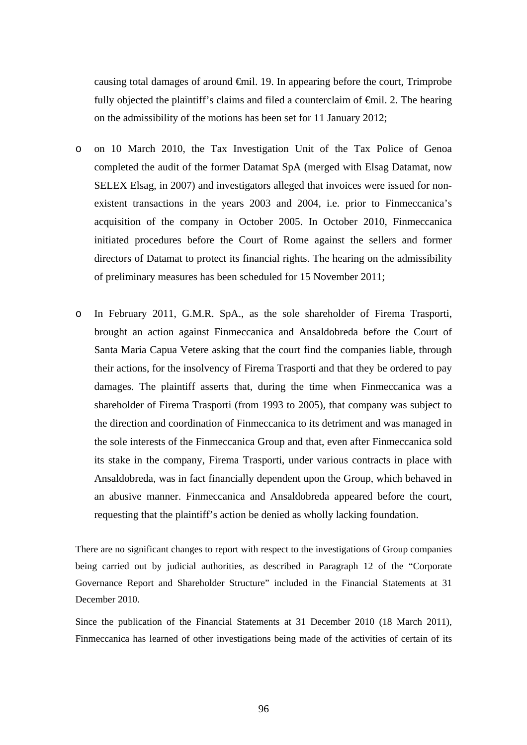causing total damages of around €mil. 19. In appearing before the court, Trimprobe fully objected the plaintiff's claims and filed a counterclaim of €mil. 2. The hearing on the admissibility of the motions has been set for 11 January 2012;

- on 10 March 2010, the Tax Investigation Unit of the Tax Police of Genoa completed the audit of the former Datamat SpA (merged with Elsag Datamat, now SELEX Elsag, in 2007) and investigators alleged that invoices were issued for non-existent transactions in the years 2003 and 2004, i.e. prior to Finmeccanica's acquisition of the company in October 2005. In October 2010, Finmeccanica initiated procedures before the Court of Rome against the sellers and former directors of Datamat to protect its financial rights. The hearing on the admissibility of preliminary measures has been scheduled for 15 November 2011;

- In February 2011, G.M.R. SpA., as the sole shareholder of Firema Trasporti, brought an action against Finmeccanica and Ansaldobreda before the Court of Santa Maria Capua Vetere asking that the court find the companies liable, through their actions, for the insolvency of Firema Trasporti and that they be ordered to pay damages. The plaintiff asserts that, during the time when Finmeccanica was a shareholder of Firema Trasporti (from 1993 to 2005), that company was subject to the direction and coordination of Finmeccanica to its detriment and was managed in the sole interests of the Finmeccanica Group and that, even after Finmeccanica sold its stake in the company, Firema Trasporti, under various contracts in place with Ansaldobreda, was in fact financially dependent upon the Group, which behaved in an abusive manner. Finmeccanica and Ansaldobreda appeared before the court, requesting that the plaintiff's action be denied as wholly lacking foundation.

There are no significant changes to report with respect to the investigations of Group companies being carried out by judicial authorities, as described in Paragraph 12 of the "Corporate Governance Report and Shareholder Structure" included in the Financial Statements at 31 December 2010.

Since the publication of the Financial Statements at 31 December 2010 (18 March 2011), Finmeccanica has learned of other investigations being made of the activities of certain of its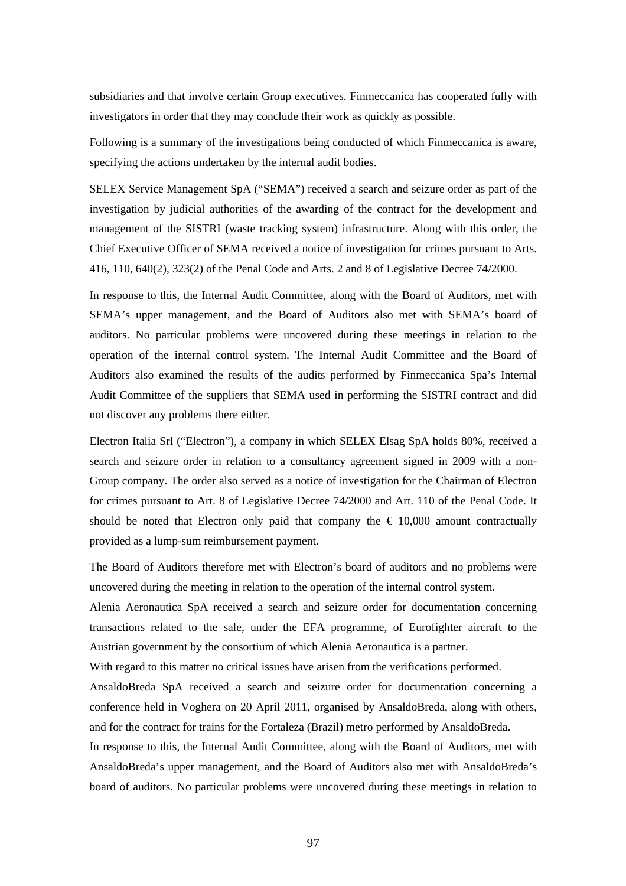subsidiaries and that involve certain Group executives. Finmeccanica has cooperated fully with investigators in order that they may conclude their work as quickly as possible.

Following is a summary of the investigations being conducted of which Finmeccanica is aware, specifying the actions undertaken by the internal audit bodies.

SELEX Service Management SpA ("SEMA") received a search and seizure order as part of the investigation by judicial authorities of the awarding of the contract for the development and management of the SISTRI (waste tracking system) infrastructure. Along with this order, the Chief Executive Officer of SEMA received a notice of investigation for crimes pursuant to Arts. 416, 110, 640(2), 323(2) of the Penal Code and Arts. 2 and 8 of Legislative Decree 74/2000.

In response to this, the Internal Audit Committee, along with the Board of Auditors, met with SEMA's upper management, and the Board of Auditors also met with SEMA's board of auditors. No particular problems were uncovered during these meetings in relation to the operation of the internal control system. The Internal Audit Committee and the Board of Auditors also examined the results of the audits performed by Finmeccanica Spa's Internal Audit Committee of the suppliers that SEMA used in performing the SISTRI contract and did not discover any problems there either.

Electron Italia Srl ("Electron"), a company in which SELEX Elsag SpA holds 80%, received a search and seizure order in relation to a consultancy agreement signed in 2009 with a non-Group company. The order also served as a notice of investigation for the Chairman of Electron for crimes pursuant to Art. 8 of Legislative Decree 74/2000 and Art. 110 of the Penal Code. It should be noted that Electron only paid that company the € 10,000 amount contractually provided as a lump-sum reimbursement payment.

The Board of Auditors therefore met with Electron's board of auditors and no problems were uncovered during the meeting in relation to the operation of the internal control system.

Alenia Aeronautica SpA received a search and seizure order for documentation concerning transactions related to the sale, under the EFA programme, of Eurofighter aircraft to the Austrian government by the consortium of which Alenia Aeronautica is a partner.

With regard to this matter no critical issues have arisen from the verifications performed.

AnsaldoBreda SpA received a search and seizure order for documentation concerning a conference held in Voghera on 20 April 2011, organised by AnsaldoBreda, along with others, and for the contract for trains for the Fortaleza (Brazil) metro performed by AnsaldoBreda.

In response to this, the Internal Audit Committee, along with the Board of Auditors, met with AnsaldoBreda's upper management, and the Board of Auditors also met with AnsaldoBreda's board of auditors. No particular problems were uncovered during these meetings in relation to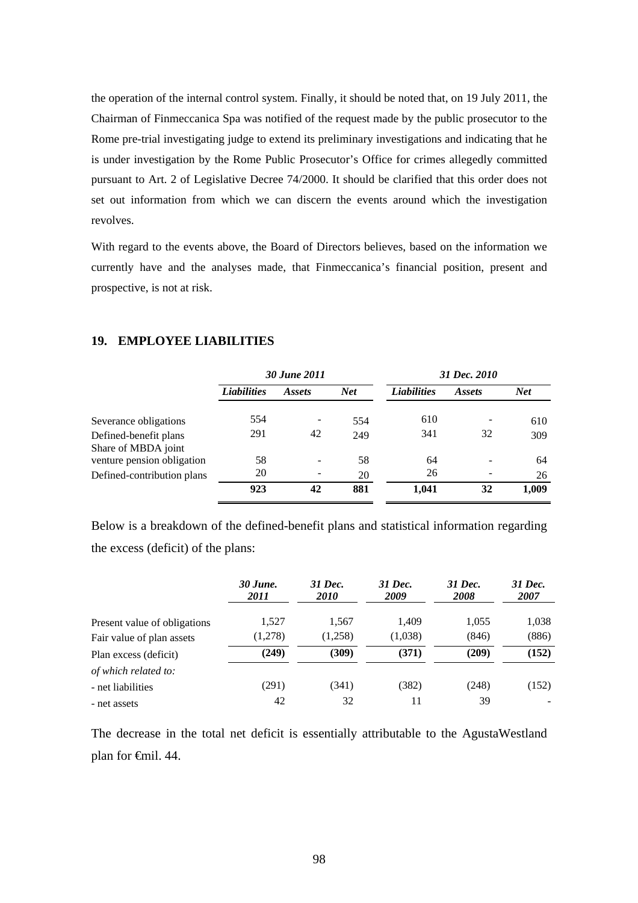the operation of the internal control system. Finally, it should be noted that, on 19 July 2011, the Chairman of Finmeccanica Spa was notified of the request made by the public prosecutor to the Rome pre-trial investigating judge to extend its preliminary investigations and indicating that he is under investigation by the Rome Public Prosecutor's Office for crimes allegedly committed pursuant to Art. 2 of Legislative Decree 74/2000. It should be clarified that this order does not set out information from which we can discern the events around which the investigation revolves.

With regard to the events above, the Board of Directors believes, based on the information we currently have and the analyses made, that Finmeccanica's financial position, present and prospective, is not at risk.

## 19. EMPLOYEE LIABILITIES

| | *30 June 2011* | | | *31 Dec. 2010* | | |
|---|---|---|---|---|---|---|
| | *Liabilities* | *Assets* | *Net* | *Liabilities* | *Assets* | *Net* |
| Severance obligations | 554 | - | 554 | 610 | - | 610 |
| Defined-benefit plans | 291 | 42 | 249 | 341 | 32 | 309 |
| Share of MBDA joint venture pension obligation | 58 | - | 58 | 64 | - | 64 |
| Defined-contribution plans | 20 | - | 20 | 26 | - | 26 |
| | **923** | **42** | **881** | **1,041** | **32** | **1,009** |

Below is a breakdown of the defined-benefit plans and statistical information regarding the excess (deficit) of the plans:

| | *30 June. 2011* | *31 Dec. 2010* | *31 Dec. 2009* | *31 Dec. 2008* | *31 Dec. 2007* |
|---|---|---|---|---|---|
| Present value of obligations | 1,527 | 1,567 | 1,409 | 1,055 | 1,038 |
| Fair value of plan assets | (1,278) | (1,258) | (1,038) | (846) | (886) |
| Plan excess (deficit) | **(249)** | **(309)** | **(371)** | **(209)** | **(152)** |
| *of which related to:* | | | | | |
| - net liabilities | (291) | (341) | (382) | (248) | (152) |
| - net assets | 42 | 32 | 11 | 39 | - |

The decrease in the total net deficit is essentially attributable to the AgustaWestland plan for €mil. 44.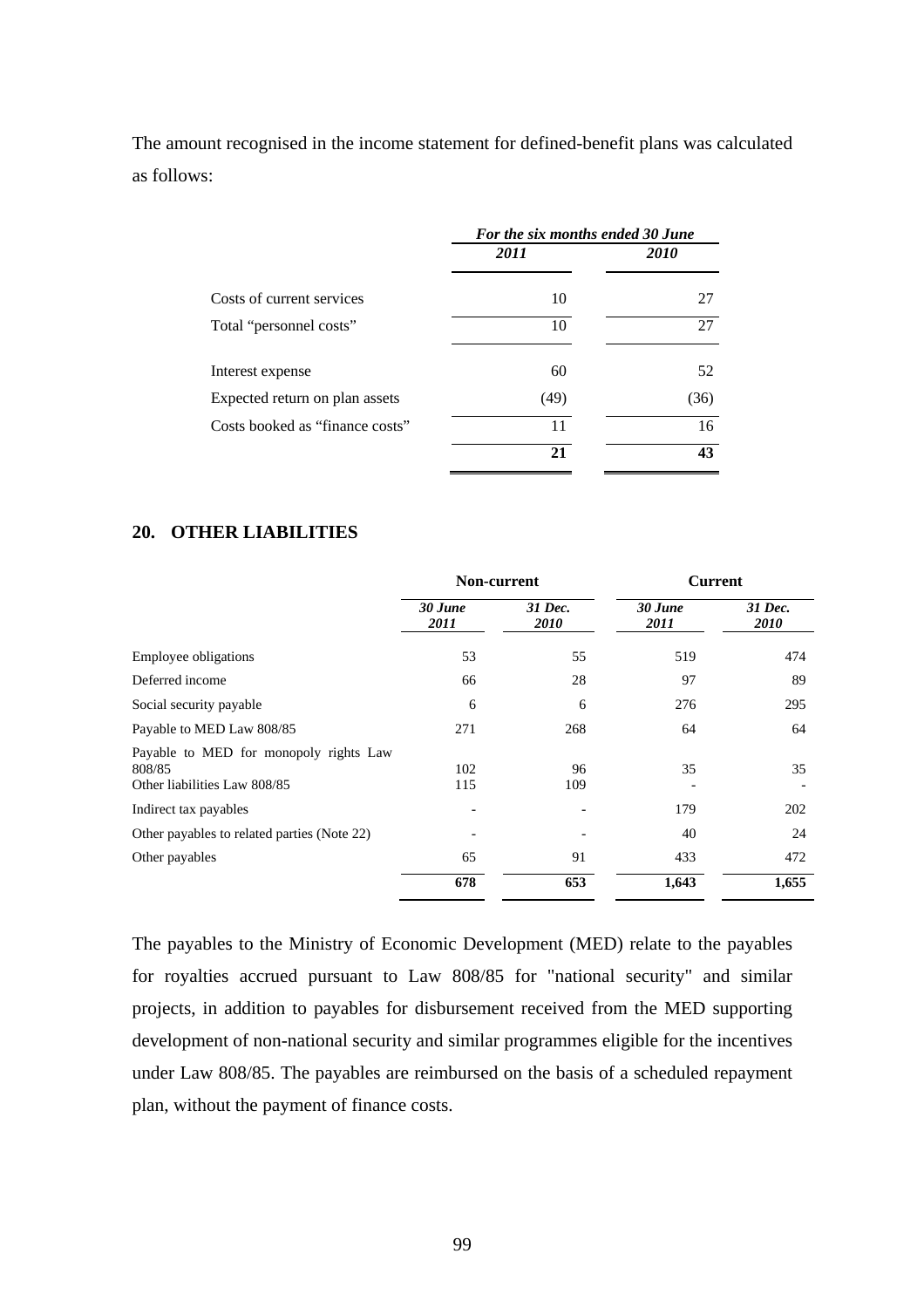The amount recognised in the income statement for defined-benefit plans was calculated as follows:

| | *For the six months ended 30 June* | |
|---|---|---|
| | *2011* | *2010* |
| Costs of current services | 10 | 27 |
| Total "personnel costs" | 10 | 27 |
| Interest expense | 60 | 52 |
| Expected return on plan assets | (49) | (36) |
| Costs booked as "finance costs" | 11 | 16 |
| | **21** | **43** |

## 20. OTHER LIABILITIES

| | **Non-current** | | **Current** | |
|---|---|---|---|---|
| | *30 June 2011* | *31 Dec. 2010* | *30 June 2011* | *31 Dec. 2010* |
| Employee obligations | 53 | 55 | 519 | 474 |
| Deferred income | 66 | 28 | 97 | 89 |
| Social security payable | 6 | 6 | 276 | 295 |
| Payable to MED Law 808/85 | 271 | 268 | 64 | 64 |
| Payable to MED for monopoly rights Law 808/85 | 102 | 96 | 35 | 35 |
| Other liabilities Law 808/85 | 115 | 109 | - | - |
| Indirect tax payables | - | - | 179 | 202 |
| Other payables to related parties (Note 22) | - | - | 40 | 24 |
| Other payables | 65 | 91 | 433 | 472 |
| | **678** | **653** | **1,643** | **1,655** |

The payables to the Ministry of Economic Development (MED) relate to the payables for royalties accrued pursuant to Law 808/85 for "national security" and similar projects, in addition to payables for disbursement received from the MED supporting development of non-national security and similar programmes eligible for the incentives under Law 808/85. The payables are reimbursed on the basis of a scheduled repayment plan, without the payment of finance costs.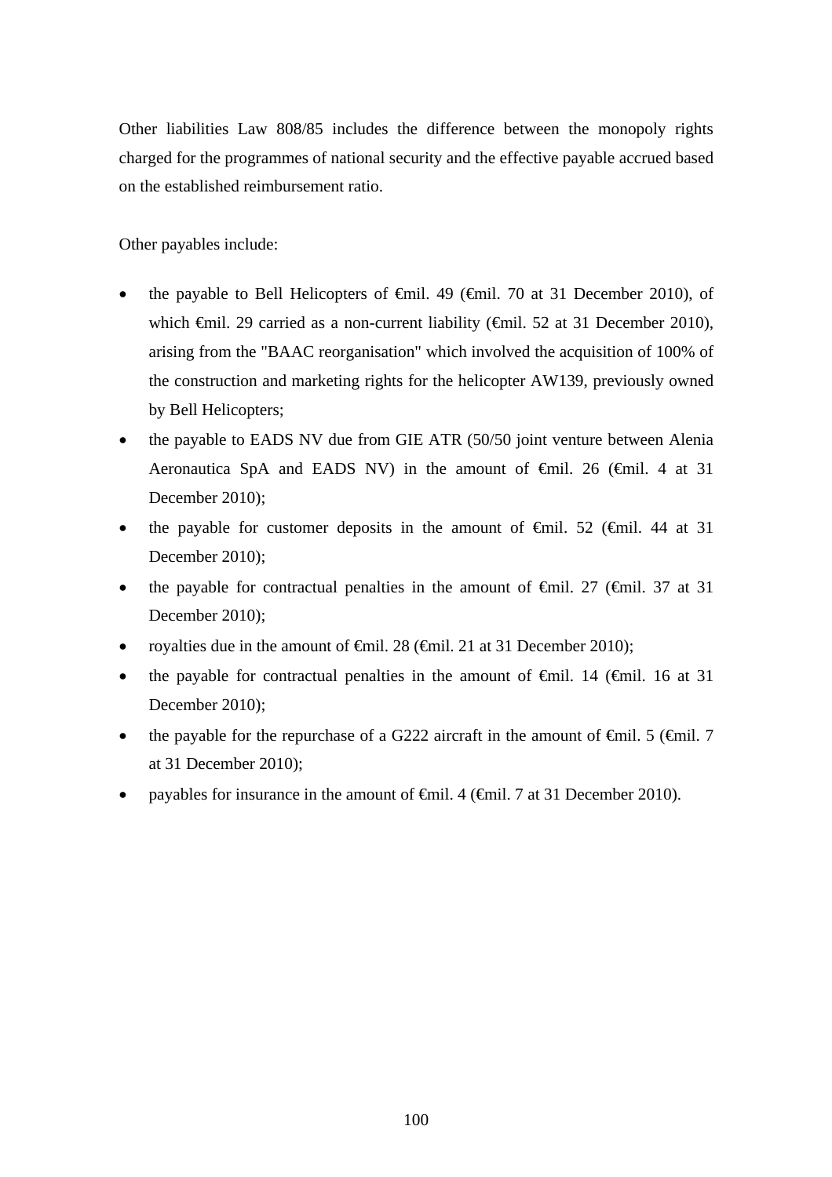Other liabilities Law 808/85 includes the difference between the monopoly rights charged for the programmes of national security and the effective payable accrued based on the established reimbursement ratio.

Other payables include:

- the payable to Bell Helicopters of €mil. 49 (€mil. 70 at 31 December 2010), of which €mil. 29 carried as a non-current liability (€mil. 52 at 31 December 2010), arising from the "BAAC reorganisation" which involved the acquisition of 100% of the construction and marketing rights for the helicopter AW139, previously owned by Bell Helicopters;
- the payable to EADS NV due from GIE ATR (50/50 joint venture between Alenia Aeronautica SpA and EADS NV) in the amount of €mil. 26 (€mil. 4 at 31 December 2010);
- the payable for customer deposits in the amount of €mil. 52 (€mil. 44 at 31 December 2010);
- the payable for contractual penalties in the amount of €mil. 27 (€mil. 37 at 31 December 2010);
- royalties due in the amount of €mil. 28 (€mil. 21 at 31 December 2010);
- the payable for contractual penalties in the amount of €mil. 14 (€mil. 16 at 31 December 2010);
- the payable for the repurchase of a G222 aircraft in the amount of €mil. 5 (€mil. 7 at 31 December 2010);
- payables for insurance in the amount of €mil. 4 (€mil. 7 at 31 December 2010).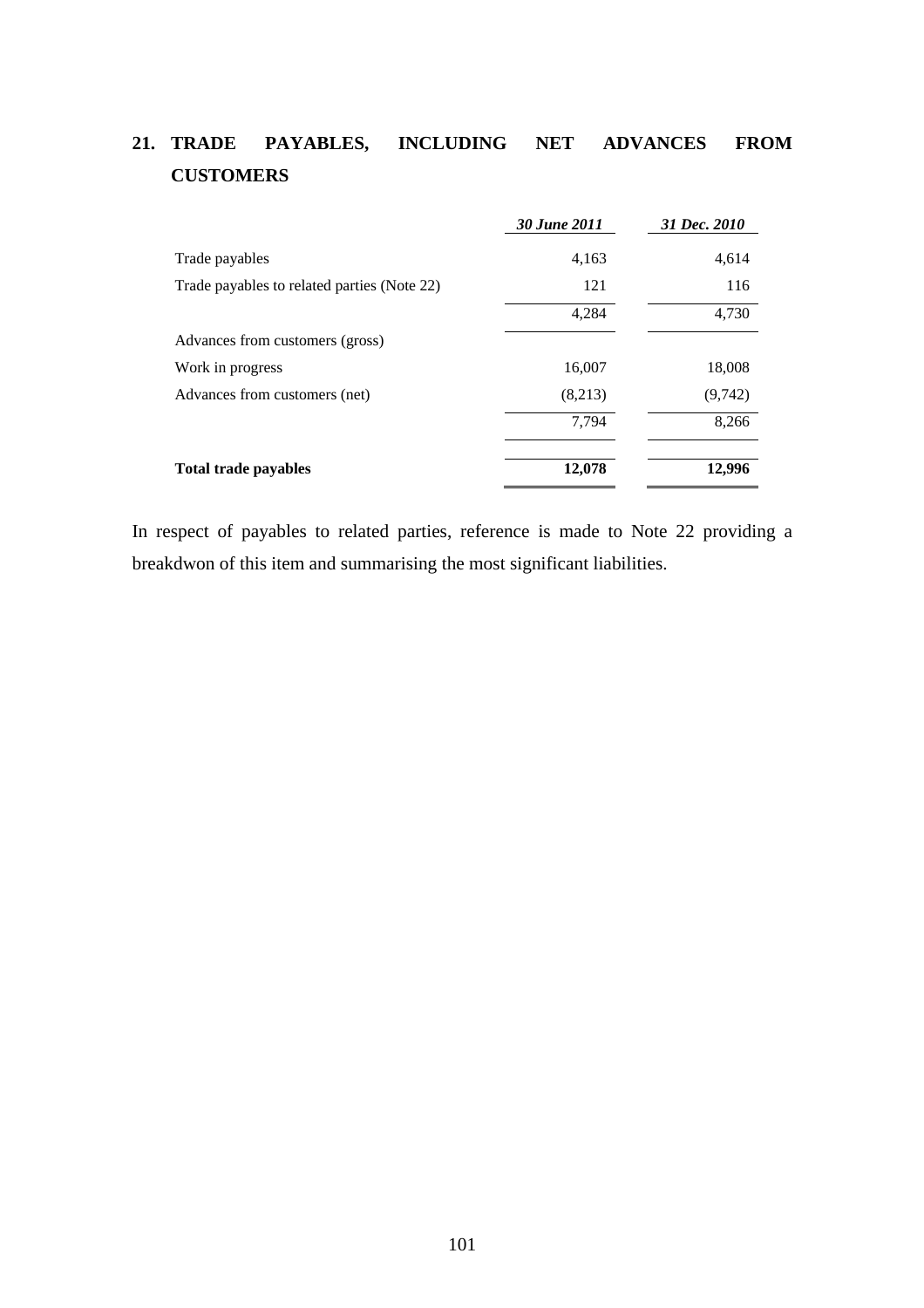## 21. TRADE PAYABLES, INCLUDING NET ADVANCES FROM CUSTOMERS

| | *30 June 2011* | *31 Dec. 2010* |
|---|---|---|
| Trade payables | 4,163 | 4,614 |
| Trade payables to related parties (Note 22) | 121 | 116 |
| | 4,284 | 4,730 |
| Advances from customers (gross) | | |
| Work in progress | 16,007 | 18,008 |
| Advances from customers (net) | (8,213) | (9,742) |
| | 7,794 | 8,266 |
| **Total trade payables** | **12,078** | **12,996** |

In respect of payables to related parties, reference is made to Note 22 providing a breakdwon of this item and summarising the most significant liabilities.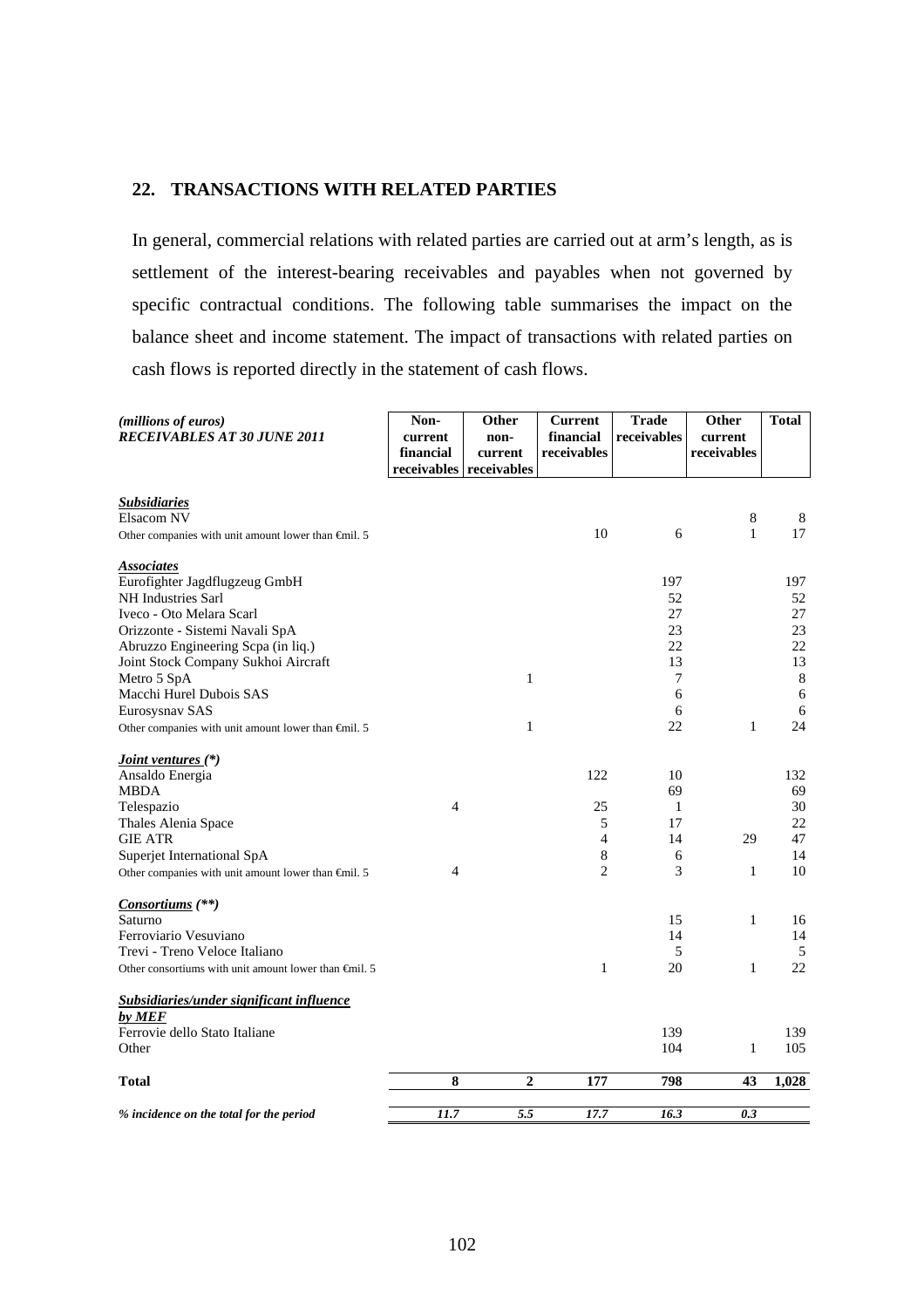## 22. TRANSACTIONS WITH RELATED PARTIES

In general, commercial relations with related parties are carried out at arm's length, as is settlement of the interest-bearing receivables and payables when not governed by specific contractual conditions. The following table summarises the impact on the balance sheet and income statement. The impact of transactions with related parties on cash flows is reported directly in the statement of cash flows.

| *(millions of euros)* ***RECEIVABLES AT 30 JUNE 2011*** | Non-current financial receivables | Other non-current receivables | Current financial receivables | Trade receivables | Other current receivables | Total |
|---|---|---|---|---|---|---|
| ***Subsidiaries*** | | | | | | |
| Elsacom NV | | | | | 8 | 8 |
| Other companies with unit amount lower than €mil. 5 | | | 10 | 6 | 1 | 17 |
| ***Associates*** | | | | | | |
| Eurofighter Jagdflugzeug GmbH | | | | 197 | | 197 |
| NH Industries Sarl | | | | 52 | | 52 |
| Iveco - Oto Melara Scarl | | | | 27 | | 27 |
| Orizzonte - Sistemi Navali SpA | | | | 23 | | 23 |
| Abruzzo Engineering Scpa (in liq.) | | | | 22 | | 22 |
| Joint Stock Company Sukhoi Aircraft | | | | 13 | | 13 |
| Metro 5 SpA | | 1 | | 7 | | 8 |
| Macchi Hurel Dubois SAS | | | | 6 | | 6 |
| Eurosysnav SAS | | | | 6 | | 6 |
| Other companies with unit amount lower than €mil. 5 | | 1 | | 22 | 1 | 24 |
| ***Joint ventures (\*)*** | | | | | | |
| Ansaldo Energia | | | 122 | 10 | | 132 |
| MBDA | | | | 69 | | 69 |
| Telespazio | 4 | | 25 | 1 | | 30 |
| Thales Alenia Space | | | 5 | 17 | | 22 |
| GIE ATR | | | 4 | 14 | 29 | 47 |
| Superjet International SpA | | | 8 | 6 | | 14 |
| Other companies with unit amount lower than €mil. 5 | 4 | | 2 | 3 | 1 | 10 |
| ***Consortiums (\*\*)*** | | | | | | |
| Saturno | | | | 15 | 1 | 16 |
| Ferroviario Vesuviano | | | | 14 | | 14 |
| Trevi - Treno Veloce Italiano | | | | 5 | | 5 |
| Other consortiums with unit amount lower than €mil. 5 | | | 1 | 20 | 1 | 22 |
| ***Subsidiaries/under significant influence by MEF*** | | | | | | |
| Ferrovie dello Stato Italiane | | | | 139 | | 139 |
| Other | | | | 104 | 1 | 105 |
| **Total** | **8** | **2** | **177** | **798** | **43** | **1,028** |
| ***% incidence on the total for the period*** | ***11.7*** | ***5.5*** | ***17.7*** | ***16.3*** | ***0.3*** | |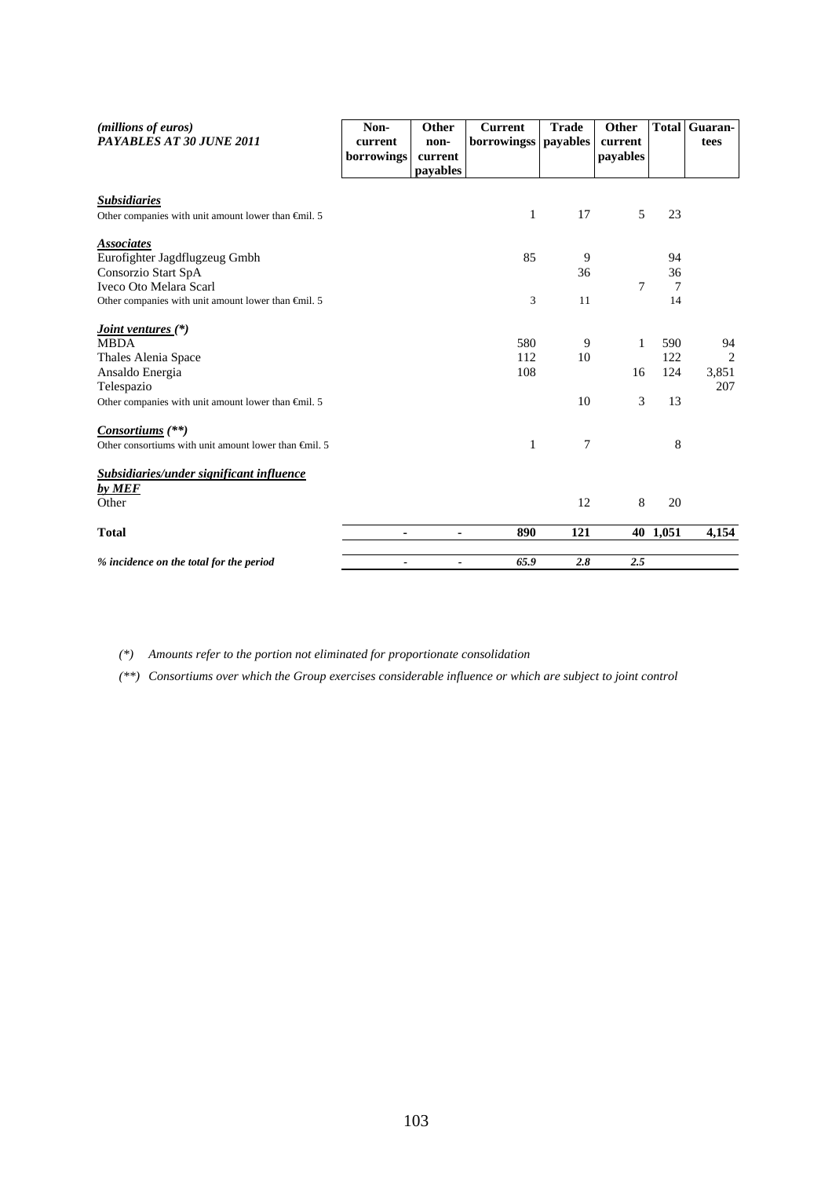| *(millions of euros)* ***PAYABLES AT 30 JUNE 2011*** | **Non-current borrowings** | **Other non-current payables** | **Current borrowingss** | **Trade payables** | **Other current payables** | **Total** | **Guaran-tees** |
|---|---|---|---|---|---|---|---|
| ***Subsidiaries*** | | | | | | | |
| Other companies with unit amount lower than €mil. 5 | | | 1 | 17 | 5 | 23 | |
| ***Associates*** | | | | | | | |
| Eurofighter Jagdflugzeug Gmbh | | | 85 | 9 | | 94 | |
| Consorzio Start SpA | | | | 36 | | 36 | |
| Iveco Oto Melara Scarl | | | | | 7 | 7 | |
| Other companies with unit amount lower than €mil. 5 | | | 3 | 11 | | 14 | |
| ***Joint ventures (\*)*** | | | | | | | |
| MBDA | | | 580 | 9 | 1 | 590 | 94 |
| Thales Alenia Space | | | 112 | 10 | | 122 | 2 |
| Ansaldo Energia | | | 108 | | 16 | 124 | 3,851 |
| Telespazio | | | | | | | 207 |
| Other companies with unit amount lower than €mil. 5 | | | | 10 | 3 | 13 | |
| ***Consortiums (\*\*)*** | | | | | | | |
| Other consortiums with unit amount lower than €mil. 5 | | | 1 | 7 | | 8 | |
| ***Subsidiaries/under significant influence by MEF*** | | | | | | | |
| Other | | | | 12 | 8 | 20 | |
| **Total** | **-** | **-** | **890** | **121** | **40** | **1,051** | **4,154** |
| ***% incidence on the total for the period*** | *-* | *-* | ***65.9*** | ***2.8*** | ***2.5*** | | |

*(\*) Amounts refer to the portion not eliminated for proportionate consolidation*

*(\*\*) Consortiums over which the Group exercises considerable influence or which are subject to joint control*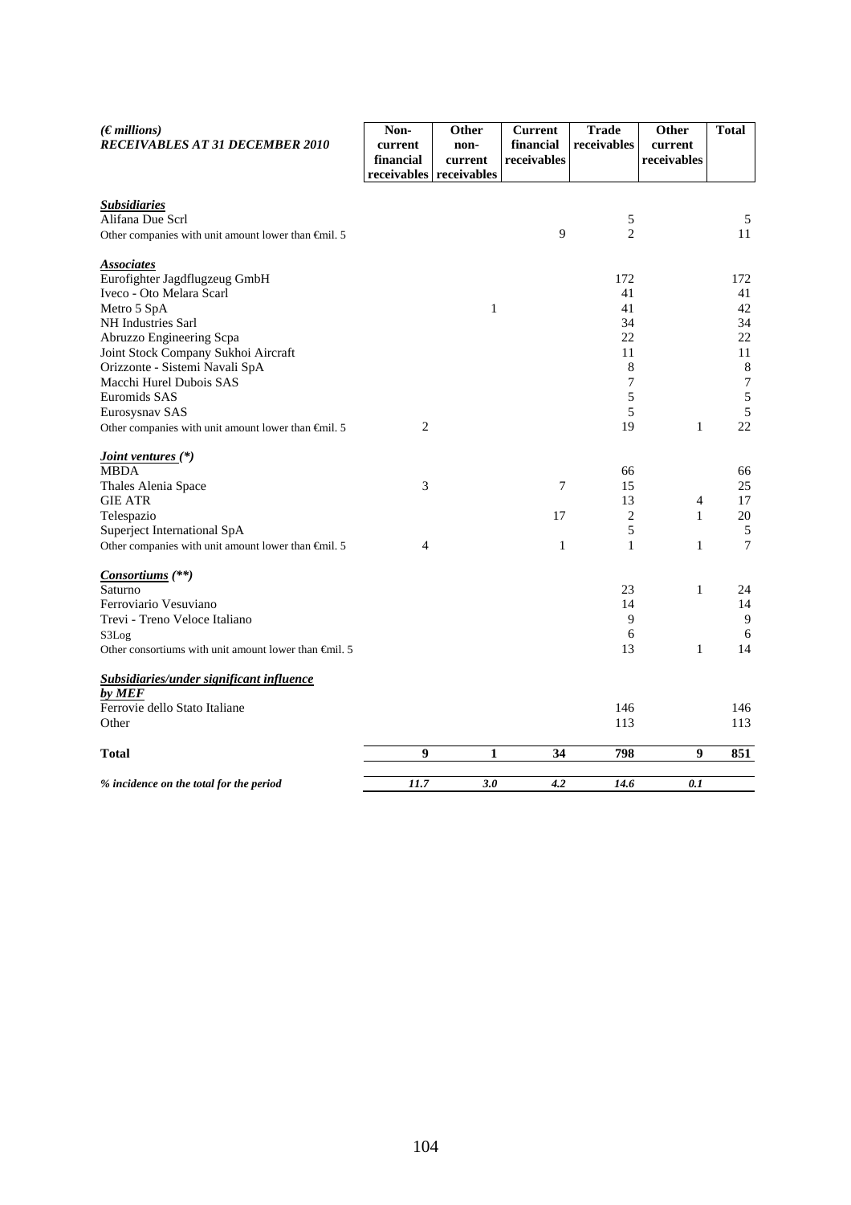| *(€ millions)* ***RECEIVABLES AT 31 DECEMBER 2010*** | **Non-current financial receivables** | **Other non-current receivables** | **Current financial receivables** | **Trade receivables** | **Other current receivables** | **Total** |
|---|---|---|---|---|---|---|
| ***Subsidiaries*** | | | | | | |
| Alifana Due Scrl | | | | 5 | | 5 |
| Other companies with unit amount lower than €mil. 5 | | | 9 | 2 | | 11 |
| ***Associates*** | | | | | | |
| Eurofighter Jagdflugzeug GmbH | | | | 172 | | 172 |
| Iveco - Oto Melara Scarl | | | | 41 | | 41 |
| Metro 5 SpA | | 1 | | 41 | | 42 |
| NH Industries Sarl | | | | 34 | | 34 |
| Abruzzo Engineering Scpa | | | | 22 | | 22 |
| Joint Stock Company Sukhoi Aircraft | | | | 11 | | 11 |
| Orizzonte - Sistemi Navali SpA | | | | 8 | | 8 |
| Macchi Hurel Dubois SAS | | | | 7 | | 7 |
| Euromids SAS | | | | 5 | | 5 |
| Eurosysnav SAS | | | | 5 | | 5 |
| Other companies with unit amount lower than €mil. 5 | 2 | | | 19 | 1 | 22 |
| ***Joint ventures (\*)*** | | | | | | |
| MBDA | | | | 66 | | 66 |
| Thales Alenia Space | 3 | | 7 | 15 | | 25 |
| GIE ATR | | | | 13 | 4 | 17 |
| Telespazio | | | 17 | 2 | 1 | 20 |
| Superjet International SpA | | | | 5 | | 5 |
| Other companies with unit amount lower than €mil. 5 | 4 | | 1 | 1 | 1 | 7 |
| ***Consortiums (\*\*)*** | | | | | | |
| Saturno | | | | 23 | 1 | 24 |
| Ferroviario Vesuviano | | | | 14 | | 14 |
| Trevi - Treno Veloce Italiano | | | | 9 | | 9 |
| S3Log | | | | 6 | | 6 |
| Other consortiums with unit amount lower than €mil. 5 | | | | 13 | 1 | 14 |
| ***Subsidiaries/under significant influence by MEF*** | | | | | | |
| Ferrovie dello Stato Italiane | | | | 146 | | 146 |
| Other | | | | 113 | | 113 |
| **Total** | **9** | **1** | **34** | **798** | **9** | **851** |
| ***% incidence on the total for the period*** | ***11.7*** | ***3.0*** | ***4.2*** | ***14.6*** | ***0.1*** | |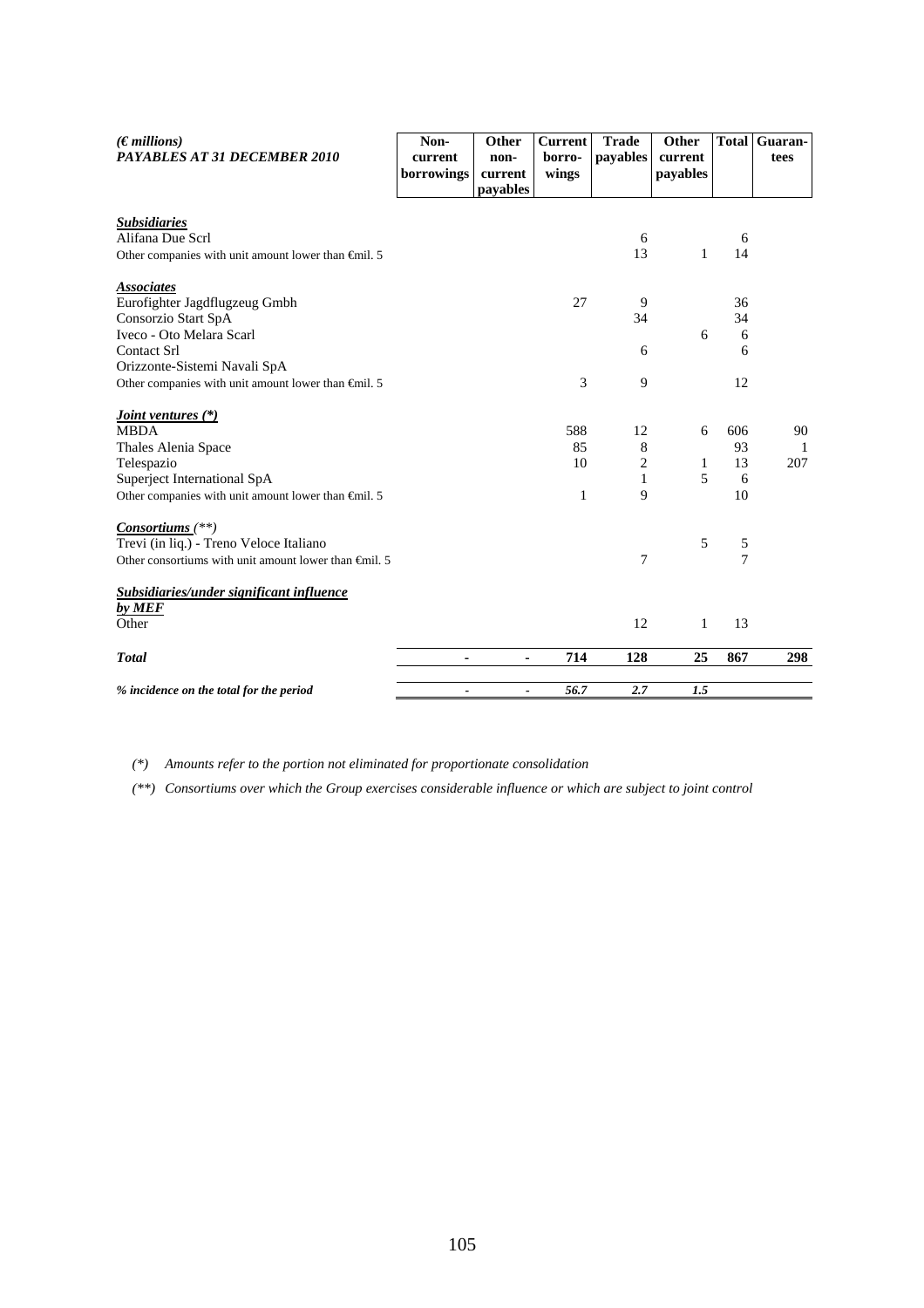| *(€ millions)* *PAYABLES AT 31 DECEMBER 2010* | Non-current borrowings | Other non-current payables | Current borro-wings | Trade payables | Other current payables | Total | Guaran-tees |
|---|---|---|---|---|---|---|---|
| ***Subsidiaries*** | | | | | | | |
| Alifana Due Scrl | | | | 6 | | 6 | |
| Other companies with unit amount lower than €mil. 5 | | | | 13 | 1 | 14 | |
| ***Associates*** | | | | | | | |
| Eurofighter Jagdflugzeug Gmbh | | | 27 | 9 | | 36 | |
| Consorzio Start SpA | | | | 34 | | 34 | |
| Iveco - Oto Melara Scarl | | | | | 6 | 6 | |
| Contact Srl | | | | 6 | | 6 | |
| Orizzonte-Sistemi Navali SpA | | | | | | | |
| Other companies with unit amount lower than €mil. 5 | | | 3 | 9 | | 12 | |
| ***Joint ventures (\*)*** | | | | | | | |
| MBDA | | | 588 | 12 | 6 | 606 | 90 |
| Thales Alenia Space | | | 85 | 8 | | 93 | 1 |
| Telespazio | | | 10 | 2 | 1 | 13 | 207 |
| Superjet International SpA | | | | 1 | 5 | 6 | |
| Other companies with unit amount lower than €mil. 5 | | | 1 | 9 | | 10 | |
| ***Consortiums*** *(\*\*)* | | | | | | | |
| Trevi (in liq.) - Treno Veloce Italiano | | | | | 5 | 5 | |
| Other consortiums with unit amount lower than €mil. 5 | | | | 7 | | 7 | |
| ***Subsidiaries/under significant influence by MEF*** | | | | | | | |
| Other | | | | 12 | 1 | 13 | |
| ***Total*** | - | - | **714** | **128** | **25** | **867** | **298** |
| ***% incidence on the total for the period*** | - | - | ***56.7*** | ***2.7*** | ***1.5*** | | |

*(\*) Amounts refer to the portion not eliminated for proportionate consolidation*

*(\*\*) Consortiums over which the Group exercises considerable influence or which are subject to joint control*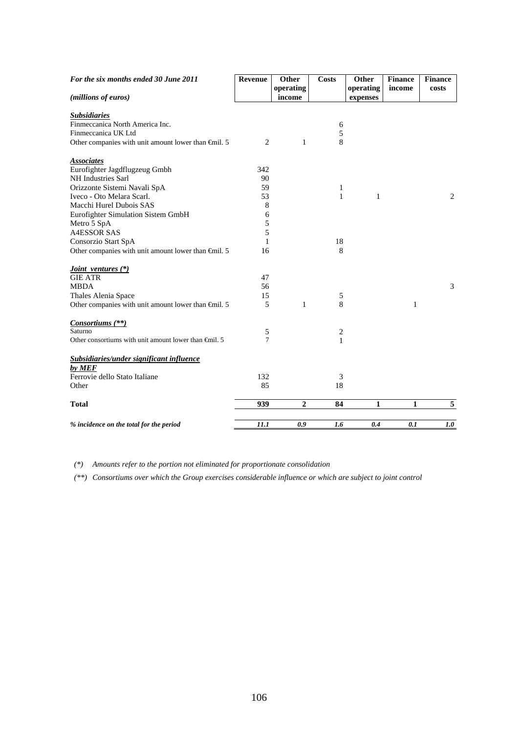| *For the six months ended 30 June 2011*<br><br>*(millions of euros)* | **Revenue** | **Other operating income** | **Costs** | **Other operating expenses** | **Finance income** | **Finance costs** |
|---|---|---|---|---|---|---|
| ***Subsidiaries*** | | | | | | |
| Finmeccanica North America Inc. | | | 6 | | | |
| Finmeccanica UK Ltd | | | 5 | | | |
| Other companies with unit amount lower than €mil. 5 | 2 | 1 | 8 | | | |
| ***Associates*** | | | | | | |
| Eurofighter Jagdflugzeug Gmbh | 342 | | | | | |
| NH Industries Sarl | 90 | | | | | |
| Orizzonte Sistemi Navali SpA | 59 | | 1 | | | |
| Iveco - Oto Melara Scarl. | 53 | | 1 | 1 | | 2 |
| Macchi Hurel Dubois SAS | 8 | | | | | |
| Eurofighter Simulation Sistem GmbH | 6 | | | | | |
| Metro 5 SpA | 5 | | | | | |
| A4ESSOR SAS | 5 | | | | | |
| Consorzio Start SpA | 1 | | 18 | | | |
| Other companies with unit amount lower than €mil. 5 | 16 | | 8 | | | |
| ***Joint ventures (\*)*** | | | | | | |
| GIE ATR | 47 | | | | | |
| MBDA | 56 | | | | | 3 |
| Thales Alenia Space | 15 | | 5 | | | |
| Other companies with unit amount lower than €mil. 5 | 5 | 1 | 8 | | 1 | |
| ***Consortiums (\*\*)*** | | | | | | |
| Saturno | 5 | | 2 | | | |
| Other consortiums with unit amount lower than €mil. 5 | 7 | | 1 | | | |
| ***Subsidiaries/under significant influence by MEF*** | | | | | | |
| Ferrovie dello Stato Italiane | 132 | | 3 | | | |
| Other | 85 | | 18 | | | |
| **Total** | **939** | **2** | **84** | **1** | **1** | **5** |
| ***% incidence on the total for the period*** | ***11.1*** | ***0.9*** | ***1.6*** | ***0.4*** | ***0.1*** | ***1.0*** |

*(\*) Amounts refer to the portion not eliminated for proportionate consolidation*

*(\*\*) Consortiums over which the Group exercises considerable influence or which are subject to joint control*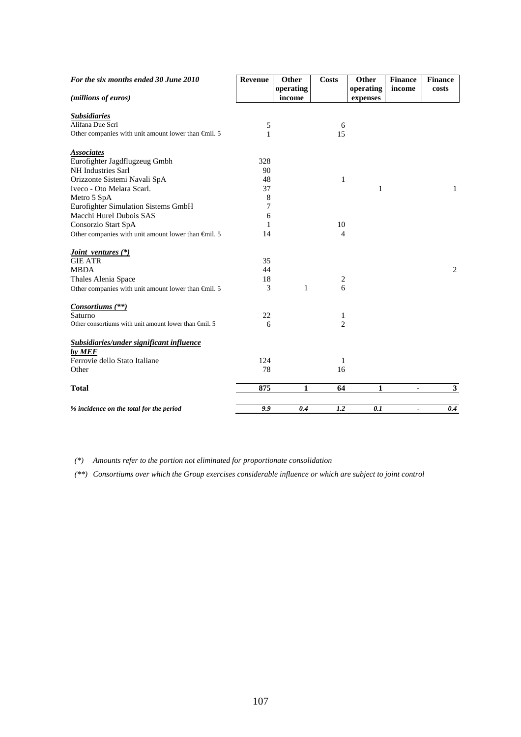| *For the six months ended 30 June 2010* *(millions of euros)* | **Revenue** | **Other operating income** | **Costs** | **Other operating expenses** | **Finance income** | **Finance costs** |
|---|---|---|---|---|---|---|
| ***Subsidiaries*** | | | | | | |
| Alifana Due Scrl | 5 | | 6 | | | |
| Other companies with unit amount lower than €mil. 5 | 1 | | 15 | | | |
| ***Associates*** | | | | | | |
| Eurofighter Jagdflugzeug Gmbh | 328 | | | | | |
| NH Industries Sarl | 90 | | | | | |
| Orizzonte Sistemi Navali SpA | 48 | | 1 | | | |
| Iveco - Oto Melara Scarl. | 37 | | | 1 | | 1 |
| Metro 5 SpA | 8 | | | | | |
| Eurofighter Simulation Sistems GmbH | 7 | | | | | |
| Macchi Hurel Dubois SAS | 6 | | | | | |
| Consorzio Start SpA | 1 | | 10 | | | |
| Other companies with unit amount lower than €mil. 5 | 14 | | 4 | | | |
| ***Joint ventures (\*)*** | | | | | | |
| GIE ATR | 35 | | | | | |
| MBDA | 44 | | | | | 2 |
| Thales Alenia Space | 18 | | 2 | | | |
| Other companies with unit amount lower than €mil. 5 | 3 | 1 | 6 | | | |
| ***Consortiums (\*\*)*** | | | | | | |
| Saturno | 22 | | 1 | | | |
| Other consortiums with unit amount lower than €mil. 5 | 6 | | 2 | | | |
| ***Subsidiaries/under significant influence by MEF*** | | | | | | |
| Ferrovie dello Stato Italiane | 124 | | 1 | | | |
| Other | 78 | | 16 | | | |
| **Total** | **875** | **1** | **64** | **1** | **-** | **3** |
| ***% incidence on the total for the period*** | ***9.9*** | ***0.4*** | ***1.2*** | ***0.1*** | ***-*** | ***0.4*** |

*(\*) Amounts refer to the portion not eliminated for proportionate consolidation*

*(\*\*) Consortiums over which the Group exercises considerable influence or which are subject to joint control*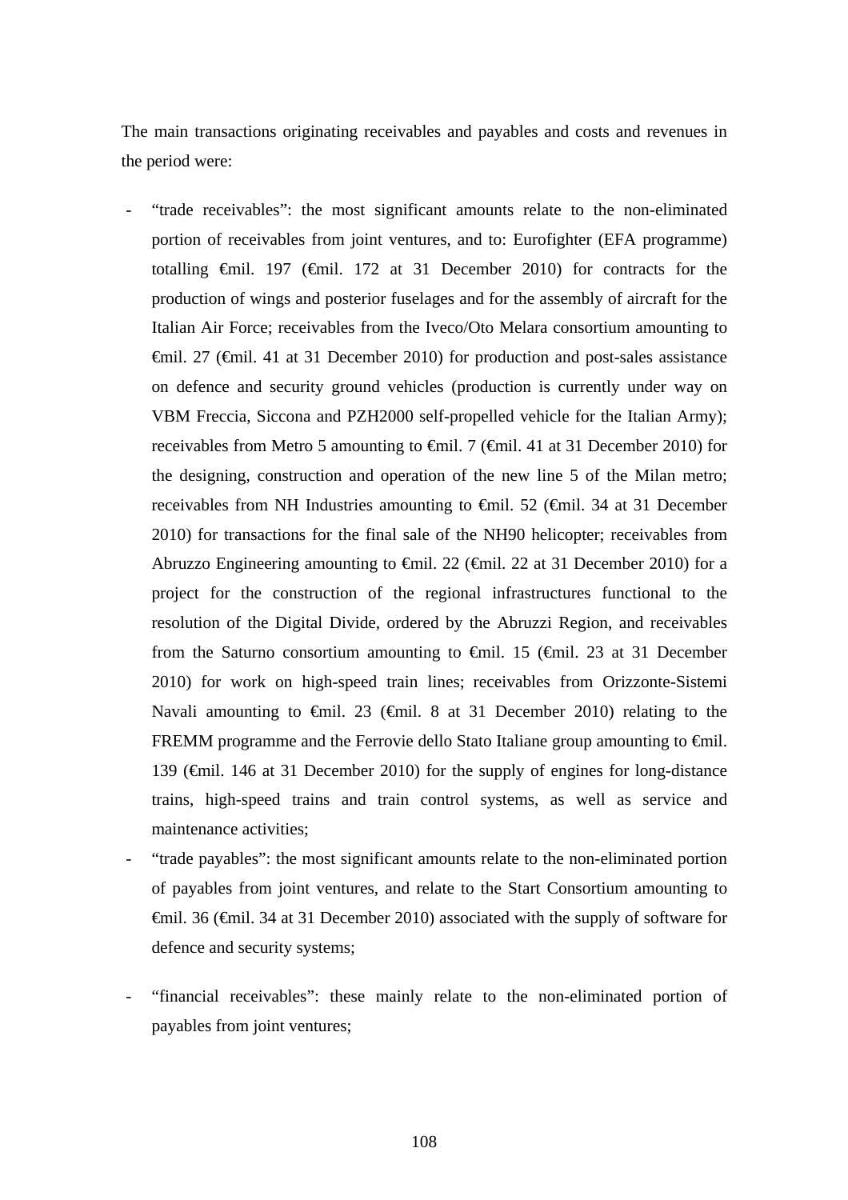The main transactions originating receivables and payables and costs and revenues in the period were:

- "trade receivables": the most significant amounts relate to the non-eliminated portion of receivables from joint ventures, and to: Eurofighter (EFA programme) totalling €mil. 197 (€mil. 172 at 31 December 2010) for contracts for the production of wings and posterior fuselages and for the assembly of aircraft for the Italian Air Force; receivables from the Iveco/Oto Melara consortium amounting to €mil. 27 (€mil. 41 at 31 December 2010) for production and post-sales assistance on defence and security ground vehicles (production is currently under way on VBM Freccia, Siccona and PZH2000 self-propelled vehicle for the Italian Army); receivables from Metro 5 amounting to €mil. 7 (€mil. 41 at 31 December 2010) for the designing, construction and operation of the new line 5 of the Milan metro; receivables from NH Industries amounting to €mil. 52 (€mil. 34 at 31 December 2010) for transactions for the final sale of the NH90 helicopter; receivables from Abruzzo Engineering amounting to €mil. 22 (€mil. 22 at 31 December 2010) for a project for the construction of the regional infrastructures functional to the resolution of the Digital Divide, ordered by the Abruzzi Region, and receivables from the Saturno consortium amounting to €mil. 15 (€mil. 23 at 31 December 2010) for work on high-speed train lines; receivables from Orizzonte-Sistemi Navali amounting to €mil. 23 (€mil. 8 at 31 December 2010) relating to the FREMM programme and the Ferrovie dello Stato Italiane group amounting to €mil. 139 (€mil. 146 at 31 December 2010) for the supply of engines for long-distance trains, high-speed trains and train control systems, as well as service and maintenance activities;
- "trade payables": the most significant amounts relate to the non-eliminated portion of payables from joint ventures, and relate to the Start Consortium amounting to €mil. 36 (€mil. 34 at 31 December 2010) associated with the supply of software for defence and security systems;
- "financial receivables": these mainly relate to the non-eliminated portion of payables from joint ventures;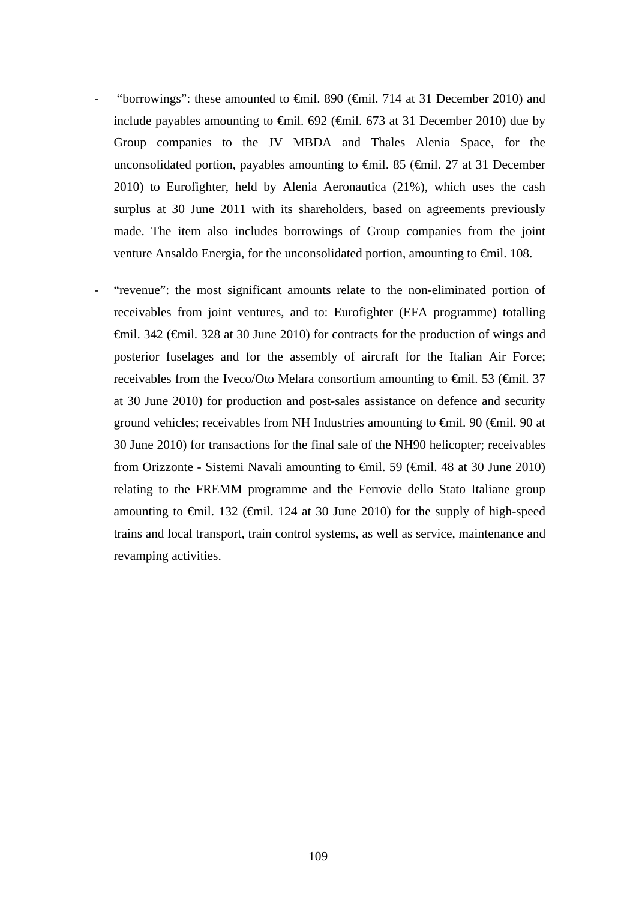- “borrowings”: these amounted to €mil. 890 (€mil. 714 at 31 December 2010) and include payables amounting to €mil. 692 (€mil. 673 at 31 December 2010) due by Group companies to the JV MBDA and Thales Alenia Space, for the unconsolidated portion, payables amounting to €mil. 85 (€mil. 27 at 31 December 2010) to Eurofighter, held by Alenia Aeronautica (21%), which uses the cash surplus at 30 June 2011 with its shareholders, based on agreements previously made. The item also includes borrowings of Group companies from the joint venture Ansaldo Energia, for the unconsolidated portion, amounting to €mil. 108.

- “revenue”: the most significant amounts relate to the non-eliminated portion of receivables from joint ventures, and to: Eurofighter (EFA programme) totalling €mil. 342 (€mil. 328 at 30 June 2010) for contracts for the production of wings and posterior fuselages and for the assembly of aircraft for the Italian Air Force; receivables from the Iveco/Oto Melara consortium amounting to €mil. 53 (€mil. 37 at 30 June 2010) for production and post-sales assistance on defence and security ground vehicles; receivables from NH Industries amounting to €mil. 90 (€mil. 90 at 30 June 2010) for transactions for the final sale of the NH90 helicopter; receivables from Orizzonte - Sistemi Navali amounting to €mil. 59 (€mil. 48 at 30 June 2010) relating to the FREMM programme and the Ferrovie dello Stato Italiane group amounting to €mil. 132 (€mil. 124 at 30 June 2010) for the supply of high-speed trains and local transport, train control systems, as well as service, maintenance and revamping activities.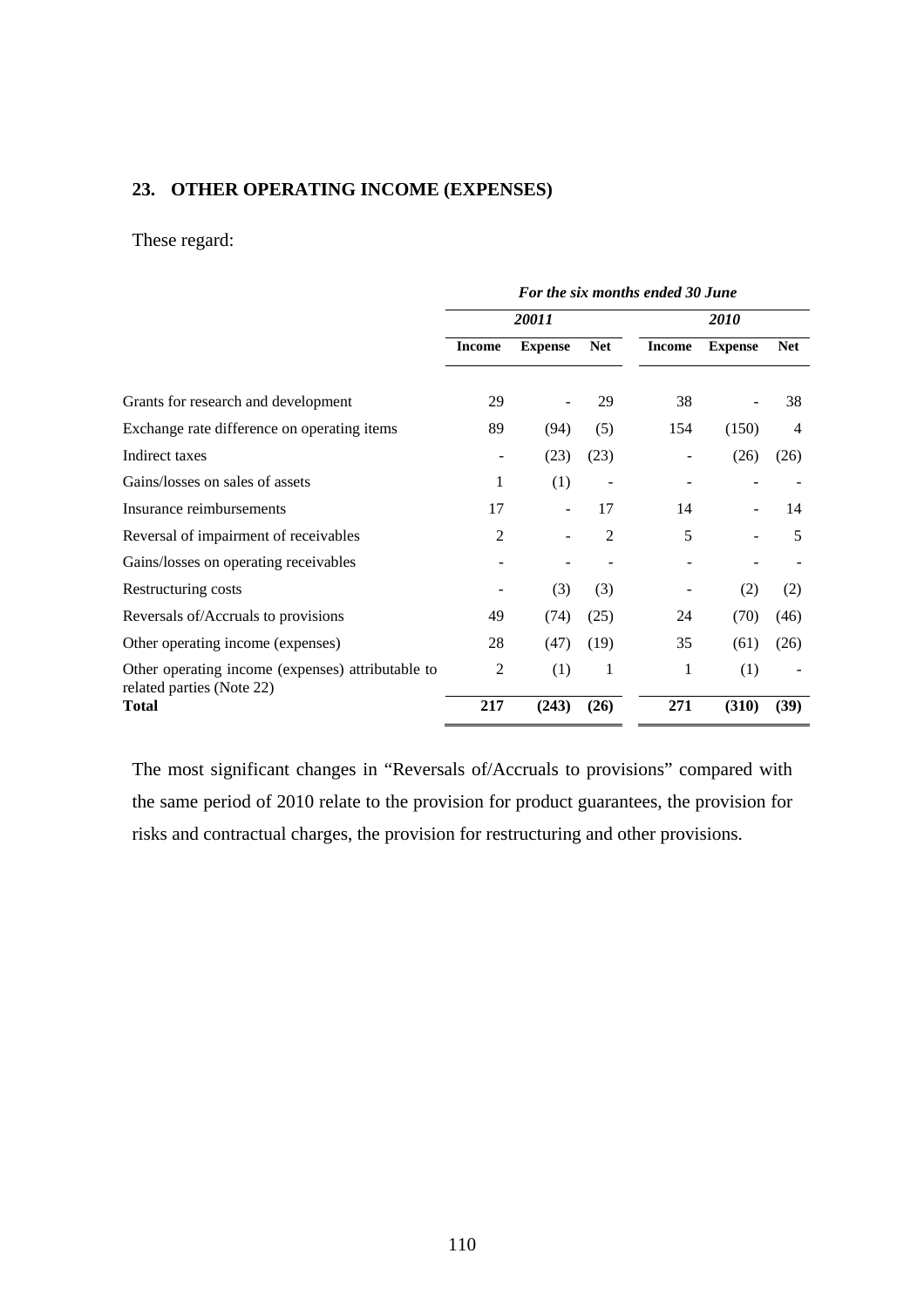## 23. OTHER OPERATING INCOME (EXPENSES)

These regard:

| | *For the six months ended 30 June* | | | | | |
|---|---|---|---|---|---|---|
| | *20011* | | | *2010* | | |
| | **Income** | **Expense** | **Net** | **Income** | **Expense** | **Net** |
| Grants for research and development | 29 | - | 29 | 38 | - | 38 |
| Exchange rate difference on operating items | 89 | (94) | (5) | 154 | (150) | 4 |
| Indirect taxes | - | (23) | (23) | - | (26) | (26) |
| Gains/losses on sales of assets | 1 | (1) | - | - | - | - |
| Insurance reimbursements | 17 | - | 17 | 14 | - | 14 |
| Reversal of impairment of receivables | 2 | - | 2 | 5 | - | 5 |
| Gains/losses on operating receivables | - | - | - | - | - | - |
| Restructuring costs | - | (3) | (3) | - | (2) | (2) |
| Reversals of/Accruals to provisions | 49 | (74) | (25) | 24 | (70) | (46) |
| Other operating income (expenses) | 28 | (47) | (19) | 35 | (61) | (26) |
| Other operating income (expenses) attributable to related parties (Note 22) | 2 | (1) | 1 | 1 | (1) | - |
| **Total** | **217** | **(243)** | **(26)** | **271** | **(310)** | **(39)** |

The most significant changes in "Reversals of/Accruals to provisions" compared with the same period of 2010 relate to the provision for product guarantees, the provision for risks and contractual charges, the provision for restructuring and other provisions.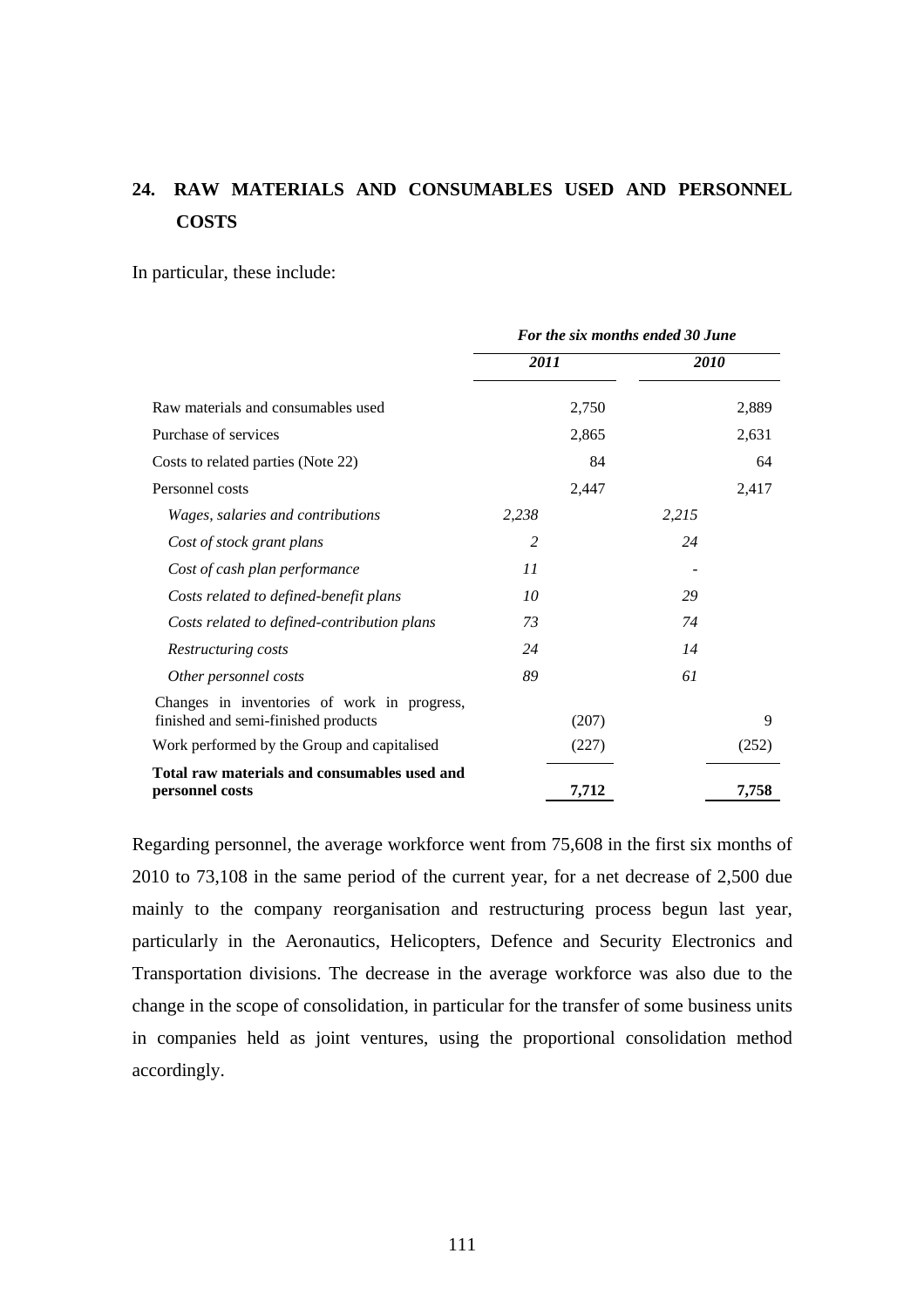## 24. RAW MATERIALS AND CONSUMABLES USED AND PERSONNEL COSTS

In particular, these include:

| | *For the six months ended 30 June* | | | |
|---|---|---|---|---|
| | ***2011*** | | ***2010*** | |
| Raw materials and consumables used | | 2,750 | | 2,889 |
| Purchase of services | | 2,865 | | 2,631 |
| Costs to related parties (Note 22) | | 84 | | 64 |
| Personnel costs | | 2,447 | | 2,417 |
| *Wages, salaries and contributions* | *2,238* | | *2,215* | |
| *Cost of stock grant plans* | *2* | | *24* | |
| *Cost of cash plan performance* | *11* | | *-* | |
| *Costs related to defined-benefit plans* | *10* | | *29* | |
| *Costs related to defined-contribution plans* | *73* | | *74* | |
| *Restructuring costs* | *24* | | *14* | |
| *Other personnel costs* | *89* | | *61* | |
| Changes in inventories of work in progress, finished and semi-finished products | | (207) | | 9 |
| Work performed by the Group and capitalised | | (227) | | (252) |
| **Total raw materials and consumables used and personnel costs** | | **7,712** | | **7,758** |

Regarding personnel, the average workforce went from 75,608 in the first six months of 2010 to 73,108 in the same period of the current year, for a net decrease of 2,500 due mainly to the company reorganisation and restructuring process begun last year, particularly in the Aeronautics, Helicopters, Defence and Security Electronics and Transportation divisions. The decrease in the average workforce was also due to the change in the scope of consolidation, in particular for the transfer of some business units in companies held as joint ventures, using the proportional consolidation method accordingly.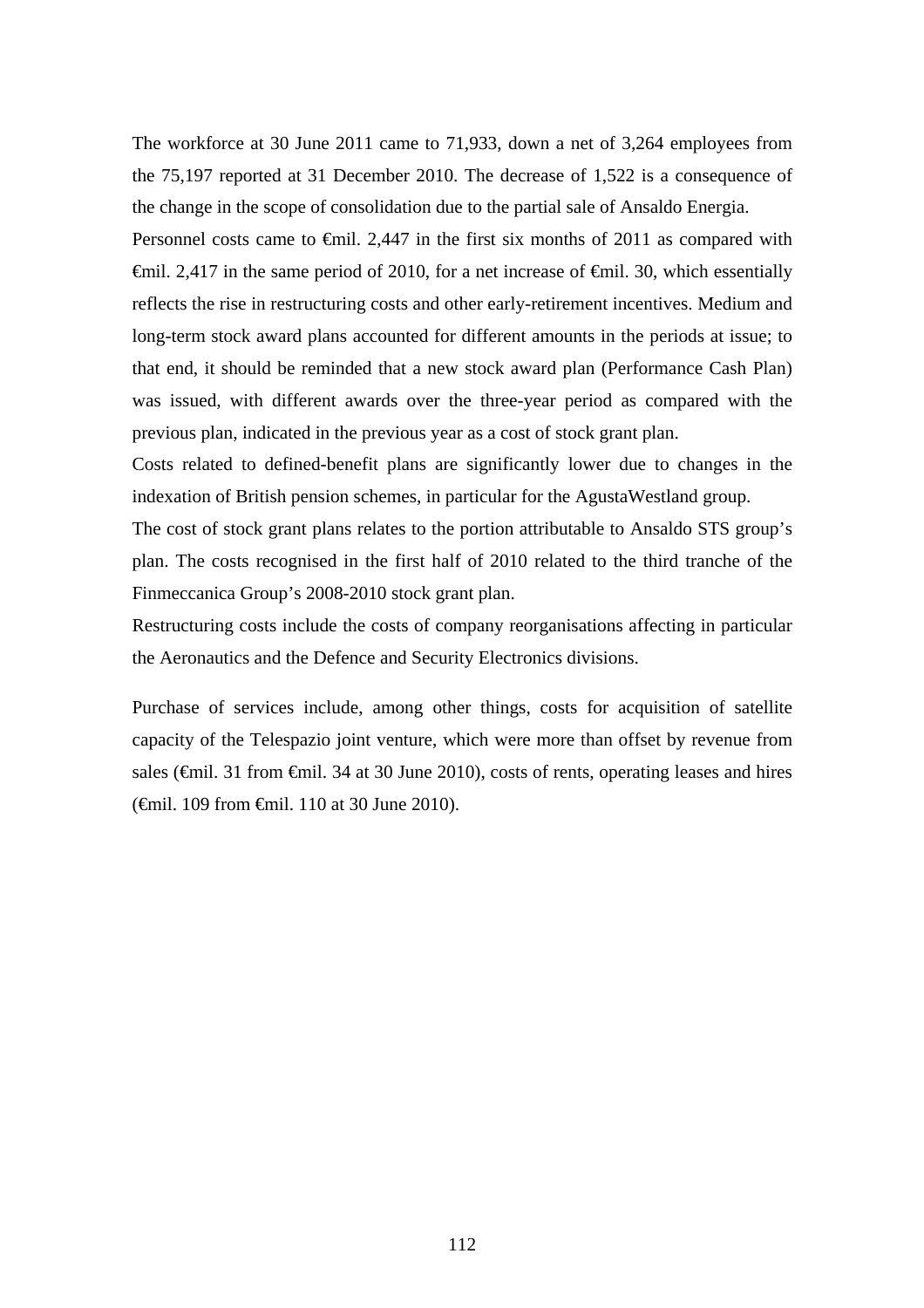The workforce at 30 June 2011 came to 71,933, down a net of 3,264 employees from the 75,197 reported at 31 December 2010. The decrease of 1,522 is a consequence of the change in the scope of consolidation due to the partial sale of Ansaldo Energia.

Personnel costs came to €mil. 2,447 in the first six months of 2011 as compared with €mil. 2,417 in the same period of 2010, for a net increase of €mil. 30, which essentially reflects the rise in restructuring costs and other early-retirement incentives. Medium and long-term stock award plans accounted for different amounts in the periods at issue; to that end, it should be reminded that a new stock award plan (Performance Cash Plan) was issued, with different awards over the three-year period as compared with the previous plan, indicated in the previous year as a cost of stock grant plan.

Costs related to defined-benefit plans are significantly lower due to changes in the indexation of British pension schemes, in particular for the AgustaWestland group.

The cost of stock grant plans relates to the portion attributable to Ansaldo STS group's plan. The costs recognised in the first half of 2010 related to the third tranche of the Finmeccanica Group's 2008-2010 stock grant plan.

Restructuring costs include the costs of company reorganisations affecting in particular the Aeronautics and the Defence and Security Electronics divisions.

Purchase of services include, among other things, costs for acquisition of satellite capacity of the Telespazio joint venture, which were more than offset by revenue from sales (€mil. 31 from €mil. 34 at 30 June 2010), costs of rents, operating leases and hires (€mil. 109 from €mil. 110 at 30 June 2010).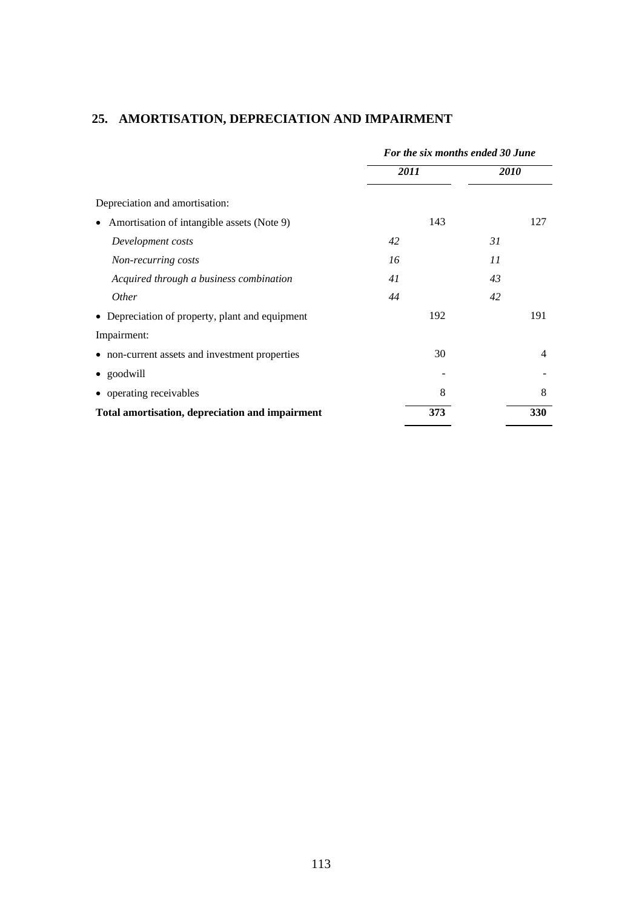## 25. AMORTISATION, DEPRECIATION AND IMPAIRMENT

| | *For the six months ended 30 June* | | | |
|---|---|---|---|---|
| | ***2011*** | | ***2010*** | |
| Depreciation and amortisation: | | | | |
| • Amortisation of intangible assets (Note 9) | | 143 | | 127 |
| *Development costs* | *42* | | *31* | |
| *Non-recurring costs* | *16* | | *11* | |
| *Acquired through a business combination* | *41* | | *43* | |
| *Other* | *44* | | *42* | |
| • Depreciation of property, plant and equipment | | 192 | | 191 |
| Impairment: | | | | |
| • non-current assets and investment properties | | 30 | | 4 |
| • goodwill | | - | | - |
| • operating receivables | | 8 | | 8 |
| **Total amortisation, depreciation and impairment** | | **373** | | **330** |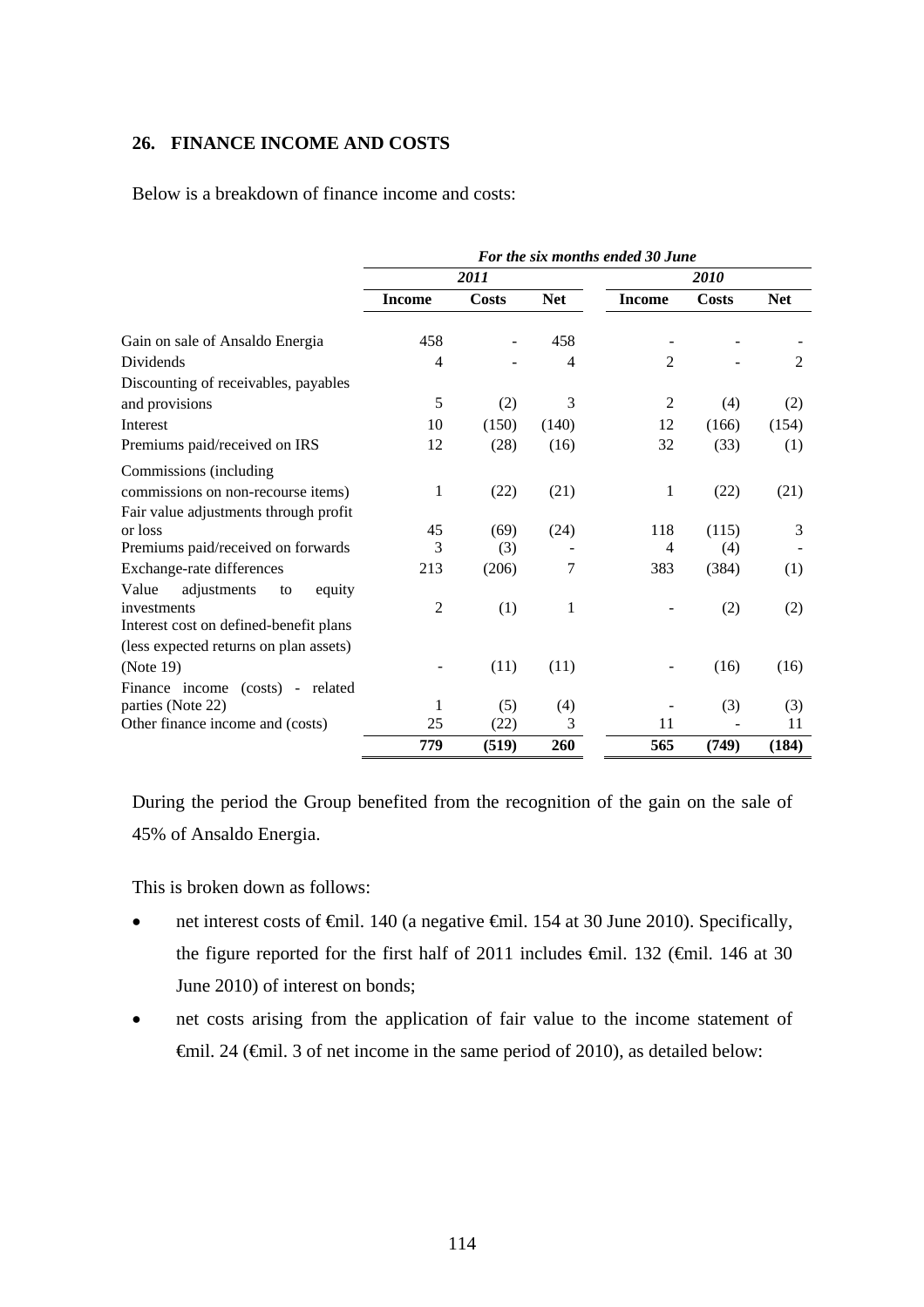## 26. FINANCE INCOME AND COSTS

Below is a breakdown of finance income and costs:

| | *For the six months ended 30 June* | | | | | |
|---|---|---|---|---|---|---|
| | ***2011*** | | | ***2010*** | | |
| | **Income** | **Costs** | **Net** | **Income** | **Costs** | **Net** |
| Gain on sale of Ansaldo Energia | 458 | - | 458 | - | - | - |
| Dividends | 4 | - | 4 | 2 | - | 2 |
| Discounting of receivables, payables and provisions | 5 | (2) | 3 | 2 | (4) | (2) |
| Interest | 10 | (150) | (140) | 12 | (166) | (154) |
| Premiums paid/received on IRS | 12 | (28) | (16) | 32 | (33) | (1) |
| Commissions (including commissions on non-recourse items) | 1 | (22) | (21) | 1 | (22) | (21) |
| Fair value adjustments through profit or loss | 45 | (69) | (24) | 118 | (115) | 3 |
| Premiums paid/received on forwards | 3 | (3) | - | 4 | (4) | - |
| Exchange-rate differences | 213 | (206) | 7 | 383 | (384) | (1) |
| Value adjustments to equity investments | 2 | (1) | 1 | - | (2) | (2) |
| Interest cost on defined-benefit plans (less expected returns on plan assets) (Note 19) | - | (11) | (11) | - | (16) | (16) |
| Finance income (costs) - related parties (Note 22) | 1 | (5) | (4) | - | (3) | (3) |
| Other finance income and (costs) | 25 | (22) | 3 | 11 | - | 11 |
| | **779** | **(519)** | **260** | **565** | **(749)** | **(184)** |

During the period the Group benefited from the recognition of the gain on the sale of 45% of Ansaldo Energia.

This is broken down as follows:

- net interest costs of €mil. 140 (a negative €mil. 154 at 30 June 2010). Specifically, the figure reported for the first half of 2011 includes €mil. 132 (€mil. 146 at 30 June 2010) of interest on bonds;
- net costs arising from the application of fair value to the income statement of €mil. 24 (€mil. 3 of net income in the same period of 2010), as detailed below: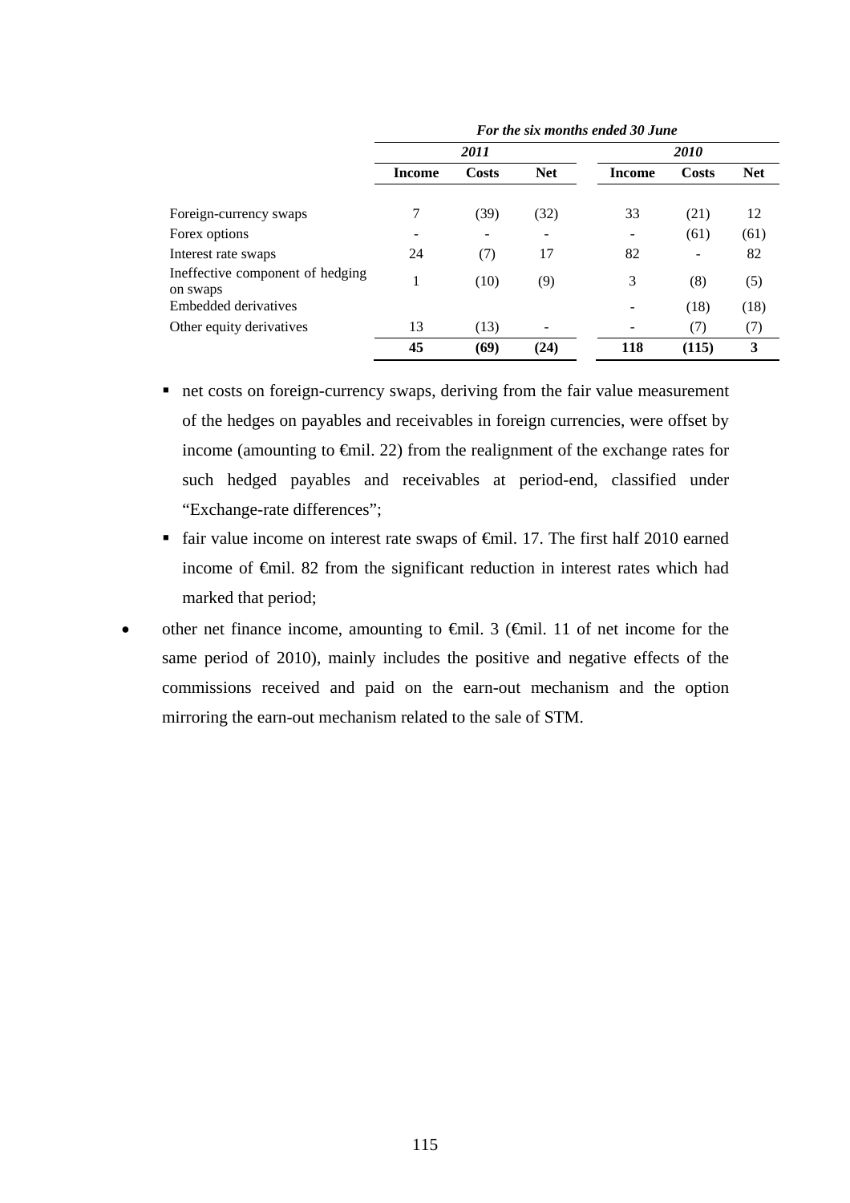| | *For the six months ended 30 June* | | | | | |
|---|---|---|---|---|---|---|
| | *2011* | | | *2010* | | |
| | **Income** | **Costs** | **Net** | **Income** | **Costs** | **Net** |
| Foreign-currency swaps | 7 | (39) | (32) | 33 | (21) | 12 |
| Forex options | - | - | - | - | (61) | (61) |
| Interest rate swaps | 24 | (7) | 17 | 82 | - | 82 |
| Ineffective component of hedging on swaps | 1 | (10) | (9) | 3 | (8) | (5) |
| Embedded derivatives | | | | - | (18) | (18) |
| Other equity derivatives | 13 | (13) | - | - | (7) | (7) |
| | **45** | **(69)** | **(24)** | **118** | **(115)** | **3** |

- net costs on foreign-currency swaps, deriving from the fair value measurement of the hedges on payables and receivables in foreign currencies, were offset by income (amounting to €mil. 22) from the realignment of the exchange rates for such hedged payables and receivables at period-end, classified under "Exchange-rate differences";
- fair value income on interest rate swaps of €mil. 17. The first half 2010 earned income of €mil. 82 from the significant reduction in interest rates which had marked that period;

- other net finance income, amounting to €mil. 3 (€mil. 11 of net income for the same period of 2010), mainly includes the positive and negative effects of the commissions received and paid on the earn-out mechanism and the option mirroring the earn-out mechanism related to the sale of STM.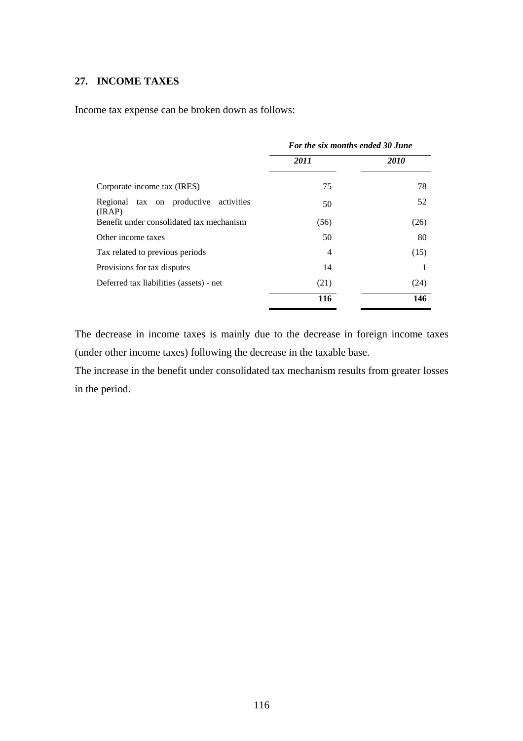## 27. INCOME TAXES

Income tax expense can be broken down as follows:

| | *For the six months ended 30 June* | |
|---|---|---|
| | ***2011*** | ***2010*** |
| Corporate income tax (IRES) | 75 | 78 |
| Regional tax on productive activities (IRAP) | 50 | 52 |
| Benefit under consolidated tax mechanism | (56) | (26) |
| Other income taxes | 50 | 80 |
| Tax related to previous periods | 4 | (15) |
| Provisions for tax disputes | 14 | 1 |
| Deferred tax liabilities (assets) - net | (21) | (24) |
| | **116** | **146** |

The decrease in income taxes is mainly due to the decrease in foreign income taxes (under other income taxes) following the decrease in the taxable base.

The increase in the benefit under consolidated tax mechanism results from greater losses in the period.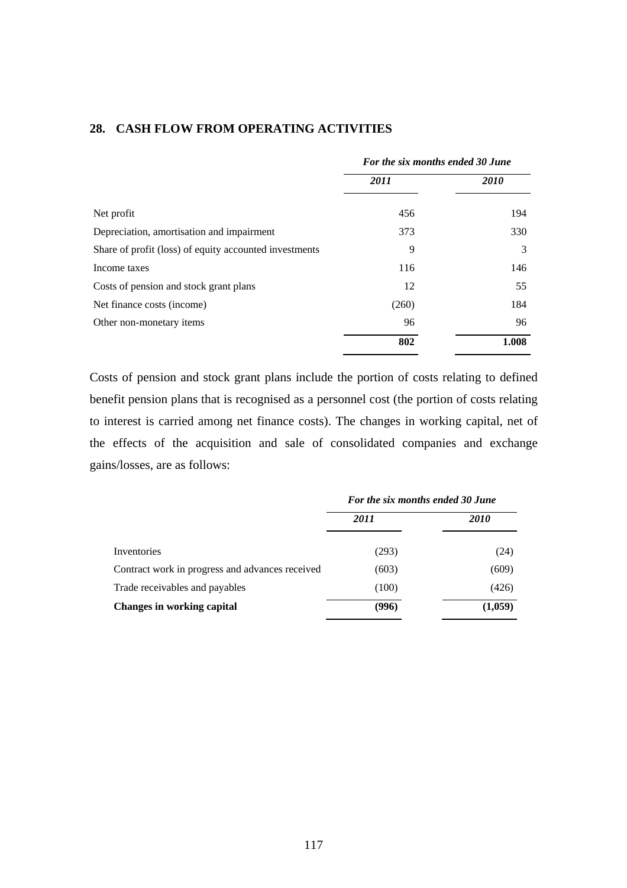## 28. CASH FLOW FROM OPERATING ACTIVITIES

| | *For the six months ended 30 June* | |
|---|---|---|
| | ***2011*** | ***2010*** |
| Net profit | 456 | 194 |
| Depreciation, amortisation and impairment | 373 | 330 |
| Share of profit (loss) of equity accounted investments | 9 | 3 |
| Income taxes | 116 | 146 |
| Costs of pension and stock grant plans | 12 | 55 |
| Net finance costs (income) | (260) | 184 |
| Other non-monetary items | 96 | 96 |
| | **802** | **1.008** |

Costs of pension and stock grant plans include the portion of costs relating to defined benefit pension plans that is recognised as a personnel cost (the portion of costs relating to interest is carried among net finance costs). The changes in working capital, net of the effects of the acquisition and sale of consolidated companies and exchange gains/losses, are as follows:

| | *For the six months ended 30 June* | |
|---|---|---|
| | ***2011*** | ***2010*** |
| Inventories | (293) | (24) |
| Contract work in progress and advances received | (603) | (609) |
| Trade receivables and payables | (100) | (426) |
| **Changes in working capital** | **(996)** | **(1,059)** |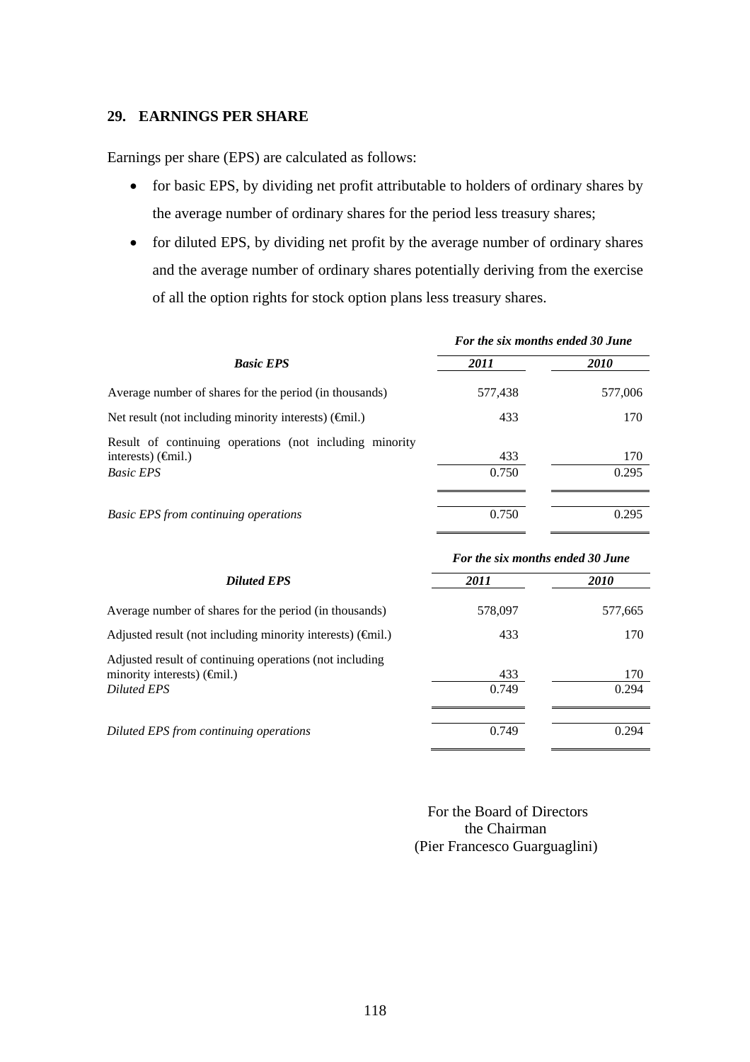## 29. EARNINGS PER SHARE

Earnings per share (EPS) are calculated as follows:

- for basic EPS, by dividing net profit attributable to holders of ordinary shares by the average number of ordinary shares for the period less treasury shares;
- for diluted EPS, by dividing net profit by the average number of ordinary shares and the average number of ordinary shares potentially deriving from the exercise of all the option rights for stock option plans less treasury shares.

| | *For the six months ended 30 June* | |
|---|---|---|
| ***Basic EPS*** | ***2011*** | ***2010*** |
| Average number of shares for the period (in thousands) | 577,438 | 577,006 |
| Net result (not including minority interests) (€mil.) | 433 | 170 |
| Result of continuing operations (not including minority interests) (€mil.) | 433 | 170 |
| *Basic EPS* | 0.750 | 0.295 |
| *Basic EPS from continuing operations* | 0.750 | 0.295 |

| | *For the six months ended 30 June* | |
|---|---|---|
| ***Diluted EPS*** | ***2011*** | ***2010*** |
| Average number of shares for the period (in thousands) | 578,097 | 577,665 |
| Adjusted result (not including minority interests) (€mil.) | 433 | 170 |
| Adjusted result of continuing operations (not including minority interests) (€mil.) | 433 | 170 |
| *Diluted EPS* | 0.749 | 0.294 |
| *Diluted EPS from continuing operations* | 0.749 | 0.294 |

For the Board of Directors
the Chairman
(Pier Francesco Guarguaglini)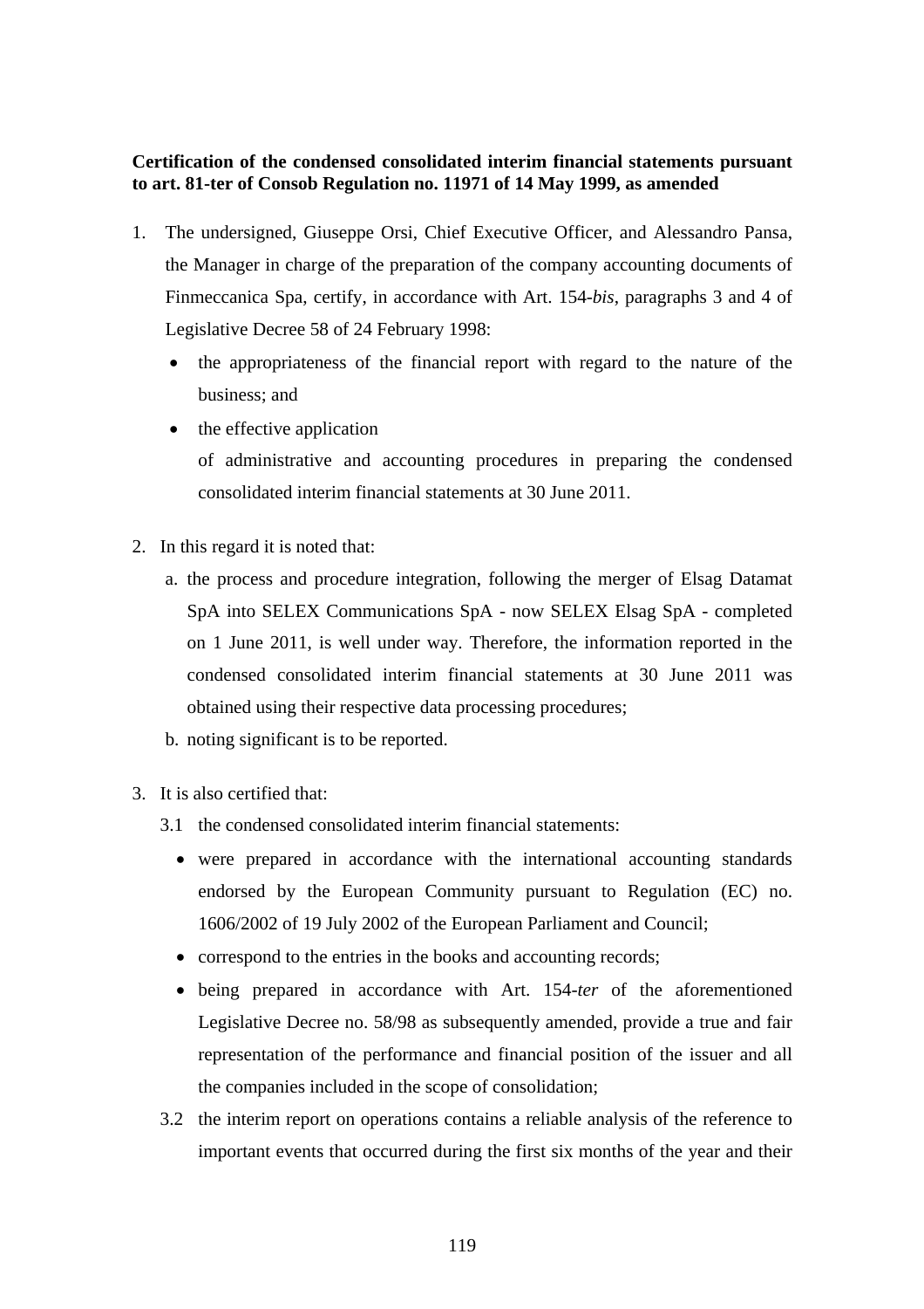**Certification of the condensed consolidated interim financial statements pursuant to art. 81-ter of Consob Regulation no. 11971 of 14 May 1999, as amended**

1. The undersigned, Giuseppe Orsi, Chief Executive Officer, and Alessandro Pansa, the Manager in charge of the preparation of the company accounting documents of Finmeccanica Spa, certify, in accordance with Art. 154-*bis*, paragraphs 3 and 4 of Legislative Decree 58 of 24 February 1998:
   - the appropriateness of the financial report with regard to the nature of the business; and
   - the effective application

     of administrative and accounting procedures in preparing the condensed consolidated interim financial statements at 30 June 2011.

2. In this regard it is noted that:
   a. the process and procedure integration, following the merger of Elsag Datamat SpA into SELEX Communications SpA - now SELEX Elsag SpA - completed on 1 June 2011, is well under way. Therefore, the information reported in the condensed consolidated interim financial statements at 30 June 2011 was obtained using their respective data processing procedures;
   b. noting significant is to be reported.

3. It is also certified that:

   3.1 the condensed consolidated interim financial statements:
   - were prepared in accordance with the international accounting standards endorsed by the European Community pursuant to Regulation (EC) no. 1606/2002 of 19 July 2002 of the European Parliament and Council;
   - correspond to the entries in the books and accounting records;
   - being prepared in accordance with Art. 154-*ter* of the aforementioned Legislative Decree no. 58/98 as subsequently amended, provide a true and fair representation of the performance and financial position of the issuer and all the companies included in the scope of consolidation;

   3.2 the interim report on operations contains a reliable analysis of the reference to important events that occurred during the first six months of the year and their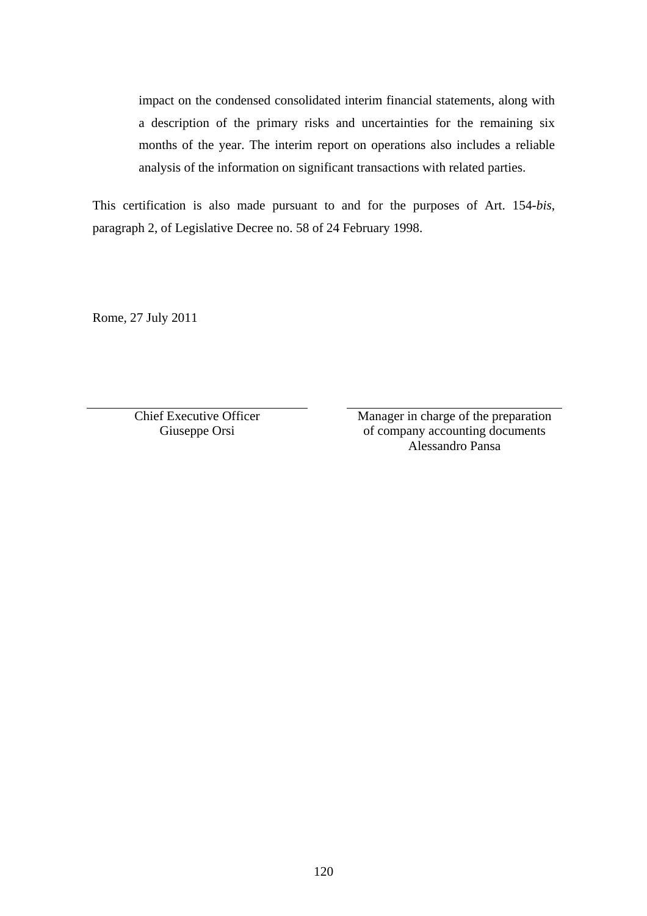impact on the condensed consolidated interim financial statements, along with a description of the primary risks and uncertainties for the remaining six months of the year. The interim report on operations also includes a reliable analysis of the information on significant transactions with related parties.

This certification is also made pursuant to and for the purposes of Art. 154-*bis*, paragraph 2, of Legislative Decree no. 58 of 24 February 1998.

Rome, 27 July 2011

| Chief Executive Officer<br>Giuseppe Orsi | Manager in charge of the preparation<br>of company accounting documents<br>Alessandro Pansa |
|---|---|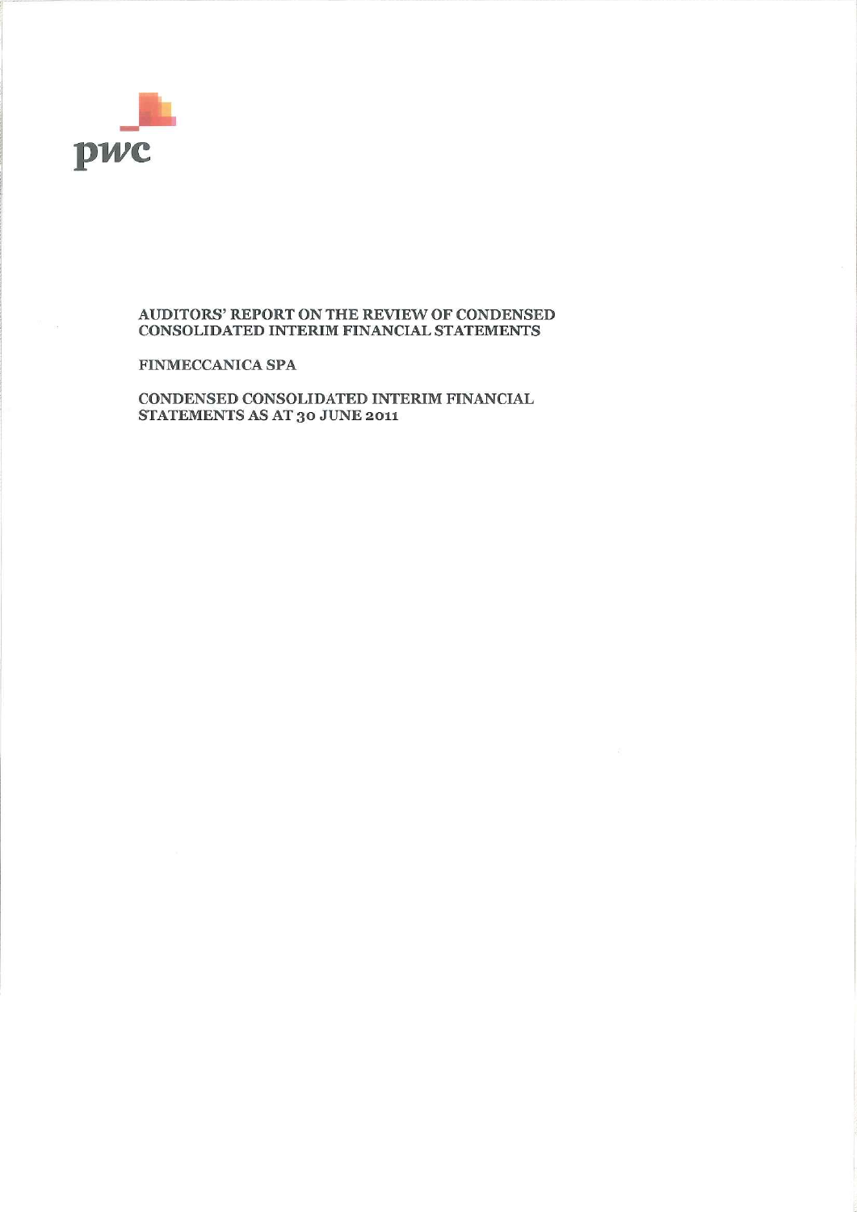pwc

AUDITORS' REPORT ON THE REVIEW OF CONDENSED CONSOLIDATED INTERIM FINANCIAL STATEMENTS

FINMECCANICA SPA

CONDENSED CONSOLIDATED INTERIM FINANCIAL STATEMENTS AS AT 30 JUNE 2011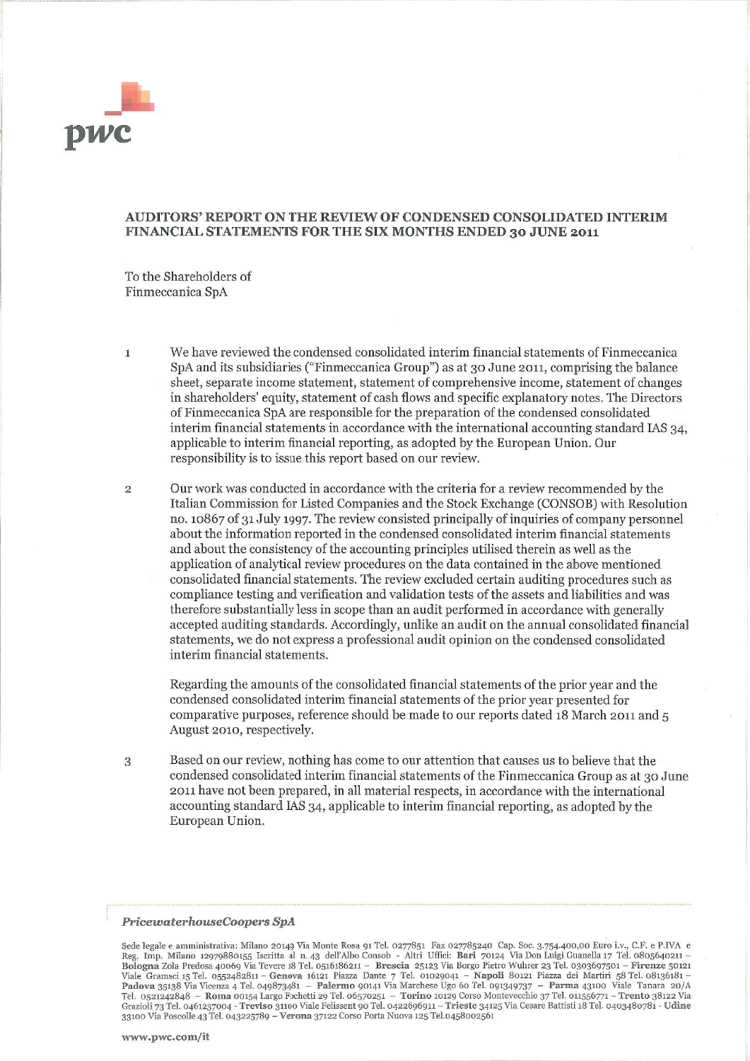## AUDITORS' REPORT ON THE REVIEW OF CONDENSED CONSOLIDATED INTERIM FINANCIAL STATEMENTS FOR THE SIX MONTHS ENDED 30 JUNE 2011

To the Shareholders of
Finmeccanica SpA

1. We have reviewed the condensed consolidated interim financial statements of Finmeccanica SpA and its subsidiaries ("Finmeccanica Group") as at 30 June 2011, comprising the balance sheet, separate income statement, statement of comprehensive income, statement of changes in shareholders' equity, statement of cash flows and specific explanatory notes. The Directors of Finmeccanica SpA are responsible for the preparation of the condensed consolidated interim financial statements in accordance with the international accounting standard IAS 34, applicable to interim financial reporting, as adopted by the European Union. Our responsibility is to issue this report based on our review.

2. Our work was conducted in accordance with the criteria for a review recommended by the Italian Commission for Listed Companies and the Stock Exchange (CONSOB) with Resolution no. 10867 of 31 July 1997. The review consisted principally of inquiries of company personnel about the information reported in the condensed consolidated interim financial statements and about the consistency of the accounting principles utilised therein as well as the application of analytical review procedures on the data contained in the above mentioned consolidated financial statements. The review excluded certain auditing procedures such as compliance testing and verification and validation tests of the assets and liabilities and was therefore substantially less in scope than an audit performed in accordance with generally accepted auditing standards. Accordingly, unlike an audit on the annual consolidated financial statements, we do not express a professional audit opinion on the condensed consolidated interim financial statements.

   Regarding the amounts of the consolidated financial statements of the prior year and the condensed consolidated interim financial statements of the prior year presented for comparative purposes, reference should be made to our reports dated 18 March 2011 and 5 August 2010, respectively.

3. Based on our review, nothing has come to our attention that causes us to believe that the condensed consolidated interim financial statements of the Finmeccanica Group as at 30 June 2011 have not been prepared, in all material respects, in accordance with the international accounting standard IAS 34, applicable to interim financial reporting, as adopted by the European Union.

*PricewaterhouseCoopers SpA*

Sede legale e amministrativa: Milano 20149 Via Monte Rosa 91 Tel. 0277851 Fax 027785240 Cap. Soc. 3.754.400,00 Euro i.v., C.F. e P.IVA e Reg. Imp. Milano 12979880155 Iscritta al n. 43 dell'Albo Consob - Altri Uffici: **Bari** 70124 Via Don Luigi Guanella 17 Tel. 0805640211 – **Bologna** Zola Predosa 40069 Via Tevere 18 Tel. 0516186211 – **Brescia** 25123 Via Borgo Pietro Wuhrer 23 Tel. 0303697501 – **Firenze** 50121 Viale Gramsci 15 Tel. 0552482811 – **Genova** 16121 Piazza Dante 7 Tel. 01029041 – **Napoli** 80121 Piazza dei Martiri 58 Tel. 08136181 – **Padova** 35138 Via Vicenza 4 Tel. 049873481 – **Palermo** 90141 Via Marchese Ugo 60 Tel. 091349737 – **Parma** 43100 Viale Tanara 20/A Tel. 0521242848 – **Roma** 00154 Largo Fochetti 29 Tel. 06570251 – **Torino** 10129 Corso Montevecchio 37 Tel. 011556771 – **Trento** 38122 Via Grazioli 73 Tel. 0461237004 - **Treviso** 31100 Viale Felissent 90 Tel. 0422696911 – **Trieste** 34125 Via Cesare Battisti 18 Tel. 0403480781 - **Udine** 33100 Via Poscolle 43 Tel. 043225789 – **Verona** 37122 Corso Porta Nuova 125 Tel.0458002561

www.pwc.com/it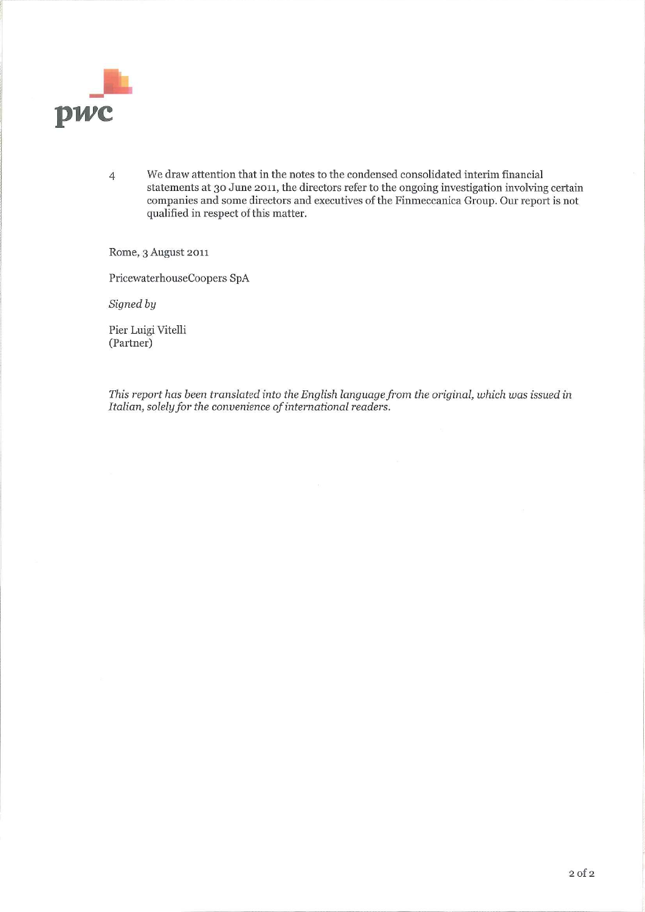4 We draw attention that in the notes to the condensed consolidated interim financial statements at 30 June 2011, the directors refer to the ongoing investigation involving certain companies and some directors and executives of the Finmeccanica Group. Our report is not qualified in respect of this matter.

Rome, 3 August 2011

PricewaterhouseCoopers SpA

*Signed by*

Pier Luigi Vitelli
(Partner)

*This report has been translated into the English language from the original, which was issued in Italian, solely for the convenience of international readers.*